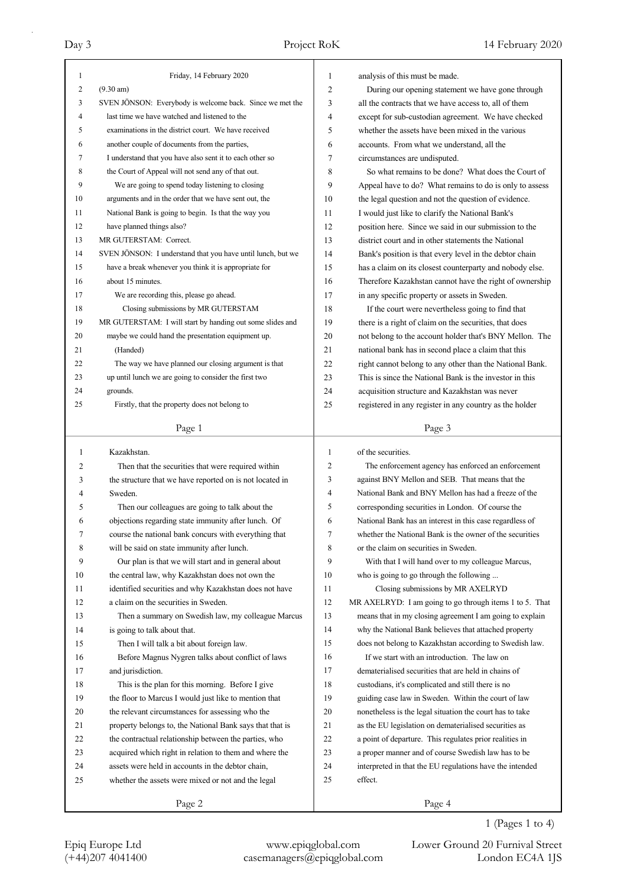Friday, 14 February 2020

(9.30 am)

SVEN JÖNSON: Everybody is welcome back. Since we met the last time we have watched and listened to the examinations in the district court. We have received another couple of documents from the parties, I understand that you have also sent it to each other so the Court of Appeal will not send any of that out.

We are going to spend today listening to closing arguments and in the order that we have sent out, the National Bank is going to begin. Is that the way you have planned things also?

MR GUTERSTAM: Correct.

SVEN JÖNSON: I understand that you have until lunch, but we have a break whenever you think it is appropriate for about 15 minutes.

We are recording this, please go ahead.

## Closing submissions by MR GUTERSTAM

MR GUTERSTAM: I will start by handing out some slides and maybe we could hand the presentation equipment up.

(Handed)

The way we have planned our closing argument is that up until lunch we are going to consider the first two grounds.

Firstly, that the property does not belong to Kazakhstan.

Then that the securities that were required within the structure that we have reported on is not located in Sweden.

Then our colleagues are going to talk about the objections regarding state immunity after lunch. Of course the national bank concurs with everything that will be said on state immunity after lunch.

Our plan is that we will start and in general about the central law, why Kazakhstan does not own the identified securities and why Kazakhstan does not have a claim on the securities in Sweden.

Then a summary on Swedish law, my colleague Marcus is going to talk about that.

Then I will talk a bit about foreign law.

Before Magnus Nygren talks about conflict of laws and jurisdiction.

This is the plan for this morning. Before I give the floor to Marcus I would just like to mention that the relevant circumstances for assessing who the property belongs to, the National Bank says that that is the contractual relationship between the parties, who acquired which right in relation to them and where the assets were held in accounts in the debtor chain, whether the assets were mixed or not and the legal analysis of this must be made.

During our opening statement we have gone through all the contracts that we have access to, all of them except for sub-custodian agreement. We have checked whether the assets have been mixed in the various accounts. From what we understand, all the circumstances are undisputed.

So what remains to be done? What does the Court of Appeal have to do? What remains to do is only to assess the legal question and not the question of evidence. I would just like to clarify the National Bank's position here. Since we said in our submission to the district court and in other statements the National Bank's position is that every level in the debtor chain has a claim on its closest counterparty and nobody else. Therefore Kazakhstan cannot have the right of ownership in any specific property or assets in Sweden.

If the court were nevertheless going to find that there is a right of claim on the securities, that does not belong to the account holder that's BNY Mellon. The national bank has in second place a claim that this right cannot belong to any other than the National Bank. This is since the National Bank is the investor in this acquisition structure and Kazakhstan was never registered in any register in any country as the holder of the securities.

The enforcement agency has enforced an enforcement against BNY Mellon and SEB. That means that the National Bank and BNY Mellon has had a freeze of the corresponding securities in London. Of course the National Bank has an interest in this case regardless of whether the National Bank is the owner of the securities or the claim on securities in Sweden.

With that I will hand over to my colleague Marcus, who is going to go through the following ...

## Closing submissions by MR AXELRYD

MR AXELRYD: I am going to go through items 1 to 5. That means that in my closing agreement I am going to explain why the National Bank believes that attached property does not belong to Kazakhstan according to Swedish law.

If we start with an introduction. The law on dematerialised securities that are held in chains of custodians, it's complicated and still there is no guiding case law in Sweden. Within the court of law nonetheless is the legal situation the court has to take as the EU legislation on dematerialised securities as a point of departure. This regulates prior realities in a proper manner and of course Swedish law has to be interpreted in that the EU regulations have the intended effect.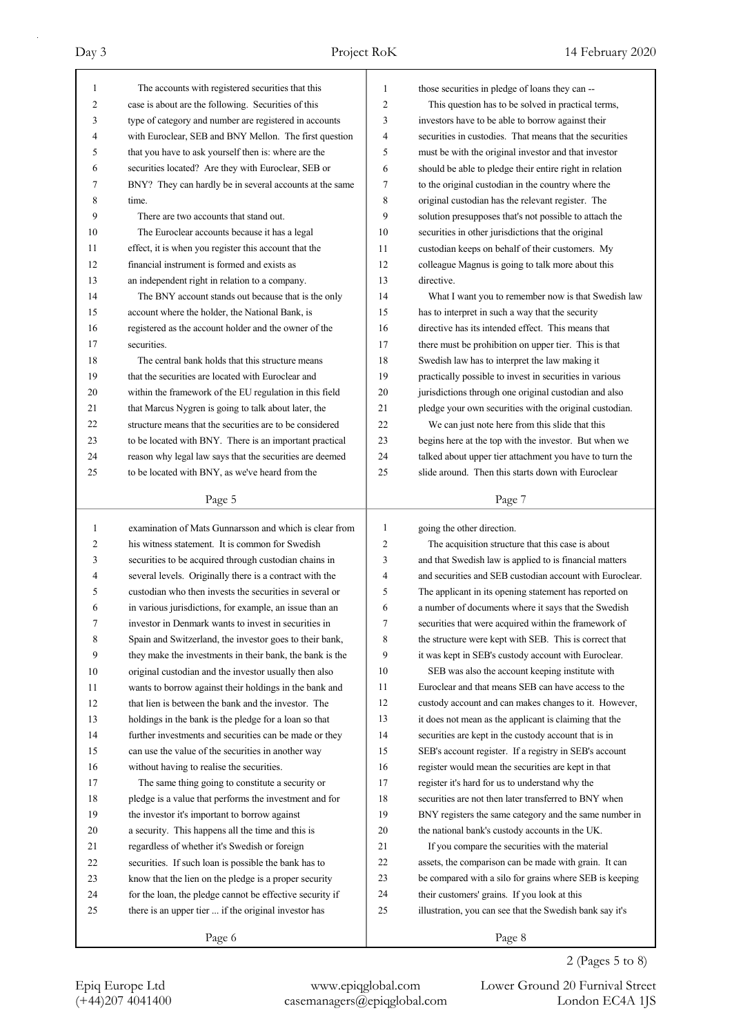The accounts with registered securities that this case is about are the following. Securities of this type of category and number are registered in accounts with Euroclear, SEB and BNY Mellon. The first question that you have to ask yourself then is: where are the securities located? Are they with Euroclear, SEB or BNY? They can hardly be in several accounts at the same time.

There are two accounts that stand out.

The Euroclear accounts because it has a legal effect, it is when you register this account that the financial instrument is formed and exists as an independent right in relation to a company.

The BNY account stands out because that is the only account where the holder, the National Bank, is registered as the account holder and the owner of the securities.

The central bank holds that this structure means that the securities are located with Euroclear and within the framework of the EU regulation in this field that Marcus Nygren is going to talk about later, the structure means that the securities are to be considered to be located with BNY. There is an important practical reason why legal law says that the securities are deemed to be located with BNY, as we've heard from the examination of Mats Gunnarsson and which is clear from his witness statement. It is common for Swedish securities to be acquired through custodian chains in several levels. Originally there is a contract with the custodian who then invests the securities in several or in various jurisdictions, for example, an issue than an investor in Denmark wants to invest in securities in Spain and Switzerland, the investor goes to their bank, they make the investments in their bank, the bank is the original custodian and the investor usually then also wants to borrow against their holdings in the bank and that lien is between the bank and the investor. The holdings in the bank is the pledge for a loan so that further investments and securities can be made or they can use the value of the securities in another way without having to realise the securities.

The same thing going to constitute a security or pledge is a value that performs the investment and for the investor it's important to borrow against a security. This happens all the time and this is regardless of whether it's Swedish or foreign securities. If such loan is possible the bank has to know that the lien on the pledge is a proper security for the loan, the pledge cannot be effective security if there is an upper tier ... if the original investor has those securities in pledge of loans they can --

This question has to be solved in practical terms, investors have to be able to borrow against their securities in custodies. That means that the securities must be with the original investor and that investor should be able to pledge their entire right in relation to the original custodian in the country where the original custodian has the relevant register. The solution presupposes that's not possible to attach the securities in other jurisdictions that the original custodian keeps on behalf of their customers. My colleague Magnus is going to talk more about this directive.

What I want you to remember now is that Swedish law has to interpret in such a way that the security directive has its intended effect. This means that there must be prohibition on upper tier. This is that Swedish law has to interpret the law making it practically possible to invest in securities in various jurisdictions through one original custodian and also pledge your own securities with the original custodian.

We can just note here from this slide that this begins here at the top with the investor. But when we talked about upper tier attachment you have to turn the slide around. Then this starts down with Euroclear going the other direction.

The acquisition structure that this case is about and that Swedish law is applied to is financial matters and securities and SEB custodian account with Euroclear. The applicant in its opening statement has reported on a number of documents where it says that the Swedish securities that were acquired within the framework of the structure were kept with SEB. This is correct that it was kept in SEB's custody account with Euroclear.

SEB was also the account keeping institute with Euroclear and that means SEB can have access to the custody account and can makes changes to it. However, it does not mean as the applicant is claiming that the securities are kept in the custody account that is in SEB's account register. If a registry in SEB's account register would mean the securities are kept in that register it's hard for us to understand why the securities are not then later transferred to BNY when BNY registers the same category and the same number in the national bank's custody accounts in the UK.

If you compare the securities with the material assets, the comparison can be made with grain. It can be compared with a silo for grains where SEB is keeping their customers' grains. If you look at this illustration, you can see that the Swedish bank say it's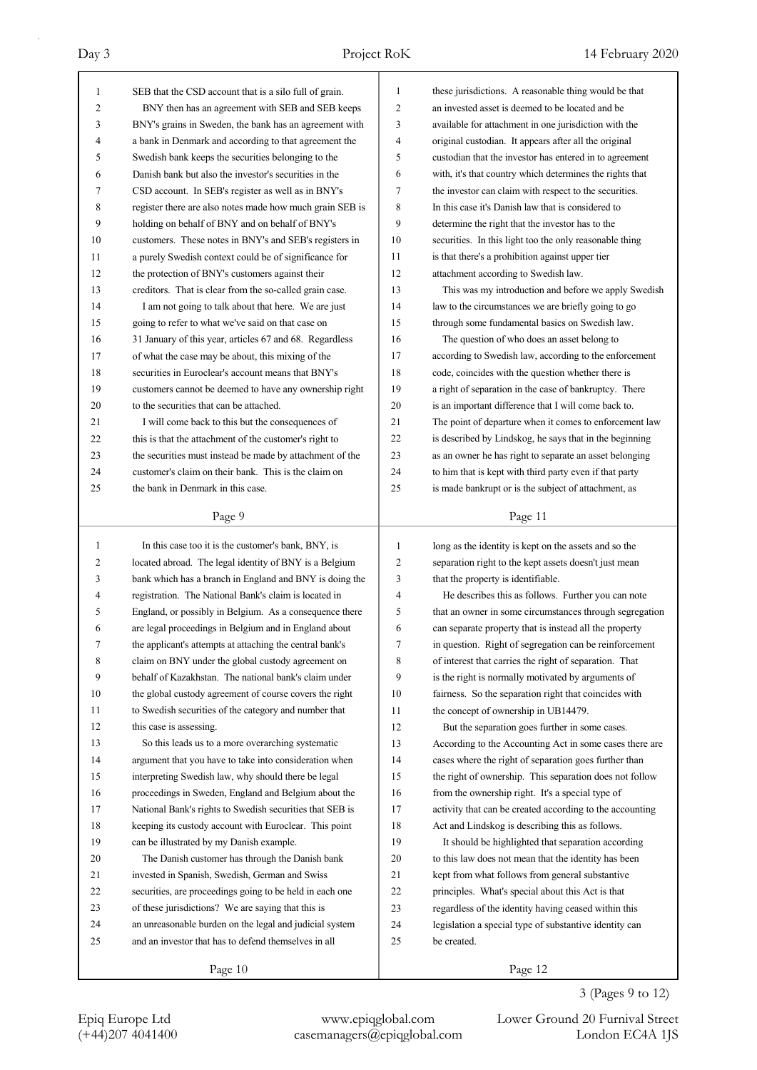SEB that the CSD account that is a silo full of grain.

BNY then has an agreement with SEB and SEB keeps BNY's grains in Sweden, the bank has an agreement with a bank in Denmark and according to that agreement the Swedish bank keeps the securities belonging to the Danish bank but also the investor's securities in the CSD account. In SEB's register as well as in BNY's register there are also notes made how much grain SEB is holding on behalf of BNY and on behalf of BNY's customers. These notes in BNY's and SEB's registers in a purely Swedish context could be of significance for the protection of BNY's customers against their creditors. That is clear from the so-called grain case.

I am not going to talk about that here. We are just going to refer to what we've said on that case on 31 January of this year, articles 67 and 68. Regardless of what the case may be about, this mixing of the securities in Euroclear's account means that BNY's customers cannot be deemed to have any ownership right to the securities that can be attached.

I will come back to this but the consequences of this is that the attachment of the customer's right to the securities must instead be made by attachment of the customer's claim on their bank. This is the claim on the bank in Denmark in this case.

In this case too it is the customer's bank, BNY, is located abroad. The legal identity of BNY is a Belgium bank which has a branch in England and BNY is doing the registration. The National Bank's claim is located in England, or possibly in Belgium. As a consequence there are legal proceedings in Belgium and in England about the applicant's attempts at attaching the central bank's claim on BNY under the global custody agreement on behalf of Kazakhstan. The national bank's claim under the global custody agreement of course covers the right to Swedish securities of the category and number that this case is assessing.

So this leads us to a more overarching systematic argument that you have to take into consideration when interpreting Swedish law, why should there be legal proceedings in Sweden, England and Belgium about the National Bank's rights to Swedish securities that SEB is keeping its custody account with Euroclear. This point can be illustrated by my Danish example.

The Danish customer has through the Danish bank invested in Spanish, Swedish, German and Swiss securities, are proceedings going to be held in each one of these jurisdictions? We are saying that this is an unreasonable burden on the legal and judicial system and an investor that has to defend themselves in all these jurisdictions. A reasonable thing would be that an invested asset is deemed to be located and be available for attachment in one jurisdiction with the original custodian. It appears after all the original custodian that the investor has entered in to agreement with, it's that country which determines the rights that the investor can claim with respect to the securities. In this case it's Danish law that is considered to determine the right that the investor has to the securities. In this light too the only reasonable thing is that there's a prohibition against upper tier attachment according to Swedish law.

This was my introduction and before we apply Swedish law to the circumstances we are briefly going to go through some fundamental basics on Swedish law.

The question of who does an asset belong to according to Swedish law, according to the enforcement code, coincides with the question whether there is a right of separation in the case of bankruptcy. There is an important difference that I will come back to. The point of departure when it comes to enforcement law is described by Lindskog, he says that in the beginning as an owner he has right to separate an asset belonging to him that is kept with third party even if that party is made bankrupt or is the subject of attachment, as long as the identity is kept on the assets and so the separation right to the kept assets doesn't just mean that the property is identifiable.

He describes this as follows. Further you can note that an owner in some circumstances through segregation can separate property that is instead all the property in question. Right of segregation can be reinforcement of interest that carries the right of separation. That is the right is normally motivated by arguments of fairness. So the separation right that coincides with the concept of ownership in UB14479.

But the separation goes further in some cases. According to the Accounting Act in some cases there are cases where the right of separation goes further than the right of ownership. This separation does not follow from the ownership right. It's a special type of activity that can be created according to the accounting Act and Lindskog is describing this as follows.

It should be highlighted that separation according to this law does not mean that the identity has been kept from what follows from general substantive principles. What's special about this Act is that regardless of the identity having ceased within this legislation a special type of substantive identity can be created.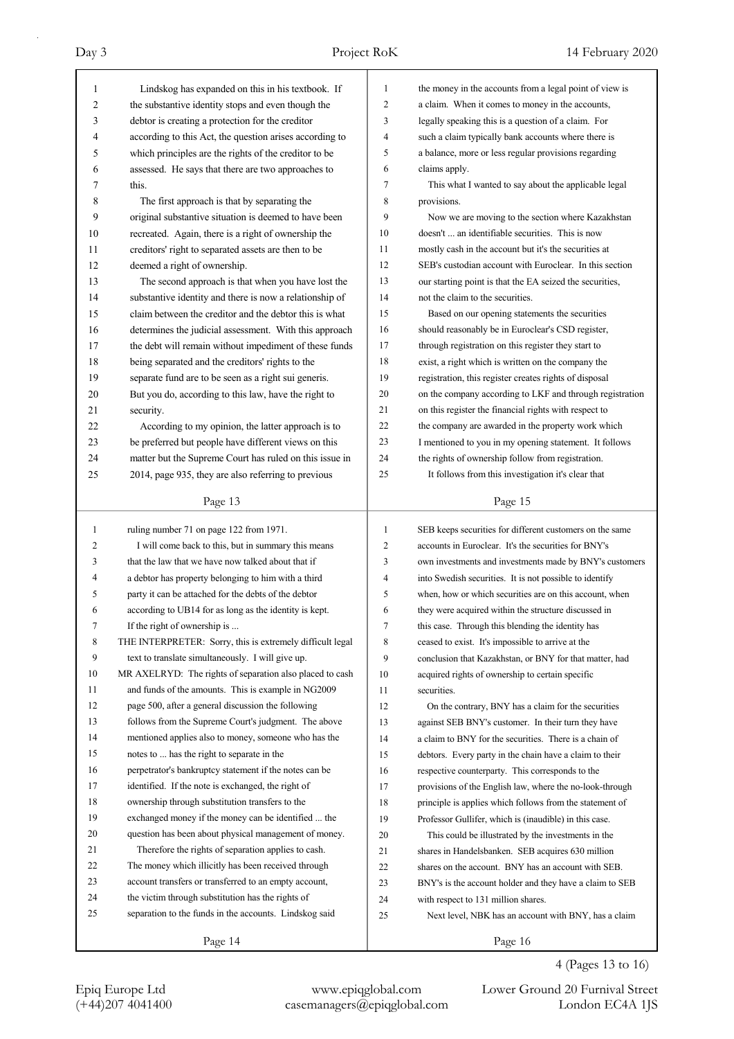Lindskog has expanded on this in his textbook. If the substantive identity stops and even though the debtor is creating a protection for the creditor according to this Act, the question arises according to which principles are the rights of the creditor to be assessed. He says that there are two approaches to this.

The first approach is that by separating the original substantive situation is deemed to have been recreated. Again, there is a right of ownership the creditors' right to separated assets are then to be deemed a right of ownership.

The second approach is that when you have lost the substantive identity and there is now a relationship of claim between the creditor and the debtor this is what determines the judicial assessment. With this approach the debt will remain without impediment of these funds being separated and the creditors' rights to the separate fund are to be seen as a right sui generis. But you do, according to this law, have the right to security.

According to my opinion, the latter approach is to be preferred but people have different views on this matter but the Supreme Court has ruled on this issue in 2014, page 935, they are also referring to previous ruling number 71 on page 122 from 1971.

I will come back to this, but in summary this means that the law that we have now talked about that if a debtor has property belonging to him with a third party it can be attached for the debts of the debtor according to UB14 for as long as the identity is kept. If the right of ownership is ...

THE INTERPRETER: Sorry, this is extremely difficult legal text to translate simultaneously. I will give up.

MR AXELRYD: The rights of separation also placed to cash and funds of the amounts. This is example in NG2009 page 500, after a general discussion the following follows from the Supreme Court's judgment. The above mentioned applies also to money, someone who has the notes to ... has the right to separate in the perpetrator's bankruptcy statement if the notes can be identified. If the note is exchanged, the right of ownership through substitution transfers to the exchanged money if the money can be identified ... the question has been about physical management of money.

Therefore the rights of separation applies to cash. The money which illicitly has been received through account transfers or transferred to an empty account, the victim through substitution has the rights of separation to the funds in the accounts. Lindskog said the money in the accounts from a legal point of view is a claim. When it comes to money in the accounts, legally speaking this is a question of a claim. For such a claim typically bank accounts where there is a balance, more or less regular provisions regarding claims apply.

This what I wanted to say about the applicable legal provisions.

Now we are moving to the section where Kazakhstan doesn't ... an identifiable securities. This is now mostly cash in the account but it's the securities at SEB's custodian account with Euroclear. In this section our starting point is that the EA seized the securities, not the claim to the securities.

Based on our opening statements the securities should reasonably be in Euroclear's CSD register, through registration on this register they start to exist, a right which is written on the company the registration, this register creates rights of disposal on the company according to LKF and through registration on this register the financial rights with respect to the company are awarded in the property work which I mentioned to you in my opening statement. It follows the rights of ownership follow from registration.

It follows from this investigation it's clear that SEB keeps securities for different customers on the same accounts in Euroclear. It's the securities for BNY's own investments and investments made by BNY's customers into Swedish securities. It is not possible to identify when, how or which securities are on this account, when they were acquired within the structure discussed in this case. Through this blending the identity has ceased to exist. It's impossible to arrive at the conclusion that Kazakhstan, or BNY for that matter, had acquired rights of ownership to certain specific securities.

On the contrary, BNY has a claim for the securities against SEB BNY's customer. In their turn they have a claim to BNY for the securities. There is a chain of debtors. Every party in the chain have a claim to their respective counterparty. This corresponds to the provisions of the English law, where the no-look-through principle is applies which follows from the statement of Professor Gullifer, which is (inaudible) in this case.

This could be illustrated by the investments in the shares in Handelsbanken. SEB acquires 630 million shares on the account. BNY has an account with SEB. BNY's is the account holder and they have a claim to SEB with respect to 131 million shares.

Next level, NBK has an account with BNY, has a claim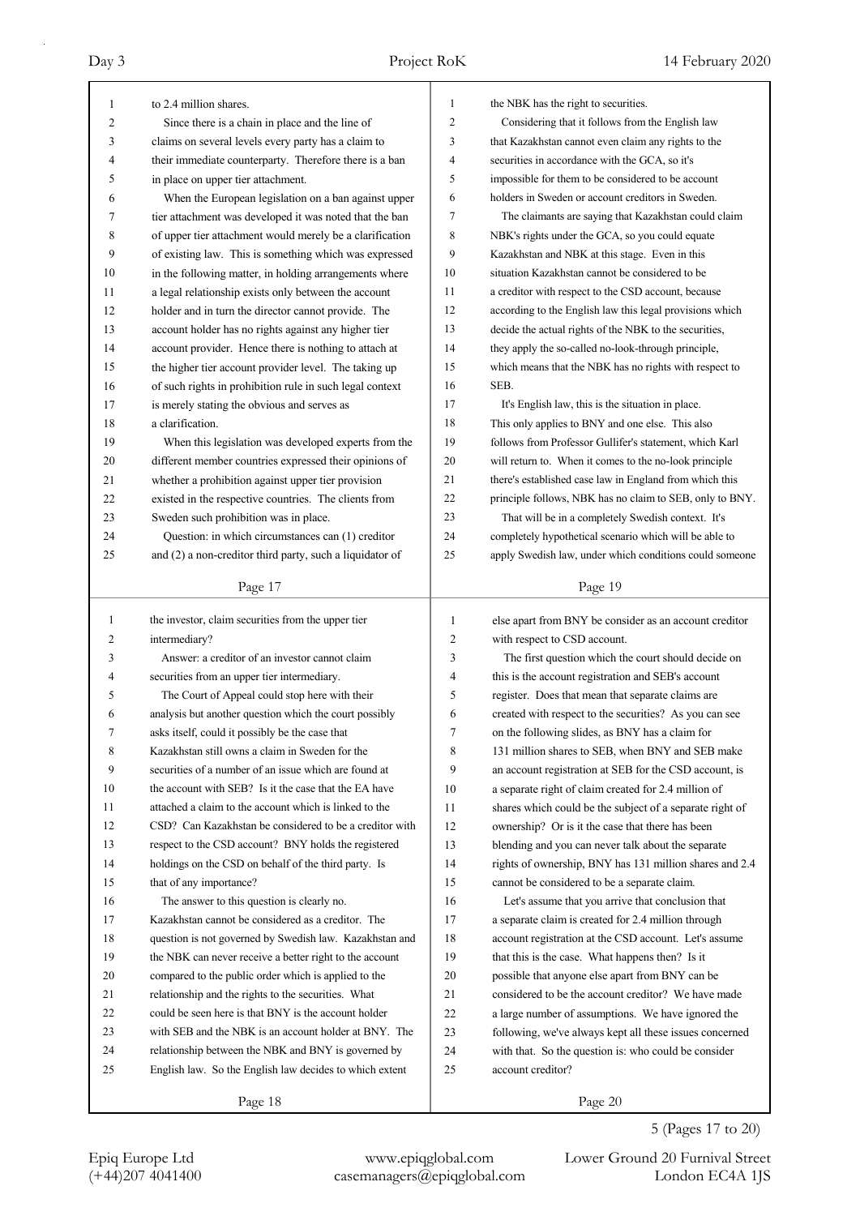to 2.4 million shares.

Since there is a chain in place and the line of claims on several levels every party has a claim to their immediate counterparty. Therefore there is a ban in place on upper tier attachment.

When the European legislation on a ban against upper tier attachment was developed it was noted that the ban of upper tier attachment would merely be a clarification of existing law. This is something which was expressed in the following matter, in holding arrangements where a legal relationship exists only between the account holder and in turn the director cannot provide. The account holder has no rights against any higher tier account provider. Hence there is nothing to attach at the higher tier account provider level. The taking up of such rights in prohibition rule in such legal context is merely stating the obvious and serves as a clarification.

When this legislation was developed experts from the different member countries expressed their opinions of whether a prohibition against upper tier provision existed in the respective countries. The clients from Sweden such prohibition was in place.

Question: in which circumstances can (1) creditor and (2) a non-creditor third party, such a liquidator of the investor, claim securities from the upper tier intermediary?

Answer: a creditor of an investor cannot claim securities from an upper tier intermediary.

The Court of Appeal could stop here with their analysis but another question which the court possibly asks itself, could it possibly be the case that Kazakhstan still owns a claim in Sweden for the securities of a number of an issue which are found at the account with SEB? Is it the case that the EA have attached a claim to the account which is linked to the CSD? Can Kazakhstan be considered to be a creditor with respect to the CSD account? BNY holds the registered holdings on the CSD on behalf of the third party. Is that of any importance?

The answer to this question is clearly no. Kazakhstan cannot be considered as a creditor. The question is not governed by Swedish law. Kazakhstan and the NBK can never receive a better right to the account compared to the public order which is applied to the relationship and the rights to the securities. What could be seen here is that BNY is the account holder with SEB and the NBK is an account holder at BNY. The relationship between the NBK and BNY is governed by English law. So the English law decides to which extent the NBK has the right to securities.

Considering that it follows from the English law that Kazakhstan cannot even claim any rights to the securities in accordance with the GCA, so it's impossible for them to be considered to be account holders in Sweden or account creditors in Sweden.

The claimants are saying that Kazakhstan could claim NBK's rights under the GCA, so you could equate Kazakhstan and NBK at this stage. Even in this situation Kazakhstan cannot be considered to be a creditor with respect to the CSD account, because according to the English law this legal provisions which decide the actual rights of the NBK to the securities, they apply the so-called no-look-through principle, which means that the NBK has no rights with respect to SEB.

It's English law, this is the situation in place. This only applies to BNY and one else. This also follows from Professor Gullifer's statement, which Karl will return to. When it comes to the no-look principle there's established case law in England from which this principle follows, NBK has no claim to SEB, only to BNY.

That will be in a completely Swedish context. It's completely hypothetical scenario which will be able to apply Swedish law, under which conditions could someone else apart from BNY be consider as an account creditor with respect to CSD account.

The first question which the court should decide on this is the account registration and SEB's account register. Does that mean that separate claims are created with respect to the securities? As you can see on the following slides, as BNY has a claim for 131 million shares to SEB, when BNY and SEB make an account registration at SEB for the CSD account, is a separate right of claim created for 2.4 million of shares which could be the subject of a separate right of ownership? Or is it the case that there has been blending and you can never talk about the separate rights of ownership, BNY has 131 million shares and 2.4 cannot be considered to be a separate claim.

Let's assume that you arrive that conclusion that a separate claim is created for 2.4 million through account registration at the CSD account. Let's assume that this is the case. What happens then? Is it possible that anyone else apart from BNY can be considered to be the account creditor? We have made a large number of assumptions. We have ignored the following, we've always kept all these issues concerned with that. So the question is: who could be consider account creditor?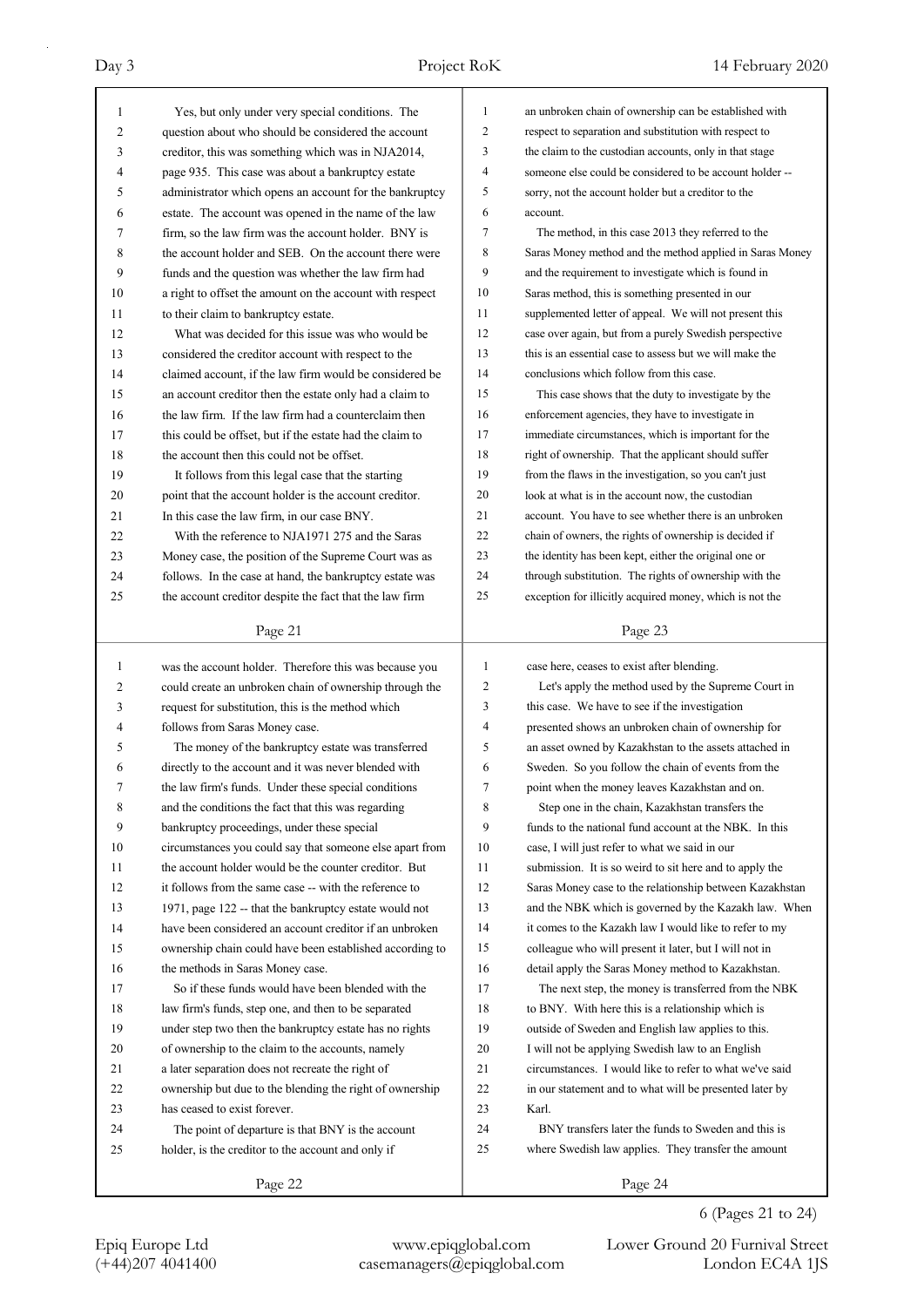Yes, but only under very special conditions. The question about who should be considered the account creditor, this was something which was in NJA2014, page 935. This case was about a bankruptcy estate administrator which opens an account for the bankruptcy estate. The account was opened in the name of the law firm, so the law firm was the account holder. BNY is the account holder and SEB. On the account there were funds and the question was whether the law firm had a right to offset the amount on the account with respect to their claim to bankruptcy estate.

What was decided for this issue was who would be considered the creditor account with respect to the claimed account, if the law firm would be considered be an account creditor then the estate only had a claim to the law firm. If the law firm had a counterclaim then this could be offset, but if the estate had the claim to the account then this could not be offset.

It follows from this legal case that the starting point that the account holder is the account creditor. In this case the law firm, in our case BNY.

With the reference to NJA1971 275 and the Saras Money case, the position of the Supreme Court was as follows. In the case at hand, the bankruptcy estate was the account creditor despite the fact that the law firm was the account holder. Therefore this was because you could create an unbroken chain of ownership through the request for substitution, this is the method which follows from Saras Money case.

The money of the bankruptcy estate was transferred directly to the account and it was never blended with the law firm's funds. Under these special conditions and the conditions the fact that this was regarding bankruptcy proceedings, under these special circumstances you could say that someone else apart from the account holder would be the counter creditor. But it follows from the same case -- with the reference to 1971, page 122 -- that the bankruptcy estate would not have been considered an account creditor if an unbroken ownership chain could have been established according to the methods in Saras Money case.

So if these funds would have been blended with the law firm's funds, step one, and then to be separated under step two then the bankruptcy estate has no rights of ownership to the claim to the accounts, namely a later separation does not recreate the right of ownership but due to the blending the right of ownership has ceased to exist forever.

The point of departure is that BNY is the account holder, is the creditor to the account and only if an unbroken chain of ownership can be established with respect to separation and substitution with respect to the claim to the custodian accounts, only in that stage someone else could be considered to be account holder -- sorry, not the account holder but a creditor to the account.

The method, in this case 2013 they referred to the Saras Money method and the method applied in Saras Money and the requirement to investigate which is found in Saras method, this is something presented in our supplemented letter of appeal. We will not present this case over again, but from a purely Swedish perspective this is an essential case to assess but we will make the conclusions which follow from this case.

This case shows that the duty to investigate by the enforcement agencies, they have to investigate in immediate circumstances, which is important for the right of ownership. That the applicant should suffer from the flaws in the investigation, so you can't just look at what is in the account now, the custodian account. You have to see whether there is an unbroken chain of owners, the rights of ownership is decided if the identity has been kept, either the original one or through substitution. The rights of ownership with the exception for illicitly acquired money, which is not the case here, ceases to exist after blending.

Let's apply the method used by the Supreme Court in this case. We have to see if the investigation presented shows an unbroken chain of ownership for an asset owned by Kazakhstan to the assets attached in Sweden. So you follow the chain of events from the point when the money leaves Kazakhstan and on.

Step one in the chain, Kazakhstan transfers the funds to the national fund account at the NBK. In this case, I will just refer to what we said in our submission. It is so weird to sit here and to apply the Saras Money case to the relationship between Kazakhstan and the NBK which is governed by the Kazakh law. When it comes to the Kazakh law I would like to refer to my colleague who will present it later, but I will not in detail apply the Saras Money method to Kazakhstan.

The next step, the money is transferred from the NBK to BNY. With here this is a relationship which is outside of Sweden and English law applies to this. I will not be applying Swedish law to an English circumstances. I would like to refer to what we've said in our statement and to what will be presented later by Karl.

BNY transfers later the funds to Sweden and this is where Swedish law applies. They transfer the amount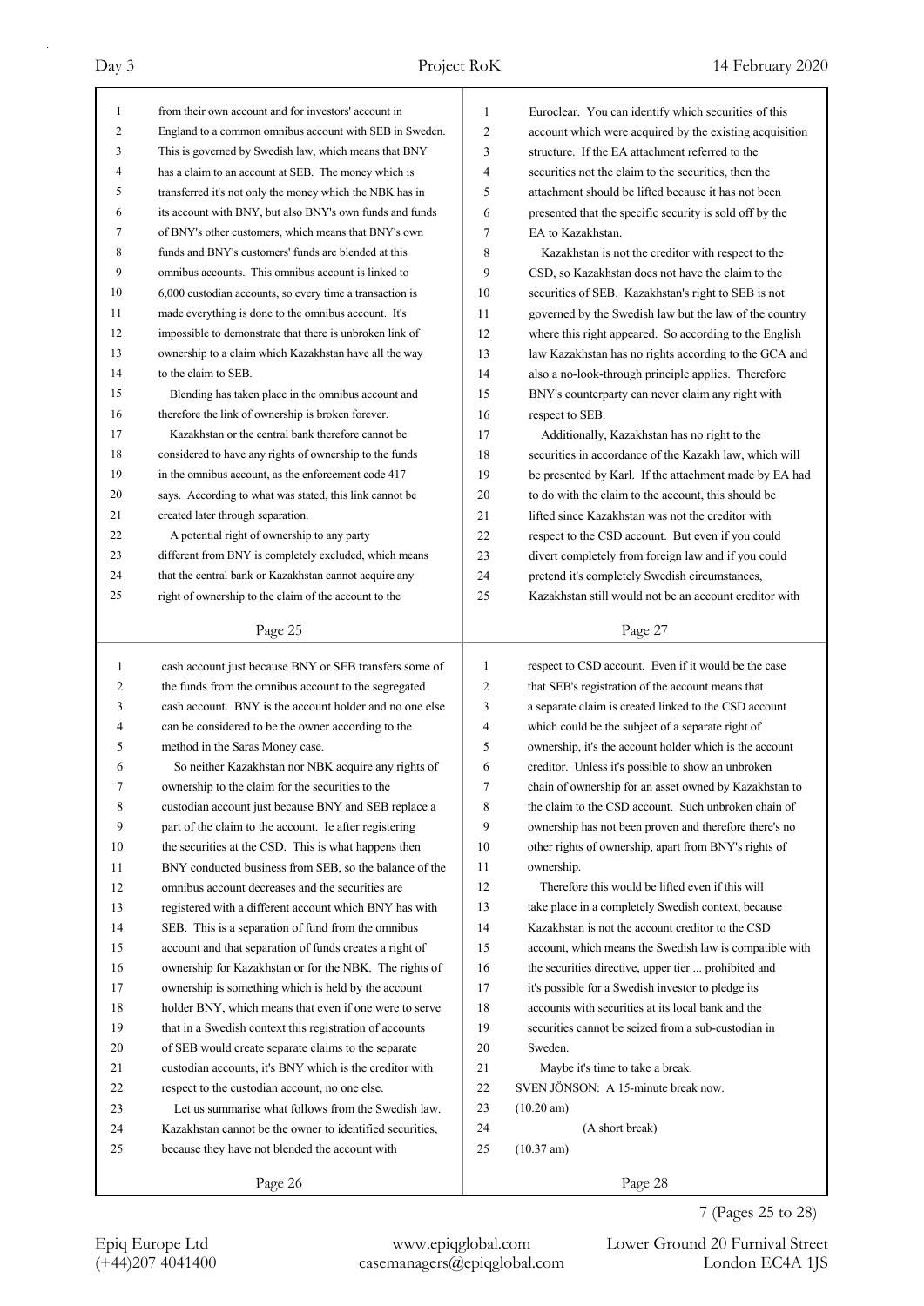from their own account and for investors' account in England to a common omnibus account with SEB in Sweden. This is governed by Swedish law, which means that BNY has a claim to an account at SEB. The money which is transferred it's not only the money which the NBK has in its account with BNY, but also BNY's own funds and funds of BNY's other customers, which means that BNY's own funds and BNY's customers' funds are blended at this omnibus accounts. This omnibus account is linked to 6,000 custodian accounts, so every time a transaction is made everything is done to the omnibus account. It's impossible to demonstrate that there is unbroken link of ownership to a claim which Kazakhstan have all the way to the claim to SEB.

Blending has taken place in the omnibus account and therefore the link of ownership is broken forever.

Kazakhstan or the central bank therefore cannot be considered to have any rights of ownership to the funds in the omnibus account, as the enforcement code 417 says. According to what was stated, this link cannot be created later through separation.

A potential right of ownership to any party different from BNY is completely excluded, which means that the central bank or Kazakhstan cannot acquire any right of ownership to the claim of the account to the cash account just because BNY or SEB transfers some of the funds from the omnibus account to the segregated cash account. BNY is the account holder and no one else can be considered to be the owner according to the method in the Saras Money case.

So neither Kazakhstan nor NBK acquire any rights of ownership to the claim for the securities to the custodian account just because BNY and SEB replace a part of the claim to the account. Ie after registering the securities at the CSD. This is what happens then BNY conducted business from SEB, so the balance of the omnibus account decreases and the securities are registered with a different account which BNY has with SEB. This is a separation of fund from the omnibus account and that separation of funds creates a right of ownership for Kazakhstan or for the NBK. The rights of ownership is something which is held by the account holder BNY, which means that even if one were to serve that in a Swedish context this registration of accounts of SEB would create separate claims to the separate custodian accounts, it's BNY which is the creditor with respect to the custodian account, no one else.

Let us summarise what follows from the Swedish law. Kazakhstan cannot be the owner to identified securities, because they have not blended the account with Euroclear. You can identify which securities of this account which were acquired by the existing acquisition structure. If the EA attachment referred to the securities not the claim to the securities, then the attachment should be lifted because it has not been presented that the specific security is sold off by the EA to Kazakhstan.

Kazakhstan is not the creditor with respect to the CSD, so Kazakhstan does not have the claim to the securities of SEB. Kazakhstan's right to SEB is not governed by the Swedish law but the law of the country where this right appeared. So according to the English law Kazakhstan has no rights according to the GCA and also a no-look-through principle applies. Therefore BNY's counterparty can never claim any right with respect to SEB.

Additionally, Kazakhstan has no right to the securities in accordance of the Kazakh law, which will be presented by Karl. If the attachment made by EA had to do with the claim to the account, this should be lifted since Kazakhstan was not the creditor with respect to the CSD account. But even if you could divert completely from foreign law and if you could pretend it's completely Swedish circumstances, Kazakhstan still would not be an account creditor with respect to CSD account. Even if it would be the case that SEB's registration of the account means that a separate claim is created linked to the CSD account which could be the subject of a separate right of ownership, it's the account holder which is the account creditor. Unless it's possible to show an unbroken chain of ownership for an asset owned by Kazakhstan to the claim to the CSD account. Such unbroken chain of ownership has not been proven and therefore there's no other rights of ownership, apart from BNY's rights of ownership.

Therefore this would be lifted even if this will take place in a completely Swedish context, because Kazakhstan is not the account creditor to the CSD account, which means the Swedish law is compatible with the securities directive, upper tier ... prohibited and it's possible for a Swedish investor to pledge its accounts with securities at its local bank and the securities cannot be seized from a sub-custodian in Sweden.

Maybe it's time to take a break.

SVEN JÖNSON: A 15-minute break now.

(10.20 am)

(A short break)

(10.37 am)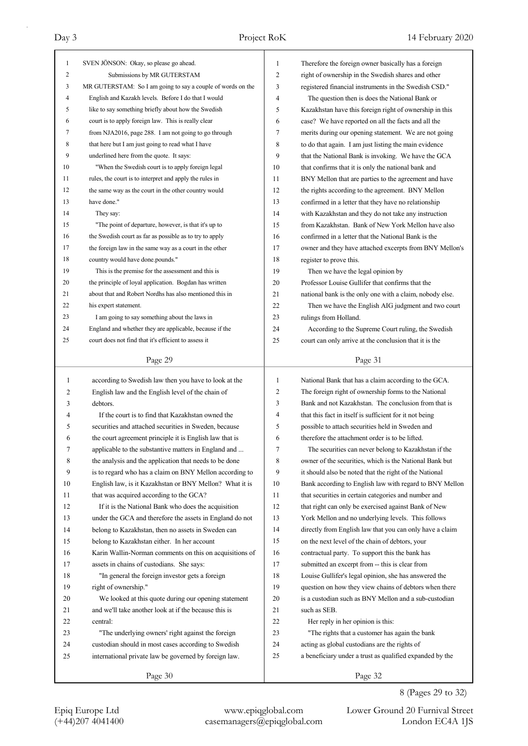SVEN JÖNSON: Okay, so please go ahead.

## Submissions by MR GUTERSTAM

MR GUTERSTAM: So I am going to say a couple of words on the English and Kazakh levels. Before I do that I would like to say something briefly about how the Swedish court is to apply foreign law. This is really clear from NJA2016, page 288. I am not going to go through that here but I am just going to read what I have underlined here from the quote. It says:

"When the Swedish court is to apply foreign legal rules, the court is to interpret and apply the rules in the same way as the court in the other country would have done."

They say:

"The point of departure, however, is that it's up to the Swedish court as far as possible as to try to apply the foreign law in the same way as a court in the other country would have done.pounds."

This is the premise for the assessment and this is the principle of loyal application. Bogdan has written about that and Robert Nordhs has also mentioned this in his expert statement.

I am going to say something about the laws in England and whether they are applicable, because if the court does not find that it's efficient to assess it according to Swedish law then you have to look at the English law and the English level of the chain of debtors.

If the court is to find that Kazakhstan owned the securities and attached securities in Sweden, because the court agreement principle it is English law that is applicable to the substantive matters in England and ... the analysis and the application that needs to be done is to regard who has a claim on BNY Mellon according to English law, is it Kazakhstan or BNY Mellon? What it is that was acquired according to the GCA?

If it is the National Bank who does the acquisition under the GCA and therefore the assets in England do not belong to Kazakhstan, then no assets in Sweden can belong to Kazakhstan either. In her account Karin Wallin-Norman comments on this on acquisitions of assets in chains of custodians. She says:

"In general the foreign investor gets a foreign right of ownership."

We looked at this quote during our opening statement and we'll take another look at if the because this is central:

"The underlying owners' right against the foreign custodian should in most cases according to Swedish international private law be governed by foreign law. Therefore the foreign owner basically has a foreign right of ownership in the Swedish shares and other registered financial instruments in the Swedish CSD."

The question then is does the National Bank or Kazakhstan have this foreign right of ownership in this case? We have reported on all the facts and all the merits during our opening statement. We are not going to do that again. I am just listing the main evidence that the National Bank is invoking. We have the GCA that confirms that it is only the national bank and BNY Mellon that are parties to the agreement and have the rights according to the agreement. BNY Mellon confirmed in a letter that they have no relationship with Kazakhstan and they do not take any instruction from Kazakhstan. Bank of New York Mellon have also confirmed in a letter that the National Bank is the owner and they have attached excerpts from BNY Mellon's register to prove this.

Then we have the legal opinion by Professor Louise Gullifer that confirms that the national bank is the only one with a claim, nobody else.

Then we have the English AIG judgment and two court rulings from Holland.

According to the Supreme Court ruling, the Swedish court can only arrive at the conclusion that it is the National Bank that has a claim according to the GCA. The foreign right of ownership forms to the National Bank and not Kazakhstan. The conclusion from that is that this fact in itself is sufficient for it not being possible to attach securities held in Sweden and therefore the attachment order is to be lifted.

The securities can never belong to Kazakhstan if the owner of the securities, which is the National Bank but it should also be noted that the right of the National Bank according to English law with regard to BNY Mellon that securities in certain categories and number and that right can only be exercised against Bank of New York Mellon and no underlying levels. This follows directly from English law that you can only have a claim on the next level of the chain of debtors, your contractual party. To support this the bank has submitted an excerpt from -- this is clear from Louise Gullifer's legal opinion, she has answered the question on how they view chains of debtors when there is a custodian such as BNY Mellon and a sub-custodian such as SEB.

Her reply in her opinion is this:

"The rights that a customer has again the bank acting as global custodians are the rights of a beneficiary under a trust as qualified expanded by the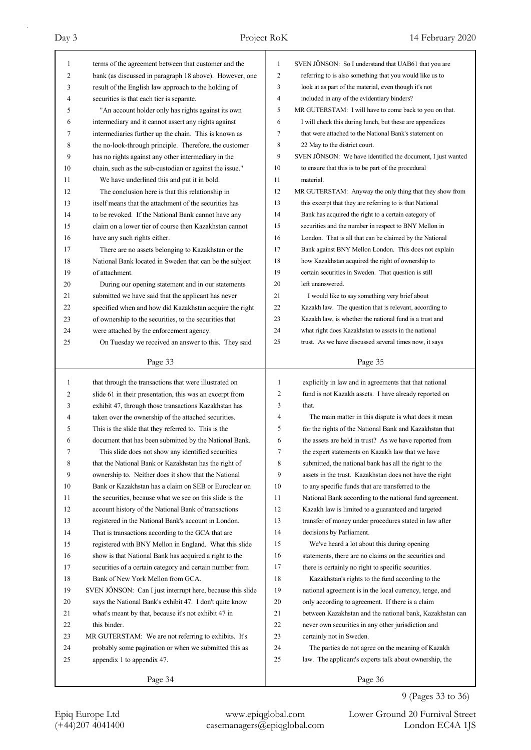terms of the agreement between that customer and the bank (as discussed in paragraph 18 above). However, one result of the English law approach to the holding of securities is that each tier is separate.

"An account holder only has rights against its own intermediary and it cannot assert any rights against intermediaries further up the chain. This is known as the no-look-through principle. Therefore, the customer has no rights against any other intermediary in the chain, such as the sub-custodian or against the issue."

We have underlined this and put it in bold.

The conclusion here is that this relationship in itself means that the attachment of the securities has to be revoked. If the National Bank cannot have any claim on a lower tier of course then Kazakhstan cannot have any such rights either.

There are no assets belonging to Kazakhstan or the National Bank located in Sweden that can be the subject of attachment.

During our opening statement and in our statements submitted we have said that the applicant has never specified when and how did Kazakhstan acquire the right of ownership to the securities, to the securities that were attached by the enforcement agency.

On Tuesday we received an answer to this. They said that through the transactions that were illustrated on slide 61 in their presentation, this was an excerpt from exhibit 47, through those transactions Kazakhstan has taken over the ownership of the attached securities. This is the slide that they referred to. This is the document that has been submitted by the National Bank.

This slide does not show any identified securities that the National Bank or Kazakhstan has the right of ownership to. Neither does it show that the National Bank or Kazakhstan has a claim on SEB or Euroclear on the securities, because what we see on this slide is the account history of the National Bank of transactions registered in the National Bank's account in London. That is transactions according to the GCA that are registered with BNY Mellon in England. What this slide show is that National Bank has acquired a right to the securities of a certain category and certain number from Bank of New York Mellon from GCA.

SVEN JÖNSON: Can I just interrupt here, because this slide says the National Bank's exhibit 47. I don't quite know what's meant by that, because it's not exhibit 47 in this binder.

MR GUTERSTAM: We are not referring to exhibits. It's probably some pagination or when we submitted this as appendix 1 to appendix 47.

SVEN JÖNSON: So I understand that UAB61 that you are referring to is also something that you would like us to look at as part of the material, even though it's not included in any of the evidentiary binders?

MR GUTERSTAM: I will have to come back to you on that. I will check this during lunch, but these are appendices that were attached to the National Bank's statement on 22 May to the district court.

SVEN JÖNSON: We have identified the document, I just wanted to ensure that this is to be part of the procedural material.

MR GUTERSTAM: Anyway the only thing that they show from this excerpt that they are referring to is that National Bank has acquired the right to a certain category of securities and the number in respect to BNY Mellon in London. That is all that can be claimed by the National Bank against BNY Mellon London. This does not explain how Kazakhstan acquired the right of ownership to certain securities in Sweden. That question is still left unanswered.

I would like to say something very brief about Kazakh law. The question that is relevant, according to Kazakh law, is whether the national fund is a trust and what right does Kazakhstan to assets in the national trust. As we have discussed several times now, it says explicitly in law and in agreements that that national fund is not Kazakh assets. I have already reported on that.

The main matter in this dispute is what does it mean for the rights of the National Bank and Kazakhstan that the assets are held in trust? As we have reported from the expert statements on Kazakh law that we have submitted, the national bank has all the right to the assets in the trust. Kazakhstan does not have the right to any specific funds that are transferred to the National Bank according to the national fund agreement. Kazakh law is limited to a guaranteed and targeted transfer of money under procedures stated in law after decisions by Parliament.

We've heard a lot about this during opening statements, there are no claims on the securities and there is certainly no right to specific securities.

Kazakhstan's rights to the fund according to the national agreement is in the local currency, tenge, and only according to agreement. If there is a claim between Kazakhstan and the national bank, Kazakhstan can never own securities in any other jurisdiction and certainly not in Sweden.

The parties do not agree on the meaning of Kazakh law. The applicant's experts talk about ownership, the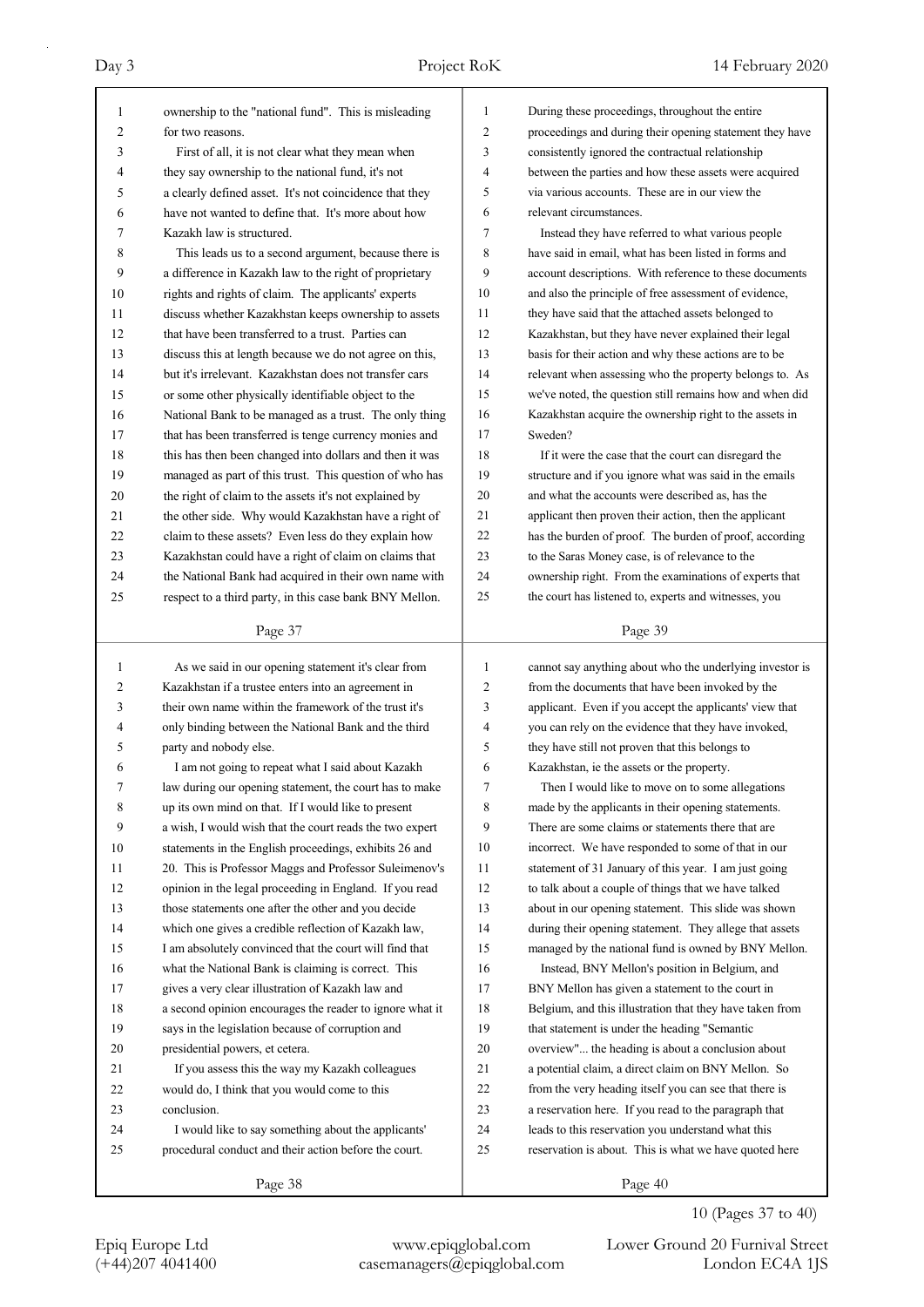ownership to the "national fund". This is misleading for two reasons.

First of all, it is not clear what they mean when they say ownership to the national fund, it's not a clearly defined asset. It's not coincidence that they have not wanted to define that. It's more about how Kazakh law is structured.

This leads us to a second argument, because there is a difference in Kazakh law to the right of proprietary rights and rights of claim. The applicants' experts discuss whether Kazakhstan keeps ownership to assets that have been transferred to a trust. Parties can discuss this at length because we do not agree on this, but it's irrelevant. Kazakhstan does not transfer cars or some other physically identifiable object to the National Bank to be managed as a trust. The only thing that has been transferred is tenge currency monies and this has then been changed into dollars and then it was managed as part of this trust. This question of who has the right of claim to the assets it's not explained by the other side. Why would Kazakhstan have a right of claim to these assets? Even less do they explain how Kazakhstan could have a right of claim on claims that the National Bank had acquired in their own name with respect to a third party, in this case bank BNY Mellon.

As we said in our opening statement it's clear from Kazakhstan if a trustee enters into an agreement in their own name within the framework of the trust it's only binding between the National Bank and the third party and nobody else.

I am not going to repeat what I said about Kazakh law during our opening statement, the court has to make up its own mind on that. If I would like to present a wish, I would wish that the court reads the two expert statements in the English proceedings, exhibits 26 and 20. This is Professor Maggs and Professor Suleimenov's opinion in the legal proceeding in England. If you read those statements one after the other and you decide which one gives a credible reflection of Kazakh law, I am absolutely convinced that the court will find that what the National Bank is claiming is correct. This gives a very clear illustration of Kazakh law and a second opinion encourages the reader to ignore what it says in the legislation because of corruption and presidential powers, et cetera.

If you assess this the way my Kazakh colleagues would do, I think that you would come to this conclusion.

I would like to say something about the applicants' procedural conduct and their action before the court. During these proceedings, throughout the entire proceedings and during their opening statement they have consistently ignored the contractual relationship between the parties and how these assets were acquired via various accounts. These are in our view the relevant circumstances.

Instead they have referred to what various people have said in email, what has been listed in forms and account descriptions. With reference to these documents and also the principle of free assessment of evidence, they have said that the attached assets belonged to Kazakhstan, but they have never explained their legal basis for their action and why these actions are to be relevant when assessing who the property belongs to. As we've noted, the question still remains how and when did Kazakhstan acquire the ownership right to the assets in Sweden?

If it were the case that the court can disregard the structure and if you ignore what was said in the emails and what the accounts were described as, has the applicant then proven their action, then the applicant has the burden of proof. The burden of proof, according to the Saras Money case, is of relevance to the ownership right. From the examinations of experts that the court has listened to, experts and witnesses, you cannot say anything about who the underlying investor is from the documents that have been invoked by the applicant. Even if you accept the applicants' view that you can rely on the evidence that they have invoked, they have still not proven that this belongs to Kazakhstan, ie the assets or the property.

Then I would like to move on to some allegations made by the applicants in their opening statements. There are some claims or statements there that are incorrect. We have responded to some of that in our statement of 31 January of this year. I am just going to talk about a couple of things that we have talked about in our opening statement. This slide was shown during their opening statement. They allege that assets managed by the national fund is owned by BNY Mellon.

Instead, BNY Mellon's position in Belgium, and BNY Mellon has given a statement to the court in Belgium, and this illustration that they have taken from that statement is under the heading "Semantic overview"... the heading is about a conclusion about a potential claim, a direct claim on BNY Mellon. So from the very heading itself you can see that there is a reservation here. If you read to the paragraph that leads to this reservation you understand what this reservation is about. This is what we have quoted here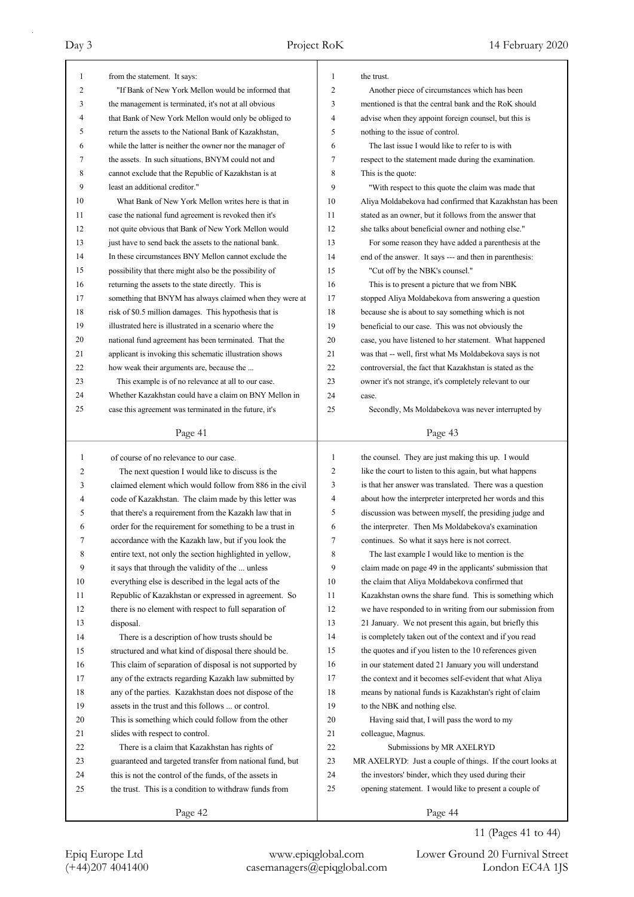from the statement. It says:

"If Bank of New York Mellon would be informed that the management is terminated, it's not at all obvious that Bank of New York Mellon would only be obliged to return the assets to the National Bank of Kazakhstan, while the latter is neither the owner nor the manager of the assets. In such situations, BNYM could not and cannot exclude that the Republic of Kazakhstan is at least an additional creditor."

What Bank of New York Mellon writes here is that in case the national fund agreement is revoked then it's not quite obvious that Bank of New York Mellon would just have to send back the assets to the national bank. In these circumstances BNY Mellon cannot exclude the possibility that there might also be the possibility of returning the assets to the state directly. This is something that BNYM has always claimed when they were at risk of $0.5 million damages. This hypothesis that is illustrated here is illustrated in a scenario where the national fund agreement has been terminated. That the applicant is invoking this schematic illustration shows how weak their arguments are, because the ...

This example is of no relevance at all to our case. Whether Kazakhstan could have a claim on BNY Mellon in case this agreement was terminated in the future, it's of course of no relevance to our case.

The next question I would like to discuss is the claimed element which would follow from 886 in the civil code of Kazakhstan. The claim made by this letter was that there's a requirement from the Kazakh law that in order for the requirement for something to be a trust in accordance with the Kazakh law, but if you look the entire text, not only the section highlighted in yellow, it says that through the validity of the ... unless everything else is described in the legal acts of the Republic of Kazakhstan or expressed in agreement. So there is no element with respect to full separation of disposal.

There is a description of how trusts should be structured and what kind of disposal there should be. This claim of separation of disposal is not supported by any of the extracts regarding Kazakh law submitted by any of the parties. Kazakhstan does not dispose of the assets in the trust and this follows ... or control. This is something which could follow from the other slides with respect to control.

There is a claim that Kazakhstan has rights of guaranteed and targeted transfer from national fund, but this is not the control of the funds, of the assets in the trust. This is a condition to withdraw funds from the trust.

Another piece of circumstances which has been mentioned is that the central bank and the RoK should advise when they appoint foreign counsel, but this is nothing to the issue of control.

The last issue I would like to refer to is with respect to the statement made during the examination. This is the quote:

"With respect to this quote the claim was made that Aliya Moldabekova had confirmed that Kazakhstan has been stated as an owner, but it follows from the answer that she talks about beneficial owner and nothing else."

For some reason they have added a parenthesis at the end of the answer. It says --- and then in parenthesis:

"Cut off by the NBK's counsel."

This is to present a picture that we from NBK stopped Aliya Moldabekova from answering a question because she is about to say something which is not beneficial to our case. This was not obviously the case, you have listened to her statement. What happened was that -- well, first what Ms Moldabekova says is not controversial, the fact that Kazakhstan is stated as the owner it's not strange, it's completely relevant to our case.

Secondly, Ms Moldabekova was never interrupted by the counsel. They are just making this up. I would like the court to listen to this again, but what happens is that her answer was translated. There was a question about how the interpreter interpreted her words and this discussion was between myself, the presiding judge and the interpreter. Then Ms Moldabekova's examination continues. So what it says here is not correct.

The last example I would like to mention is the claim made on page 49 in the applicants' submission that the claim that Aliya Moldabekova confirmed that Kazakhstan owns the share fund. This is something which we have responded to in writing from our submission from 21 January. We not present this again, but briefly this is completely taken out of the context and if you read the quotes and if you listen to the 10 references given in our statement dated 21 January you will understand the context and it becomes self-evident that what Aliya means by national funds is Kazakhstan's right of claim to the NBK and nothing else.

Having said that, I will pass the word to my colleague, Magnus.

## Submissions by MR AXELRYD

MR AXELRYD: Just a couple of things. If the court looks at the investors' binder, which they used during their opening statement. I would like to present a couple of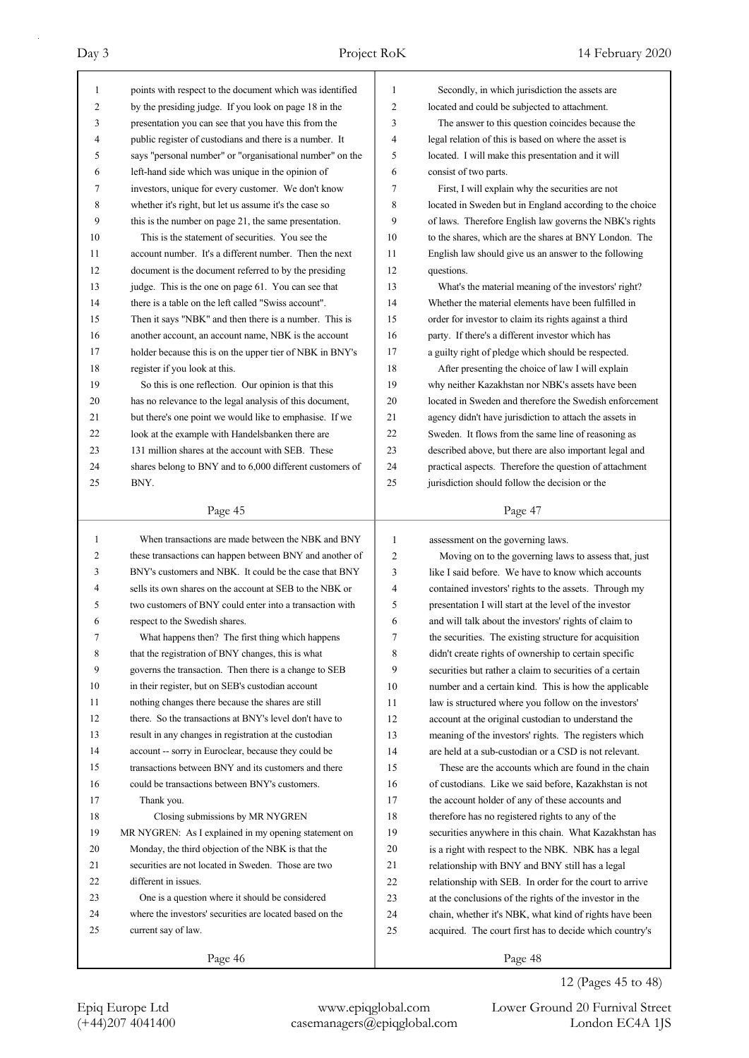points with respect to the document which was identified by the presiding judge. If you look on page 18 in the presentation you can see that you have this from the public register of custodians and there is a number. It says "personal number" or "organisational number" on the left-hand side which was unique in the opinion of investors, unique for every customer. We don't know whether it's right, but let us assume it's the case so this is the number on page 21, the same presentation.

This is the statement of securities. You see the account number. It's a different number. Then the next document is the document referred to by the presiding judge. This is the one on page 61. You can see that there is a table on the left called "Swiss account". Then it says "NBK" and then there is a number. This is another account, an account name, NBK is the account holder because this is on the upper tier of NBK in BNY's register if you look at this.

So this is one reflection. Our opinion is that this has no relevance to the legal analysis of this document, but there's one point we would like to emphasise. If we look at the example with Handelsbanken there are 131 million shares at the account with SEB. These shares belong to BNY and to 6,000 different customers of BNY.

When transactions are made between the NBK and BNY these transactions can happen between BNY and another of BNY's customers and NBK. It could be the case that BNY sells its own shares on the account at SEB to the NBK or two customers of BNY could enter into a transaction with respect to the Swedish shares.

What happens then? The first thing which happens that the registration of BNY changes, this is what governs the transaction. Then there is a change to SEB in their register, but on SEB's custodian account nothing changes there because the shares are still there. So the transactions at BNY's level don't have to result in any changes in registration at the custodian account -- sorry in Euroclear, because they could be transactions between BNY and its customers and there could be transactions between BNY's customers.

Thank you.

## Closing submissions by MR NYGREN

MR NYGREN: As I explained in my opening statement on Monday, the third objection of the NBK is that the securities are not located in Sweden. Those are two different in issues.

One is a question where it should be considered where the investors' securities are located based on the current say of law.

Secondly, in which jurisdiction the assets are located and could be subjected to attachment.

The answer to this question coincides because the legal relation of this is based on where the asset is located. I will make this presentation and it will consist of two parts.

First, I will explain why the securities are not located in Sweden but in England according to the choice of laws. Therefore English law governs the NBK's rights to the shares, which are the shares at BNY London. The English law should give us an answer to the following questions.

What's the material meaning of the investors' right? Whether the material elements have been fulfilled in order for investor to claim its rights against a third party. If there's a different investor which has a guilty right of pledge which should be respected.

After presenting the choice of law I will explain why neither Kazakhstan nor NBK's assets have been located in Sweden and therefore the Swedish enforcement agency didn't have jurisdiction to attach the assets in Sweden. It flows from the same line of reasoning as described above, but there are also important legal and practical aspects. Therefore the question of attachment jurisdiction should follow the decision or the assessment on the governing laws.

Moving on to the governing laws to assess that, just like I said before. We have to know which accounts contained investors' rights to the assets. Through my presentation I will start at the level of the investor and will talk about the investors' rights of claim to the securities. The existing structure for acquisition didn't create rights of ownership to certain specific securities but rather a claim to securities of a certain number and a certain kind. This is how the applicable law is structured where you follow on the investors' account at the original custodian to understand the meaning of the investors' rights. The registers which are held at a sub-custodian or a CSD is not relevant.

These are the accounts which are found in the chain of custodians. Like we said before, Kazakhstan is not the account holder of any of these accounts and therefore has no registered rights to any of the securities anywhere in this chain. What Kazakhstan has is a right with respect to the NBK. NBK has a legal relationship with BNY and BNY still has a legal relationship with SEB. In order for the court to arrive at the conclusions of the rights of the investor in the chain, whether it's NBK, what kind of rights have been acquired. The court first has to decide which country's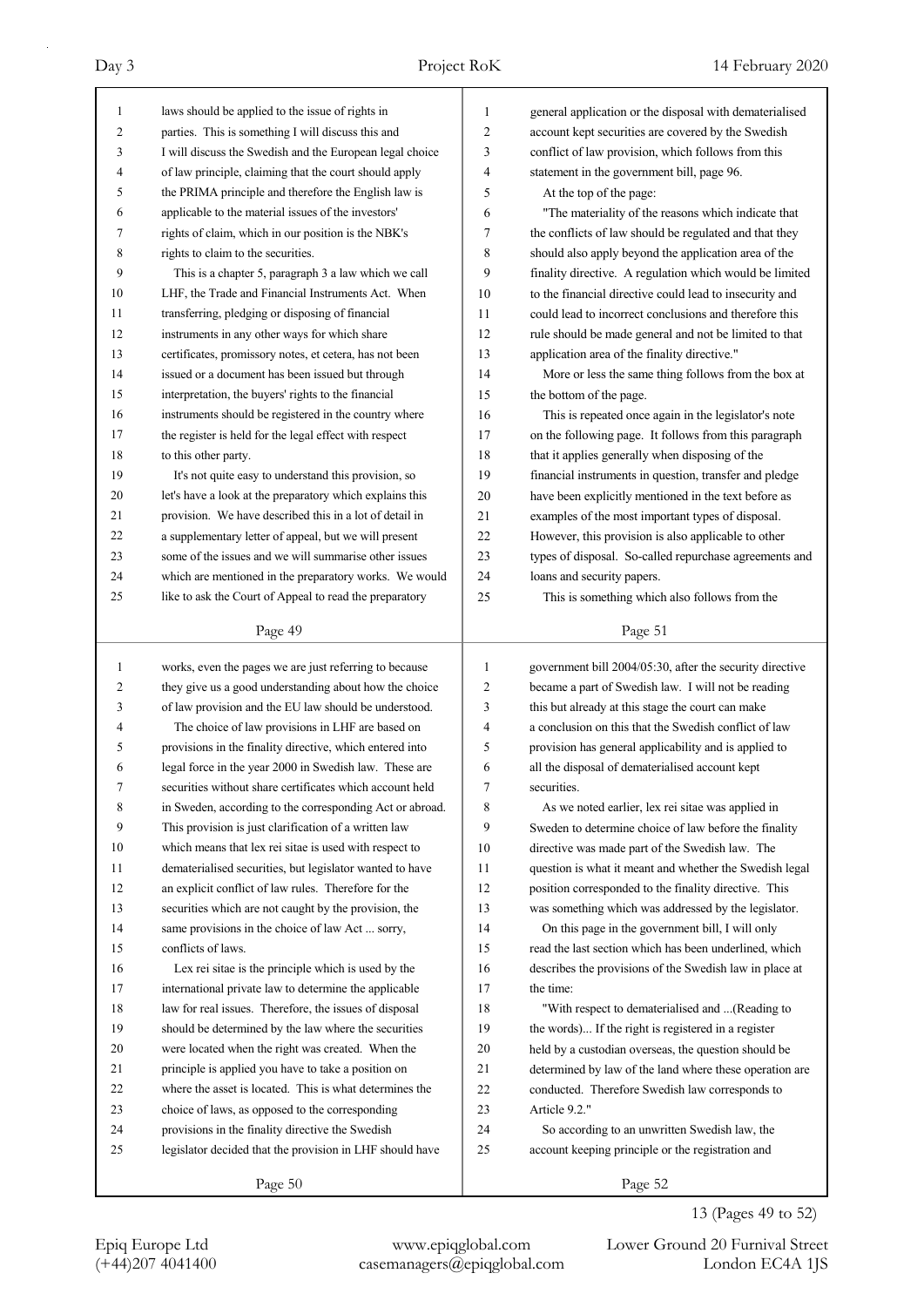laws should be applied to the issue of rights in parties. This is something I will discuss this and I will discuss the Swedish and the European legal choice of law principle, claiming that the court should apply the PRIMA principle and therefore the English law is applicable to the material issues of the investors' rights of claim, which in our position is the NBK's rights to claim to the securities.

This is a chapter 5, paragraph 3 a law which we call LHF, the Trade and Financial Instruments Act. When transferring, pledging or disposing of financial instruments in any other ways for which share certificates, promissory notes, et cetera, has not been issued or a document has been issued but through interpretation, the buyers' rights to the financial instruments should be registered in the country where the register is held for the legal effect with respect to this other party.

It's not quite easy to understand this provision, so let's have a look at the preparatory which explains this provision. We have described this in a lot of detail in a supplementary letter of appeal, but we will present some of the issues and we will summarise other issues which are mentioned in the preparatory works. We would like to ask the Court of Appeal to read the preparatory works, even the pages we are just referring to because they give us a good understanding about how the choice of law provision and the EU law should be understood.

The choice of law provisions in LHF are based on provisions in the finality directive, which entered into legal force in the year 2000 in Swedish law. These are securities without share certificates which are account held in Sweden, according to the corresponding Act or abroad. This provision is just clarification of a written law which means that lex rei sitae is used with respect to dematerialised securities, but legislator wanted to have an explicit conflict of law rules. Therefore for the securities which are not caught by the provision, the same provisions in the choice of law Act ... sorry, conflicts of laws.

Lex rei sitae is the principle which is used by the international private law to determine the applicable law for real issues. Therefore, the issues of disposal should be determined by the law where the securities were located when the right was created. When the principle is applied you have to take a position on where the asset is located. This is what determines the choice of laws, as opposed to the corresponding provisions in the finality directive the Swedish legislator decided that the provision in LHF should have general application or the disposal with dematerialised account kept securities are covered by the Swedish conflict of law provision, which follows from this statement in the government bill, page 96.

At the top of the page:

"The materiality of the reasons which indicate that the conflicts of law should be regulated and that they should also apply beyond the application area of the finality directive. A regulation which would be limited to the financial directive could lead to insecurity and could lead to incorrect conclusions and therefore this rule should be made general and not be limited to that application area of the finality directive."

More or less the same thing follows from the box at the bottom of the page.

This is repeated once again in the legislator's note on the following page. It follows from this paragraph that it applies generally when disposing of the financial instruments in question, transfer and pledge have been explicitly mentioned in the text before as examples of the most important types of disposal. However, this provision is also applicable to other types of disposal. So-called repurchase agreements and loans and security papers.

This is something which also follows from the government bill 2004/05:30, after the security directive became a part of Swedish law. I will not be reading this but already at this stage the court can make a conclusion on this that the Swedish conflict of law provision has general applicability and is applied to all the disposal of dematerialised account kept securities.

As we noted earlier, lex rei sitae was applied in Sweden to determine choice of law before the finality directive was made part of the Swedish law. The question is what it meant and whether the Swedish legal position corresponded to the finality directive. This was something which was addressed by the legislator.

On this page in the government bill, I will only read the last section which has been underlined, which describes the provisions of the Swedish law in place at the time:

"With respect to dematerialised and ...(Reading to the words)... If the right is registered in a register held by a custodian overseas, the question should be determined by law of the land where these operation are conducted. Therefore Swedish law corresponds to Article 9.2."

So according to an unwritten Swedish law, the account keeping principle or the registration and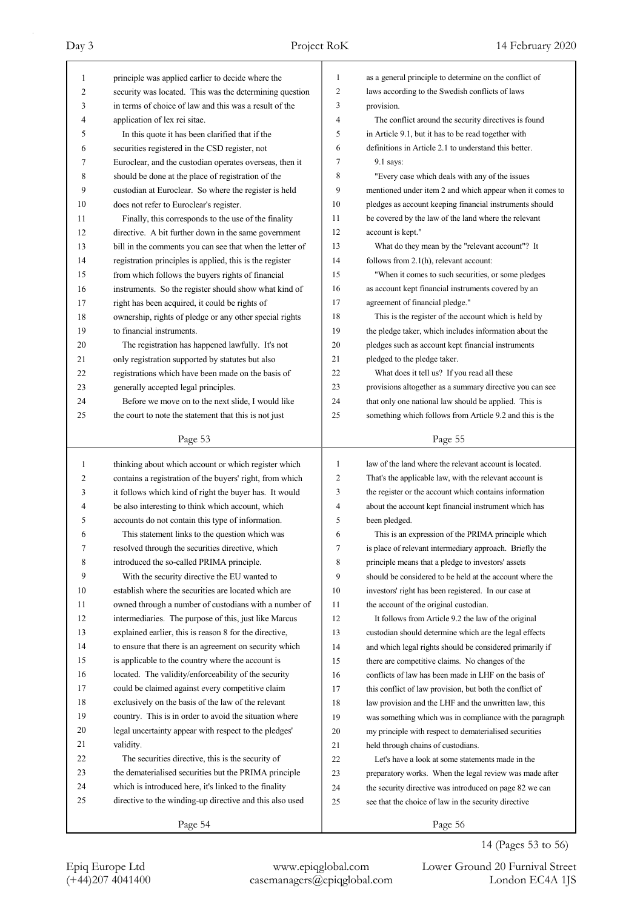principle was applied earlier to decide where the security was located. This was the determining question in terms of choice of law and this was a result of the application of lex rei sitae.

In this quote it has been clarified that if the securities registered in the CSD register, not Euroclear, and the custodian operates overseas, then it should be done at the place of registration of the custodian at Euroclear. So where the register is held does not refer to Euroclear's register.

Finally, this corresponds to the use of the finality directive. A bit further down in the same government bill in the comments you can see that when the letter of registration principles is applied, this is the register from which follows the buyers rights of financial instruments. So the register should show what kind of right has been acquired, it could be rights of ownership, rights of pledge or any other special rights to financial instruments.

The registration has happened lawfully. It's not only registration supported by statutes but also registrations which have been made on the basis of generally accepted legal principles.

Before we move on to the next slide, I would like the court to note the statement that this is not just

Page 53

thinking about which account or which register which contains a registration of the buyers' right, from which it follows which kind of right the buyer has. It would be also interesting to think which account, which accounts do not contain this type of information.

This statement links to the question which was resolved through the securities directive, which introduced the so-called PRIMA principle.

With the security directive the EU wanted to establish where the securities are located which are owned through a number of custodians with a number of intermediaries. The purpose of this, just like Marcus explained earlier, this is reason 8 for the directive, to ensure that there is an agreement on security which is applicable to the country where the account is located. The validity/enforceability of the security could be claimed against every competitive claim exclusively on the basis of the law of the relevant country. This is in order to avoid the situation where legal uncertainty appear with respect to the pledges' validity.

The securities directive, this is the security of the dematerialised securities but the PRIMA principle which is introduced here, it's linked to the finality directive to the winding-up directive and this also used

Page 54

as a general principle to determine on the conflict of laws according to the Swedish conflicts of laws provision.

The conflict around the security directives is found in Article 9.1, but it has to be read together with definitions in Article 2.1 to understand this better.

9.1 says:

"Every case which deals with any of the issues mentioned under item 2 and which appear when it comes to pledges as account keeping financial instruments should be covered by the law of the land where the relevant account is kept."

What do they mean by the "relevant account"? It follows from 2.1(h), relevant account:

"When it comes to such securities, or some pledges as account kept financial instruments covered by an agreement of financial pledge."

This is the register of the account which is held by the pledge taker, which includes information about the pledges such as account kept financial instruments pledged to the pledge taker.

What does it tell us? If you read all these provisions altogether as a summary directive you can see that only one national law should be applied. This is something which follows from Article 9.2 and this is the

Page 55

law of the land where the relevant account is located. That's the applicable law, with the relevant account is the register or the account which contains information about the account kept financial instrument which has been pledged.

This is an expression of the PRIMA principle which is place of relevant intermediary approach. Briefly the principle means that a pledge to investors' assets should be considered to be held at the account where the investors' right has been registered. In our case at the account of the original custodian.

It follows from Article 9.2 the law of the original custodian should determine which are the legal effects and which legal rights should be considered primarily if there are competitive claims. No changes of the conflicts of law has been made in LHF on the basis of this conflict of law provision, but both the conflict of law provision and the LHF and the unwritten law, this was something which was in compliance with the paragraph my principle with respect to dematerialised securities held through chains of custodians.

Let's have a look at some statements made in the preparatory works. When the legal review was made after the security directive was introduced on page 82 we can see that the choice of law in the security directive

Page 56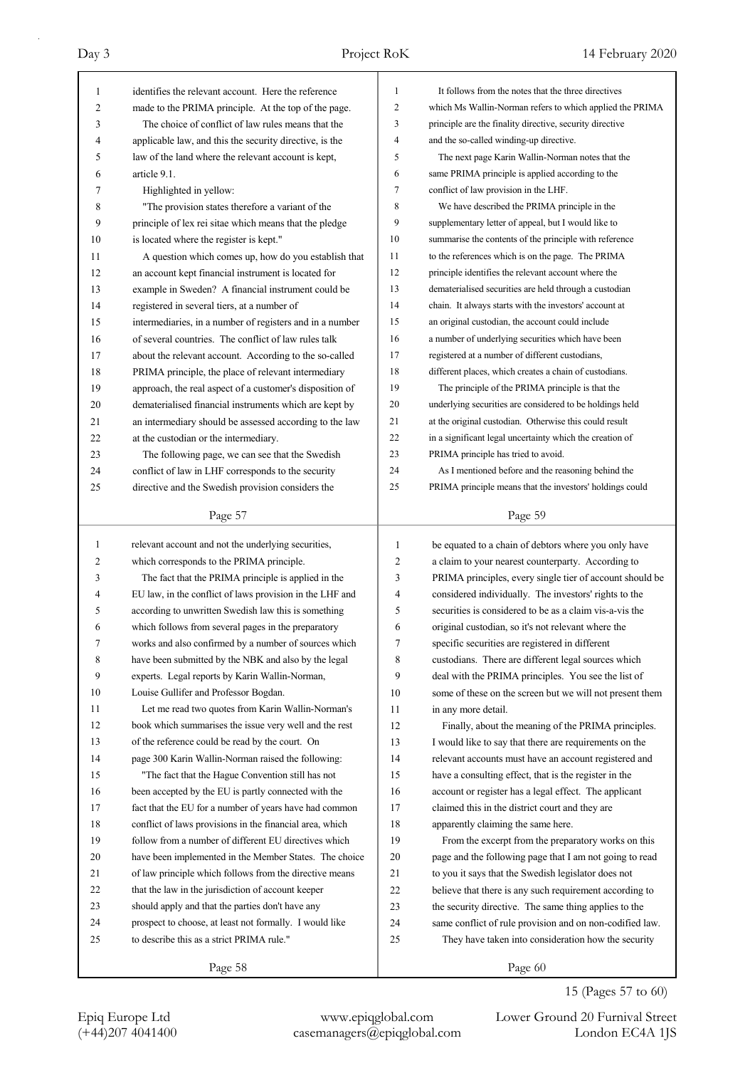identifies the relevant account. Here the reference made to the PRIMA principle. At the top of the page.

The choice of conflict of law rules means that the applicable law, and this the security directive, is the law of the land where the relevant account is kept, article 9.1.

Highlighted in yellow:

"The provision states therefore a variant of the principle of lex rei sitae which means that the pledge is located where the register is kept."

A question which comes up, how do you establish that an account kept financial instrument is located for example in Sweden? A financial instrument could be registered in several tiers, at a number of intermediaries, in a number of registers and in a number of several countries. The conflict of law rules talk about the relevant account. According to the so-called PRIMA principle, the place of relevant intermediary approach, the real aspect of a customer's disposition of dematerialised financial instruments which are kept by an intermediary should be assessed according to the law at the custodian or the intermediary.

The following page, we can see that the Swedish conflict of law in LHF corresponds to the security directive and the Swedish provision considers the relevant account and not the underlying securities, which corresponds to the PRIMA principle.

The fact that the PRIMA principle is applied in the EU law, in the conflict of laws provision in the LHF and according to unwritten Swedish law this is something which follows from several pages in the preparatory works and also confirmed by a number of sources which have been submitted by the NBK and also by the legal experts. Legal reports by Karin Wallin-Norman, Louise Gullifer and Professor Bogdan.

Let me read two quotes from Karin Wallin-Norman's book which summarises the issue very well and the rest of the reference could be read by the court. On page 300 Karin Wallin-Norman raised the following:

"The fact that the Hague Convention still has not been accepted by the EU is partly connected with the fact that the EU for a number of years have had common conflict of laws provisions in the financial area, which follow from a number of different EU directives which have been implemented in the Member States. The choice of law principle which follows from the directive means that the law in the jurisdiction of account keeper should apply and that the parties don't have any prospect to choose, at least not formally. I would like to describe this as a strict PRIMA rule."

It follows from the notes that the three directives which Ms Wallin-Norman refers to which applied the PRIMA principle are the finality directive, security directive and the so-called winding-up directive.

The next page Karin Wallin-Norman notes that the same PRIMA principle is applied according to the conflict of law provision in the LHF.

We have described the PRIMA principle in the supplementary letter of appeal, but I would like to summarise the contents of the principle with reference to the references which is on the page. The PRIMA principle identifies the relevant account where the dematerialised securities are held through a custodian chain. It always starts with the investors' account at an original custodian, the account could include a number of underlying securities which have been registered at a number of different custodians, different places, which creates a chain of custodians.

The principle of the PRIMA principle is that the underlying securities are considered to be holdings held at the original custodian. Otherwise this could result in a significant legal uncertainty which the creation of PRIMA principle has tried to avoid.

As I mentioned before and the reasoning behind the PRIMA principle means that the investors' holdings could be equated to a chain of debtors where you only have a claim to your nearest counterparty. According to PRIMA principles, every single tier of account should be considered individually. The investors' rights to the securities is considered to be as a claim vis-a-vis the original custodian, so it's not relevant where the specific securities are registered in different custodians. There are different legal sources which deal with the PRIMA principles. You see the list of some of these on the screen but we will not present them in any more detail.

Finally, about the meaning of the PRIMA principles. I would like to say that there are requirements on the relevant accounts must have an account registered and have a consulting effect, that is the register in the account or register has a legal effect. The applicant claimed this in the district court and they are apparently claiming the same here.

From the excerpt from the preparatory works on this page and the following page that I am not going to read to you it says that the Swedish legislator does not believe that there is any such requirement according to the security directive. The same thing applies to the same conflict of rule provision and on non-codified law.

They have taken into consideration how the security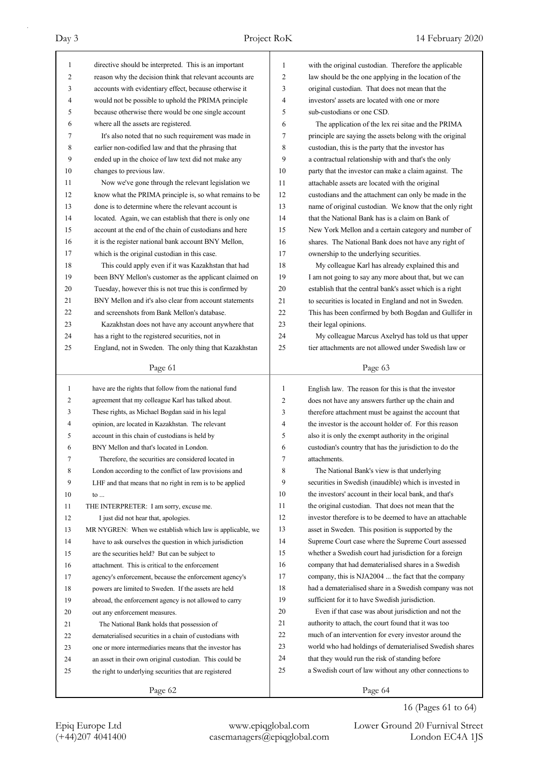directive should be interpreted. This is an important reason why the decision think that relevant accounts are accounts with evidentiary effect, because otherwise it would not be possible to uphold the PRIMA principle because otherwise there would be one single account where all the assets are registered.

It's also noted that no such requirement was made in earlier non-codified law and that the phrasing that ended up in the choice of law text did not make any changes to previous law.

Now we've gone through the relevant legislation we know what the PRIMA principle is, so what remains to be done is to determine where the relevant account is located. Again, we can establish that there is only one account at the end of the chain of custodians and here it is the register national bank account BNY Mellon, which is the original custodian in this case.

This could apply even if it was Kazakhstan that had been BNY Mellon's customer as the applicant claimed on Tuesday, however this is not true this is confirmed by BNY Mellon and it's also clear from account statements and screenshots from Bank Mellon's database.

Kazakhstan does not have any account anywhere that has a right to the registered securities, not in England, not in Sweden. The only thing that Kazakhstan have are the rights that follow from the national fund agreement that my colleague Karl has talked about. These rights, as Michael Bogdan said in his legal opinion, are located in Kazakhstan. The relevant account in this chain of custodians is held by BNY Mellon and that's located in London.

Therefore, the securities are considered located in London according to the conflict of law provisions and LHF and that means that no right in rem is to be applied to ...

THE INTERPRETER: I am sorry, excuse me.

I just did not hear that, apologies.

MR NYGREN: When we establish which law is applicable, we have to ask ourselves the question in which jurisdiction are the securities held? But can be subject to attachment. This is critical to the enforcement agency's enforcement, because the enforcement agency's powers are limited to Sweden. If the assets are held abroad, the enforcement agency is not allowed to carry out any enforcement measures.

The National Bank holds that possession of dematerialised securities in a chain of custodians with one or more intermediaries means that the investor has an asset in their own original custodian. This could be the right to underlying securities that are registered with the original custodian. Therefore the applicable law should be the one applying in the location of the original custodian. That does not mean that the investors' assets are located with one or more sub-custodians or one CSD.

The application of the lex rei sitae and the PRIMA principle are saying the assets belong with the original custodian, this is the party that the investor has a contractual relationship with and that's the only party that the investor can make a claim against. The attachable assets are located with the original custodians and the attachment can only be made in the name of original custodian. We know that the only right that the National Bank has is a claim on Bank of New York Mellon and a certain category and number of shares. The National Bank does not have any right of ownership to the underlying securities.

My colleague Karl has already explained this and I am not going to say any more about that, but we can establish that the central bank's asset which is a right to securities is located in England and not in Sweden. This has been confirmed by both Bogdan and Gullifer in their legal opinions.

My colleague Marcus Axelryd has told us that upper tier attachments are not allowed under Swedish law or English law. The reason for this is that the investor does not have any answers further up the chain and therefore attachment must be against the account that the investor is the account holder of. For this reason also it is only the exempt authority in the original custodian's country that has the jurisdiction to do the attachments.

The National Bank's view is that underlying securities in Swedish (inaudible) which is invested in the investors' account in their local bank, and that's the original custodian. That does not mean that the investor therefore is to be deemed to have an attachable asset in Sweden. This position is supported by the Supreme Court case where the Supreme Court assessed whether a Swedish court had jurisdiction for a foreign company that had dematerialised shares in a Swedish company, this is NJA2004 ... the fact that the company had a dematerialised share in a Swedish company was not sufficient for it to have Swedish jurisdiction.

Even if that case was about jurisdiction and not the authority to attach, the court found that it was too much of an intervention for every investor around the world who had holdings of dematerialised Swedish shares that they would run the risk of standing before a Swedish court of law without any other connections to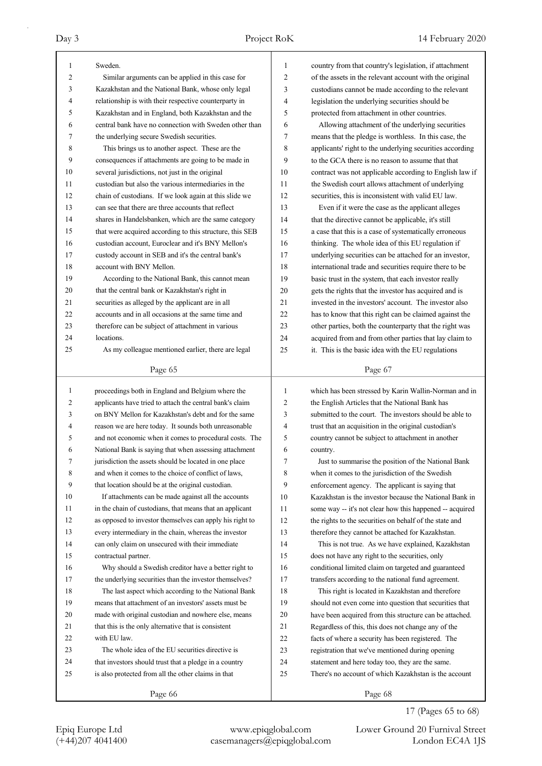Sweden.

Similar arguments can be applied in this case for Kazakhstan and the National Bank, whose only legal relationship is with their respective counterparty in Kazakhstan and in England, both Kazakhstan and the central bank have no connection with Sweden other than the underlying secure Swedish securities.

This brings us to another aspect. These are the consequences if attachments are going to be made in several jurisdictions, not just in the original custodian but also the various intermediaries in the chain of custodians. If we look again at this slide we can see that there are three accounts that reflect shares in Handelsbanken, which are the same category that were acquired according to this structure, this SEB custodian account, Euroclear and it's BNY Mellon's custody account in SEB and it's the central bank's account with BNY Mellon.

According to the National Bank, this cannot mean that the central bank or Kazakhstan's right in securities as alleged by the applicant are in all accounts and in all occasions at the same time and therefore can be subject of attachment in various locations.

As my colleague mentioned earlier, there are legal proceedings both in England and Belgium where the applicants have tried to attach the central bank's claim on BNY Mellon for Kazakhstan's debt and for the same reason we are here today. It sounds both unreasonable and not economic when it comes to procedural costs. The National Bank is saying that when assessing attachment jurisdiction the assets should be located in one place and when it comes to the choice of conflict of laws, that location should be at the original custodian.

If attachments can be made against all the accounts in the chain of custodians, that means that an applicant as opposed to investor themselves can apply his right to every intermediary in the chain, whereas the investor can only claim on unsecured with their immediate contractual partner.

Why should a Swedish creditor have a better right to the underlying securities than the investor themselves?

The last aspect which according to the National Bank means that attachment of an investors' assets must be made with original custodian and nowhere else, means that this is the only alternative that is consistent with EU law.

The whole idea of the EU securities directive is that investors should trust that a pledge in a country is also protected from all the other claims in that country from that country's legislation, if attachment of the assets in the relevant account with the original custodians cannot be made according to the relevant legislation the underlying securities should be protected from attachment in other countries.

Allowing attachment of the underlying securities means that the pledge is worthless. In this case, the applicants' right to the underlying securities according to the GCA there is no reason to assume that that contract was not applicable according to English law if the Swedish court allows attachment of underlying securities, this is inconsistent with valid EU law.

Even if it were the case as the applicant alleges that the directive cannot be applicable, it's still a case that this is a case of systematically erroneous thinking. The whole idea of this EU regulation if underlying securities can be attached for an investor, international trade and securities require there to be basic trust in the system, that each investor really gets the rights that the investor has acquired and is invested in the investors' account. The investor also has to know that this right can be claimed against the other parties, both the counterparty that the right was acquired from and from other parties that lay claim to it. This is the basic idea with the EU regulations which has been stressed by Karin Wallin-Norman and in the English Articles that the National Bank has submitted to the court. The investors should be able to trust that an acquisition in the original custodian's country cannot be subject to attachment in another country.

Just to summarise the position of the National Bank when it comes to the jurisdiction of the Swedish enforcement agency. The applicant is saying that Kazakhstan is the investor because the National Bank in some way -- it's not clear how this happened -- acquired the rights to the securities on behalf of the state and therefore they cannot be attached for Kazakhstan.

This is not true. As we have explained, Kazakhstan does not have any right to the securities, only conditional limited claim on targeted and guaranteed transfers according to the national fund agreement.

This right is located in Kazakhstan and therefore should not even come into question that securities that have been acquired from this structure can be attached. Regardless of this, this does not change any of the facts of where a security has been registered. The registration that we've mentioned during opening statement and here today too, they are the same. There's no account of which Kazakhstan is the account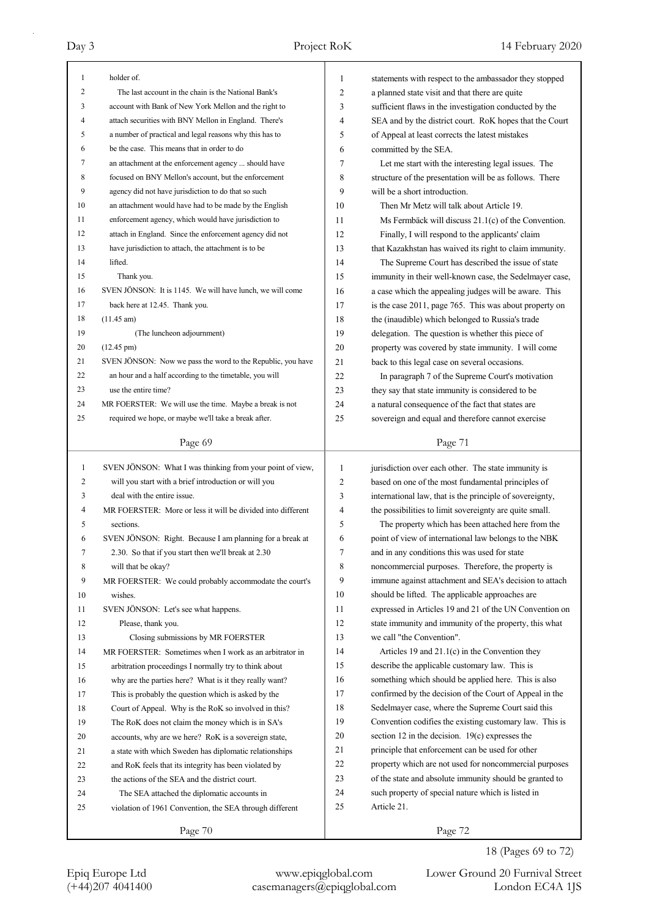holder of.

The last account in the chain is the National Bank's account with Bank of New York Mellon and the right to attach securities with BNY Mellon in England. There's a number of practical and legal reasons why this has to be the case. This means that in order to do an attachment at the enforcement agency ... should have focused on BNY Mellon's account, but the enforcement agency did not have jurisdiction to do that so such an attachment would have had to be made by the English enforcement agency, which would have jurisdiction to attach in England. Since the enforcement agency did not have jurisdiction to attach, the attachment is to be lifted.

Thank you.

SVEN JÖNSON: It is 1145. We will have lunch, we will come back here at 12.45. Thank you.

(11.45 am)

(The luncheon adjournment)

(12.45 pm)

SVEN JÖNSON: Now we pass the word to the Republic, you have an hour and a half according to the timetable, you will use the entire time?

MR FOERSTER: We will use the time. Maybe a break is not required we hope, or maybe we'll take a break after.

SVEN JÖNSON: What I was thinking from your point of view, will you start with a brief introduction or will you deal with the entire issue.

MR FOERSTER: More or less it will be divided into different sections.

SVEN JÖNSON: Right. Because I am planning for a break at 2.30. So that if you start then we'll break at 2.30 will that be okay?

MR FOERSTER: We could probably accommodate the court's wishes.

SVEN JÖNSON: Let's see what happens.

Please, thank you.

Closing submissions by MR FOERSTER

MR FOERSTER: Sometimes when I work as an arbitrator in arbitration proceedings I normally try to think about why are the parties here? What is it they really want? This is probably the question which is asked by the Court of Appeal. Why is the RoK so involved in this? The RoK does not claim the money which is in SA's accounts, why are we here? RoK is a sovereign state, a state with which Sweden has diplomatic relationships and RoK feels that its integrity has been violated by the actions of the SEA and the district court.

The SEA attached the diplomatic accounts in violation of 1961 Convention, the SEA through different statements with respect to the ambassador they stopped a planned state visit and that there are quite sufficient flaws in the investigation conducted by the SEA and by the district court. RoK hopes that the Court of Appeal at least corrects the latest mistakes committed by the SEA.

Let me start with the interesting legal issues. The structure of the presentation will be as follows. There will be a short introduction.

Then Mr Metz will talk about Article 19.

Ms Fermbäck will discuss 21.1(c) of the Convention.

Finally, I will respond to the applicants' claim that Kazakhstan has waived its right to claim immunity.

The Supreme Court has described the issue of state immunity in their well-known case, the Sedelmayer case, a case which the appealing judges will be aware. This is the case 2011, page 765. This was about property on the (inaudible) which belonged to Russia's trade delegation. The question is whether this piece of property was covered by state immunity. I will come back to this legal case on several occasions.

In paragraph 7 of the Supreme Court's motivation they say that state immunity is considered to be a natural consequence of the fact that states are sovereign and equal and therefore cannot exercise jurisdiction over each other. The state immunity is based on one of the most fundamental principles of international law, that is the principle of sovereignty, the possibilities to limit sovereignty are quite small.

The property which has been attached here from the point of view of international law belongs to the NBK and in any conditions this was used for state noncommercial purposes. Therefore, the property is immune against attachment and SEA's decision to attach should be lifted. The applicable approaches are expressed in Articles 19 and 21 of the UN Convention on state immunity and immunity of the property, this what we call "the Convention".

Articles 19 and 21.1(c) in the Convention they describe the applicable customary law. This is something which should be applied here. This is also confirmed by the decision of the Court of Appeal in the Sedelmayer case, where the Supreme Court said this Convention codifies the existing customary law. This is section 12 in the decision. 19(c) expresses the principle that enforcement can be used for other property which are not used for noncommercial purposes of the state and absolute immunity should be granted to such property of special nature which is listed in Article 21.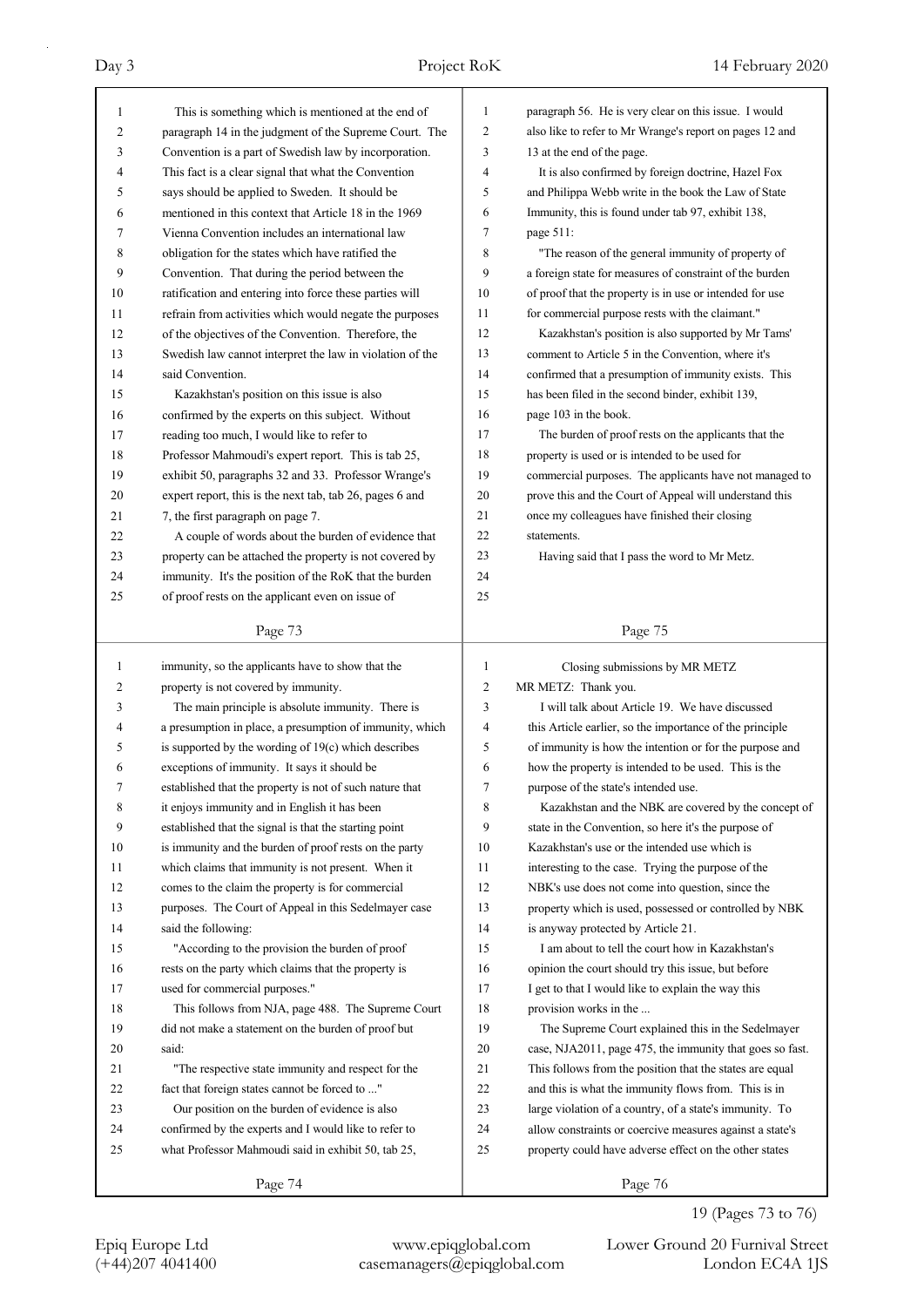This is something which is mentioned at the end of paragraph 14 in the judgment of the Supreme Court. The Convention is a part of Swedish law by incorporation. This fact is a clear signal that what the Convention says should be applied to Sweden. It should be mentioned in this context that Article 18 in the 1969 Vienna Convention includes an international law obligation for the states which have ratified the Convention. That during the period between the ratification and entering into force these parties will refrain from activities which would negate the purposes of the objectives of the Convention. Therefore, the Swedish law cannot interpret the law in violation of the said Convention.

Kazakhstan's position on this issue is also confirmed by the experts on this subject. Without reading too much, I would like to refer to Professor Mahmoudi's expert report. This is tab 25, exhibit 50, paragraphs 32 and 33. Professor Wrange's expert report, this is the next tab, tab 26, pages 6 and 7, the first paragraph on page 7.

A couple of words about the burden of evidence that property can be attached the property is not covered by immunity. It's the position of the RoK that the burden of proof rests on the applicant even on issue of immunity, so the applicants have to show that the property is not covered by immunity.

The main principle is absolute immunity. There is a presumption in place, a presumption of immunity, which is supported by the wording of 19(c) which describes exceptions of immunity. It says it should be established that the property is not of such nature that it enjoys immunity and in English it has been established that the signal is that the starting point is immunity and the burden of proof rests on the party which claims that immunity is not present. When it comes to the claim the property is for commercial purposes. The Court of Appeal in this Sedelmayer case said the following:

"According to the provision the burden of proof rests on the party which claims that the property is used for commercial purposes."

This follows from NJA, page 488. The Supreme Court did not make a statement on the burden of proof but said:

"The respective state immunity and respect for the fact that foreign states cannot be forced to ..."

Our position on the burden of evidence is also confirmed by the experts and I would like to refer to what Professor Mahmoudi said in exhibit 50, tab 25, paragraph 56. He is very clear on this issue. I would also like to refer to Mr Wrange's report on pages 12 and 13 at the end of the page.

It is also confirmed by foreign doctrine, Hazel Fox and Philippa Webb write in the book the Law of State Immunity, this is found under tab 97, exhibit 138, page 511:

"The reason of the general immunity of property of a foreign state for measures of constraint of the burden of proof that the property is in use or intended for use for commercial purpose rests with the claimant."

Kazakhstan's position is also supported by Mr Tams' comment to Article 5 in the Convention, where it's confirmed that a presumption of immunity exists. This has been filed in the second binder, exhibit 139, page 103 in the book.

The burden of proof rests on the applicants that the property is used or is intended to be used for commercial purposes. The applicants have not managed to prove this and the Court of Appeal will understand this once my colleagues have finished their closing statements.

Having said that I pass the word to Mr Metz.

## Closing submissions by MR METZ

MR METZ: Thank you.

I will talk about Article 19. We have discussed this Article earlier, so the importance of the principle of immunity is how the intention or for the purpose and how the property is intended to be used. This is the purpose of the state's intended use.

Kazakhstan and the NBK are covered by the concept of state in the Convention, so here it's the purpose of Kazakhstan's use or the intended use which is interesting to the case. Trying the purpose of the NBK's use does not come into question, since the property which is used, possessed or controlled by NBK is anyway protected by Article 21.

I am about to tell the court how in Kazakhstan's opinion the court should try this issue, but before I get to that I would like to explain the way this provision works in the ...

The Supreme Court explained this in the Sedelmayer case, NJA2011, page 475, the immunity that goes so fast. This follows from the position that the states are equal and this is what the immunity flows from. This is in large violation of a country, of a state's immunity. To allow constraints or coercive measures against a state's property could have adverse effect on the other states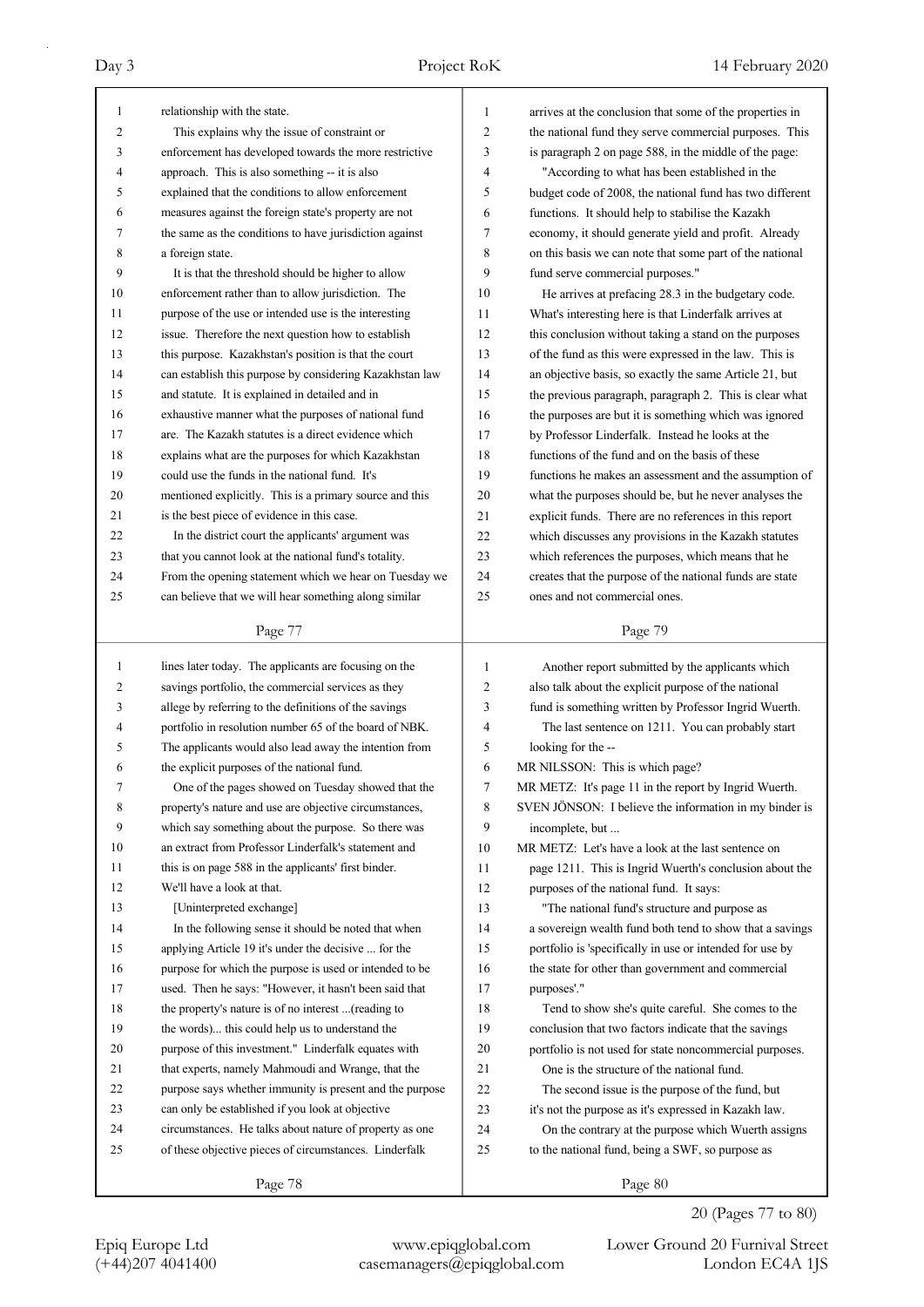relationship with the state.

This explains why the issue of constraint or enforcement has developed towards the more restrictive approach. This is also something -- it is also explained that the conditions to allow enforcement measures against the foreign state's property are not the same as the conditions to have jurisdiction against a foreign state.

It is that the threshold should be higher to allow enforcement rather than to allow jurisdiction. The purpose of the use or intended use is the interesting issue. Therefore the next question how to establish this purpose. Kazakhstan's position is that the court can establish this purpose by considering Kazakhstan law and statute. It is explained in detailed and in exhaustive manner what the purposes of national fund are. The Kazakh statutes is a direct evidence which explains what are the purposes for which Kazakhstan could use the funds in the national fund. It's mentioned explicitly. This is a primary source and this is the best piece of evidence in this case.

In the district court the applicants' argument was that you cannot look at the national fund's totality. From the opening statement which we hear on Tuesday we can believe that we will hear something along similar lines later today. The applicants are focusing on the savings portfolio, the commercial services as they allege by referring to the definitions of the savings portfolio in resolution number 65 of the board of NBK. The applicants would also lead away the intention from the explicit purposes of the national fund.

One of the pages showed on Tuesday showed that the property's nature and use are objective circumstances, which say something about the purpose. So there was an extract from Professor Linderfalk's statement and this is on page 588 in the applicants' first binder. We'll have a look at that.

[Uninterpreted exchange]

In the following sense it should be noted that when applying Article 19 it's under the decisive ... for the purpose for which the purpose is used or intended to be used. Then he says: "However, it hasn't been said that the property's nature is of no interest ...(reading to the words)... this could help us to understand the purpose of this investment." Linderfalk equates with that experts, namely Mahmoudi and Wrange, that the purpose says whether immunity is present and the purpose can only be established if you look at objective circumstances. He talks about nature of property as one of these objective pieces of circumstances. Linderfalk arrives at the conclusion that some of the properties in the national fund they serve commercial purposes. This is paragraph 2 on page 588, in the middle of the page:

"According to what has been established in the budget code of 2008, the national fund has two different functions. It should help to stabilise the Kazakh economy, it should generate yield and profit. Already on this basis we can note that some part of the national fund serve commercial purposes."

He arrives at prefacing 28.3 in the budgetary code. What's interesting here is that Linderfalk arrives at this conclusion without taking a stand on the purposes of the fund as this were expressed in the law. This is an objective basis, so exactly the same Article 21, but the previous paragraph, paragraph 2. This is clear what the purposes are but it is something which was ignored by Professor Linderfalk. Instead he looks at the functions of the fund and on the basis of these functions he makes an assessment and the assumption of what the purposes should be, but he never analyses the explicit funds. There are no references in this report which discusses any provisions in the Kazakh statutes which references the purposes, which means that he creates that the purpose of the national funds are state ones and not commercial ones.

Another report submitted by the applicants which also talk about the explicit purpose of the national fund is something written by Professor Ingrid Wuerth.

The last sentence on 1211. You can probably start looking for the --

MR NILSSON: This is which page?

MR METZ: It's page 11 in the report by Ingrid Wuerth.

SVEN JÖNSON: I believe the information in my binder is incomplete, but ...

MR METZ: Let's have a look at the last sentence on page 1211. This is Ingrid Wuerth's conclusion about the purposes of the national fund. It says:

"The national fund's structure and purpose as a sovereign wealth fund both tend to show that a savings portfolio is 'specifically in use or intended for use by the state for other than government and commercial purposes'."

Tend to show she's quite careful. She comes to the conclusion that two factors indicate that the savings portfolio is not used for state noncommercial purposes.

One is the structure of the national fund.

The second issue is the purpose of the fund, but it's not the purpose as it's expressed in Kazakh law.

On the contrary at the purpose which Wuerth assigns to the national fund, being a SWF, so purpose as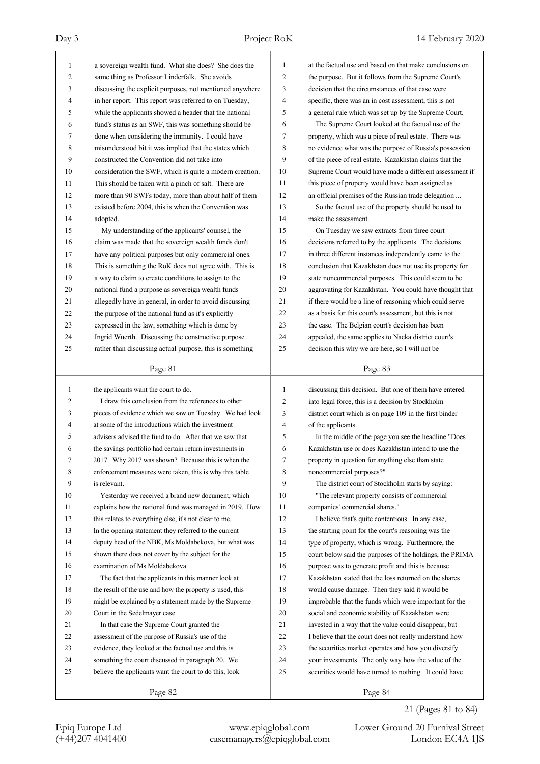a sovereign wealth fund. What she does? She does the same thing as Professor Linderfalk. She avoids discussing the explicit purposes, not mentioned anywhere in her report. This report was referred to on Tuesday, while the applicants showed a header that the national fund's status as an SWF, this was something should be done when considering the immunity. I could have misunderstood bit it was implied that the states which constructed the Convention did not take into consideration the SWF, which is quite a modern creation. This should be taken with a pinch of salt. There are more than 90 SWFs today, more than about half of them existed before 2004, this is when the Convention was adopted.

My understanding of the applicants' counsel, the claim was made that the sovereign wealth funds don't have any political purposes but only commercial ones. This is something the RoK does not agree with. This is a way to claim to create conditions to assign to the national fund a purpose as sovereign wealth funds allegedly have in general, in order to avoid discussing the purpose of the national fund as it's explicitly expressed in the law, something which is done by Ingrid Wuerth. Discussing the constructive purpose rather than discussing actual purpose, this is something the applicants want the court to do.

I draw this conclusion from the references to other pieces of evidence which we saw on Tuesday. We had look at some of the introductions which the investment advisers advised the fund to do. After that we saw that the savings portfolio had certain return investments in 2017. Why 2017 was shown? Because this is when the enforcement measures were taken, this is why this table is relevant.

Yesterday we received a brand new document, which explains how the national fund was managed in 2019. How this relates to everything else, it's not clear to me. In the opening statement they referred to the current deputy head of the NBK, Ms Moldabekova, but what was shown there does not cover by the subject for the examination of Ms Moldabekova.

The fact that the applicants in this manner look at the result of the use and how the property is used, this might be explained by a statement made by the Supreme Court in the Sedelmayer case.

In that case the Supreme Court granted the assessment of the purpose of Russia's use of the evidence, they looked at the factual use and this is something the court discussed in paragraph 20. We believe the applicants want the court to do this, look at the factual use and based on that make conclusions on the purpose. But it follows from the Supreme Court's decision that the circumstances of that case were specific, there was an in cost assessment, this is not a general rule which was set up by the Supreme Court.

The Supreme Court looked at the factual use of the property, which was a piece of real estate. There was no evidence what was the purpose of Russia's possession of the piece of real estate. Kazakhstan claims that the Supreme Court would have made a different assessment if this piece of property would have been assigned as an official premises of the Russian trade delegation ...

So the factual use of the property should be used to make the assessment.

On Tuesday we saw extracts from three court decisions referred to by the applicants. The decisions in three different instances independently came to the conclusion that Kazakhstan does not use its property for state noncommercial purposes. This could seem to be aggravating for Kazakhstan. You could have thought that if there would be a line of reasoning which could serve as a basis for this court's assessment, but this is not the case. The Belgian court's decision has been appealed, the same applies to Nacka district court's decision this why we are here, so I will not be discussing this decision. But one of them have entered into legal force, this is a decision by Stockholm district court which is on page 109 in the first binder of the applicants.

In the middle of the page you see the headline "Does Kazakhstan use or does Kazakhstan intend to use the property in question for anything else than state noncommercial purposes?"

The district court of Stockholm starts by saying:

"The relevant property consists of commercial companies' commercial shares."

I believe that's quite contentious. In any case, the starting point for the court's reasoning was the type of property, which is wrong. Furthermore, the court below said the purposes of the holdings, the PRIMA purpose was to generate profit and this is because Kazakhstan stated that the loss returned on the shares would cause damage. Then they said it would be improbable that the funds which were important for the social and economic stability of Kazakhstan were invested in a way that the value could disappear, but I believe that the court does not really understand how the securities market operates and how you diversify your investments. The only way how the value of the securities would have turned to nothing. It could have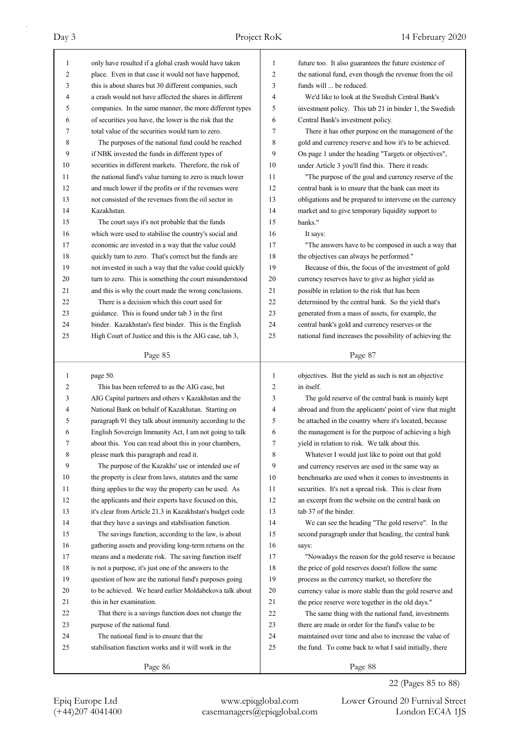only have resulted if a global crash would have taken place. Even in that case it would not have happened, this is about shares but 30 different companies, such a crash would not have affected the shares in different companies. In the same manner, the more different types of securities you have, the lower is the risk that the total value of the securities would turn to zero.

The purposes of the national fund could be reached if NBK invested the funds in different types of securities in different markets. Therefore, the risk of the national fund's value turning to zero is much lower and much lower if the profits or if the revenues were not consisted of the revenues from the oil sector in Kazakhstan.

The court says it's not probable that the funds which were used to stabilise the country's social and economic are invested in a way that the value could quickly turn to zero. That's correct but the funds are not invested in such a way that the value could quickly turn to zero. This is something the court misunderstood and this is why the court made the wrong conclusions.

There is a decision which this court used for guidance. This is found under tab 3 in the first binder. Kazakhstan's first binder. This is the English High Court of Justice and this is the AIG case, tab 3, page 50.

This has been referred to as the AIG case, but AIG Capital partners and others v Kazakhstan and the National Bank on behalf of Kazakhstan. Starting on paragraph 91 they talk about immunity according to the English Sovereign Immunity Act, I am not going to talk about this. You can read about this in your chambers, please mark this paragraph and read it.

The purpose of the Kazakhs' use or intended use of the property is clear from laws, statutes and the same thing applies to the way the property can be used. As the applicants and their experts have focused on this, it's clear from Article 21.3 in Kazakhstan's budget code that they have a savings and stabilisation function.

The savings function, according to the law, is about gathering assets and providing long-term returns on the means and a moderate risk. The saving function itself is not a purpose, it's just one of the answers to the question of how are the national fund's purposes going to be achieved. We heard earlier Moldabekova talk about this in her examination.

That there is a savings function does not change the purpose of the national fund.

The national fund is to ensure that the stabilisation function works and it will work in the future too. It also guarantees the future existence of the national fund, even though the revenue from the oil funds will ... be reduced.

We'd like to look at the Swedish Central Bank's investment policy. This tab 21 in binder 1, the Swedish Central Bank's investment policy.

There it has other purpose on the management of the gold and currency reserve and how it's to be achieved. On page 1 under the heading "Targets or objectives", under Article 3 you'll find this. There it reads:

"The purpose of the goal and currency reserve of the central bank is to ensure that the bank can meet its obligations and be prepared to intervene on the currency market and to give temporary liquidity support to banks."

It says:

"The answers have to be composed in such a way that the objectives can always be performed."

Because of this, the focus of the investment of gold currency reserves have to give as higher yield as possible in relation to the risk that has been determined by the central bank. So the yield that's generated from a mass of assets, for example, the central bank's gold and currency reserves or the national fund increases the possibility of achieving the objectives. But the yield as such is not an objective in itself.

The gold reserve of the central bank is mainly kept abroad and from the applicants' point of view that might be attached in the country where it's located, because the management is for the purpose of achieving a high yield in relation to risk. We talk about this.

Whatever I would just like to point out that gold and currency reserves are used in the same way as benchmarks are used when it comes to investments in securities. It's not a spread risk. This is clear from an excerpt from the website on the central bank on tab 37 of the binder.

We can see the heading "The gold reserve". In the second paragraph under that heading, the central bank says:

"Nowadays the reason for the gold reserve is because the price of gold reserves doesn't follow the same process as the currency market, so therefore the currency value is more stable than the gold reserve and the price reserve were together in the old days."

The same thing with the national fund, investments there are made in order for the fund's value to be maintained over time and also to increase the value of the fund. To come back to what I said initially, there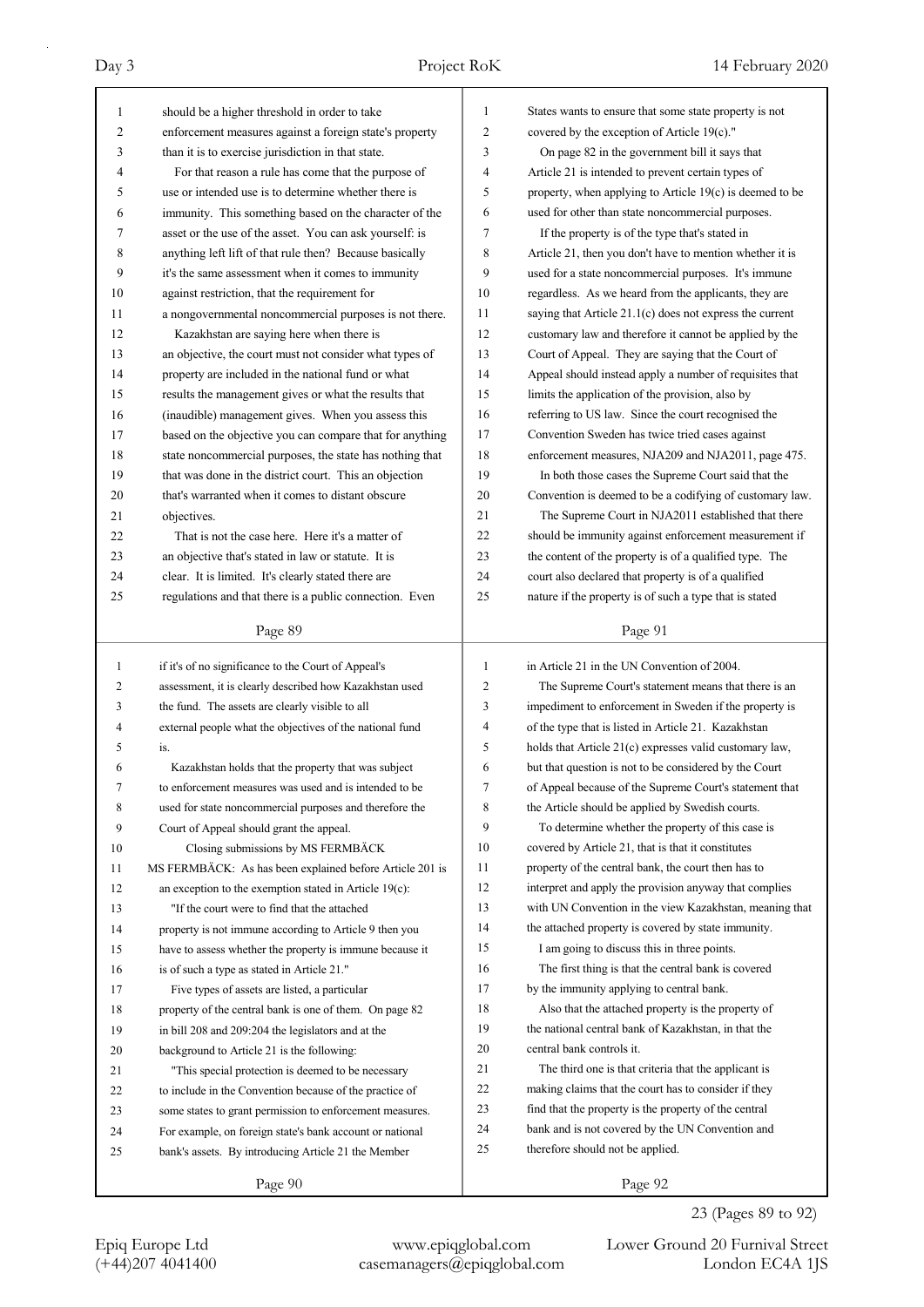should be a higher threshold in order to take enforcement measures against a foreign state's property than it is to exercise jurisdiction in that state.

For that reason a rule has come that the purpose of use or intended use is to determine whether there is immunity. This something based on the character of the asset or the use of the asset. You can ask yourself: is anything left lift of that rule then? Because basically it's the same assessment when it comes to immunity against restriction, that the requirement for a nongovernmental noncommercial purposes is not there.

Kazakhstan are saying here when there is an objective, the court must not consider what types of property are included in the national fund or what results the management gives or what the results that (inaudible) management gives. When you assess this based on the objective you can compare that for anything state noncommercial purposes, the state has nothing that that was done in the district court. This an objection that's warranted when it comes to distant obscure objectives.

That is not the case here. Here it's a matter of an objective that's stated in law or statute. It is clear. It is limited. It's clearly stated there are regulations and that there is a public connection. Even

Page 89

if it's of no significance to the Court of Appeal's assessment, it is clearly described how Kazakhstan used the fund. The assets are clearly visible to all external people what the objectives of the national fund is.

Kazakhstan holds that the property that was subject to enforcement measures was used and is intended to be used for state noncommercial purposes and therefore the Court of Appeal should grant the appeal.

Closing submissions by MS FERMBÄCK

MS FERMBÄCK: As has been explained before Article 201 is an exception to the exemption stated in Article 19(c):

"If the court were to find that the attached property is not immune according to Article 9 then you have to assess whether the property is immune because it is of such a type as stated in Article 21."

Five types of assets are listed, a particular property of the central bank is one of them. On page 82 in bill 208 and 209:204 the legislators and at the background to Article 21 is the following:

"This special protection is deemed to be necessary to include in the Convention because of the practice of some states to grant permission to enforcement measures. For example, on foreign state's bank account or national bank's assets. By introducing Article 21 the Member

Page 90

States wants to ensure that some state property is not covered by the exception of Article 19(c)."

On page 82 in the government bill it says that Article 21 is intended to prevent certain types of property, when applying to Article 19(c) is deemed to be used for other than state noncommercial purposes.

If the property is of the type that's stated in Article 21, then you don't have to mention whether it is used for a state noncommercial purposes. It's immune regardless. As we heard from the applicants, they are saying that Article 21.1(c) does not express the current customary law and therefore it cannot be applied by the Court of Appeal. They are saying that the Court of Appeal should instead apply a number of requisites that limits the application of the provision, also by referring to US law. Since the court recognised the Convention Sweden has twice tried cases against enforcement measures, NJA209 and NJA2011, page 475.

In both those cases the Supreme Court said that the Convention is deemed to be a codifying of customary law.

The Supreme Court in NJA2011 established that there should be immunity against enforcement measurement if the content of the property is of a qualified type. The court also declared that property is of a qualified nature if the property is of such a type that is stated

Page 91

in Article 21 in the UN Convention of 2004.

The Supreme Court's statement means that there is an impediment to enforcement in Sweden if the property is of the type that is listed in Article 21. Kazakhstan holds that Article 21(c) expresses valid customary law, but that question is not to be considered by the Court of Appeal because of the Supreme Court's statement that the Article should be applied by Swedish courts.

To determine whether the property of this case is covered by Article 21, that is that it constitutes property of the central bank, the court then has to interpret and apply the provision anyway that complies with UN Convention in the view Kazakhstan, meaning that the attached property is covered by state immunity.

I am going to discuss this in three points.

The first thing is that the central bank is covered by the immunity applying to central bank.

Also that the attached property is the property of the national central bank of Kazakhstan, in that the central bank controls it.

The third one is that criteria that the applicant is making claims that the court has to consider if they find that the property is the property of the central bank and is not covered by the UN Convention and therefore should not be applied.

Page 92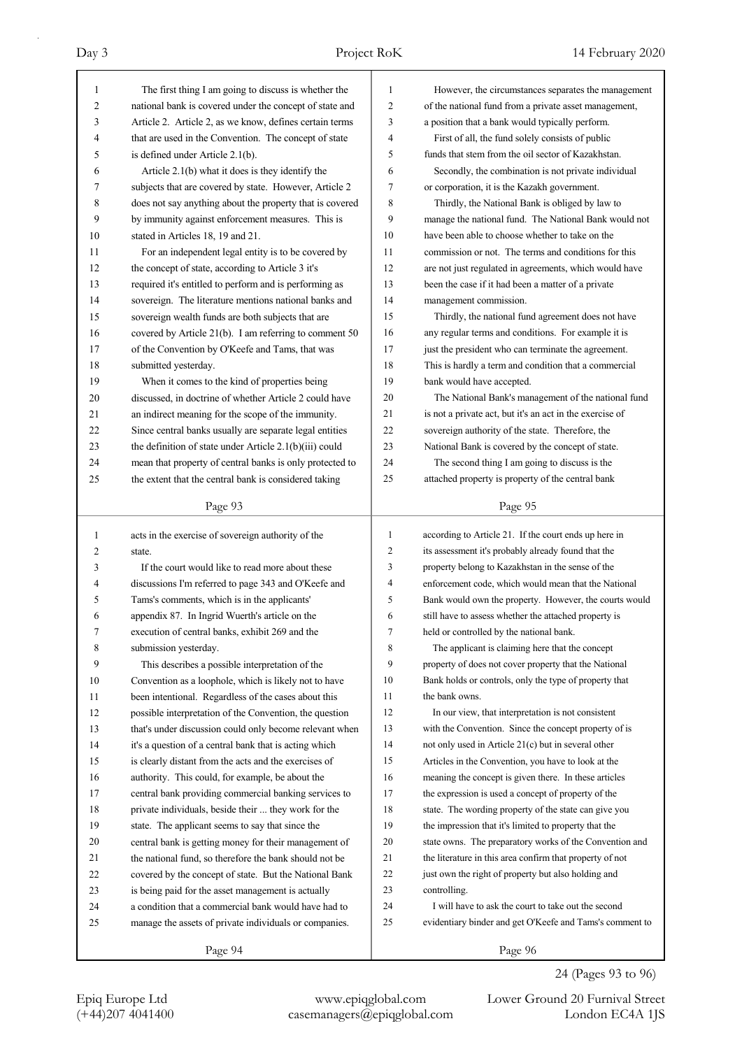The first thing I am going to discuss is whether the national bank is covered under the concept of state and Article 2. Article 2, as we know, defines certain terms that are used in the Convention. The concept of state is defined under Article 2.1(b).

Article 2.1(b) what it does is they identify the subjects that are covered by state. However, Article 2 does not say anything about the property that is covered by immunity against enforcement measures. This is stated in Articles 18, 19 and 21.

For an independent legal entity is to be covered by the concept of state, according to Article 3 it's required it's entitled to perform and is performing as sovereign. The literature mentions national banks and sovereign wealth funds are both subjects that are covered by Article 21(b). I am referring to comment 50 of the Convention by O'Keefe and Tams, that was submitted yesterday.

When it comes to the kind of properties being discussed, in doctrine of whether Article 2 could have an indirect meaning for the scope of the immunity. Since central banks usually are separate legal entities the definition of state under Article 2.1(b)(iii) could mean that property of central banks is only protected to the extent that the central bank is considered taking acts in the exercise of sovereign authority of the state.

If the court would like to read more about these discussions I'm referred to page 343 and O'Keefe and Tams's comments, which is in the applicants' appendix 87. In Ingrid Wuerth's article on the execution of central banks, exhibit 269 and the submission yesterday.

This describes a possible interpretation of the Convention as a loophole, which is likely not to have been intentional. Regardless of the cases about this possible interpretation of the Convention, the question that's under discussion could only become relevant when it's a question of a central bank that is acting which is clearly distant from the acts and the exercises of authority. This could, for example, be about the central bank providing commercial banking services to private individuals, beside their ... they work for the state. The applicant seems to say that since the central bank is getting money for their management of the national fund, so therefore the bank should not be covered by the concept of state. But the National Bank is being paid for the asset management is actually a condition that a commercial bank would have had to manage the assets of private individuals or companies.

However, the circumstances separates the management of the national fund from a private asset management, a position that a bank would typically perform.

First of all, the fund solely consists of public funds that stem from the oil sector of Kazakhstan.

Secondly, the combination is not private individual or corporation, it is the Kazakh government.

Thirdly, the National Bank is obliged by law to manage the national fund. The National Bank would not have been able to choose whether to take on the commission or not. The terms and conditions for this are not just regulated in agreements, which would have been the case if it had been a matter of a private management commission.

Thirdly, the national fund agreement does not have any regular terms and conditions. For example it is just the president who can terminate the agreement. This is hardly a term and condition that a commercial bank would have accepted.

The National Bank's management of the national fund is not a private act, but it's an act in the exercise of sovereign authority of the state. Therefore, the National Bank is covered by the concept of state.

The second thing I am going to discuss is the attached property is property of the central bank according to Article 21. If the court ends up here in its assessment it's probably already found that the property belong to Kazakhstan in the sense of the enforcement code, which would mean that the National Bank would own the property. However, the courts would still have to assess whether the attached property is held or controlled by the national bank.

The applicant is claiming here that the concept property of does not cover property that the National Bank holds or controls, only the type of property that the bank owns.

In our view, that interpretation is not consistent with the Convention. Since the concept property of is not only used in Article 21(c) but in several other Articles in the Convention, you have to look at the meaning the concept is given there. In these articles the expression is used a concept of property of the state. The wording property of the state can give you the impression that it's limited to property that the state owns. The preparatory works of the Convention and the literature in this area confirm that property of not just own the right of property but also holding and controlling.

I will have to ask the court to take out the second evidentiary binder and get O'Keefe and Tams's comment to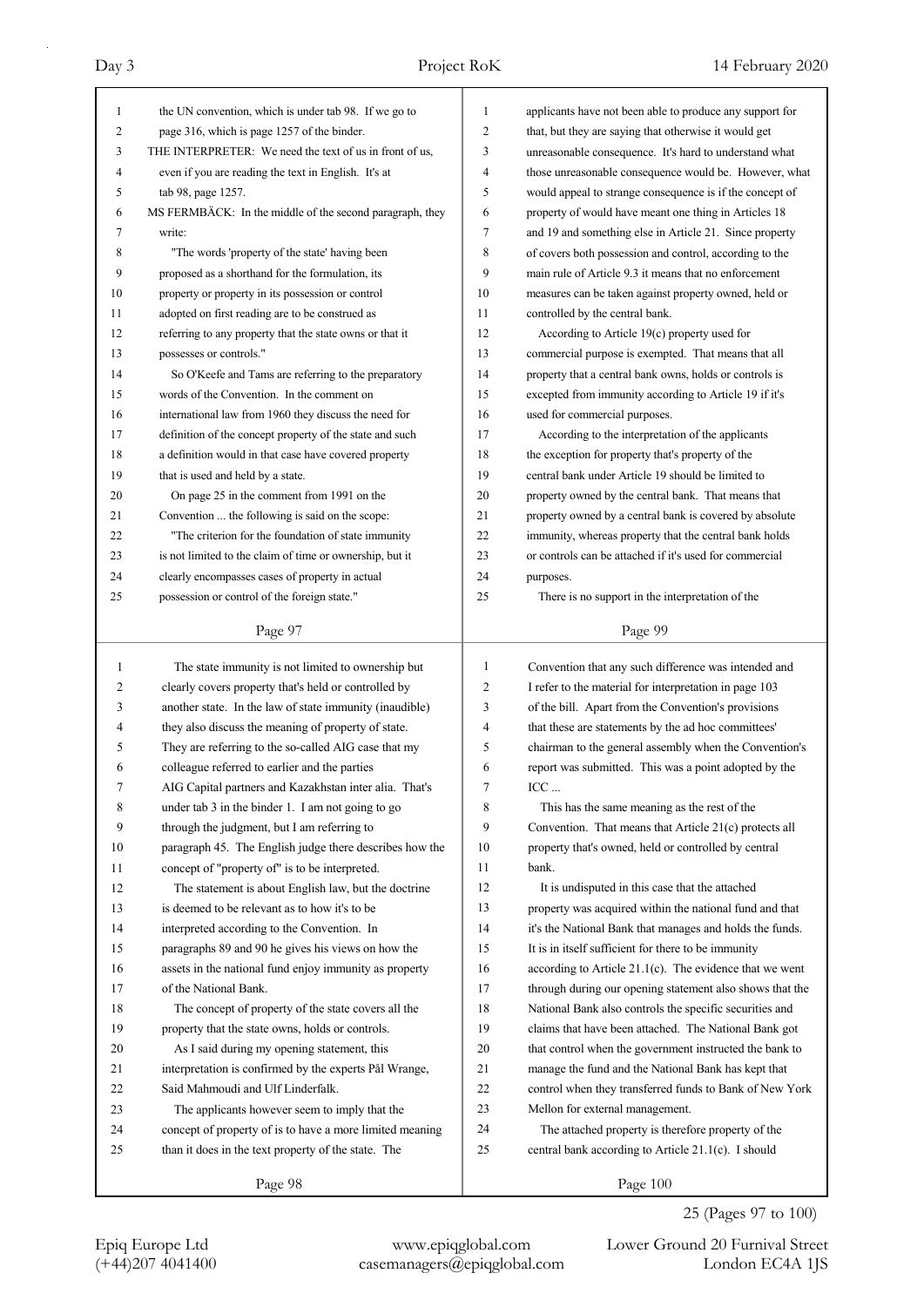the UN convention, which is under tab 98. If we go to page 316, which is page 1257 of the binder.

THE INTERPRETER: We need the text of us in front of us, even if you are reading the text in English. It's at tab 98, page 1257.

MS FERMBÄCK: In the middle of the second paragraph, they write:

"The words 'property of the state' having been proposed as a shorthand for the formulation, its property or property in its possession or control adopted on first reading are to be construed as referring to any property that the state owns or that it possesses or controls."

So O'Keefe and Tams are referring to the preparatory words of the Convention. In the comment on international law from 1960 they discuss the need for definition of the concept property of the state and such a definition would in that case have covered property that is used and held by a state.

On page 25 in the comment from 1991 on the Convention ... the following is said on the scope:

"The criterion for the foundation of state immunity is not limited to the claim of time or ownership, but it clearly encompasses cases of property in actual possession or control of the foreign state."

The state immunity is not limited to ownership but clearly covers property that's held or controlled by another state. In the law of state immunity (inaudible) they also discuss the meaning of property of state. They are referring to the so-called AIG case that my colleague referred to earlier and the parties AIG Capital partners and Kazakhstan inter alia. That's under tab 3 in the binder 1. I am not going to go through the judgment, but I am referring to paragraph 45. The English judge there describes how the concept of "property of" is to be interpreted.

The statement is about English law, but the doctrine is deemed to be relevant as to how it's to be interpreted according to the Convention. In paragraphs 89 and 90 he gives his views on how the assets in the national fund enjoy immunity as property of the National Bank.

The concept of property of the state covers all the property that the state owns, holds or controls.

As I said during my opening statement, this interpretation is confirmed by the experts Pål Wrange, Said Mahmoudi and Ulf Linderfalk.

The applicants however seem to imply that the concept of property of is to have a more limited meaning than it does in the text property of the state. The applicants have not been able to produce any support for that, but they are saying that otherwise it would get unreasonable consequence. It's hard to understand what those unreasonable consequence would be. However, what would appeal to strange consequence is if the concept of property of would have meant one thing in Articles 18 and 19 and something else in Article 21. Since property of covers both possession and control, according to the main rule of Article 9.3 it means that no enforcement measures can be taken against property owned, held or controlled by the central bank.

According to Article 19(c) property used for commercial purpose is exempted. That means that all property that a central bank owns, holds or controls is excepted from immunity according to Article 19 if it's used for commercial purposes.

According to the interpretation of the applicants the exception for property that's property of the central bank under Article 19 should be limited to property owned by the central bank. That means that property owned by a central bank is covered by absolute immunity, whereas property that the central bank holds or controls can be attached if it's used for commercial purposes.

There is no support in the interpretation of the Convention that any such difference was intended and I refer to the material for interpretation in page 103 of the bill. Apart from the Convention's provisions that these are statements by the ad hoc committees' chairman to the general assembly when the Convention's report was submitted. This was a point adopted by the ICC ...

This has the same meaning as the rest of the Convention. That means that Article 21(c) protects all property that's owned, held or controlled by central bank.

It is undisputed in this case that the attached property was acquired within the national fund and that it's the National Bank that manages and holds the funds. It is in itself sufficient for there to be immunity according to Article 21.1(c). The evidence that we went through during our opening statement also shows that the National Bank also controls the specific securities and claims that have been attached. The National Bank got that control when the government instructed the bank to manage the fund and the National Bank has kept that control when they transferred funds to Bank of New York Mellon for external management.

The attached property is therefore property of the central bank according to Article 21.1(c). I should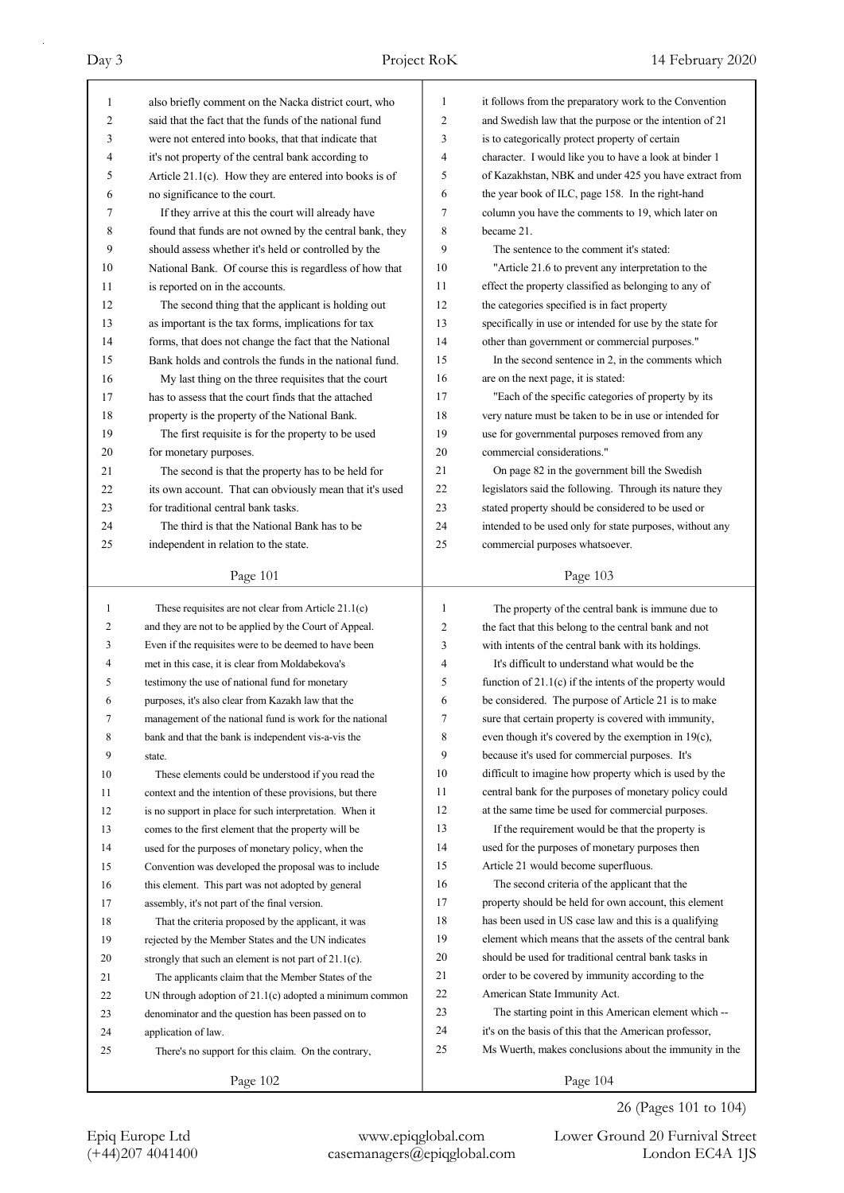also briefly comment on the Nacka district court, who said that the fact that the funds of the national fund were not entered into books, that that indicate that it's not property of the central bank according to Article 21.1(c). How they are entered into books is of no significance to the court.

If they arrive at this the court will already have found that funds are not owned by the central bank, they should assess whether it's held or controlled by the National Bank. Of course this is regardless of how that is reported on in the accounts.

The second thing that the applicant is holding out as important is the tax forms, implications for tax forms, that does not change the fact that the National Bank holds and controls the funds in the national fund.

My last thing on the three requisites that the court has to assess that the court finds that the attached property is the property of the National Bank.

The first requisite is for the property to be used for monetary purposes.

The second is that the property has to be held for its own account. That can obviously mean that it's used for traditional central bank tasks.

The third is that the National Bank has to be independent in relation to the state.

These requisites are not clear from Article 21.1(c) and they are not to be applied by the Court of Appeal. Even if the requisites were to be deemed to have been met in this case, it is clear from Moldabekova's testimony the use of national fund for monetary purposes, it's also clear from Kazakh law that the management of the national fund is work for the national bank and that the bank is independent vis-a-vis the state.

These elements could be understood if you read the context and the intention of these provisions, but there is no support in place for such interpretation. When it comes to the first element that the property will be used for the purposes of monetary policy, when the Convention was developed the proposal was to include this element. This part was not adopted by general assembly, it's not part of the final version.

That the criteria proposed by the applicant, it was rejected by the Member States and the UN indicates strongly that such an element is not part of 21.1(c).

The applicants claim that the Member States of the UN through adoption of 21.1(c) adopted a minimum common denominator and the question has been passed on to application of law.

There's no support for this claim. On the contrary, it follows from the preparatory work to the Convention and Swedish law that the purpose or the intention of 21 is to categorically protect property of certain character. I would like you to have a look at binder 1 of Kazakhstan, NBK and under 425 you have extract from the year book of ILC, page 158. In the right-hand column you have the comments to 19, which later on became 21.

The sentence to the comment it's stated:

"Article 21.6 to prevent any interpretation to the effect the property classified as belonging to any of the categories specified is in fact property specifically in use or intended for use by the state for other than government or commercial purposes."

In the second sentence in 2, in the comments which are on the next page, it is stated:

"Each of the specific categories of property by its very nature must be taken to be in use or intended for use for governmental purposes removed from any commercial considerations."

On page 82 in the government bill the Swedish legislators said the following. Through its nature they stated property should be considered to be used or intended to be used only for state purposes, without any commercial purposes whatsoever.

The property of the central bank is immune due to the fact that this belong to the central bank and not with intents of the central bank with its holdings.

It's difficult to understand what would be the function of 21.1(c) if the intents of the property would be considered. The purpose of Article 21 is to make sure that certain property is covered with immunity, even though it's covered by the exemption in 19(c), because it's used for commercial purposes. It's difficult to imagine how property which is used by the central bank for the purposes of monetary policy could at the same time be used for commercial purposes.

If the requirement would be that the property is used for the purposes of monetary purposes then Article 21 would become superfluous.

The second criteria of the applicant that the property should be held for own account, this element has been used in US case law and this is a qualifying element which means that the assets of the central bank should be used for traditional central bank tasks in order to be covered by immunity according to the American State Immunity Act.

The starting point in this American element which -- it's on the basis of this that the American professor, Ms Wuerth, makes conclusions about the immunity in the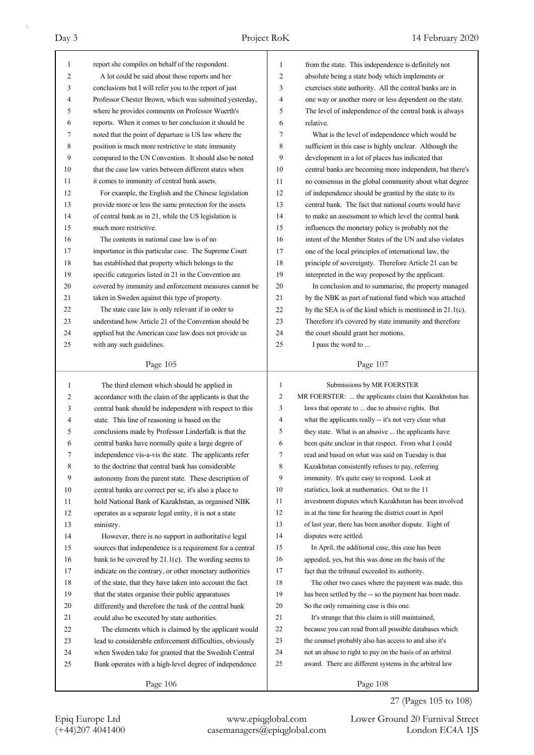report she compiles on behalf of the respondent.

A lot could be said about those reports and her conclusions but I will refer you to the report of just Professor Chester Brown, which was submitted yesterday, where he provides comments on Professor Wuerth's reports. When it comes to her conclusion it should be noted that the point of departure is US law where the position is much more restrictive to state immunity compared to the UN Convention. It should also be noted that the case law varies between different states when it comes to immunity of central bank assets.

For example, the English and the Chinese legislation provide more or less the same protection for the assets of central bank as in 21, while the US legislation is much more restrictive.

The contents in national case law is of no importance in this particular case. The Supreme Court has established that property which belongs to the specific categories listed in 21 in the Convention are covered by immunity and enforcement measures cannot be taken in Sweden against this type of property.

The state case law is only relevant if in order to understand how Article 21 of the Convention should be applied but the American case law does not provide us with any such guidelines.

The third element which should be applied in accordance with the claim of the applicants is that the central bank should be independent with respect to this state. This line of reasoning is based on the conclusions made by Professor Linderfalk is that the central banks have normally quite a large degree of independence vis-a-vis the state. The applicants refer to the doctrine that central bank has considerable autonomy from the parent state. These description of central banks are correct per se, it's also a place to hold National Bank of Kazakhstan, as organised NBK operates as a separate legal entity, it is not a state ministry.

However, there is no support in authoritative legal sources that independence is a requirement for a central bank to be covered by 21.1(c). The wording seems to indicate on the contrary, or other monetary authorities of the state, that they have taken into account the fact that the states organise their public apparatuses differently and therefore the task of the central bank could also be executed by state authorities.

The elements which is claimed by the applicant would lead to considerable enforcement difficulties, obviously when Sweden take for granted that the Swedish Central Bank operates with a high-level degree of independence from the state. This independence is definitely not absolute being a state body which implements or exercises state authority. All the central banks are in one way or another more or less dependent on the state. The level of independence of the central bank is always relative.

What is the level of independence which would be sufficient in this case is highly unclear. Although the development in a lot of places has indicated that central banks are becoming more independent, but there's no consensus in the global community about what degree of independence should be granted by the state to its central bank. The fact that national courts would have to make an assessment to which level the central bank influences the monetary policy is probably not the intent of the Member States of the UN and also violates one of the local principles of international law, the principle of sovereignty. Therefore Article 21 can be interpreted in the way proposed by the applicant.

In conclusion and to summarise, the property managed by the NBK as part of national fund which was attached by the SEA is of the kind which is mentioned in 21.1(c). Therefore it's covered by state immunity and therefore the court should grant her motions.

I pass the word to ...

## Submissions by MR FOERSTER

MR FOERSTER: ... the applicants claim that Kazakhstan has laws that operate to ... due to abusive rights. But what the applicants really -- it's not very clear what they state. What is an abusive ... the applicants have been quite unclear in that respect. From what I could read and based on what was said on Tuesday is that Kazakhstan consistently refuses to pay, referring immunity. It's quite easy to respond. Look at statistics, look at mathematics. Out to the 11 investment disputes which Kazakhstan has been involved in at the time for hearing the district court in April of last year, there has been another dispute. Eight of disputes were settled.

In April, the additional case, this case has been appealed, yes, but this was done on the basis of the fact that the tribunal exceeded its authority.

The other two cases where the payment was made, this has been settled by the -- so the payment has been made. So the only remaining case is this one.

It's strange that this claim is still maintained, because you can read from all possible databases which the counsel probably also has access to and also it's not an abuse to right to pay on the basis of an arbitral award. There are different systems in the arbitral law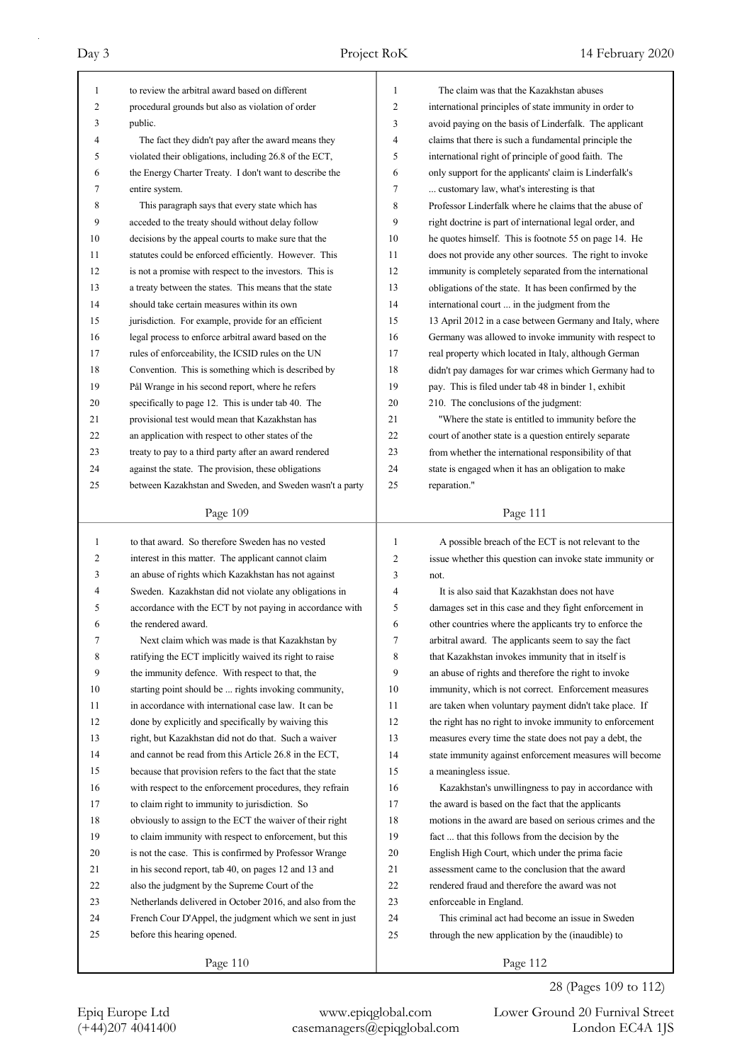to review the arbitral award based on different procedural grounds but also as violation of order public.

The fact they didn't pay after the award means they violated their obligations, including 26.8 of the ECT, the Energy Charter Treaty. I don't want to describe the entire system.

This paragraph says that every state which has acceded to the treaty should without delay follow decisions by the appeal courts to make sure that the statutes could be enforced efficiently. However. This is not a promise with respect to the investors. This is a treaty between the states. This means that the state should take certain measures within its own jurisdiction. For example, provide for an efficient legal process to enforce arbitral award based on the rules of enforceability, the ICSID rules on the UN Convention. This is something which is described by Pål Wrange in his second report, where he refers specifically to page 12. This is under tab 40. The provisional test would mean that Kazakhstan has an application with respect to other states of the treaty to pay to a third party after an award rendered against the state. The provision, these obligations between Kazakhstan and Sweden, and Sweden wasn't a party to that award. So therefore Sweden has no vested interest in this matter. The applicant cannot claim an abuse of rights which Kazakhstan has not against Sweden. Kazakhstan did not violate any obligations in accordance with the ECT by not paying in accordance with the rendered award.

Next claim which was made is that Kazakhstan by ratifying the ECT implicitly waived its right to raise the immunity defence. With respect to that, the starting point should be ... rights invoking community, in accordance with international case law. It can be done by explicitly and specifically by waiving this right, but Kazakhstan did not do that. Such a waiver and cannot be read from this Article 26.8 in the ECT, because that provision refers to the fact that the state with respect to the enforcement procedures, they refrain to claim right to immunity to jurisdiction. So obviously to assign to the ECT the waiver of their right to claim immunity with respect to enforcement, but this is not the case. This is confirmed by Professor Wrange in his second report, tab 40, on pages 12 and 13 and also the judgment by the Supreme Court of the Netherlands delivered in October 2016, and also from the French Cour D'Appel, the judgment which we sent in just before this hearing opened.

The claim was that the Kazakhstan abuses international principles of state immunity in order to avoid paying on the basis of Linderfalk. The applicant claims that there is such a fundamental principle the international right of principle of good faith. The only support for the applicants' claim is Linderfalk's ... customary law, what's interesting is that Professor Linderfalk where he claims that the abuse of right doctrine is part of international legal order, and he quotes himself. This is footnote 55 on page 14. He does not provide any other sources. The right to invoke immunity is completely separated from the international obligations of the state. It has been confirmed by the international court ... in the judgment from the 13 April 2012 in a case between Germany and Italy, where Germany was allowed to invoke immunity with respect to real property which located in Italy, although German didn't pay damages for war crimes which Germany had to pay. This is filed under tab 48 in binder 1, exhibit 210. The conclusions of the judgment:

"Where the state is entitled to immunity before the court of another state is a question entirely separate from whether the international responsibility of that state is engaged when it has an obligation to make reparation."

A possible breach of the ECT is not relevant to the issue whether this question can invoke state immunity or not.

It is also said that Kazakhstan does not have damages set in this case and they fight enforcement in other countries where the applicants try to enforce the arbitral award. The applicants seem to say the fact that Kazakhstan invokes immunity that in itself is an abuse of rights and therefore the right to invoke immunity, which is not correct. Enforcement measures are taken when voluntary payment didn't take place. If the right has no right to invoke immunity to enforcement measures every time the state does not pay a debt, the state immunity against enforcement measures will become a meaningless issue.

Kazakhstan's unwillingness to pay in accordance with the award is based on the fact that the applicants motions in the award are based on serious crimes and the fact ... that this follows from the decision by the English High Court, which under the prima facie assessment came to the conclusion that the award rendered fraud and therefore the award was not enforceable in England.

This criminal act had become an issue in Sweden through the new application by the (inaudible) to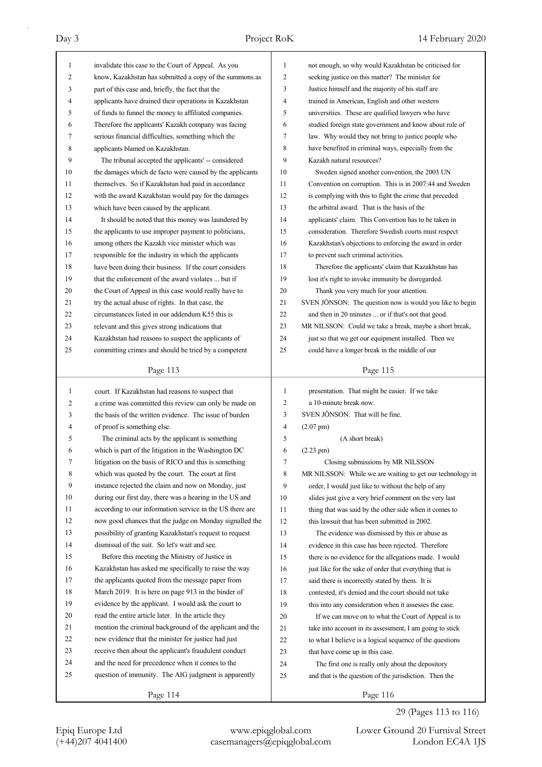invalidate this case to the Court of Appeal. As you know, Kazakhstan has submitted a copy of the summons as part of this case and, briefly, the fact that the applicants have drained their operations in Kazakhstan of funds to funnel the money to affiliated companies. Therefore the applicants' Kazakh company was facing serious financial difficulties, something which the applicants blamed on Kazakhstan.

The tribunal accepted the applicants' -- considered the damages which de facto were caused by the applicants themselves. So if Kazakhstan had paid in accordance with the award Kazakhstan would pay for the damages which have been caused by the applicant.

It should be noted that this money was laundered by the applicants to use improper payment to politicians, among others the Kazakh vice minister which was responsible for the industry in which the applicants have been doing their business. If the court considers that the enforcement of the award violates ... but if the Court of Appeal in this case would really have to try the actual abuse of rights. In that case, the circumstances listed in our addendum K55 this is relevant and this gives strong indications that Kazakhstan had reasons to suspect the applicants of committing crimes and should be tried by a competent court. If Kazakhstan had reasons to suspect that a crime was committed this review can only be made on the basis of the written evidence. The issue of burden of proof is something else.

The criminal acts by the applicant is something which is part of the litigation in the Washington DC litigation on the basis of RICO and this is something which was quoted by the court. The court at first instance rejected the claim and now on Monday, just during our first day, there was a hearing in the US and according to our information service in the US there are now good chances that the judge on Monday signalled the possibility of granting Kazakhstan's request to request dismissal of the suit. So let's wait and see.

Before this meeting the Ministry of Justice in Kazakhstan has asked me specifically to raise the way the applicants quoted from the message paper from March 2019. It is here on page 913 in the binder of evidence by the applicant. I would ask the court to read the entire article later. In the article they mention the criminal background of the applicant and the new evidence that the minister for justice had just receive then about the applicant's fraudulent conduct and the need for precedence when it comes to the question of immunity. The AIG judgment is apparently not enough, so why would Kazakhstan be criticised for seeking justice on this matter? The minister for Justice himself and the majority of his staff are trained in American, English and other western universities. These are qualified lawyers who have studied foreign state government and know about rule of law. Why would they not bring to justice people who have benefited in criminal ways, especially from the Kazakh natural resources?

Sweden signed another convention, the 2003 UN Convention on corruption. This is in 2007:44 and Sweden is complying with this to fight the crime that preceded the arbitral award. That is the basis of the applicants' claim. This Convention has to be taken in consideration. Therefore Swedish courts must respect Kazakhstan's objections to enforcing the award in order to prevent such criminal activities.

Therefore the applicants' claim that Kazakhstan has lost it's right to invoke immunity be disregarded.

Thank you very much for your attention.

SVEN JÖNSON: The question now is would you like to begin and then in 20 minutes ... or if that's not that good.

MR NILSSON: Could we take a break, maybe a short break, just so that we get our equipment installed. Then we could have a longer break in the middle of our presentation. That might be easier. If we take a 10-minute break now.

SVEN JÖNSON: That will be fine.

(2.07 pm)

(A short break)

(2.23 pm)

Closing submissions by MR NILSSON

MR NILSSON: While we are waiting to get our technology in order, I would just like to without the help of any slides just give a very brief comment on the very last thing that was said by the other side when it comes to this lawsuit that has been submitted in 2002.

The evidence was dismissed by this or abuse as evidence in this case has been rejected. Therefore there is no evidence for the allegations made. I would just like for the sake of order that everything that is said there is incorrectly stated by them. It is contested, it's denied and the court should not take this into any consideration when it assesses the case.

If we can move on to what the Court of Appeal is to take into account in its assessment, I am going to stick to what I believe is a logical sequence of the questions that have come up in this case.

The first one is really only about the depository and that is the question of the jurisdiction. Then the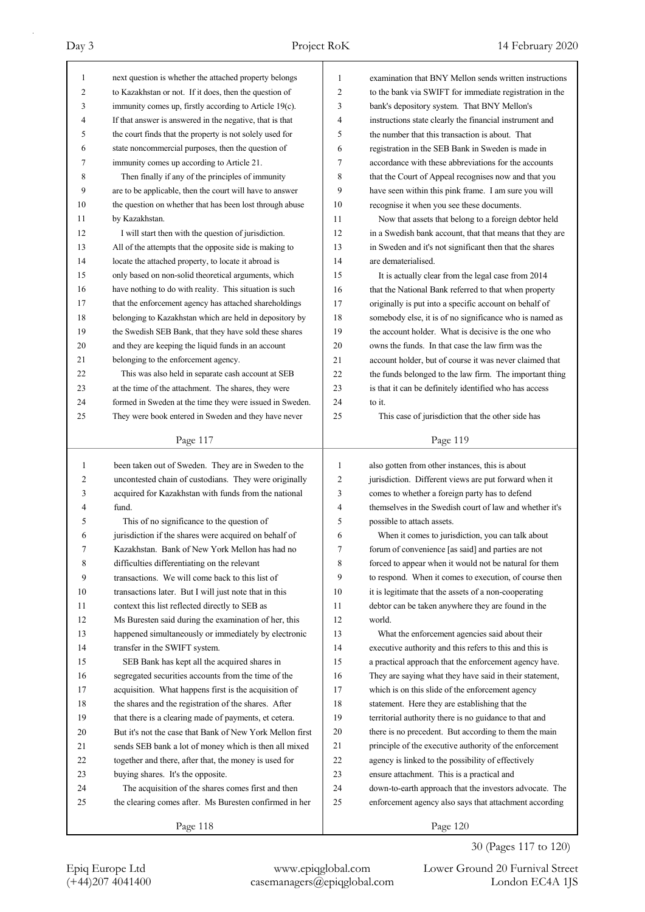next question is whether the attached property belongs to Kazakhstan or not. If it does, then the question of immunity comes up, firstly according to Article 19(c). If that answer is answered in the negative, that is that the court finds that the property is not solely used for state noncommercial purposes, then the question of immunity comes up according to Article 21.

Then finally if any of the principles of immunity are to be applicable, then the court will have to answer the question on whether that has been lost through abuse by Kazakhstan.

I will start then with the question of jurisdiction. All of the attempts that the opposite side is making to locate the attached property, to locate it abroad is only based on non-solid theoretical arguments, which have nothing to do with reality. This situation is such that the enforcement agency has attached shareholdings belonging to Kazakhstan which are held in depository by the Swedish SEB Bank, that they have sold these shares and they are keeping the liquid funds in an account belonging to the enforcement agency.

This was also held in separate cash account at SEB at the time of the attachment. The shares, they were formed in Sweden at the time they were issued in Sweden. They were book entered in Sweden and they have never been taken out of Sweden. They are in Sweden to the uncontested chain of custodians. They were originally acquired for Kazakhstan with funds from the national fund.

This of no significance to the question of jurisdiction if the shares were acquired on behalf of Kazakhstan. Bank of New York Mellon has had no difficulties differentiating on the relevant transactions. We will come back to this list of transactions later. But I will just note that in this context this list reflected directly to SEB as Ms Buresten said during the examination of her, this happened simultaneously or immediately by electronic transfer in the SWIFT system.

SEB Bank has kept all the acquired shares in segregated securities accounts from the time of the acquisition. What happens first is the acquisition of the shares and the registration of the shares. After that there is a clearing made of payments, et cetera. But it's not the case that Bank of New York Mellon first sends SEB bank a lot of money which is then all mixed together and there, after that, the money is used for buying shares. It's the opposite.

The acquisition of the shares comes first and then the clearing comes after. Ms Buresten confirmed in her examination that BNY Mellon sends written instructions to the bank via SWIFT for immediate registration in the bank's depository system. That BNY Mellon's instructions state clearly the financial instrument and the number that this transaction is about. That registration in the SEB Bank in Sweden is made in accordance with these abbreviations for the accounts that the Court of Appeal recognises now and that you have seen within this pink frame. I am sure you will recognise it when you see these documents.

Now that assets that belong to a foreign debtor held in a Swedish bank account, that that means that they are in Sweden and it's not significant then that the shares are dematerialised.

It is actually clear from the legal case from 2014 that the National Bank referred to that when property originally is put into a specific account on behalf of somebody else, it is of no significance who is named as the account holder. What is decisive is the one who owns the funds. In that case the law firm was the account holder, but of course it was never claimed that the funds belonged to the law firm. The important thing is that it can be definitely identified who has access to it.

This case of jurisdiction that the other side has also gotten from other instances, this is about jurisdiction. Different views are put forward when it comes to whether a foreign party has to defend themselves in the Swedish court of law and whether it's possible to attach assets.

When it comes to jurisdiction, you can talk about forum of convenience [as said] and parties are not forced to appear when it would not be natural for them to respond. When it comes to execution, of course then it is legitimate that the assets of a non-cooperating debtor can be taken anywhere they are found in the world.

What the enforcement agencies said about their executive authority and this refers to this and this is a practical approach that the enforcement agency have. They are saying what they have said in their statement, which is on this slide of the enforcement agency statement. Here they are establishing that the territorial authority there is no guidance to that and there is no precedent. But according to them the main principle of the executive authority of the enforcement agency is linked to the possibility of effectively ensure attachment. This is a practical and down-to-earth approach that the investors advocate. The enforcement agency also says that attachment according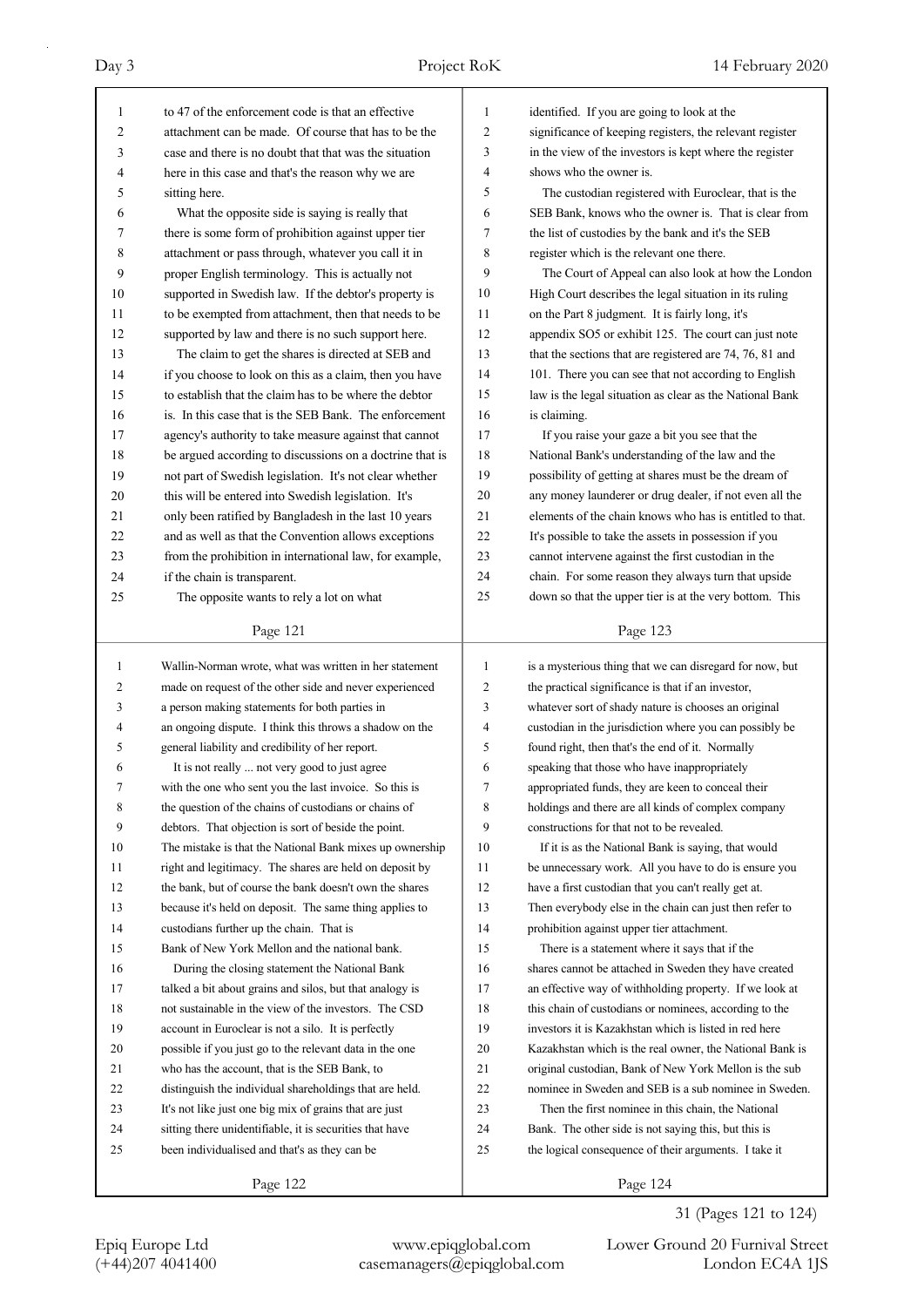to 47 of the enforcement code is that an effective attachment can be made. Of course that has to be the case and there is no doubt that that was the situation here in this case and that's the reason why we are sitting here.

What the opposite side is saying is really that there is some form of prohibition against upper tier attachment or pass through, whatever you call it in proper English terminology. This is actually not supported in Swedish law. If the debtor's property is to be exempted from attachment, then that needs to be supported by law and there is no such support here.

The claim to get the shares is directed at SEB and if you choose to look on this as a claim, then you have to establish that the claim has to be where the debtor is. In this case that is the SEB Bank. The enforcement agency's authority to take measure against that cannot be argued according to discussions on a doctrine that is not part of Swedish legislation. It's not clear whether this will be entered into Swedish legislation. It's only been ratified by Bangladesh in the last 10 years and as well as that the Convention allows exceptions from the prohibition in international law, for example, if the chain is transparent.

The opposite wants to rely a lot on what Wallin-Norman wrote, what was written in her statement made on request of the other side and never experienced a person making statements for both parties in an ongoing dispute. I think this throws a shadow on the general liability and credibility of her report.

It is not really ... not very good to just agree with the one who sent you the last invoice. So this is the question of the chains of custodians or chains of debtors. That objection is sort of beside the point. The mistake is that the National Bank mixes up ownership right and legitimacy. The shares are held on deposit by the bank, but of course the bank doesn't own the shares because it's held on deposit. The same thing applies to custodians further up the chain. That is Bank of New York Mellon and the national bank.

During the closing statement the National Bank talked a bit about grains and silos, but that analogy is not sustainable in the view of the investors. The CSD account in Euroclear is not a silo. It is perfectly possible if you just go to the relevant data in the one who has the account, that is the SEB Bank, to distinguish the individual shareholdings that are held. It's not like just one big mix of grains that are just sitting there unidentifiable, it is securities that have been individualised and that's as they can be identified. If you are going to look at the significance of keeping registers, the relevant register in the view of the investors is kept where the register shows who the owner is.

The custodian registered with Euroclear, that is the SEB Bank, knows who the owner is. That is clear from the list of custodies by the bank and it's the SEB register which is the relevant one there.

The Court of Appeal can also look at how the London High Court describes the legal situation in its ruling on the Part 8 judgment. It is fairly long, it's appendix SO5 or exhibit 125. The court can just note that the sections that are registered are 74, 76, 81 and 101. There you can see that not according to English law is the legal situation as clear as the National Bank is claiming.

If you raise your gaze a bit you see that the National Bank's understanding of the law and the possibility of getting at shares must be the dream of any money launderer or drug dealer, if not even all the elements of the chain knows who has is entitled to that. It's possible to take the assets in possession if you cannot intervene against the first custodian in the chain. For some reason they always turn that upside down so that the upper tier is at the very bottom. This is a mysterious thing that we can disregard for now, but the practical significance is that if an investor, whatever sort of shady nature is chooses an original custodian in the jurisdiction where you can possibly be found right, then that's the end of it. Normally speaking that those who have inappropriately appropriated funds, they are keen to conceal their holdings and there are all kinds of complex company constructions for that not to be revealed.

If it is as the National Bank is saying, that would be unnecessary work. All you have to do is ensure you have a first custodian that you can't really get at. Then everybody else in the chain can just then refer to prohibition against upper tier attachment.

There is a statement where it says that if the shares cannot be attached in Sweden they have created an effective way of withholding property. If we look at this chain of custodians or nominees, according to the investors it is Kazakhstan which is listed in red here Kazhkstan which is the real owner, the National Bank is original custodian, Bank of New York Mellon is the sub nominee in Sweden and SEB is a sub nominee in Sweden.

Then the first nominee in this chain, the National Bank. The other side is not saying this, but this is the logical consequence of their arguments. I take it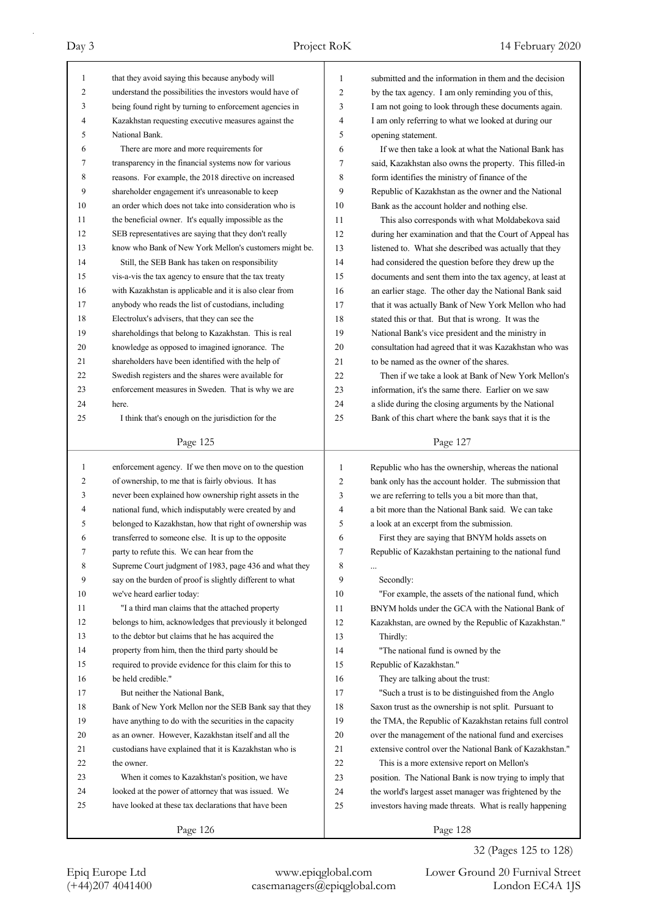that they avoid saying this because anybody will understand the possibilities the investors would have of being found right by turning to enforcement agencies in Kazakhstan requesting executive measures against the National Bank.

There are more and more requirements for transparency in the financial systems now for various reasons. For example, the 2018 directive on increased shareholder engagement it's unreasonable to keep an order which does not take into consideration who is the beneficial owner. It's equally impossible as the SEB representatives are saying that they don't really know who Bank of New York Mellon's customers might be.

Still, the SEB Bank has taken on responsibility vis-a-vis the tax agency to ensure that the tax treaty with Kazakhstan is applicable and it is also clear from anybody who reads the list of custodians, including Electrolux's advisers, that they can see the shareholdings that belong to Kazakhstan. This is real knowledge as opposed to imagined ignorance. The shareholders have been identified with the help of Swedish registers and the shares were available for enforcement measures in Sweden. That is why we are here.

I think that's enough on the jurisdiction for the enforcement agency. If we then move on to the question of ownership, to me that is fairly obvious. It has never been explained how ownership right assets in the national fund, which indisputably were created by and belonged to Kazakhstan, how that right of ownership was transferred to someone else. It is up to the opposite party to refute this. We can hear from the Supreme Court judgment of 1983, page 436 and what they say on the burden of proof is slightly different to what we've heard earlier today:

"I a third man claims that the attached property belongs to him, acknowledges that previously it belonged to the debtor but claims that he has acquired the property from him, then the third party should be required to provide evidence for this claim for this to be held credible."

But neither the National Bank, Bank of New York Mellon nor the SEB Bank say that they have anything to do with the securities in the capacity as an owner. However, Kazakhstan itself and all the custodians have explained that it is Kazakhstan who is the owner.

When it comes to Kazakhstan's position, we have looked at the power of attorney that was issued. We have looked at these tax declarations that have been submitted and the information in them and the decision by the tax agency. I am only reminding you of this, I am not going to look through these documents again. I am only referring to what we looked at during our opening statement.

If we then take a look at what the National Bank has said, Kazakhstan also owns the property. This filled-in form identifies the ministry of finance of the Republic of Kazakhstan as the owner and the National Bank as the account holder and nothing else.

This also corresponds with what Moldabekova said during her examination and that the Court of Appeal has listened to. What she described was actually that they had considered the question before they drew up the documents and sent them into the tax agency, at least at an earlier stage. The other day the National Bank said that it was actually Bank of New York Mellon who had stated this or that. But that is wrong. It was the National Bank's vice president and the ministry in consultation had agreed that it was Kazakhstan who was to be named as the owner of the shares.

Then if we take a look at Bank of New York Mellon's information, it's the same there. Earlier on we saw a slide during the closing arguments by the National Bank of this chart where the bank says that it is the Republic who has the ownership, whereas the national bank only has the account holder. The submission that we are referring to tells you a bit more than that, a bit more than the National Bank said. We can take a look at an excerpt from the submission.

First they are saying that BNYM holds assets on Republic of Kazakhstan pertaining to the national fund ...

Secondly:

"For example, the assets of the national fund, which BNYM holds under the GCA with the National Bank of Kazakhstan, are owned by the Republic of Kazakhstan."

Thirdly:

"The national fund is owned by the Republic of Kazakhstan."

They are talking about the trust:

"Such a trust is to be distinguished from the Anglo Saxon trust as the ownership is not split. Pursuant to the TMA, the Republic of Kazakhstan retains full control over the management of the national fund and exercises extensive control over the National Bank of Kazakhstan."

This is a more extensive report on Mellon's position. The National Bank is now trying to imply that the world's largest asset manager was frightened by the investors having made threats. What is really happening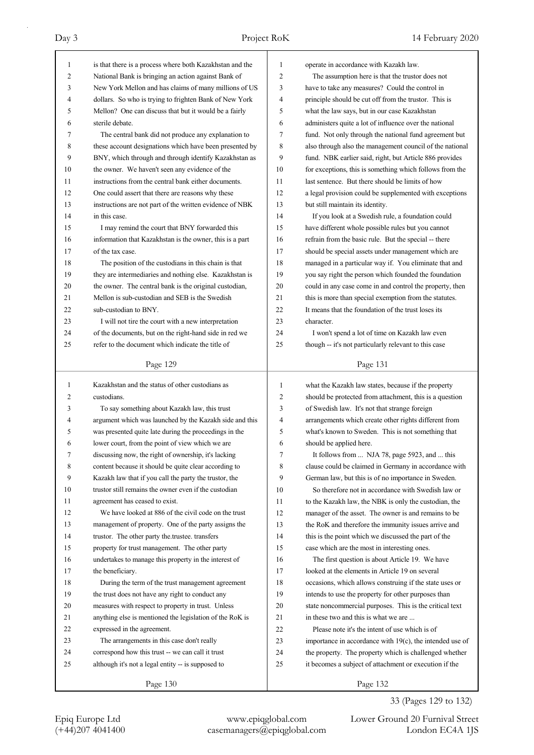is that there is a process where both Kazakhstan and the National Bank is bringing an action against Bank of New York Mellon and has claims of many millions of US dollars. So who is trying to frighten Bank of New York Mellon? One can discuss that but it would be a fairly sterile debate.

The central bank did not produce any explanation to these account designations which have been presented by BNY, which through and through identify Kazakhstan as the owner. We haven't seen any evidence of the instructions from the central bank either documents. One could assert that there are reasons why these instructions are not part of the written evidence of NBK in this case.

I may remind the court that BNY forwarded this information that Kazakhstan is the owner, this is a part of the tax case.

The position of the custodians in this chain is that they are intermediaries and nothing else. Kazakhstan is the owner. The central bank is the original custodian, Mellon is sub-custodian and SEB is the Swedish sub-custodian to BNY.

I will not tire the court with a new interpretation of the documents, but on the right-hand side in red we refer to the document which indicate the title of Kazakhstan and the status of other custodians as custodians.

To say something about Kazakh law, this trust argument which was launched by the Kazakh side and this was presented quite late during the proceedings in the lower court, from the point of view which we are discussing now, the right of ownership, it's lacking content because it should be quite clear according to Kazakh law that if you call the party the trustor, the trustor still remains the owner even if the custodian agreement has ceased to exist.

We have looked at 886 of the civil code on the trust management of property. One of the party assigns the trustor. The other party the.trustee. transfers property for trust management. The other party undertakes to manage this property in the interest of the beneficiary.

During the term of the trust management agreement the trust does not have any right to conduct any measures with respect to property in trust. Unless anything else is mentioned the legislation of the RoK is expressed in the agreement.

The arrangements in this case don't really correspond how this trust -- we can call it trust although it's not a legal entity -- is supposed to operate in accordance with Kazakh law.

The assumption here is that the trustor does not have to take any measures? Could the control in principle should be cut off from the trustor. This is what the law says, but in our case Kazakhstan administers quite a lot of influence over the national fund. Not only through the national fund agreement but also through also the management council of the national fund. NBK earlier said, right, but Article 886 provides for exceptions, this is something which follows from the last sentence. But there should be limits of how a legal provision could be supplemented with exceptions but still maintain its identity.

If you look at a Swedish rule, a foundation could have different whole possible rules but you cannot refrain from the basic rule. But the special -- there should be special assets under management which are managed in a particular way if. You eliminate that and you say right the person which founded the foundation could in any case come in and control the property, then this is more than special exemption from the statutes. It means that the foundation of the trust loses its character.

I won't spend a lot of time on Kazakh law even though -- it's not particularly relevant to this case what the Kazakh law states, because if the property should be protected from attachment, this is a question of Swedish law. It's not that strange foreign arrangements which create other rights different from what's known to Sweden. This is not something that should be applied here.

It follows from ... NJA 78, page 5923, and ... this clause could be claimed in Germany in accordance with German law, but this is of no importance in Sweden.

So therefore not in accordance with Swedish law or to the Kazakh law, the NBK is only the custodian, the manager of the asset. The owner is and remains to be the RoK and therefore the immunity issues arrive and this is the point which we discussed the part of the case which are the most in interesting ones.

The first question is about Article 19. We have looked at the elements in Article 19 on several occasions, which allows construing if the state uses or intends to use the property for other purposes than state noncommercial purposes. This is the critical text in these two and this is what we are ...

Please note it's the intent of use which is of importance in accordance with 19(c), the intended use of the property. The property which is challenged whether it becomes a subject of attachment or execution if the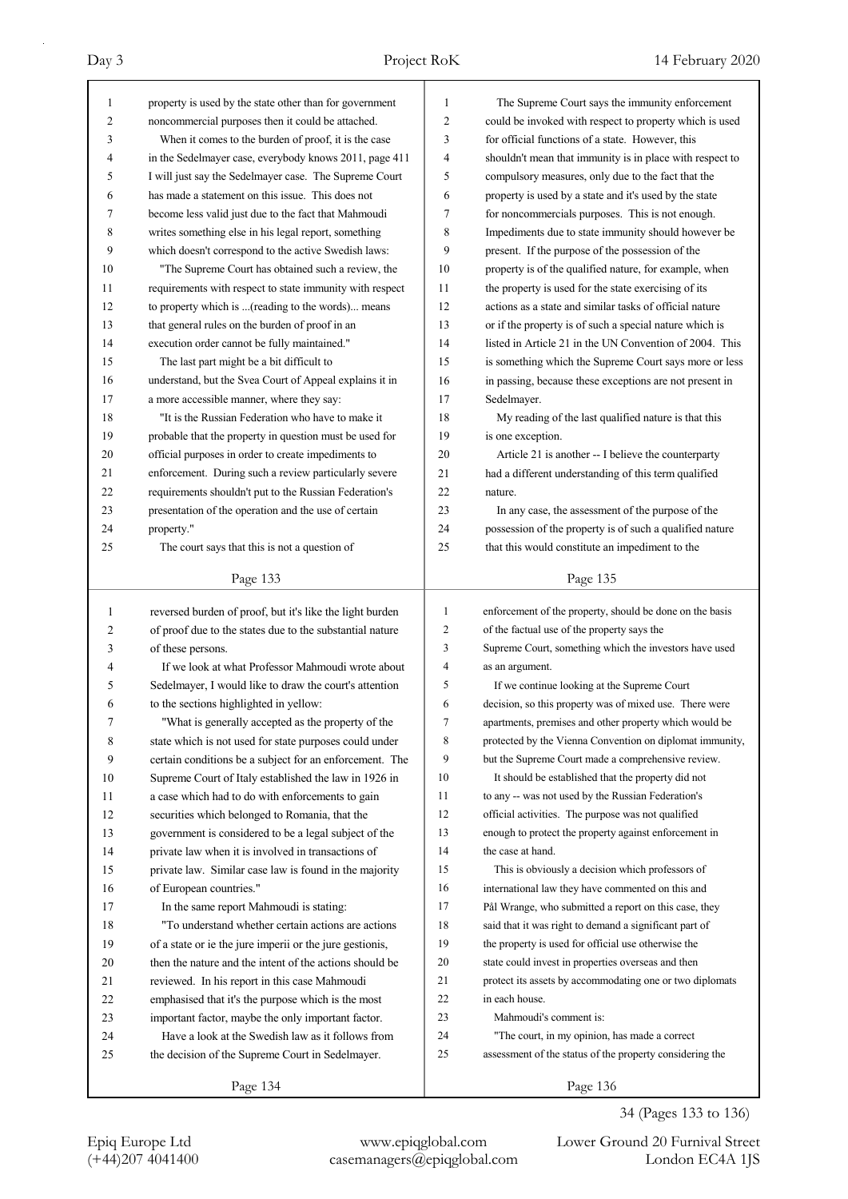property is used by the state other than for government noncommercial purposes then it could be attached.

When it comes to the burden of proof, it is the case in the Sedelmayer case, everybody knows 2011, page 411 I will just say the Sedelmayer case. The Supreme Court has made a statement on this issue. This does not become less valid just due to the fact that Mahmoudi writes something else in his legal report, something which doesn't correspond to the active Swedish laws:

"The Supreme Court has obtained such a review, the requirements with respect to state immunity with respect to property which is ...(reading to the words)... means that general rules on the burden of proof in an execution order cannot be fully maintained."

The last part might be a bit difficult to understand, but the Svea Court of Appeal explains it in a more accessible manner, where they say:

"It is the Russian Federation who have to make it probable that the property in question must be used for official purposes in order to create impediments to enforcement. During such a review particularly severe requirements shouldn't put to the Russian Federation's presentation of the operation and the use of certain property."

The court says that this is not a question of reversed burden of proof, but it's like the light burden of proof due to the states due to the substantial nature of these persons.

If we look at what Professor Mahmoudi wrote about Sedelmayer, I would like to draw the court's attention to the sections highlighted in yellow:

"What is generally accepted as the property of the state which is not used for state purposes could under certain conditions be a subject for an enforcement. The Supreme Court of Italy established the law in 1926 in a case which had to do with enforcements to gain securities which belonged to Romania, that the government is considered to be a legal subject of the private law when it is involved in transactions of private law. Similar case law is found in the majority of European countries."

In the same report Mahmoudi is stating:

"To understand whether certain actions are actions of a state or ie the jure imperii or the jure gestionis, then the nature and the intent of the actions should be reviewed. In his report in this case Mahmoudi emphasised that it's the purpose which is the most important factor, maybe the only important factor.

Have a look at the Swedish law as it follows from the decision of the Supreme Court in Sedelmayer.

The Supreme Court says the immunity enforcement could be invoked with respect to property which is used for official functions of a state. However, this shouldn't mean that immunity is in place with respect to compulsory measures, only due to the fact that the property is used by a state and it's used by the state for noncommercials purposes. This is not enough. Impediments due to state immunity should however be present. If the purpose of the possession of the property is of the qualified nature, for example, when the property is used for the state exercising of its actions as a state and similar tasks of official nature or if the property is of such a special nature which is listed in Article 21 in the UN Convention of 2004. This is something which the Supreme Court says more or less in passing, because these exceptions are not present in Sedelmayer.

My reading of the last qualified nature is that this is one exception.

Article 21 is another -- I believe the counterparty had a different understanding of this term qualified nature.

In any case, the assessment of the purpose of the possession of the property is of such a qualified nature that this would constitute an impediment to the enforcement of the property, should be done on the basis of the factual use of the property says the Supreme Court, something which the investors have used as an argument.

If we continue looking at the Supreme Court decision, so this property was of mixed use. There were apartments, premises and other property which would be protected by the Vienna Convention on diplomat immunity, but the Supreme Court made a comprehensive review.

It should be established that the property did not to any -- was not used by the Russian Federation's official activities. The purpose was not qualified enough to protect the property against enforcement in the case at hand.

This is obviously a decision which professors of international law they have commented on this and Pål Wrange, who submitted a report on this case, they said that it was right to demand a significant part of the property is used for official use otherwise the state could invest in properties overseas and then protect its assets by accommodating one or two diplomats in each house.

Mahmoudi's comment is:

"The court, in my opinion, has made a correct assessment of the status of the property considering the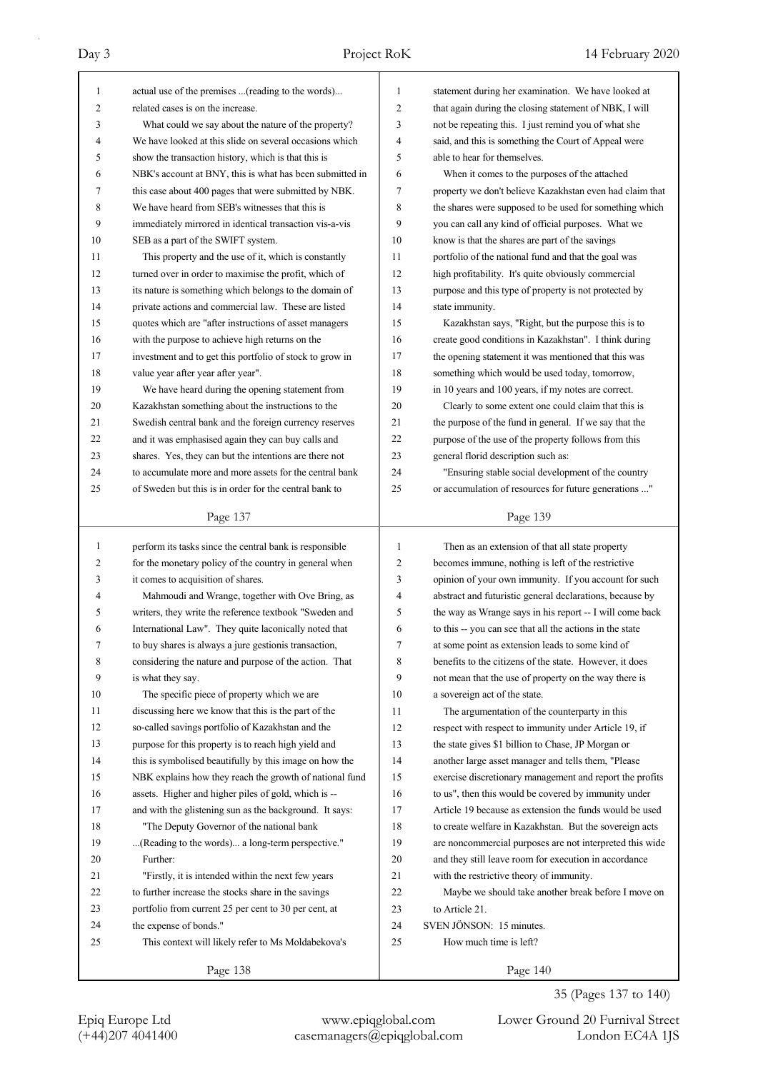actual use of the premises ...(reading to the words)... related cases is on the increase.

What could we say about the nature of the property? We have looked at this slide on several occasions which show the transaction history, which is that this is NBK's account at BNY, this is what has been submitted in this case about 400 pages that were submitted by NBK. We have heard from SEB's witnesses that this is immediately mirrored in identical transaction vis-a-vis SEB as a part of the SWIFT system.

This property and the use of it, which is constantly turned over in order to maximise the profit, which of its nature is something which belongs to the domain of private actions and commercial law. These are listed quotes which are "after instructions of asset managers with the purpose to achieve high returns on the investment and to get this portfolio of stock to grow in value year after year after year".

We have heard during the opening statement from Kazakhstan something about the instructions to the Swedish central bank and the foreign currency reserves and it was emphasised again they can buy calls and shares. Yes, they can but the intentions are there not to accumulate more and more assets for the central bank of Sweden but this is in order for the central bank to perform its tasks since the central bank is responsible for the monetary policy of the country in general when it comes to acquisition of shares.

Mahmoudi and Wrange, together with Ove Bring, as writers, they write the reference textbook "Sweden and International Law". They quite laconically noted that to buy shares is always a jure gestionis transaction, considering the nature and purpose of the action. That is what they say.

The specific piece of property which we are discussing here we know that this is the part of the so-called savings portfolio of Kazakhstan and the purpose for this property is to reach high yield and this is symbolised beautifully by this image on how the NBK explains how they reach the growth of national fund assets. Higher and higher piles of gold, which is -- and with the glistening sun as the background. It says:

"The Deputy Governor of the national bank ...(Reading to the words)... a long-term perspective."

Further:

"Firstly, it is intended within the next few years to further increase the stocks share in the savings portfolio from current 25 per cent to 30 per cent, at the expense of bonds."

This context will likely refer to Ms Moldabekova's statement during her examination. We have looked at that again during the closing statement of NBK, I will not be repeating this. I just remind you of what she said, and this is something the Court of Appeal were able to hear for themselves.

When it comes to the purposes of the attached property we don't believe Kazakhstan even had claim that the shares were supposed to be used for something which you can call any kind of official purposes. What we know is that the shares are part of the savings portfolio of the national fund and that the goal was high profitability. It's quite obviously commercial purpose and this type of property is not protected by state immunity.

Kazakhstan says, "Right, but the purpose this is to create good conditions in Kazakhstan". I think during the opening statement it was mentioned that this was something which would be used today, tomorrow, in 10 years and 100 years, if my notes are correct.

Clearly to some extent one could claim that this is the purpose of the fund in general. If we say that the purpose of the use of the property follows from this general florid description such as:

"Ensuring stable social development of the country or accumulation of resources for future generations ..."

Then as an extension of that all state property becomes immune, nothing is left of the restrictive opinion of your own immunity. If you account for such abstract and futuristic general declarations, because by the way as Wrange says in his report -- I will come back to this -- you can see that all the actions in the state at some point as extension leads to some kind of benefits to the citizens of the state. However, it does not mean that the use of property on the way there is a sovereign act of the state.

The argumentation of the counterparty in this respect with respect to immunity under Article 19, if the state gives $1 billion to Chase, JP Morgan or another large asset manager and tells them, "Please exercise discretionary management and report the profits to us", then this would be covered by immunity under Article 19 because as extension the funds would be used to create welfare in Kazakhstan. But the sovereign acts are noncommercial purposes are not interpreted this wide and they still leave room for execution in accordance with the restrictive theory of immunity.

Maybe we should take another break before I move on to Article 21.

SVEN JÖNSON: 15 minutes.

How much time is left?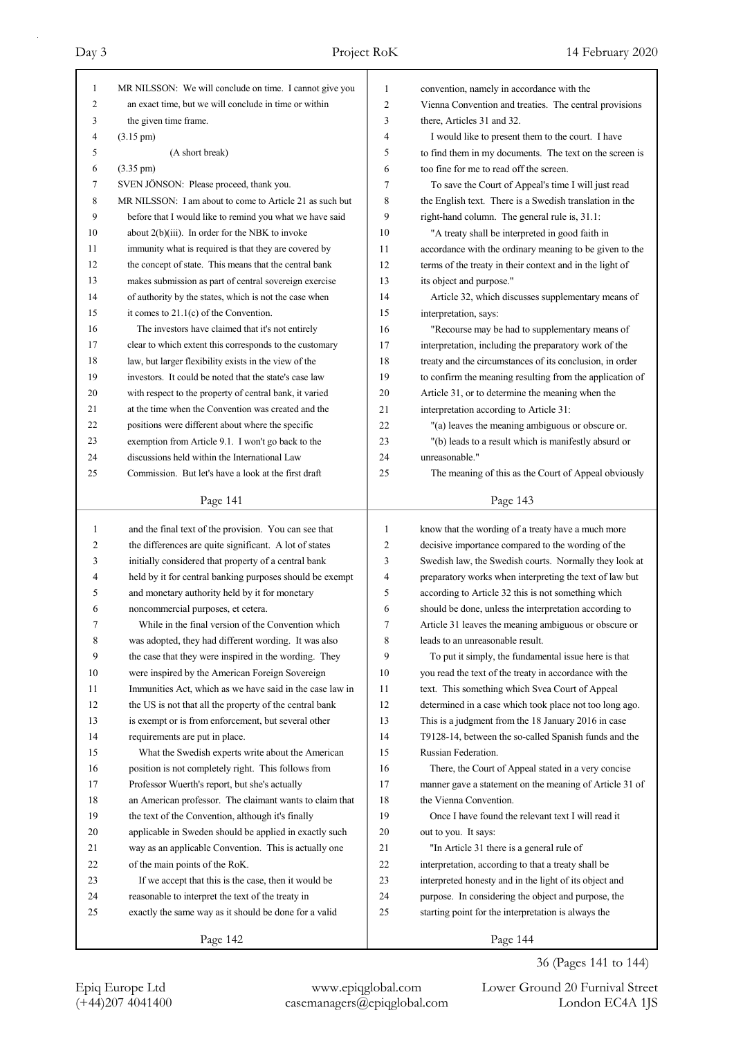MR NILSSON: We will conclude on time. I cannot give you an exact time, but we will conclude in time or within the given time frame.

(3.15 pm)

(A short break)

(3.35 pm)

SVEN JÖNSON: Please proceed, thank you.

MR NILSSON: I am about to come to Article 21 as such but before that I would like to remind you what we have said about 2(b)(iii). In order for the NBK to invoke immunity what is required is that they are covered by the concept of state. This means that the central bank makes submission as part of central sovereign exercise of authority by the states, which is not the case when it comes to 21.1(c) of the Convention.

The investors have claimed that it's not entirely clear to which extent this corresponds to the customary law, but larger flexibility exists in the view of the investors. It could be noted that the state's case law with respect to the property of central bank, it varied at the time when the Convention was created and the positions were different about where the specific exemption from Article 9.1. I won't go back to the discussions held within the International Law Commission. But let's have a look at the first draft and the final text of the provision. You can see that the differences are quite significant. A lot of states initially considered that property of a central bank held by it for central banking purposes should be exempt and monetary authority held by it for monetary noncommercial purposes, et cetera.

While in the final version of the Convention which was adopted, they had different wording. It was also the case that they were inspired in the wording. They were inspired by the American Foreign Sovereign Immunities Act, which as we have said in the case law in the US is not that all the property of the central bank is exempt or is from enforcement, but several other requirements are put in place.

What the Swedish experts write about the American position is not completely right. This follows from Professor Wuerth's report, but she's actually an American professor. The claimant wants to claim that the text of the Convention, although it's finally applicable in Sweden should be applied in exactly such way as an applicable Convention. This is actually one of the main points of the RoK.

If we accept that this is the case, then it would be reasonable to interpret the text of the treaty in exactly the same way as it should be done for a valid convention, namely in accordance with the Vienna Convention and treaties. The central provisions there, Articles 31 and 32.

I would like to present them to the court. I have to find them in my documents. The text on the screen is too fine for me to read off the screen.

To save the Court of Appeal's time I will just read the English text. There is a Swedish translation in the right-hand column. The general rule is, 31.1:

"A treaty shall be interpreted in good faith in accordance with the ordinary meaning to be given to the terms of the treaty in their context and in the light of its object and purpose."

Article 32, which discusses supplementary means of interpretation, says:

"Recourse may be had to supplementary means of interpretation, including the preparatory work of the treaty and the circumstances of its conclusion, in order to confirm the meaning resulting from the application of Article 31, or to determine the meaning when the interpretation according to Article 31:

"(a) leaves the meaning ambiguous or obscure or.

"(b) leads to a result which is manifestly absurd or unreasonable."

The meaning of this as the Court of Appeal obviously know that the wording of a treaty have a much more decisive importance compared to the wording of the Swedish law, the Swedish courts. Normally they look at preparatory works when interpreting the text of law but according to Article 32 this is not something which should be done, unless the interpretation according to Article 31 leaves the meaning ambiguous or obscure or leads to an unreasonable result.

To put it simply, the fundamental issue here is that you read the text of the treaty in accordance with the text. This something which Svea Court of Appeal determined in a case which took place not too long ago. This is a judgment from the 18 January 2016 in case T9128-14, between the so-called Spanish funds and the Russian Federation.

There, the Court of Appeal stated in a very concise manner gave a statement on the meaning of Article 31 of the Vienna Convention.

Once I have found the relevant text I will read it out to you. It says:

"In Article 31 there is a general rule of interpretation, according to that a treaty shall be interpreted honesty and in the light of its object and purpose. In considering the object and purpose, the starting point for the interpretation is always the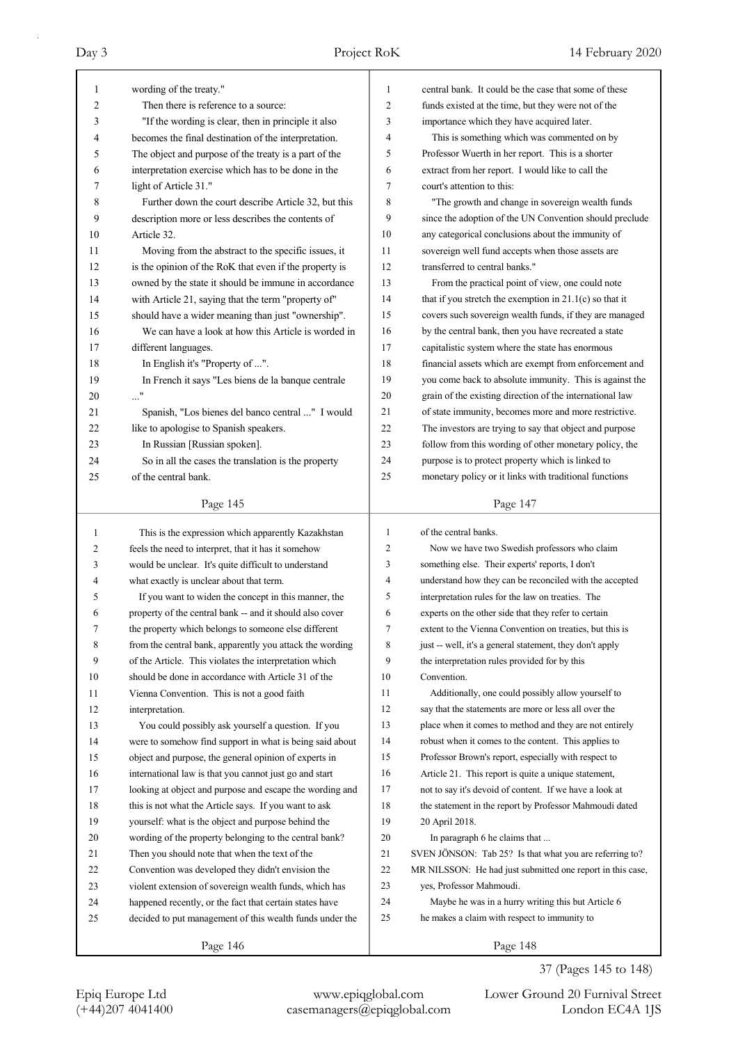wording of the treaty."

Then there is reference to a source:

"If the wording is clear, then in principle it also becomes the final destination of the interpretation. The object and purpose of the treaty is a part of the interpretation exercise which has to be done in the light of Article 31."

Further down the court describe Article 32, but this description more or less describes the contents of Article 32.

Moving from the abstract to the specific issues, it is the opinion of the RoK that even if the property is owned by the state it should be immune in accordance with Article 21, saying that the term "property of" should have a wider meaning than just "ownership".

We can have a look at how this Article is worded in different languages.

In English it's "Property of ...".

In French it says "Les biens de la banque centrale ..."

Spanish, "Los bienes del banco central ..." I would like to apologise to Spanish speakers.

In Russian [Russian spoken].

So in all the cases the translation is the property of the central bank.

This is the expression which apparently Kazakhstan feels the need to interpret, that it has it somehow would be unclear. It's quite difficult to understand what exactly is unclear about that term.

If you want to widen the concept in this manner, the property of the central bank -- and it should also cover the property which belongs to someone else different from the central bank, apparently you attack the wording of the Article. This violates the interpretation which should be done in accordance with Article 31 of the Vienna Convention. This is not a good faith interpretation.

You could possibly ask yourself a question. If you were to somehow find support in what is being said about object and purpose, the general opinion of experts in international law is that you cannot just go and start looking at object and purpose and escape the wording and this is not what the Article says. If you want to ask yourself: what is the object and purpose behind the wording of the property belonging to the central bank? Then you should note that when the text of the Convention was developed they didn't envision the violent extension of sovereign wealth funds, which has happened recently, or the fact that certain states have decided to put management of this wealth funds under the central bank. It could be the case that some of these funds existed at the time, but they were not of the importance which they have acquired later.

This is something which was commented on by Professor Wuerth in her report. This is a shorter extract from her report. I would like to call the court's attention to this:

"The growth and change in sovereign wealth funds since the adoption of the UN Convention should preclude any categorical conclusions about the immunity of sovereign well fund accepts when those assets are transferred to central banks."

From the practical point of view, one could note that if you stretch the exemption in 21.1(c) so that it covers such sovereign wealth funds, if they are managed by the central bank, then you have recreated a state capitalistic system where the state has enormous financial assets which are exempt from enforcement and you come back to absolute immunity. This is against the grain of the existing direction of the international law of state immunity, becomes more and more restrictive. The investors are trying to say that object and purpose follow from this wording of other monetary policy, the purpose is to protect property which is linked to monetary policy or it links with traditional functions of the central banks.

Now we have two Swedish professors who claim something else. Their experts' reports, I don't understand how they can be reconciled with the accepted interpretation rules for the law on treaties. The experts on the other side that they refer to certain extent to the Vienna Convention on treaties, but this is just -- well, it's a general statement, they don't apply the interpretation rules provided for by this Convention.

Additionally, one could possibly allow yourself to say that the statements are more or less all over the place when it comes to method and they are not entirely robust when it comes to the content. This applies to Professor Brown's report, especially with respect to Article 21. This report is quite a unique statement, not to say it's devoid of content. If we have a look at the statement in the report by Professor Mahmoudi dated 20 April 2018.

In paragraph 6 he claims that ...

SVEN JÖNSON: Tab 25? Is that what you are referring to?

MR NILSSON: He had just submitted one report in this case, yes, Professor Mahmoudi.

Maybe he was in a hurry writing this but Article 6 he makes a claim with respect to immunity to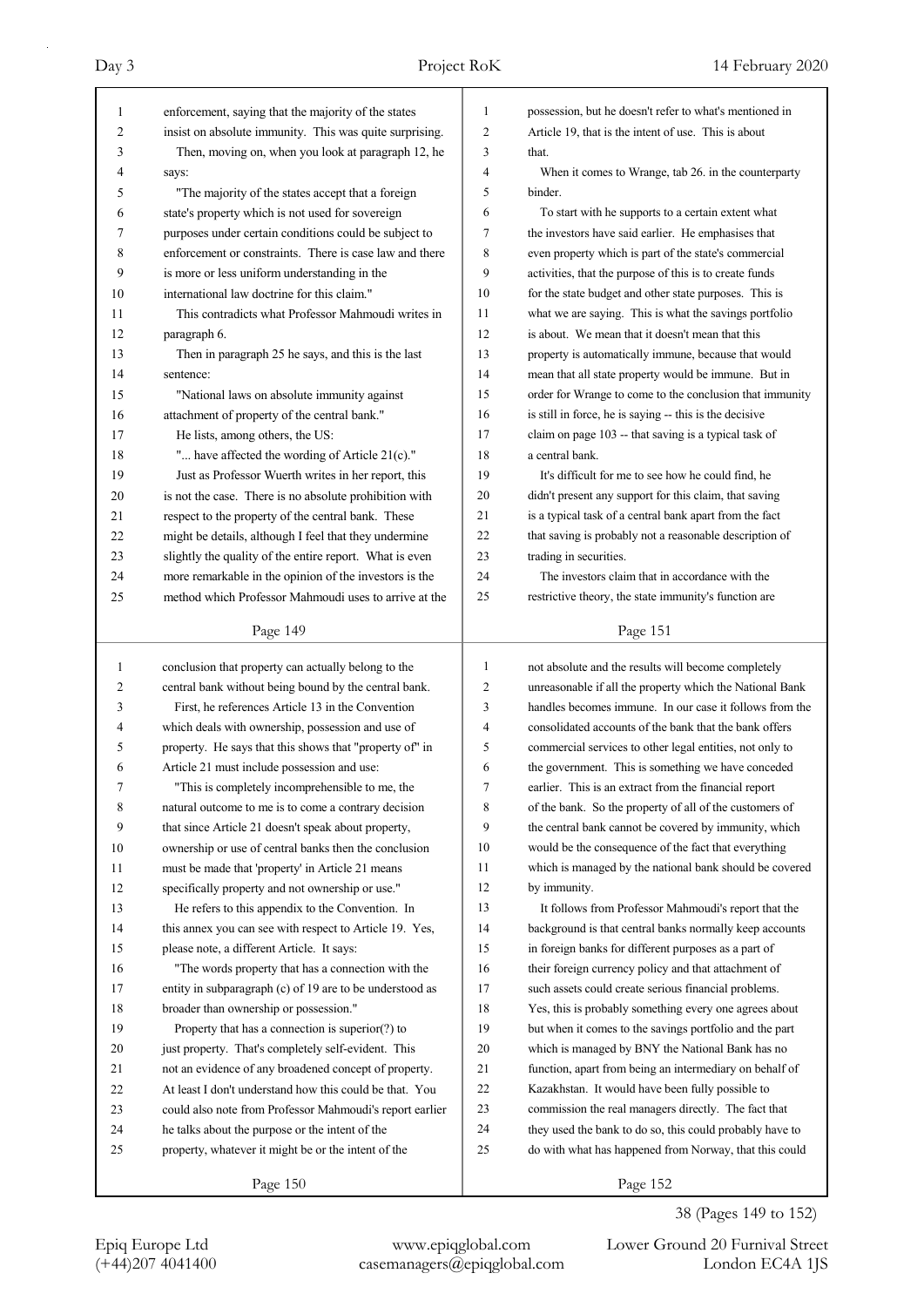enforcement, saying that the majority of the states insist on absolute immunity. This was quite surprising.

Then, moving on, when you look at paragraph 12, he says:

"The majority of the states accept that a foreign state's property which is not used for sovereign purposes under certain conditions could be subject to enforcement or constraints. There is case law and there is more or less uniform understanding in the international law doctrine for this claim."

This contradicts what Professor Mahmoudi writes in paragraph 6.

Then in paragraph 25 he says, and this is the last sentence:

"National laws on absolute immunity against attachment of property of the central bank."

He lists, among others, the US:

"... have affected the wording of Article 21(c)."

Just as Professor Wuerth writes in her report, this is not the case. There is no absolute prohibition with respect to the property of the central bank. These might be details, although I feel that they undermine slightly the quality of the entire report. What is even more remarkable in the opinion of the investors is the method which Professor Mahmoudi uses to arrive at the conclusion that property can actually belong to the central bank without being bound by the central bank.

First, he references Article 13 in the Convention which deals with ownership, possession and use of property. He says that this shows that "property of" in Article 21 must include possession and use:

"This is completely incomprehensible to me, the natural outcome to me is to come a contrary decision that since Article 21 doesn't speak about property, ownership or use of central banks then the conclusion must be made that 'property' in Article 21 means specifically property and not ownership or use."

He refers to this appendix to the Convention. In this annex you can see with respect to Article 19. Yes, please note, a different Article. It says:

"The words property that has a connection with the entity in subparagraph (c) of 19 are to be understood as broader than ownership or possession."

Property that has a connection is superior(?) to just property. That's completely self-evident. This not an evidence of any broadened concept of property. At least I don't understand how this could be that. You could also note from Professor Mahmoudi's report earlier he talks about the purpose or the intent of the property, whatever it might be or the intent of the possession, but he doesn't refer to what's mentioned in Article 19, that is the intent of use. This is about that.

When it comes to Wrange, tab 26. in the counterparty binder.

To start with he supports to a certain extent what the investors have said earlier. He emphasises that even property which is part of the state's commercial activities, that the purpose of this is to create funds for the state budget and other state purposes. This is what we are saying. This is what the savings portfolio is about. We mean that it doesn't mean that this property is automatically immune, because that would mean that all state property would be immune. But in order for Wrange to come to the conclusion that immunity is still in force, he is saying -- this is the decisive claim on page 103 -- that saving is a typical task of a central bank.

It's difficult for me to see how he could find, he didn't present any support for this claim, that saving is a typical task of a central bank apart from the fact that saving is probably not a reasonable description of trading in securities.

The investors claim that in accordance with the restrictive theory, the state immunity's function are not absolute and the results will become completely unreasonable if all the property which the National Bank handles becomes immune. In our case it follows from the consolidated accounts of the bank that the bank offers commercial services to other legal entities, not only to the government. This is something we have conceded earlier. This is an extract from the financial report of the bank. So the property of all of the customers of the central bank cannot be covered by immunity, which would be the consequence of the fact that everything which is managed by the national bank should be covered by immunity.

It follows from Professor Mahmoudi's report that the background is that central banks normally keep accounts in foreign banks for different purposes as a part of their foreign currency policy and that attachment of such assets could create serious financial problems. Yes, this is probably something every one agrees about but when it comes to the savings portfolio and the part which is managed by BNY the National Bank has no function, apart from being an intermediary on behalf of Kazakhstan. It would have been fully possible to commission the real managers directly. The fact that they used the bank to do so, this could probably have to do with what has happened from Norway, that this could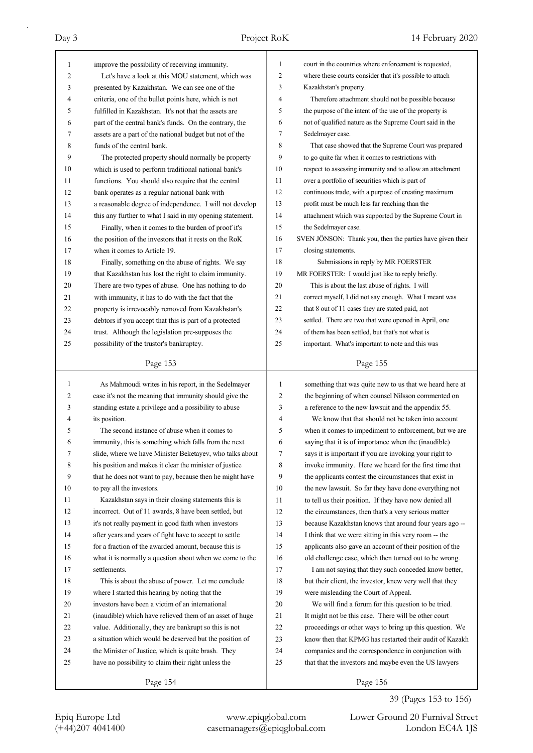improve the possibility of receiving immunity.

Let's have a look at this MOU statement, which was presented by Kazakhstan. We can see one of the criteria, one of the bullet points here, which is not fulfilled in Kazakhstan. It's not that the assets are part of the central bank's funds. On the contrary, the assets are a part of the national budget but not of the funds of the central bank.

The protected property should normally be property which is used to perform traditional national bank's functions. You should also require that the central bank operates as a regular national bank with a reasonable degree of independence. I will not develop this any further to what I said in my opening statement.

Finally, when it comes to the burden of proof it's the position of the investors that it rests on the RoK when it comes to Article 19.

Finally, something on the abuse of rights. We say that Kazakhstan has lost the right to claim immunity. There are two types of abuse. One has nothing to do with immunity, it has to do with the fact that the property is irrevocably removed from Kazakhstan's debtors if you accept that this is part of a protected trust. Although the legislation pre-supposes the possibility of the trustor's bankruptcy.

As Mahmoudi writes in his report, in the Sedelmayer case it's not the meaning that immunity should give the standing estate a privilege and a possibility to abuse its position.

The second instance of abuse when it comes to immunity, this is something which falls from the next slide, where we have Minister Beketayev, who talks about his position and makes it clear the minister of justice that he does not want to pay, because then he might have to pay all the investors.

Kazakhstan says in their closing statements this is incorrect. Out of 11 awards, 8 have been settled, but it's not really payment in good faith when investors after years and years of fight have to accept to settle for a fraction of the awarded amount, because this is what it is normally a question about when we come to the settlements.

This is about the abuse of power. Let me conclude where I started this hearing by noting that the investors have been a victim of an international (inaudible) which have relieved them of an asset of huge value. Additionally, they are bankrupt so this is not a situation which would be deserved but the position of the Minister of Justice, which is quite brash. They have no possibility to claim their right unless the court in the countries where enforcement is requested, where these courts consider that it's possible to attach Kazakhstan's property.

Therefore attachment should not be possible because the purpose of the intent of the use of the property is not of qualified nature as the Supreme Court said in the Sedelmayer case.

That case showed that the Supreme Court was prepared to go quite far when it comes to restrictions with respect to assessing immunity and to allow an attachment over a portfolio of securities which is part of continuous trade, with a purpose of creating maximum profit must be much less far reaching than the attachment which was supported by the Supreme Court in the Sedelmayer case.

SVEN JÖNSON: Thank you, then the parties have given their closing statements.

Submissions in reply by MR FOERSTER

MR FOERSTER: I would just like to reply briefly.

This is about the last abuse of rights. I will correct myself, I did not say enough. What I meant was that 8 out of 11 cases they are stated paid, not settled. There are two that were opened in April, one of them has been settled, but that's not what is important. What's important to note and this was something that was quite new to us that we heard here at the beginning of when counsel Nilsson commented on a reference to the new lawsuit and the appendix 55.

We know that that should not be taken into account when it comes to impediment to enforcement, but we are saying that it is of importance when the (inaudible) says it is important if you are invoking your right to invoke immunity. Here we heard for the first time that the applicants contest the circumstances that exist in the new lawsuit. So far they have done everything not to tell us their position. If they have now denied all the circumstances, then that's a very serious matter because Kazakhstan knows that around four years ago -- I think that we were sitting in this very room -- the applicants also gave an account of their position of the old challenge case, which then turned out to be wrong.

I am not saying that they such conceded know better, but their client, the investor, knew very well that they were misleading the Court of Appeal.

We will find a forum for this question to be tried. It might not be this case. There will be other court proceedings or other ways to bring up this question. We know then that KPMG has restarted their audit of Kazakh companies and the correspondence in conjunction with that that the investors and maybe even the US lawyers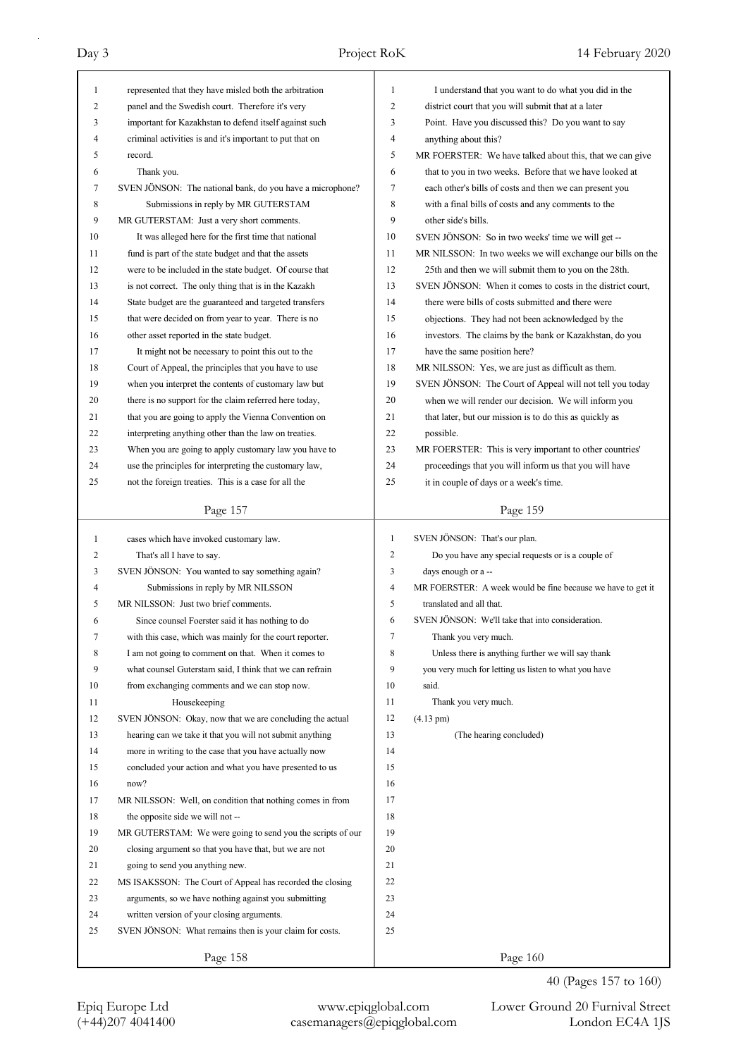represented that they have misled both the arbitration panel and the Swedish court. Therefore it's very important for Kazakhstan to defend itself against such criminal activities is and it's important to put that on record.

Thank you.

SVEN JÖNSON: The national bank, do you have a microphone?

### Submissions in reply by MR GUTERSTAM

MR GUTERSTAM: Just a very short comments.

It was alleged here for the first time that national fund is part of the state budget and that the assets were to be included in the state budget. Of course that is not correct. The only thing that is in the Kazakh State budget are the guaranteed and targeted transfers that were decided on from year to year. There is no other asset reported in the state budget.

It might not be necessary to point this out to the Court of Appeal, the principles that you have to use when you interpret the contents of customary law but there is no support for the claim referred here today, that you are going to apply the Vienna Convention on interpreting anything other than the law on treaties. When you are going to apply customary law you have to use the principles for interpreting the customary law, not the foreign treaties. This is a case for all the cases which have invoked customary law.

That's all I have to say.

SVEN JÖNSON: You wanted to say something again?

### Submissions in reply by MR NILSSON

MR NILSSON: Just two brief comments.

Since counsel Foerster said it has nothing to do with this case, which was mainly for the court reporter. I am not going to comment on that. When it comes to what counsel Guterstam said, I think that we can refrain from exchanging comments and we can stop now.

### Housekeeping

SVEN JÖNSON: Okay, now that we are concluding the actual hearing can we take it that you will not submit anything more in writing to the case that you have actually now concluded your action and what you have presented to us now?

MR NILSSON: Well, on condition that nothing comes in from the opposite side we will not --

MR GUTERSTAM: We were going to send you the scripts of our closing argument so that you have that, but we are not going to send you anything new.

MS ISAKSSON: The Court of Appeal has recorded the closing arguments, so we have nothing against you submitting written version of your closing arguments.

SVEN JÖNSON: What remains then is your claim for costs.

I understand that you want to do what you did in the district court that you will submit that at a later Point. Have you discussed this? Do you want to say anything about this?

MR FOERSTER: We have talked about this, that we can give that to you in two weeks. Before that we have looked at each other's bills of costs and then we can present you with a final bills of costs and any comments to the other side's bills.

SVEN JÖNSON: So in two weeks' time we will get --

MR NILSSON: In two weeks we will exchange our bills on the 25th and then we will submit them to you on the 28th.

SVEN JÖNSON: When it comes to costs in the district court, there were bills of costs submitted and there were objections. They had not been acknowledged by the investors. The claims by the bank or Kazakhstan, do you have the same position here?

MR NILSSON: Yes, we are just as difficult as them.

SVEN JÖNSON: The Court of Appeal will not tell you today when we will render our decision. We will inform you that later, but our mission is to do this as quickly as possible.

MR FOERSTER: This is very important to other countries' proceedings that you will inform us that you will have it in couple of days or a week's time.

SVEN JÖNSON: That's our plan.

Do you have any special requests or is a couple of days enough or a --

MR FOERSTER: A week would be fine because we have to get it translated and all that.

SVEN JÖNSON: We'll take that into consideration.

Thank you very much.

Unless there is anything further we will say thank you very much for letting us listen to what you have said.

Thank you very much.

(4.13 pm)

(The hearing concluded)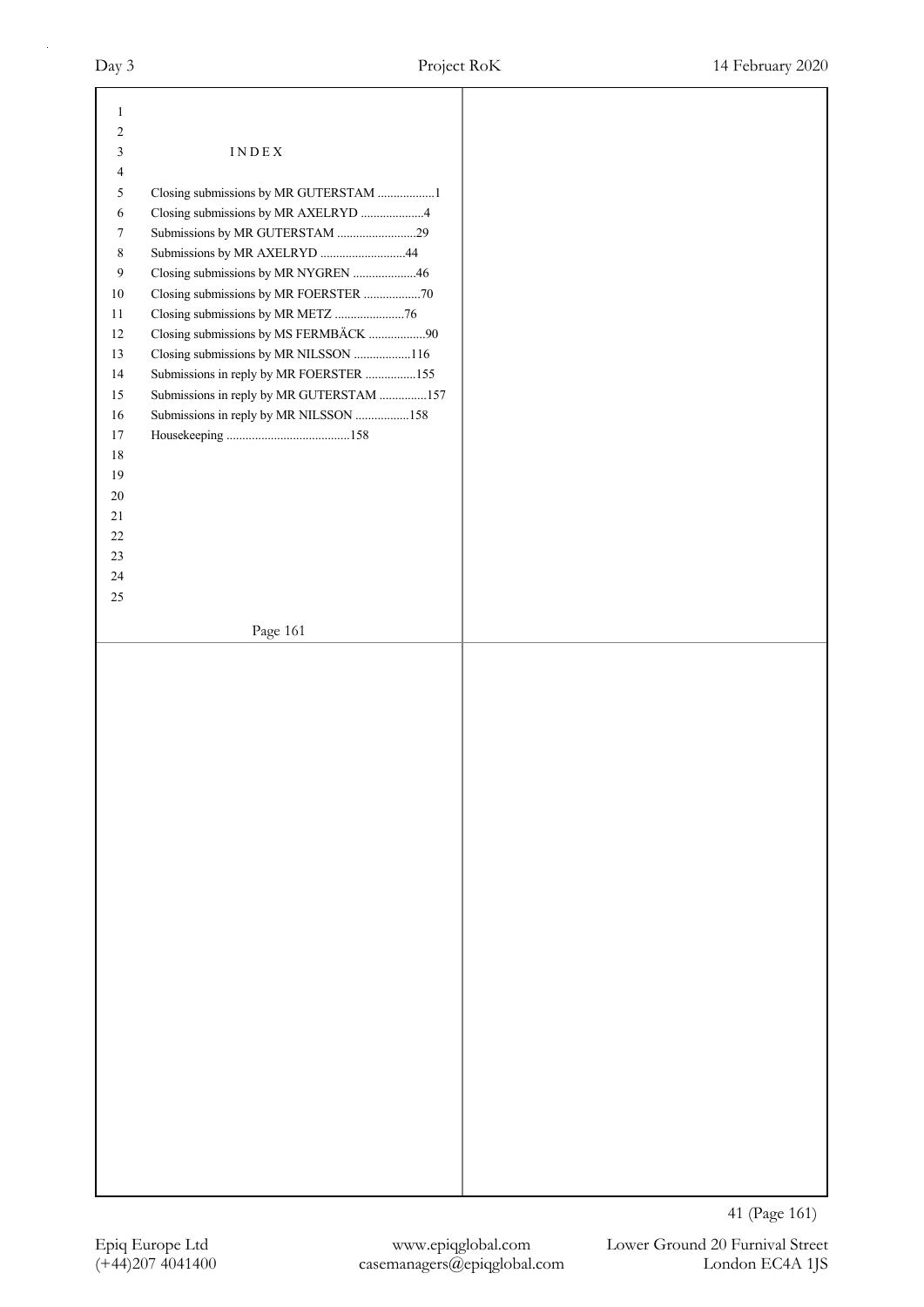# I N D E X

Closing submissions by MR GUTERSTAM ..................1

Closing submissions by MR AXELRYD ....................4

Submissions by MR GUTERSTAM .........................29

Submissions by MR AXELRYD ...........................44

Closing submissions by MR NYGREN ....................46

Closing submissions by MR FOERSTER ..................70

Closing submissions by MR METZ ......................76

Closing submissions by MS FERMBÄCK ..................90

Closing submissions by MR NILSSON ..................116

Submissions in reply by MR FOERSTER ................155

Submissions in reply by MR GUTERSTAM ...............157

Submissions in reply by MR NILSSON .................158

Housekeeping .......................................158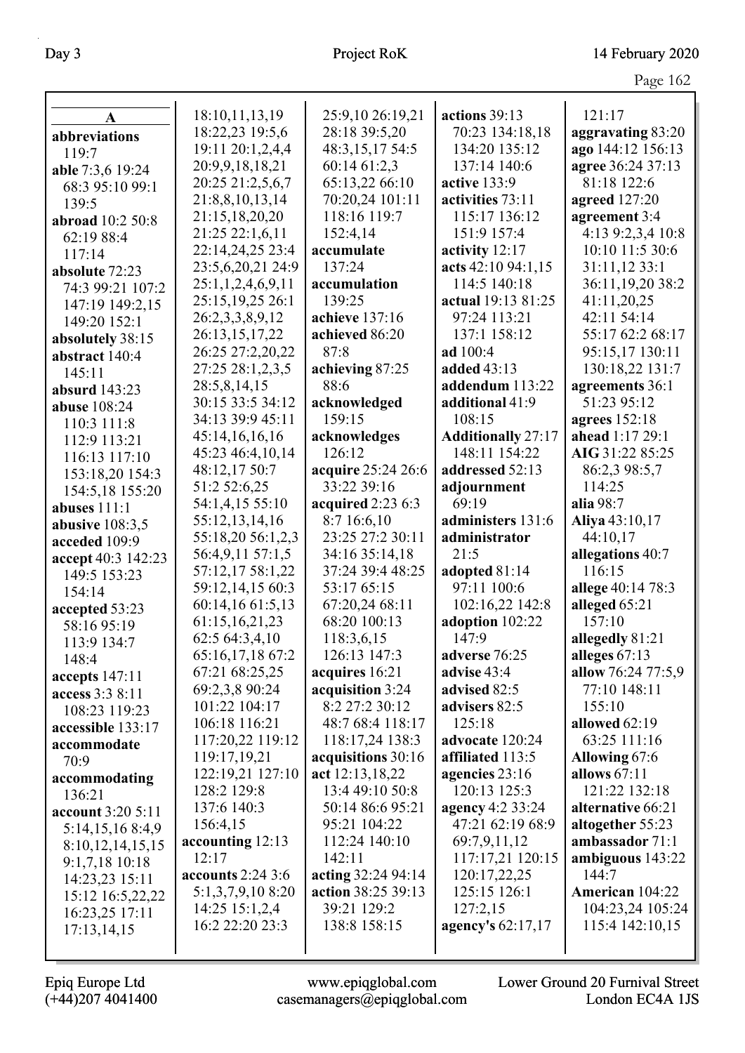## A

**abbreviations** 119:7
**able** 7:3,6 19:24 68:3 95:10 99:1 139:5
**abroad** 10:2 50:8 62:19 88:4 117:14
**absolute** 72:23 74:3 99:21 107:2 147:19 149:2,15 149:20 152:1
**absolutely** 38:15
**abstract** 140:4 145:11
**absurd** 143:23
**abuse** 108:24 110:3 111:8 112:9 113:21 116:13 117:10 153:18,20 154:3 154:5,18 155:20
**abuses** 111:1
**abusive** 108:3,5
**acceded** 109:9
**accept** 40:3 142:23 149:5 153:23 154:14
**accepted** 53:23 58:16 95:19 113:9 134:7 148:4
**accepts** 147:11
**access** 3:3 8:11 108:23 119:23
**accessible** 133:17
**accommodate** 70:9
**accommodating** 136:21
**account** 3:20 5:11 5:14,15,16 8:4,9 8:10,12,14,15,15 9:1,7,18 10:18 14:23,23 15:11 15:12 16:5,22,22 16:23,25 17:11 17:13,14,15 18:10,11,13,19 18:22,23 19:5,6 19:11 20:1,2,4,4 20:9,9,18,18,21 20:25 21:2,5,6,7 21:8,8,10,13,14 21:15,18,20,20 21:25 22:1,6,11 22:14,24,25 23:4 23:5,6,20,21 24:9 25:1,1,2,4,6,9,11 25:15,19,25 26:1 26:2,3,3,8,9,12 26:13,15,17,22 26:25 27:2,20,22 27:25 28:1,2,3,5 28:5,8,14,15 30:15 33:5 34:12 34:13 39:9 45:11 45:14,16,16,16 45:23 46:4,10,14 48:12,17 50:7 51:2 52:6,25 54:1,4,15 55:10 55:12,13,14,16 55:18,20 56:1,2,3 56:4,9,11 57:1,5 57:12,17 58:1,22 59:12,14,15 60:3 60:14,16 61:5,13 61:15,16,21,23 62:5 64:3,4,10 65:16,17,18 67:2 67:21 68:25,25 69:2,3,8 90:24 101:22 104:17 106:18 116:21 117:20,22 119:12 119:17,19,21 122:19,21 127:10 128:2 129:8 137:6 140:3 156:4,15
**accounting** 12:13 12:17
**accounts** 2:24 3:6 5:1,3,7,9,10 8:20 14:25 15:1,2,4 16:2 22:20 23:3 25:9,10 26:19,21 28:18 39:5,20 48:3,15,17 54:5 60:14 61:2,3 65:13,22 66:10 70:20,24 101:11 118:16 119:7 152:4,14
**accumulate** 137:24
**accumulation** 139:25
**achieve** 137:16
**achieved** 86:20 87:8
**achieving** 87:25 88:6
**acknowledged** 159:15
**acknowledges** 126:12
**acquire** 25:24 26:6 33:22 39:16
**acquired** 2:23 6:3 8:7 16:6,10 23:25 27:2 30:11 34:16 35:14,18 37:24 39:4 48:25 53:17 65:15 67:20,24 68:11 68:20 100:13 118:3,6,15 126:13 147:3
**acquires** 16:21
**acquisition** 3:24 8:2 27:2 30:12 48:7 68:4 118:17 118:17,24 138:3
**acquisitions** 30:16
**act** 12:13,18,22 13:4 49:10 50:8 50:14 86:6 95:21 95:21 104:22 112:24 140:10 142:11
**acting** 32:24 94:14
**action** 38:25 39:13 39:21 129:2 138:8 158:15
**actions** 39:13 70:23 134:18,18 134:20 135:12 137:14 140:6
**active** 133:9
**activities** 73:11 115:17 136:12 151:9 157:4
**activity** 12:17
**acts** 42:10 94:1,15 114:5 140:18
**actual** 19:13 81:25 97:24 113:21 137:1 158:12
**ad** 100:4
**added** 43:13
**addendum** 113:22
**additional** 41:9 108:15
**Additionally** 27:17 148:11 154:22
**addressed** 52:13
**adjournment** 69:19
**administers** 131:6
**administrator** 21:5
**adopted** 81:14 97:11 100:6 102:16,22 142:8
**adoption** 102:22 147:9
**adverse** 76:25
**advise** 43:4
**advised** 82:5
**advisers** 82:5 125:18
**advocate** 120:24
**affiliated** 113:5
**agencies** 23:16 120:13 125:3
**agency** 4:2 33:24 47:21 62:19 68:9 69:7,9,11,12 117:17,21 120:15 120:17,22,25 125:15 126:1 127:2,15
**agency's** 62:17,17 121:17
**aggravating** 83:20
**ago** 144:12 156:13
**agree** 36:24 37:13 81:18 122:6
**agreed** 127:20
**agreement** 3:4 4:13 9:2,3,4 10:8 10:10 11:5 30:6 31:11,12 33:1 36:11,19,20 38:2 41:11,20,25 42:11 54:14 55:17 62:2 68:17 95:15,17 130:11 130:18,22 131:7
**agreements** 36:1 51:23 95:12
**agrees** 152:18
**ahead** 1:17 29:1
**AIG** 31:22 85:25 86:2,3 98:5,7 114:25
**alia** 98:7
**Aliya** 43:10,17 44:10,17
**allegations** 40:7 116:15
**allege** 40:14 78:3
**alleged** 65:21 157:10
**allegedly** 81:21
**alleges** 67:13
**allow** 76:24 77:5,9 77:10 148:11 155:10
**allowed** 62:19 63:25 111:16
**Allowing** 67:6
**allows** 67:11 121:22 132:18
**alternative** 66:21
**altogether** 55:23
**ambassador** 71:1
**ambiguous** 143:22 144:7
**American** 104:22 104:23,24 105:24 115:4 142:10,15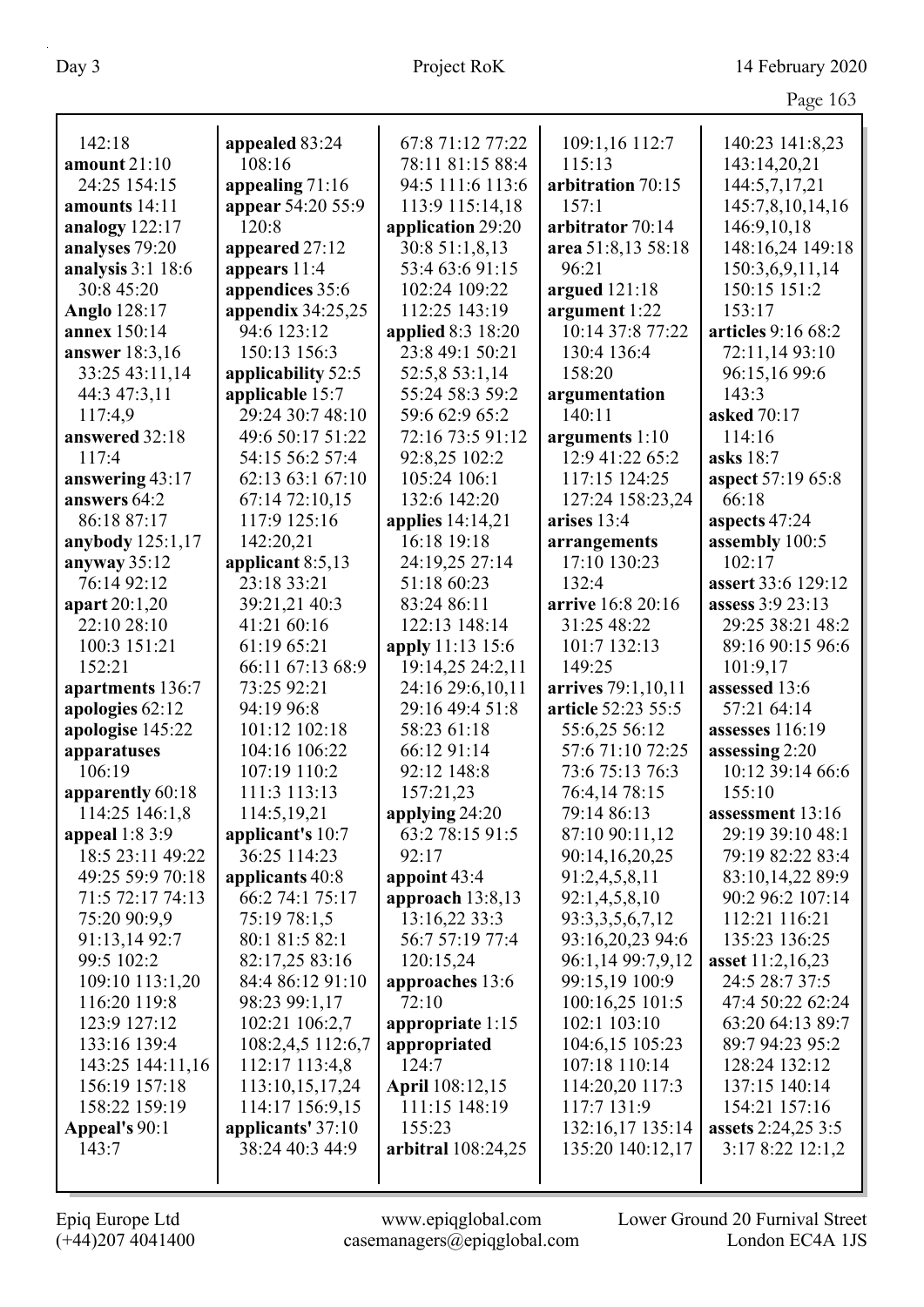142:18
**amount** 21:10 24:25 154:15
**amounts** 14:11
**analogy** 122:17
**analyses** 79:20
**analysis** 3:1 18:6 30:8 45:20
**Anglo** 128:17
**annex** 150:14
**answer** 18:3,16 33:25 43:11,14 44:3 47:3,11 117:4,9
**answered** 32:18 117:4
**answering** 43:17
**answers** 64:2 86:18 87:17
**anybody** 125:1,17
**anyway** 35:12 76:14 92:12
**apart** 20:1,20 22:10 28:10 100:3 151:21 152:21
**apartments** 136:7
**apologies** 62:12
**apologise** 145:22
**apparatuses** 106:19
**apparently** 60:18 114:25 146:1,8
**appeal** 1:8 3:9 18:5 23:11 49:22 49:25 59:9 70:18 71:5 72:17 74:13 75:20 90:9,9 91:13,14 92:7 99:5 102:2 109:10 113:1,20 116:20 119:8 123:9 127:12 133:16 139:4 143:25 144:11,16 156:19 157:18 158:22 159:19
**Appeal's** 90:1 143:7
**appealed** 83:24 108:16
**appealing** 71:16
**appear** 54:20 55:9 120:8
**appeared** 27:12
**appears** 11:4
**appendices** 35:6
**appendix** 34:25,25 94:6 123:12 150:13 156:3
**applicability** 52:5
**applicable** 15:7 29:24 30:7 48:10 49:6 50:17 51:22 54:15 56:2 57:4 62:13 63:1 67:10 67:14 72:10,15 117:9 125:16 142:20,21
**applicant** 8:5,13 23:18 33:21 39:21,21 40:3 41:21 60:16 61:19 65:21 66:11 67:13 68:9 73:25 92:21 94:19 96:8 101:12 102:18 104:16 106:22 107:19 110:2 111:3 113:13 114:5,19,21
**applicant's** 10:7 36:25 114:23
**applicants** 40:8 66:2 74:1 75:17 75:19 78:1,5 80:1 81:5 82:1 82:17,25 83:16 84:4 86:12 91:10 98:23 99:1,17 102:21 106:2,7 108:2,4,5 112:6,7 112:17 113:4,8 113:10,15,17,24 114:17 156:9,15
**applicants'** 37:10 38:24 40:3 44:9 67:8 71:12 77:22 78:11 81:15 88:4 94:5 111:6 113:6 113:9 115:14,18
**application** 29:20 30:8 51:1,8,13 53:4 63:6 91:15 102:24 109:22 112:25 143:19
**applied** 8:3 18:20 23:8 49:1 50:21 52:5,8 53:1,14 55:24 58:3 59:2 59:6 62:9 65:2 72:16 73:5 91:12 92:8,25 102:2 105:24 106:1 132:6 142:20
**applies** 14:14,21 16:18 19:18 24:19,25 27:14 51:18 60:23 83:24 86:11 122:13 148:14
**apply** 11:13 15:6 19:14,25 24:2,11 24:16 29:6,10,11 29:16 49:4 51:8 58:23 61:18 66:12 91:14 92:12 148:8 157:21,23
**applying** 24:20 63:2 78:15 91:5 92:17
**appoint** 43:4
**approach** 13:8,13 13:16,22 33:3 56:7 57:19 77:4 120:15,24
**approaches** 13:6 72:10
**appropriate** 1:15
**appropriated** 124:7
**April** 108:12,15 111:15 148:19 155:23
**arbitral** 108:24,25 109:1,16 112:7 115:13
**arbitration** 70:15 157:1
**arbitrator** 70:14
**area** 51:8,13 58:18 96:21
**argued** 121:18
**argument** 1:22 10:14 37:8 77:22 130:4 136:4 158:20
**argumentation** 140:11
**arguments** 1:10 12:9 41:22 65:2 117:15 124:25 127:24 158:23,24
**arises** 13:4
**arrangements** 17:10 130:23 132:4
**arrive** 16:8 20:16 31:25 48:22 101:7 132:13 149:25
**arrives** 79:1,10,11
**article** 52:23 55:5 55:6,25 56:12 57:6 71:10 72:25 73:6 75:13 76:3 76:4,14 78:15 79:14 86:13 87:10 90:11,12 90:14,16,20,25 91:2,4,5,8,11 92:1,4,5,8,10 93:3,3,5,6,7,12 93:16,20,23 94:6 96:1,14 99:7,9,12 99:15,19 100:9 100:16,25 101:5 102:1 103:10 104:6,15 105:23 107:18 110:14 114:20,20 117:3 117:7 131:9 132:16,17 135:14 135:20 140:12,17 140:23 141:8,23 143:14,20,21 144:5,7,17,21 145:7,8,10,14,16 146:9,10,18 148:16,24 149:18 150:3,6,9,11,14 150:15 151:2 153:17
**articles** 9:16 68:2 72:11,14 93:10 96:15,16 99:6 143:3
**asked** 70:17 114:16
**asks** 18:7
**aspect** 57:19 65:8 66:18
**aspects** 47:24
**assembly** 100:5 102:17
**assert** 33:6 129:12
**assess** 3:9 23:13 29:25 38:21 48:2 89:16 90:15 96:6 101:9,17
**assessed** 13:6 57:21 64:14
**assesses** 116:19
**assessing** 2:20 10:12 39:14 66:6 155:10
**assessment** 13:16 29:19 39:10 48:1 79:19 82:22 83:4 83:10,14,22 89:9 90:2 96:2 107:14 112:21 116:21 135:23 136:25
**asset** 11:2,16,23 24:5 28:7 37:5 47:4 50:22 62:24 63:20 64:13 89:7 89:7 94:23 95:2 128:24 132:12 137:15 140:14 154:21 157:16
**assets** 2:24,25 3:5 3:17 8:22 12:1,2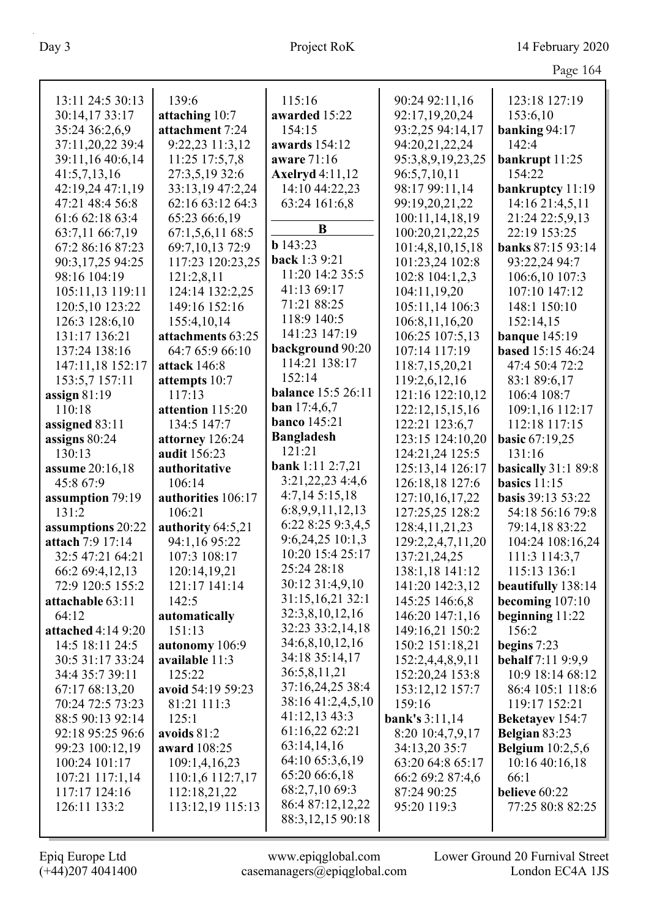13:11 24:5 30:13 30:14,17 33:17 35:24 36:2,6,9 37:11,20,22 39:4 39:11,16 40:6,14 41:5,7,13,16 42:19,24 47:1,19 47:21 48:4 56:8 61:6 62:18 63:4 63:7,11 66:7,19 67:2 86:16 87:23 90:3,17,25 94:25 98:16 104:19 105:11,13 119:11 120:5,10 123:22 126:3 128:6,10 131:17 136:21 137:24 138:16 147:11,18 152:17 153:5,7 157:11

**assign** 81:19 110:18

**assigned** 83:11

**assigns** 80:24 130:13

**assume** 20:16,18 45:8 67:9

**assumption** 79:19 131:2

**assumptions** 20:22

**attach** 7:9 17:14 32:5 47:21 64:21 66:2 69:4,12,13 72:9 120:5 155:2

**attachable** 63:11 64:12

**attached** 4:14 9:20 14:5 18:11 24:5 30:5 31:17 33:24 34:4 35:7 39:11 67:17 68:13,20 70:24 72:5 73:23 88:5 90:13 92:14 92:18 95:25 96:6 99:23 100:12,19 100:24 101:17 107:21 117:1,14 117:17 124:16 126:11 133:2 139:6

**attaching** 10:7

**attachment** 7:24 9:22,23 11:3,12 11:25 17:5,7,8 27:3,5,19 32:6 33:13,19 47:2,24 62:16 63:12 64:3 65:23 66:6,19 67:1,5,6,11 68:5 69:7,10,13 72:9 117:23 120:23,25 121:2,8,11 124:14 132:2,25 149:16 152:16 155:4,10,14

**attachments** 63:25 64:7 65:9 66:10

**attack** 146:8

**attempts** 10:7 117:13

**attention** 115:20 134:5 147:7

**attorney** 126:24

**audit** 156:23

**authoritative** 106:14

**authorities** 106:17 106:21

**authority** 64:5,21 94:1,16 95:22 107:3 108:17 120:14,19,21 121:17 141:14 142:5

**automatically** 151:13

**autonomy** 106:9

**available** 11:3 125:22

**avoid** 54:19 59:23 81:21 111:3 125:1

**avoids** 81:2

**award** 108:25 109:1,4,16,23 110:1,6 112:7,17 112:18,21,22 113:12,19 115:13 115:16

**awarded** 15:22 154:15

**awards** 154:12

**aware** 71:16

**Axelryd** 4:11,12 14:10 44:22,23 63:24 161:6,8

## B

**b** 143:23

**back** 1:3 9:21 11:20 14:2 35:5 41:13 69:17 71:21 88:25 118:9 140:5 141:23 147:19

**background** 90:20 114:21 138:17 152:14

**balance** 15:5 26:11

**ban** 17:4,6,7

**banco** 145:21

**Bangladesh** 121:21

**bank** 1:11 2:7,21 3:21,22,23 4:4,6 4:7,14 5:15,18 6:8,9,9,11,12,13 6:22 8:25 9:3,4,5 9:6,24,25 10:1,3 10:20 15:4 25:17 25:24 28:18 30:12 31:4,9,10 31:15,16,21 32:1 32:3,8,10,12,16 32:23 33:2,14,18 34:6,8,10,12,16 34:18 35:14,17 36:5,8,11,21 37:16,24,25 38:4 38:16 41:2,4,5,10 41:12,13 43:3 61:16,22 62:21 63:14,14,16 64:10 65:3,6,19 65:20 66:6,18 68:2,7,10 69:3 86:4 87:12,12,22 88:3,12,15 90:18 90:24 92:11,16 92:17,19,20,24 93:2,25 94:14,17 94:20,21,22,24 95:3,8,9,19,23,25 96:5,7,10,11 98:17 99:11,14 99:19,20,21,22 100:11,14,18,19 100:20,21,22,25 101:4,8,10,15,18 101:23,24 102:8 102:8 104:1,2,3 104:11,19,20 105:11,14 106:3 106:8,11,16,20 106:25 107:5,13 107:14 117:19 118:7,15,20,21 119:2,6,12,16 121:16 122:10,12 122:12,15,15,16 122:21 123:6,7 123:15 124:10,20 124:21,24 125:5 125:13,14 126:17 126:18,18 127:6 127:10,16,17,22 127:25,25 128:2 128:4,11,21,23 129:2,2,4,7,11,20 137:21,24,25 138:1,18 141:12 141:20 142:3,12 145:25 146:6,8 146:20 147:1,16 149:16,21 150:2 150:2 151:18,21 152:2,4,4,8,9,11 152:20,24 153:8 153:12,12 157:7 159:16

**bank's** 3:11,14 8:20 10:4,7,9,17 34:13,20 35:7 63:20 64:8 65:17 66:2 69:2 87:4,6 87:24 90:25 95:20 119:3

**banking** 94:17 142:4

**bankrupt** 11:25 154:22

**bankruptcy** 11:19 14:16 21:4,5,11 21:24 22:5,9,13 22:19 153:25

**banks** 87:15 93:14 93:22,24 94:7 106:6,10 107:3 107:10 147:12 148:1 150:10 152:14,15

**banque** 145:19

**based** 15:15 46:24 47:4 50:4 72:2 83:1 89:6,17 106:4 108:7 109:1,16 112:17 112:18 117:15

**basic** 67:19,25 131:16

**basically** 31:1 89:8

**basics** 11:15

**basis** 39:13 53:22 54:18 56:16 79:8 79:14,18 83:22 104:24 108:16,24 111:3 114:3,7 115:13 136:1

**beautifully** 138:14

**becoming** 107:10

**beginning** 11:22 156:2

**begins** 7:23

**behalf** 7:11 9:9,9 10:9 18:14 68:12 86:4 105:1 118:6 119:17 152:21

**Beketayev** 154:7

**Belgian** 83:23

**Belgium** 10:2,5,6 10:16 40:16,18 66:1

**believe** 60:22 77:25 80:8 82:25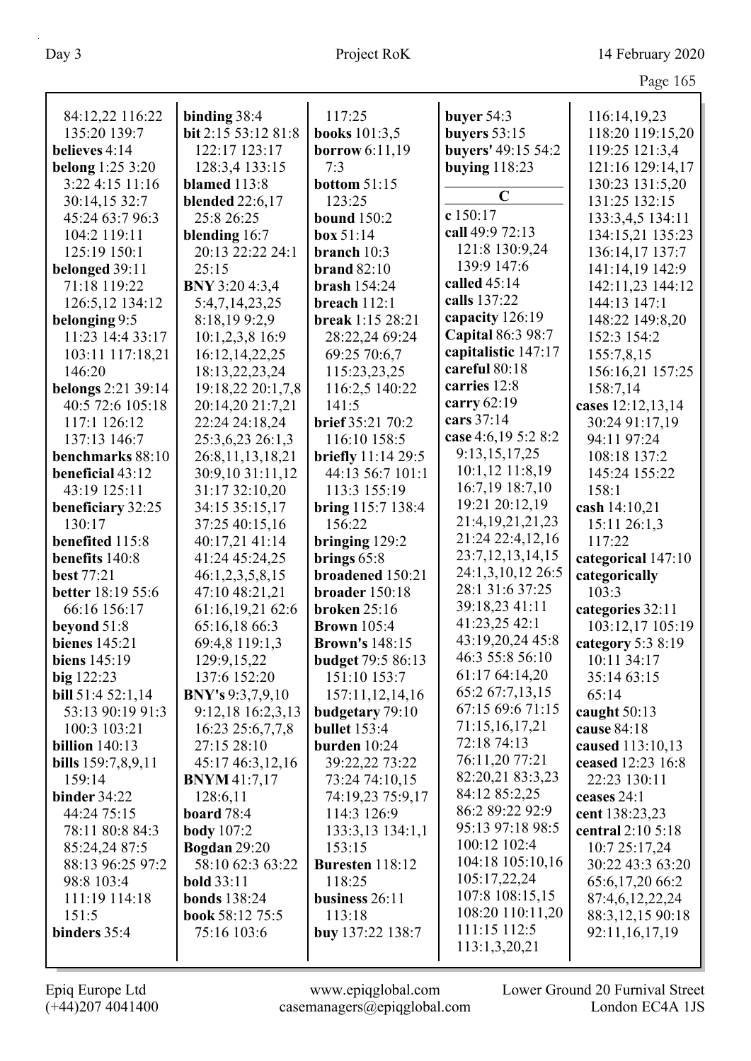84:12,22 116:22
135:20 139:7
**believes** 4:14
**belong** 1:25 3:20
3:22 4:15 11:16
30:14,15 32:7
45:24 63:7 96:3
104:2 119:11
125:19 150:1
**belonged** 39:11
71:18 119:22
126:5,12 134:12
**belonging** 9:5
11:23 14:4 33:17
103:11 117:18,21
146:20
**belongs** 2:21 39:14
40:5 72:6 105:18
117:1 126:12
137:13 146:7
**benchmarks** 88:10
**beneficial** 43:12
43:19 125:11
**beneficiary** 32:25
130:17
**benefited** 115:8
**benefits** 140:8
**best** 77:21
**better** 18:19 55:6
66:16 156:17
**beyond** 51:8
**bienes** 145:21
**biens** 145:19
**big** 122:23
**bill** 51:4 52:1,14
53:13 90:19 91:3
100:3 103:21
**billion** 140:13
**bills** 159:7,8,9,11
159:14
**binder** 34:22
44:24 75:15
78:11 80:8 84:3
85:24,24 87:5
88:13 96:25 97:2
98:8 103:4
111:19 114:18
151:5
**binders** 35:4

**binding** 38:4
**bit** 2:15 53:12 81:8
122:17 123:17
128:3,4 133:15
**blamed** 113:8
**blended** 22:6,17
25:8 26:25
**blending** 16:7
20:13 22:22 24:1
25:15
**BNY** 3:20 4:3,4
5:4,7,14,23,25
8:18,19 9:2,9
10:1,2,3,8 16:9
16:12,14,22,25
18:13,22,23,24
19:18,22 20:1,7,8
20:14,20 21:7,21
22:24 24:18,24
25:3,6,23 26:1,3
26:8,11,13,18,21
30:9,10 31:11,12
31:17 32:10,20
34:15 35:15,17
37:25 40:15,16
40:17,21 41:14
41:24 45:24,25
46:1,2,3,5,8,15
47:10 48:21,21
61:16,19,21 62:6
65:16,18 66:3
69:4,8 119:1,3
129:9,15,22
137:6 152:20
**BNY's** 9:3,7,9,10
9:12,18 16:2,3,13
16:23 25:6,7,7,8
27:15 28:10
45:17 46:3,12,16
**BNYM** 41:7,17
128:6,11
**board** 78:4
**body** 107:2
**Bogdan** 29:20
58:10 62:3 63:22
**bold** 33:11
**bonds** 138:24
**book** 58:12 75:5
75:16 103:6

117:25
**books** 101:3,5
**borrow** 6:11,19
7:3
**bottom** 51:15
123:25
**bound** 150:2
**box** 51:14
**branch** 10:3
**brand** 82:10
**brash** 154:24
**breach** 112:1
**break** 1:15 28:21
28:22,24 69:24
69:25 70:6,7
115:23,23,25
116:2,5 140:22
141:5
**brief** 35:21 70:2
116:10 158:5
**briefly** 11:14 29:5
44:13 56:7 101:1
113:3 155:19
**bring** 115:7 138:4
156:22
**bringing** 129:2
**brings** 65:8
**broadened** 150:21
**broader** 150:18
**broken** 25:16
**Brown** 105:4
**Brown's** 148:15
**budget** 79:5 86:13
151:10 153:7
157:11,12,14,16
**budgetary** 79:10
**bullet** 153:4
**burden** 10:24
39:22,22 73:22
73:24 74:10,15
74:19,23 75:9,17
114:3 126:9
133:3,13 134:1,1
153:15
**Buresten** 118:12
118:25
**business** 26:11
113:18
**buy** 137:22 138:7

**buyer** 54:3
**buyers** 53:15
**buyers'** 49:15 54:2
**buying** 118:23

## C

**c** 150:17
**call** 49:9 72:13
121:8 130:9,24
139:9 147:6
**called** 45:14
**calls** 137:22
**capacity** 126:19
**Capital** 86:3 98:7
**capitalistic** 147:17
**careful** 80:18
**carries** 12:8
**carry** 62:19
**cars** 37:14
**case** 4:6,19 5:2 8:2
9:13,15,17,25
10:1,12 11:8,19
16:7,19 18:7,10
19:21 20:12,19
21:4,19,21,21,23
21:24 22:4,12,16
23:7,12,13,14,15
24:1,3,10,12 26:5
28:1 31:6 37:25
39:18,23 41:11
41:23,25 42:1
43:19,20,24 45:8
46:3 55:8 56:10
61:17 64:14,20
65:2 67:7,13,15
67:15 69:6 71:15
71:15,16,17,21
72:18 74:13
76:11,20 77:21
82:20,21 83:3,23
84:12 85:2,25
86:2 89:22 92:9
95:13 97:18 98:5
100:12 102:4
104:18 105:10,16
105:17,22,24
107:8 108:15,15
108:20 110:11,20
111:15 112:5
113:1,3,20,21

116:14,19,23
118:20 119:15,20
119:25 121:3,4
121:16 129:14,17
130:23 131:5,20
131:25 132:15
133:3,4,5 134:11
134:15,21 135:23
136:14,17 137:7
141:14,19 142:9
142:11,23 144:12
144:13 147:1
148:22 149:8,20
152:3 154:2
155:7,8,15
156:16,21 157:25
158:7,14
**cases** 12:12,13,14
30:24 91:17,19
94:11 97:24
108:18 137:2
145:24 155:22
158:1
**cash** 14:10,21
15:11 26:1,3
117:22
**categorical** 147:10
**categorically**
103:3
**categories** 32:11
103:12,17 105:19
**category** 5:3 8:19
10:11 34:17
35:14 63:15
65:14
**caught** 50:13
**cause** 84:18
**caused** 113:10,13
**ceased** 12:23 16:8
22:23 130:11
**ceases** 24:1
**cent** 138:23,23
**central** 2:10 5:18
10:7 25:17,24
30:22 43:3 63:20
65:6,17,20 66:2
87:4,6,12,22,24
88:3,12,15 90:18
92:11,16,17,19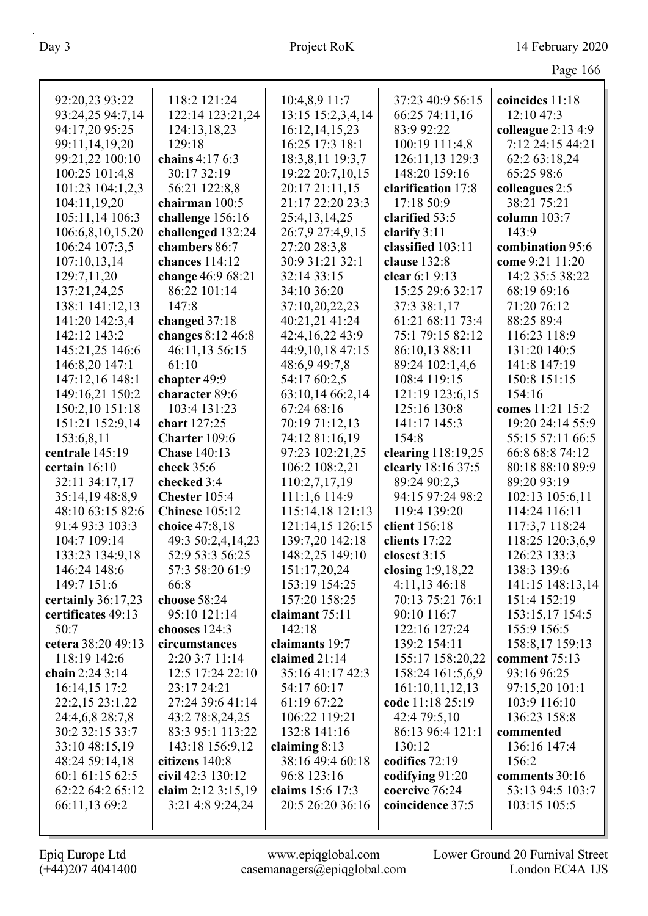92:20,23 93:22
93:24,25 94:7,14
94:17,20 95:25
99:11,14,19,20
99:21,22 100:10
100:25 101:4,8
101:23 104:1,2,3
104:11,19,20
105:11,14 106:3
106:6,8,10,15,20
106:24 107:3,5
107:10,13,14
129:7,11,20
137:21,24,25
138:1 141:12,13
141:20 142:3,4
142:12 143:2
145:21,25 146:6
146:8,20 147:1
147:12,16 148:1
149:16,21 150:2
150:2,10 151:18
151:21 152:9,14
153:6,8,11
**centrale** 145:19
**certain** 16:10
32:11 34:17,17
35:14,19 48:8,9
48:10 63:15 82:6
91:4 93:3 103:3
104:7 109:14
133:23 134:9,18
146:24 148:6
149:7 151:6
**certainly** 36:17,23
**certificates** 49:13
50:7
**cetera** 38:20 49:13
118:19 142:6
**chain** 2:24 3:14
16:14,15 17:2
22:2,15 23:1,22
24:4,6,8 28:7,8
30:2 32:15 33:7
33:10 48:15,19
48:24 59:14,18
60:1 61:15 62:5
62:22 64:2 65:12
66:11,13 69:2
118:2 121:24
122:14 123:21,24
124:13,18,23
129:18
**chains** 4:17 6:3
30:17 32:19
56:21 122:8,8
**chairman** 100:5
**challenge** 156:16
**challenged** 132:24
**chambers** 86:7
**chances** 114:12
**change** 46:9 68:21
86:22 101:14
147:8
**changed** 37:18
**changes** 8:12 46:8
46:11,13 56:15
61:10
**chapter** 49:9
**character** 89:6
103:4 131:23
**chart** 127:25
**Charter** 109:6
**Chase** 140:13
**check** 35:6
**checked** 3:4
**Chester** 105:4
**Chinese** 105:12
**choice** 47:8,18
49:3 50:2,4,14,23
52:9 53:3 56:25
57:3 58:20 61:9
66:8
**choose** 58:24
95:10 121:14
**chooses** 124:3
**circumstances**
2:20 3:7 11:14
12:5 17:24 22:10
23:17 24:21
27:24 39:6 41:14
43:2 78:8,24,25
83:3 95:1 113:22
143:18 156:9,12
**citizens** 140:8
**civil** 42:3 130:12
**claim** 2:12 3:15,19
3:21 4:8 9:24,24
10:4,8,9 11:7
13:15 15:2,3,4,14
16:12,14,15,23
16:25 17:3 18:1
18:3,8,11 19:3,7
19:22 20:7,10,15
20:17 21:11,15
21:17 22:20 23:3
25:4,13,14,25
26:7,9 27:4,9,15
27:20 28:3,8
30:9 31:21 32:1
32:14 33:15
34:10 36:20
37:10,20,22,23
40:21,21 41:24
42:4,16,22 43:9
44:9,10,18 47:15
48:6,9 49:7,8
54:17 60:2,5
63:10,14 66:2,14
67:24 68:16
70:19 71:12,13
74:12 81:16,19
97:23 102:21,25
106:2 108:2,21
110:2,7,17,19
111:1,6 114:9
115:14,18 121:13
121:14,15 126:15
139:7,20 142:18
148:2,25 149:10
151:17,20,24
153:19 154:25
157:20 158:25
**claimant** 75:11
142:18
**claimants** 19:7
**claimed** 21:14
35:16 41:17 42:3
54:17 60:17
61:19 67:22
106:22 119:21
132:8 141:16
**claiming** 8:13
38:16 49:4 60:18
96:8 123:16
**claims** 15:6 17:3
20:5 26:20 36:16
37:23 40:9 56:15
66:25 74:11,16
83:9 92:22
100:19 111:4,8
126:11,13 129:3
148:20 159:16
**clarification** 17:8
17:18 50:9
**clarified** 53:5
**clarify** 3:11
**classified** 103:11
**clause** 132:8
**clear** 6:1 9:13
15:25 29:6 32:17
37:3 38:1,17
61:21 68:11 73:4
75:1 79:15 82:12
86:10,13 88:11
89:24 102:1,4,6
108:4 119:15
121:19 123:6,15
125:16 130:8
141:17 145:3
154:8
**clearing** 118:19,25
**clearly** 18:16 37:5
89:24 90:2,3
94:15 97:24 98:2
119:4 139:20
**client** 156:18
**clients** 17:22
**closest** 3:15
**closing** 1:9,18,22
4:11,13 46:18
70:13 75:21 76:1
90:10 116:7
122:16 127:24
139:2 154:11
155:17 158:20,22
158:24 161:5,6,9
161:10,11,12,13
**code** 11:18 25:19
42:4 79:5,10
86:13 96:4 121:1
130:12
**codifies** 72:19
**codifying** 91:20
**coercive** 76:24
**coincidence** 37:5
**coincides** 11:18
12:10 47:3
**colleague** 2:13 4:9
7:12 24:15 44:21
62:2 63:18,24
65:25 98:6
**colleagues** 2:5
38:21 75:21
**column** 103:7
143:9
**combination** 95:6
**come** 9:21 11:20
14:2 35:5 38:22
68:19 69:16
71:20 76:12
88:25 89:4
116:23 118:9
131:20 140:5
141:8 147:19
150:8 151:15
154:16
**comes** 11:21 15:2
19:20 24:14 55:9
55:15 57:11 66:5
66:8 68:8 74:12
80:18 88:10 89:9
89:20 93:19
102:13 105:6,11
114:24 116:11
117:3,7 118:24
118:25 120:3,6,9
126:23 133:3
138:3 139:6
141:15 148:13,14
151:4 152:19
153:15,17 154:5
155:9 156:5
158:8,17 159:13
**comment** 75:13
93:16 96:25
97:15,20 101:1
103:9 116:10
136:23 158:8
**commented**
136:16 147:4
156:2
**comments** 30:16
53:13 94:5 103:7
103:15 105:5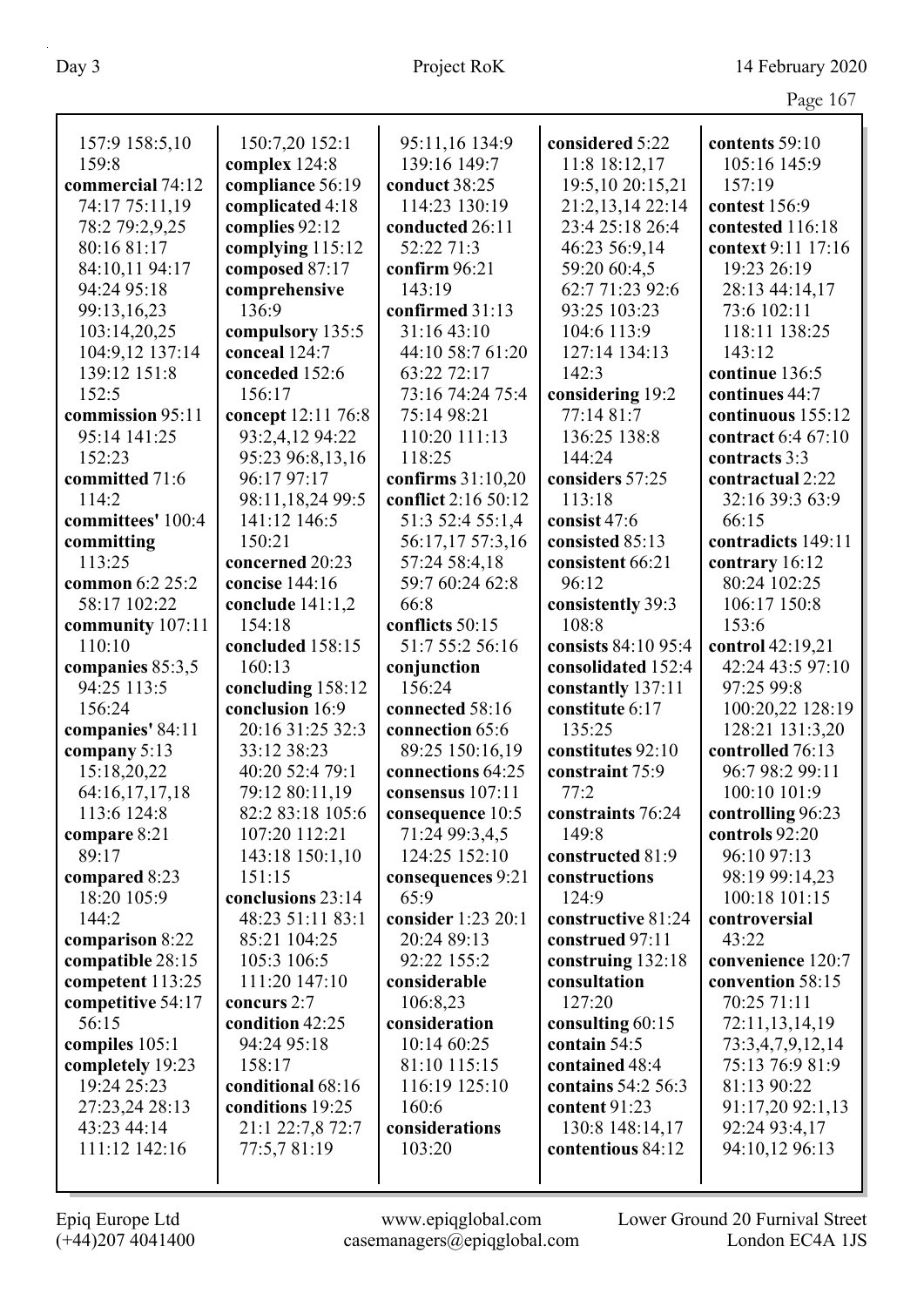157:9 158:5,10 159:8
**commercial** 74:12 74:17 75:11,19 78:2 79:2,9,25 80:16 81:17 84:10,11 94:17 94:24 95:18 99:13,16,23 103:14,20,25 104:9,12 137:14 139:12 151:8 152:5
**commission** 95:11 95:14 141:25 152:23
**committed** 71:6 114:2
**committees'** 100:4
**committing** 113:25
**common** 6:2 25:2 58:17 102:22
**community** 107:11 110:10
**companies** 85:3,5 94:25 113:5 156:24
**companies'** 84:11
**company** 5:13 15:18,20,22 64:16,17,17,18 113:6 124:8
**compare** 8:21 89:17
**compared** 8:23 18:20 105:9 144:2
**comparison** 8:22
**compatible** 28:15
**competent** 113:25
**competitive** 54:17 56:15
**compiles** 105:1
**completely** 19:23 19:24 25:23 27:23,24 28:13 43:23 44:14 111:12 142:16

150:7,20 152:1
**complex** 124:8
**compliance** 56:19
**complicated** 4:18
**complies** 92:12
**complying** 115:12
**composed** 87:17
**comprehensive** 136:9
**compulsory** 135:5
**conceal** 124:7
**conceded** 152:6 156:17
**concept** 12:11 76:8 93:2,4,12 94:22 95:23 96:8,13,16 96:17 97:17 98:11,18,24 99:5 141:12 146:5 150:21
**concerned** 20:23
**concise** 144:16
**conclude** 141:1,2 154:18
**concluded** 158:15 160:13
**concluding** 158:12
**conclusion** 16:9 20:16 31:25 32:3 33:12 38:23 40:20 52:4 79:1 79:12 80:11,19 82:2 83:18 105:6 107:20 112:21 143:18 150:1,10 151:15
**conclusions** 23:14 48:23 51:11 83:1 85:21 104:25 105:3 106:5 111:20 147:10
**concurs** 2:7
**condition** 42:25 94:24 95:18 158:17
**conditional** 68:16
**conditions** 19:25 21:1 22:7,8 72:7 77:5,7 81:19

95:11,16 134:9 139:16 149:7
**conduct** 38:25 114:23 130:19
**conducted** 26:11 52:22 71:3
**confirm** 96:21 143:19
**confirmed** 31:13 31:16 43:10 44:10 58:7 61:20 63:22 72:17 73:16 74:24 75:4 75:14 98:21 110:20 111:13 118:25
**confirms** 31:10,20
**conflict** 2:16 50:12 51:3 52:4 55:1,4 56:17,17 57:3,16 57:24 58:4,18 59:7 60:24 62:8 66:8
**conflicts** 50:15 51:7 55:2 56:16
**conjunction** 156:24
**connected** 58:16
**connection** 65:6 89:25 150:16,19
**connections** 64:25
**consensus** 107:11
**consequence** 10:5 71:24 99:3,4,5 124:25 152:10
**consequences** 9:21 65:9
**consider** 1:23 20:1 20:24 89:13 92:22 155:2
**considerable** 106:8,23
**consideration** 10:14 60:25 81:10 115:15 116:19 125:10 160:6
**considerations** 103:20

**considered** 5:22 11:8 18:12,17 19:5,10 20:15,21 21:2,13,14 22:14 23:4 25:18 26:4 46:23 56:9,14 59:20 60:4,5 62:7 71:23 92:6 93:25 103:23 104:6 113:9 127:14 134:13 142:3
**considering** 19:2 77:14 81:7 136:25 138:8 144:24
**considers** 57:25 113:18
**consist** 47:6
**consisted** 85:13
**consistent** 66:21 96:12
**consistently** 39:3 108:8
**consists** 84:10 95:4
**consolidated** 152:4
**constantly** 137:11
**constitute** 6:17 135:25
**constitutes** 92:10
**constraint** 75:9 77:2
**constraints** 76:24 149:8
**constructed** 81:9
**constructions** 124:9
**constructive** 81:24
**construed** 97:11
**construing** 132:18
**consultation** 127:20
**consulting** 60:15
**contain** 54:5
**contained** 48:4
**contains** 54:2 56:3
**content** 91:23 130:8 148:14,17
**contentious** 84:12

**contents** 59:10 105:16 145:9 157:19
**contest** 156:9
**contested** 116:18
**context** 9:11 17:16 19:23 26:19 28:13 44:14,17 73:6 102:11 118:11 138:25 143:12
**continue** 136:5
**continues** 44:7
**continuous** 155:12
**contract** 6:4 67:10
**contracts** 3:3
**contractual** 2:22 32:16 39:3 63:9 66:15
**contradicts** 149:11
**contrary** 16:12 80:24 102:25 106:17 150:8 153:6
**control** 42:19,21 42:24 43:5 97:10 97:25 99:8 100:20,22 128:19 128:21 131:3,20
**controlled** 76:13 96:7 98:2 99:11 100:10 101:9
**controlling** 96:23
**controls** 92:20 96:10 97:13 98:19 99:14,23 100:18 101:15
**controversial** 43:22
**convenience** 120:7
**convention** 58:15 70:25 71:11 72:11,13,14,19 73:3,4,7,9,12,14 75:13 76:9 81:9 81:13 90:22 91:17,20 92:1,13 92:24 93:4,17 94:10,12 96:13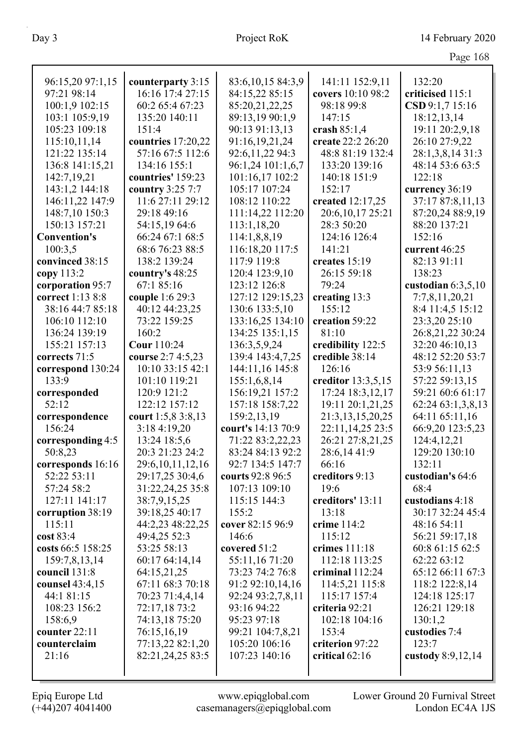96:15,20 97:1,15
97:21 98:14
100:1,9 102:15
103:1 105:9,19
105:23 109:18
115:10,11,14
121:22 135:14
136:8 141:15,21
142:7,19,21
143:1,2 144:18
146:11,22 147:9
148:7,10 150:3
150:13 157:21
**Convention's** 100:3,5
**convinced** 38:15
**copy** 113:2
**corporation** 95:7
**correct** 1:13 8:8 38:16 44:7 85:18 106:10 112:10 136:24 139:19 155:21 157:13
**corrects** 71:5
**correspond** 130:24 133:9
**corresponded** 52:12
**correspondence** 156:24
**corresponding** 4:5 50:8,23
**corresponds** 16:16 52:22 53:11 57:24 58:2 127:11 141:17
**corruption** 38:19 115:11
**cost** 83:4
**costs** 66:5 158:25 159:7,8,13,14
**council** 131:8
**counsel** 43:4,15 44:1 81:15 108:23 156:2 158:6,9
**counter** 22:11
**counterclaim** 21:16
**counterparty** 3:15 16:16 17:4 27:15 60:2 65:4 67:23 135:20 140:11 151:4
**countries** 17:20,22 57:16 67:5 112:6 134:16 155:1
**countries'** 159:23
**country** 3:25 7:7 11:6 27:11 29:12 29:18 49:16 54:15,19 64:6 66:24 67:1 68:5 68:6 76:23 88:5 138:2 139:24
**country's** 48:25 67:1 85:16
**couple** 1:6 29:3 40:12 44:23,25 73:22 159:25 160:2
**Cour** 110:24
**course** 2:7 4:5,23 10:10 33:15 42:1 101:10 119:21 120:9 121:2 122:12 157:12
**court** 1:5,8 3:8,13 3:18 4:19,20 13:24 18:5,6 20:3 21:23 24:2 29:6,10,11,12,16 29:17,25 30:4,6 31:22,24,25 35:8 38:7,9,15,25 39:18,25 40:17 44:2,23 48:22,25 49:4,25 52:3 53:25 58:13 60:17 64:14,14 64:15,21,25 67:11 68:3 70:18 70:23 71:4,4,14 72:17,18 73:2 74:13,18 75:20 76:15,16,19 77:13,22 82:1,20 82:21,24,25 83:5
83:6,10,15 84:3,9 84:15,22 85:15 85:20,21,22,25 89:13,19 90:1,9 90:13 91:13,13 91:16,19,21,24 92:6,11,22 94:3 96:1,24 101:1,6,7 101:16,17 102:2 105:17 107:24 108:12 110:22 111:14,22 112:20 113:1,18,20 114:1,8,8,19 116:18,20 117:5 117:9 119:8 120:4 123:9,10 123:12 126:8 127:12 129:15,23 130:6 133:5,10 133:16,25 134:10 134:25 135:1,15 136:3,5,9,24 139:4 143:4,7,25 144:11,16 145:8 155:1,6,8,14 156:19,21 157:2 157:18 158:7,22 159:2,13,19
**court's** 14:13 70:9 71:22 83:2,22,23 83:24 84:13 92:2 92:7 134:5 147:7
**courts** 92:8 96:5 107:13 109:10 115:15 144:3 155:2
**cover** 82:15 96:9 146:6
**covered** 51:2 55:11,16 71:20 73:23 74:2 76:8 91:2 92:10,14,16 92:24 93:2,7,8,11 93:16 94:22 95:23 97:18 99:21 104:7,8,21 105:20 106:16 107:23 140:16
141:11 152:9,11
**covers** 10:10 98:2 98:18 99:8 147:15
**crash** 85:1,4
**create** 22:2 26:20 48:8 81:19 132:4 133:20 139:16 140:18 151:9 152:17
**created** 12:17,25 20:6,10,17 25:21 28:3 50:20 124:16 126:4 141:21
**creates** 15:19 26:15 59:18 79:24
**creating** 13:3 155:12
**creation** 59:22 81:10
**credibility** 122:5
**credible** 38:14 126:16
**creditor** 13:3,5,15 17:24 18:3,12,17 19:11 20:1,21,25 21:3,13,15,20,25 22:11,14,25 23:5 26:21 27:8,21,25 28:6,14 41:9 66:16
**creditors** 9:13 19:6
**creditors'** 13:11 13:18
**crime** 114:2 115:12
**crimes** 111:18 112:18 113:25
**criminal** 112:24 114:5,21 115:8 115:17 157:4
**criteria** 92:21 102:18 104:16 153:4
**criterion** 97:22
**critical** 62:16
132:20
**criticised** 115:1
**CSD** 9:1,7 15:16 18:12,13,14 19:11 20:2,9,18 26:10 27:9,22 28:1,3,8,14 31:3 48:14 53:6 63:5 122:18
**currency** 36:19 37:17 87:8,11,13 87:20,24 88:9,19 88:20 137:21 152:16
**current** 46:25 82:13 91:11 138:23
**custodian** 6:3,5,10 7:7,8,11,20,21 8:4 11:4,5 15:12 23:3,20 25:10 26:8,21,22 30:24 32:20 46:10,13 48:12 52:20 53:7 53:9 56:11,13 57:22 59:13,15 59:21 60:6 61:17 62:24 63:1,3,8,13 64:11 65:11,16 66:9,20 123:5,23 124:4,12,21 129:20 130:10 132:11
**custodian's** 64:6 68:4
**custodians** 4:18 30:17 32:24 45:4 48:16 54:11 56:21 59:17,18 60:8 61:15 62:5 62:22 63:12 65:12 66:11 67:3 118:2 122:8,14 124:18 125:17 126:21 129:18 130:1,2
**custodies** 7:4 123:7
**custody** 8:9,12,14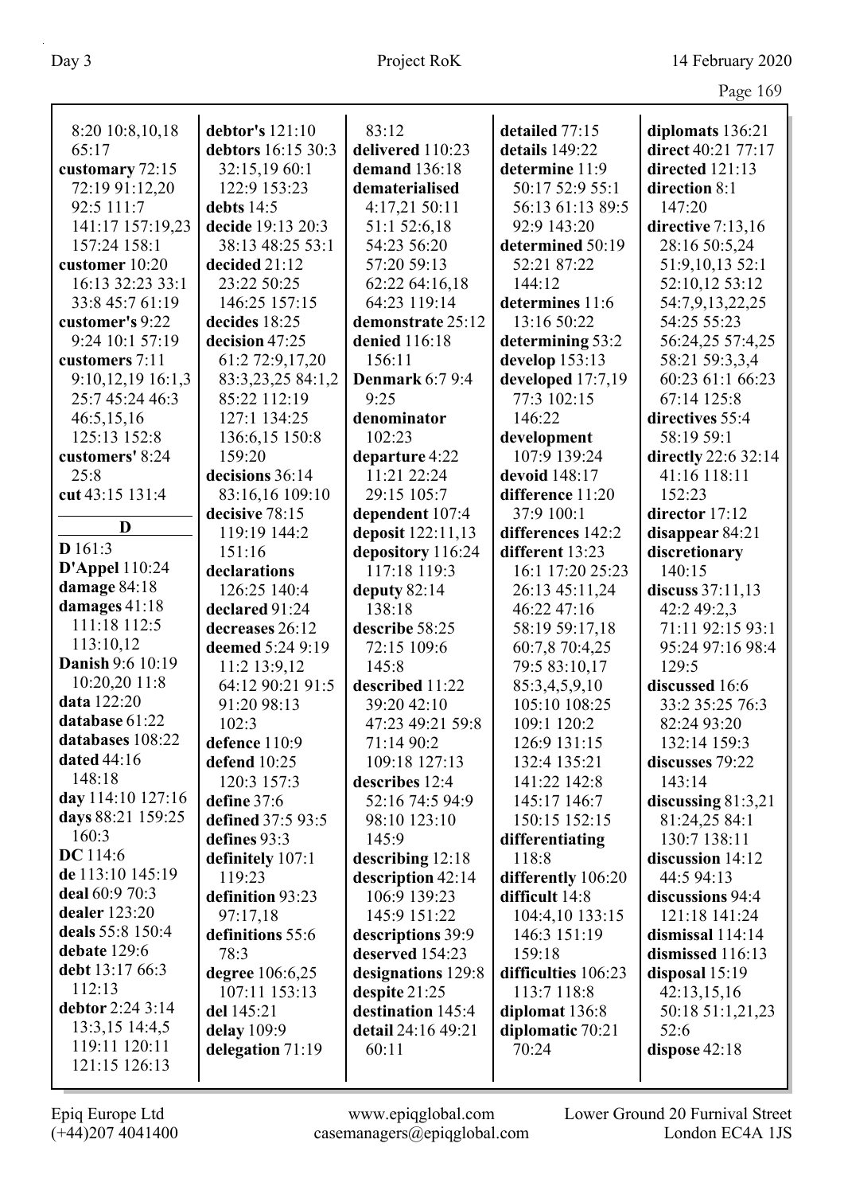8:20 10:8,10,18 65:17
**customary** 72:15 72:19 91:12,20 92:5 111:7 141:17 157:19,23 157:24 158:1
**customer** 10:20 16:13 32:23 33:1 33:8 45:7 61:19
**customer's** 9:22 9:24 10:1 57:19
**customers** 7:11 9:10,12,19 16:1,3 25:7 45:24 46:3 46:5,15,16 125:13 152:8
**customers'** 8:24 25:8
**cut** 43:15 131:4

## D

**D** 161:3
**D'Appel** 110:24
**damage** 84:18
**damages** 41:18 111:18 112:5 113:10,12
**Danish** 9:6 10:19 10:20,20 11:8
**data** 122:20
**database** 61:22
**databases** 108:22
**dated** 44:16 148:18
**day** 114:10 127:16
**days** 88:21 159:25 160:3
**DC** 114:6
**de** 113:10 145:19
**deal** 60:9 70:3
**dealer** 123:20
**deals** 55:8 150:4
**debate** 129:6
**debt** 13:17 66:3 112:13
**debtor** 2:24 3:14 13:3,15 14:4,5 119:11 120:11 121:15 126:13
**debtor's** 121:10
**debtors** 16:15 30:3 32:15,19 60:1 122:9 153:23
**debts** 14:5
**decide** 19:13 20:3 38:13 48:25 53:1
**decided** 21:12 23:22 50:25 146:25 157:15
**decides** 18:25
**decision** 47:25 61:2 72:9,17,20 83:3,23,25 84:1,2 85:22 112:19 127:1 134:25 136:6,15 150:8 159:20
**decisions** 36:14 83:16,16 109:10
**decisive** 78:15 119:19 144:2 151:16
**declarations** 126:25 140:4
**declared** 91:24
**decreases** 26:12
**deemed** 5:24 9:19 11:2 13:9,12 64:12 90:21 91:5 91:20 98:13 102:3
**defence** 110:9
**defend** 10:25 120:3 157:3
**define** 37:6
**defined** 37:5 93:5
**defines** 93:3
**definitely** 107:1 119:23
**definition** 93:23 97:17,18
**definitions** 55:6 78:3
**degree** 106:6,25 107:11 153:13
**del** 145:21
**delay** 109:9
**delegation** 71:19
83:12
**delivered** 110:23
**demand** 136:18
**dematerialised** 4:17,21 50:11 51:1 52:6,18 54:23 56:20 57:20 59:13 62:22 64:16,18 64:23 119:14
**demonstrate** 25:12
**denied** 116:18 156:11
**Denmark** 6:7 9:4 9:25
**denominator** 102:23
**departure** 4:22 11:21 22:24 29:15 105:7
**dependent** 107:4
**deposit** 122:11,13
**depository** 116:24 117:18 119:3
**deputy** 82:14 138:18
**describe** 58:25 72:15 109:6 145:8
**described** 11:22 39:20 42:10 47:23 49:21 59:8 71:14 90:2 109:18 127:13
**describes** 12:4 52:16 74:5 94:9 98:10 123:10 145:9
**describing** 12:18
**description** 42:14 106:9 139:23 145:9 151:22
**descriptions** 39:9
**deserved** 154:23
**designations** 129:8
**despite** 21:25
**destination** 145:4
**detail** 24:16 49:21 60:11
**detailed** 77:15
**details** 149:22
**determine** 11:9 50:17 52:9 55:1 56:13 61:13 89:5 92:9 143:20
**determined** 50:19 52:21 87:22 144:12
**determines** 11:6 13:16 50:22
**determining** 53:2
**develop** 153:13
**developed** 17:7,19 77:3 102:15 146:22
**development** 107:9 139:24
**devoid** 148:17
**difference** 11:20 37:9 100:1
**differences** 142:2
**different** 13:23 16:1 17:20 25:23 26:13 45:11,24 46:22 47:16 58:19 59:17,18 60:7,8 70:4,25 79:5 83:10,17 85:3,4,5,9,10 105:10 108:25 109:1 120:2 126:9 131:15 132:4 135:21 141:22 142:8 145:17 146:7 150:15 152:15
**differentiating** 118:8
**differently** 106:20
**difficult** 14:8 104:4,10 133:15 146:3 151:19 159:18
**difficulties** 106:23 113:7 118:8
**diplomat** 136:8
**diplomatic** 70:21 70:24
**diplomats** 136:21
**direct** 40:21 77:17
**directed** 121:13
**direction** 8:1 147:20
**directive** 7:13,16 28:16 50:5,24 51:9,10,13 52:1 52:10,12 53:12 54:7,9,13,22,25 54:25 55:23 56:24,25 57:4,25 58:21 59:3,3,4 60:23 61:1 66:23 67:14 125:8
**directives** 55:4 58:19 59:1
**directly** 22:6 32:14 41:16 118:11 152:23
**director** 17:12
**disappear** 84:21
**discretionary** 140:15
**discuss** 37:11,13 42:2 49:2,3 71:11 92:15 93:1 95:24 97:16 98:4 129:5
**discussed** 16:6 33:2 35:25 76:3 82:24 93:20 132:14 159:3
**discusses** 79:22 143:14
**discussing** 81:3,21 81:24,25 84:1 130:7 138:11
**discussion** 14:12 44:5 94:13
**discussions** 94:4 121:18 141:24
**dismissal** 114:14
**dismissed** 116:13
**disposal** 15:19 42:13,15,16 50:18 51:1,21,23 52:6
**dispose** 42:18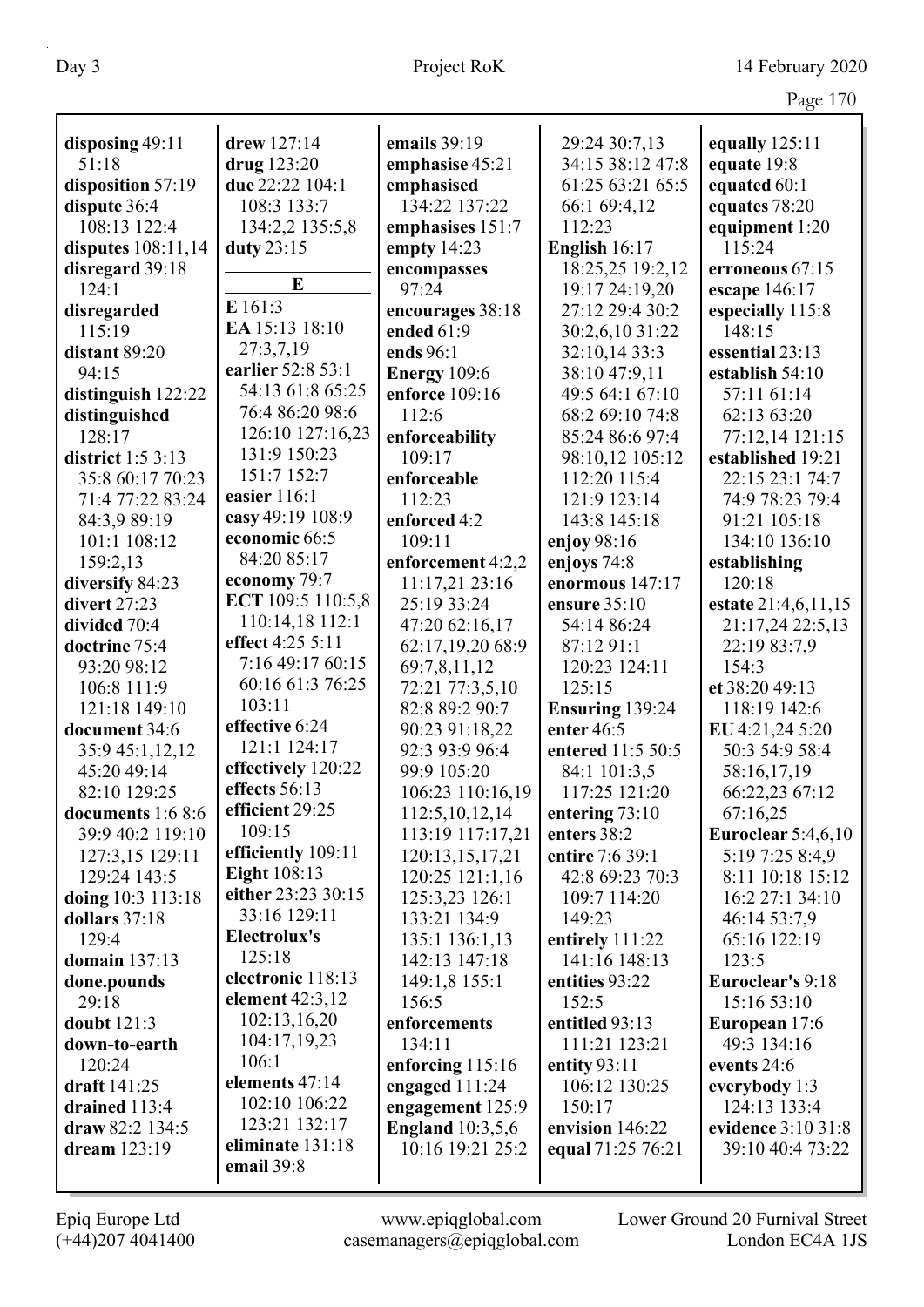**disposing** 49:11 51:18
**disposition** 57:19
**dispute** 36:4 108:13 122:4
**disputes** 108:11,14
**disregard** 39:18 124:1
**disregarded** 115:19
**distant** 89:20 94:15
**distinguish** 122:22
**distinguished** 128:17
**district** 1:5 3:13 35:8 60:17 70:23 71:4 77:22 83:24 84:3,9 89:19 101:1 108:12 159:2,13
**diversify** 84:23
**divert** 27:23
**divided** 70:4
**doctrine** 75:4 93:20 98:12 106:8 111:9 121:18 149:10
**document** 34:6 35:9 45:1,12,12 45:20 49:14 82:10 129:25
**documents** 1:6 8:6 39:9 40:2 119:10 127:3,15 129:11 129:24 143:5
**doing** 10:3 113:18
**dollars** 37:18 129:4
**domain** 137:13
**done.pounds** 29:18
**doubt** 121:3
**down-to-earth** 120:24
**draft** 141:25
**drained** 113:4
**draw** 82:2 134:5
**dream** 123:19
**drew** 127:14
**drug** 123:20
**due** 22:22 104:1 108:3 133:7 134:2,2 135:5,8
**duty** 23:15

**E**

**E** 161:3
**EA** 15:13 18:10 27:3,7,19
**earlier** 52:8 53:1 54:13 61:8 65:25 76:4 86:20 98:6 126:10 127:16,23 131:9 150:23 151:7 152:7
**easier** 116:1
**easy** 49:19 108:9
**economic** 66:5 84:20 85:17
**economy** 79:7
**ECT** 109:5 110:5,8 110:14,18 112:1
**effect** 4:25 5:11 7:16 49:17 60:15 60:16 61:3 76:25 103:11
**effective** 6:24 121:1 124:17
**effectively** 120:22
**effects** 56:13
**efficient** 29:25 109:15
**efficiently** 109:11
**Eight** 108:13
**either** 23:23 30:15 33:16 129:11
**Electrolux's** 125:18
**electronic** 118:13
**element** 42:3,12 102:13,16,20 104:17,19,23 106:1
**elements** 47:14 102:10 106:22 123:21 132:17
**eliminate** 131:18
**email** 39:8
**emails** 39:19
**emphasise** 45:21
**emphasised** 134:22 137:22
**emphasises** 151:7
**empty** 14:23
**encompasses** 97:24
**encourages** 38:18
**ended** 61:9
**ends** 96:1
**Energy** 109:6
**enforce** 109:16 112:6
**enforceability** 109:17
**enforceable** 112:23
**enforced** 4:2 109:11
**enforcement** 4:2,2 11:17,21 23:16 25:19 33:24 47:20 62:16,17 62:17,19,20 68:9 69:7,8,11,12 72:21 77:3,5,10 82:8 89:2 90:7 90:23 91:18,22 92:3 93:9 96:4 99:9 105:20 106:23 110:16,19 112:5,10,12,14 113:19 117:17,21 120:13,15,17,21 120:25 121:1,16 125:3,23 126:1 133:21 134:9 135:1 136:1,13 142:13 147:18 149:1,8 155:1 156:5
**enforcements** 134:11
**enforcing** 115:16
**engaged** 111:24
**engagement** 125:9
**England** 10:3,5,6 10:16 19:21 25:2 29:24 30:7,13 34:15 38:12 47:8 61:25 63:21 65:5 66:1 69:4,12 112:23
**English** 16:17 18:25,25 19:2,12 19:17 24:19,20 27:12 29:4 30:2 30:2,6,10 31:22 32:10,14 33:3 38:10 47:9,11 49:5 64:1 67:10 68:2 69:10 74:8 85:24 86:6 97:4 98:10,12 105:12 112:20 115:4 121:9 123:14 143:8 145:18
**enjoy** 98:16
**enjoys** 74:8
**enormous** 147:17
**ensure** 35:10 54:14 86:24 87:12 91:1 120:23 124:11 125:15
**Ensuring** 139:24
**enter** 46:5
**entered** 11:5 50:5 84:1 101:3,5 117:25 121:20
**entering** 73:10
**enters** 38:2
**entire** 7:6 39:1 42:8 69:23 70:3 109:7 114:20 149:23
**entirely** 111:22 141:16 148:13
**entities** 93:22 152:5
**entitled** 93:13 111:21 123:21
**entity** 93:11 106:12 130:25 150:17
**envision** 146:22
**equal** 71:25 76:21
**equally** 125:11
**equate** 19:8
**equated** 60:1
**equates** 78:20
**equipment** 1:20 115:24
**erroneous** 67:15
**escape** 146:17
**especially** 115:8 148:15
**essential** 23:13
**establish** 54:10 57:11 61:14 62:13 63:20 77:12,14 121:15
**established** 19:21 22:15 23:1 74:7 74:9 78:23 79:4 91:21 105:18 134:10 136:10
**establishing** 120:18
**estate** 21:4,6,11,15 21:17,24 22:5,13 22:19 83:7,9 154:3
**et** 38:20 49:13 118:19 142:6
**EU** 4:21,24 5:20 50:3 54:9 58:4 58:16,17,19 66:22,23 67:12 67:16,25
**Euroclear** 5:4,6,10 5:19 7:25 8:4,9 8:11 10:18 15:12 16:2 27:1 34:10 46:14 53:7,9 65:16 122:19 123:5
**Euroclear's** 9:18 15:16 53:10
**European** 17:6 49:3 134:16
**events** 24:6
**everybody** 1:3 124:13 133:4
**evidence** 3:10 31:8 39:10 40:4 73:22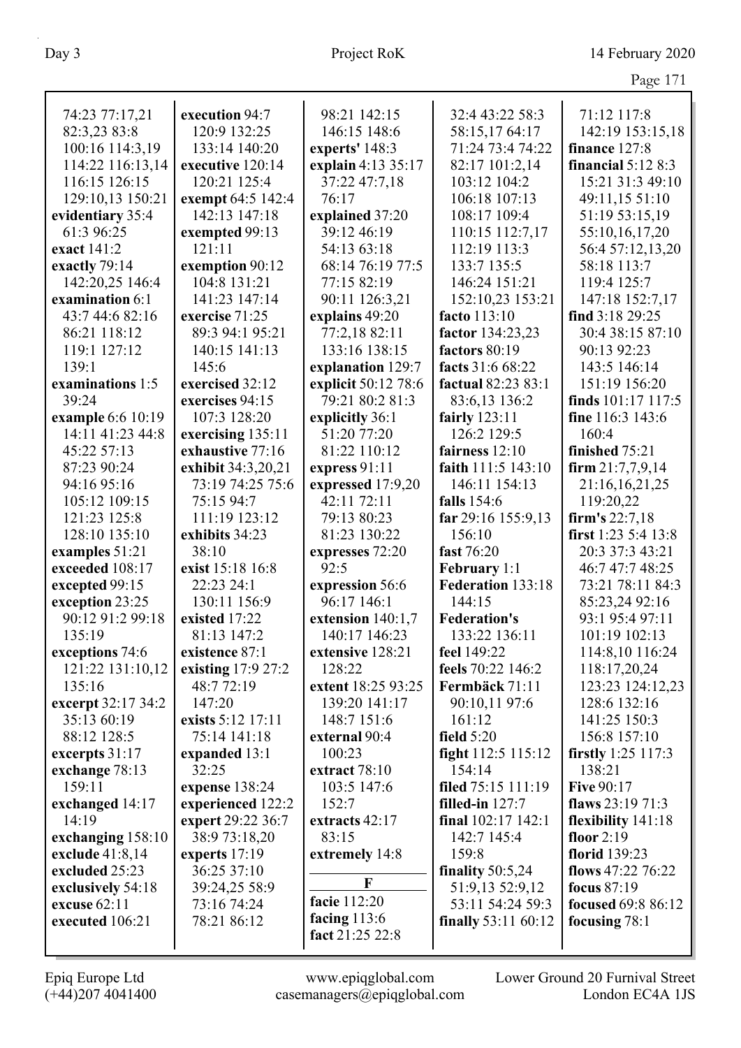74:23 77:17,21
82:3,23 83:8
100:16 114:3,19
114:22 116:13,14
116:15 126:15
129:10,13 150:21
**evidentiary** 35:4
61:3 96:25
**exact** 141:2
**exactly** 79:14
142:20,25 146:4
**examination** 6:1
43:7 44:6 82:16
86:21 118:12
119:1 127:12
139:1
**examinations** 1:5
39:24
**example** 6:6 10:19
14:11 41:23 44:8
45:22 57:13
87:23 90:24
94:16 95:16
105:12 109:15
121:23 125:8
128:10 135:10
**examples** 51:21
**exceeded** 108:17
**excepted** 99:15
**exception** 23:25
90:12 91:2 99:18
135:19
**exceptions** 74:6
121:22 131:10,12
135:16
**excerpt** 32:17 34:2
35:13 60:19
88:12 128:5
**excerpts** 31:17
**exchange** 78:13
159:11
**exchanged** 14:17
14:19
**exchanging** 158:10
**exclude** 41:8,14
**excluded** 25:23
**exclusively** 54:18
**excuse** 62:11
**executed** 106:21

**execution** 94:7
120:9 132:25
133:14 140:20
**executive** 120:14
120:21 125:4
**exempt** 64:5 142:4
142:13 147:18
**exempted** 99:13
121:11
**exemption** 90:12
104:8 131:21
141:23 147:14
**exercise** 71:25
89:3 94:1 95:21
140:15 141:13
145:6
**exercised** 32:12
**exercises** 94:15
107:3 128:20
**exercising** 135:11
**exhaustive** 77:16
**exhibit** 34:3,20,21
73:19 74:25 75:6
75:15 94:7
111:19 123:12
**exhibits** 34:23
38:10
**exist** 15:18 16:8
22:23 24:1
130:11 156:9
**existed** 17:22
81:13 147:2
**existence** 87:1
**existing** 17:9 27:2
48:7 72:19
147:20
**exists** 5:12 17:11
75:14 141:18
**expanded** 13:1
32:25
**expense** 138:24
**experienced** 122:2
**expert** 29:22 36:7
38:9 73:18,20
**experts** 17:19
36:25 37:10
39:24,25 58:9
73:16 74:24
78:21 86:12

98:21 142:15
146:15 148:6
**experts'** 148:3
**explain** 4:13 35:17
37:22 47:7,18
76:17
**explained** 37:20
39:12 46:19
54:13 63:18
68:14 76:19 77:5
77:15 82:19
90:11 126:3,21
**explains** 49:20
77:2,18 82:11
133:16 138:15
**explanation** 129:7
**explicit** 50:12 78:6
79:21 80:2 81:3
**explicitly** 36:1
51:20 77:20
81:22 110:12
**express** 91:11
**expressed** 17:9,20
42:11 72:11
79:13 80:23
81:23 130:22
**expresses** 72:20
92:5
**expression** 56:6
96:17 146:1
**extension** 140:1,7
140:17 146:23
**extensive** 128:21
128:22
**extent** 18:25 93:25
139:20 141:17
148:7 151:6
**external** 90:4
100:23
**extract** 78:10
103:5 147:6
152:7
**extracts** 42:17
83:15
**extremely** 14:8

**F**

**facie** 112:20
**facing** 113:6
**fact** 21:25 22:8

32:4 43:22 58:3
58:15,17 64:17
71:24 73:4 74:22
82:17 101:2,14
103:12 104:2
106:18 107:13
108:17 109:4
110:15 112:7,17
112:19 113:3
133:7 135:5
146:24 151:21
152:10,23 153:21
**facto** 113:10
**factor** 134:23,23
**factors** 80:19
**facts** 31:6 68:22
**factual** 82:23 83:1
83:6,13 136:2
**fairly** 123:11
126:2 129:5
**fairness** 12:10
**faith** 111:5 143:10
146:11 154:13
**falls** 154:6
**far** 29:16 155:9,13
156:10
**fast** 76:20
**February** 1:1
**Federation** 133:18
144:15
**Federation's**
133:22 136:11
**feel** 149:22
**feels** 70:22 146:2
**Fermbäck** 71:11
90:10,11 97:6
161:12
**field** 5:20
**fight** 112:5 115:12
154:14
**filed** 75:15 111:19
**filled-in** 127:7
**final** 102:17 142:1
142:7 145:4
159:8
**finality** 50:5,24
51:9,13 52:9,12
53:11 54:24 59:3
**finally** 53:11 60:12

71:12 117:8
142:19 153:15,18
**finance** 127:8
**financial** 5:12 8:3
15:21 31:3 49:10
49:11,15 51:10
51:19 53:15,19
55:10,16,17,20
56:4 57:12,13,20
58:18 113:7
119:4 125:7
147:18 152:7,17
**find** 3:18 29:25
30:4 38:15 87:10
90:13 92:23
143:5 146:14
151:19 156:20
**finds** 101:17 117:5
**fine** 116:3 143:6
160:4
**finished** 75:21
**firm** 21:7,7,9,14
21:16,16,21,25
119:20,22
**firm's** 22:7,18
**first** 1:23 5:4 13:8
20:3 37:3 43:21
46:7 47:7 48:25
73:21 78:11 84:3
85:23,24 92:16
93:1 95:4 97:11
101:19 102:13
114:8,10 116:24
118:17,20,24
123:23 124:12,23
128:6 132:16
141:25 150:3
156:8 157:10
**firstly** 1:25 117:3
138:21
**Five** 90:17
**flaws** 23:19 71:3
**flexibility** 141:18
**floor** 2:19
**florid** 139:23
**flows** 47:22 76:22
**focus** 87:19
**focused** 69:8 86:12
**focusing** 78:1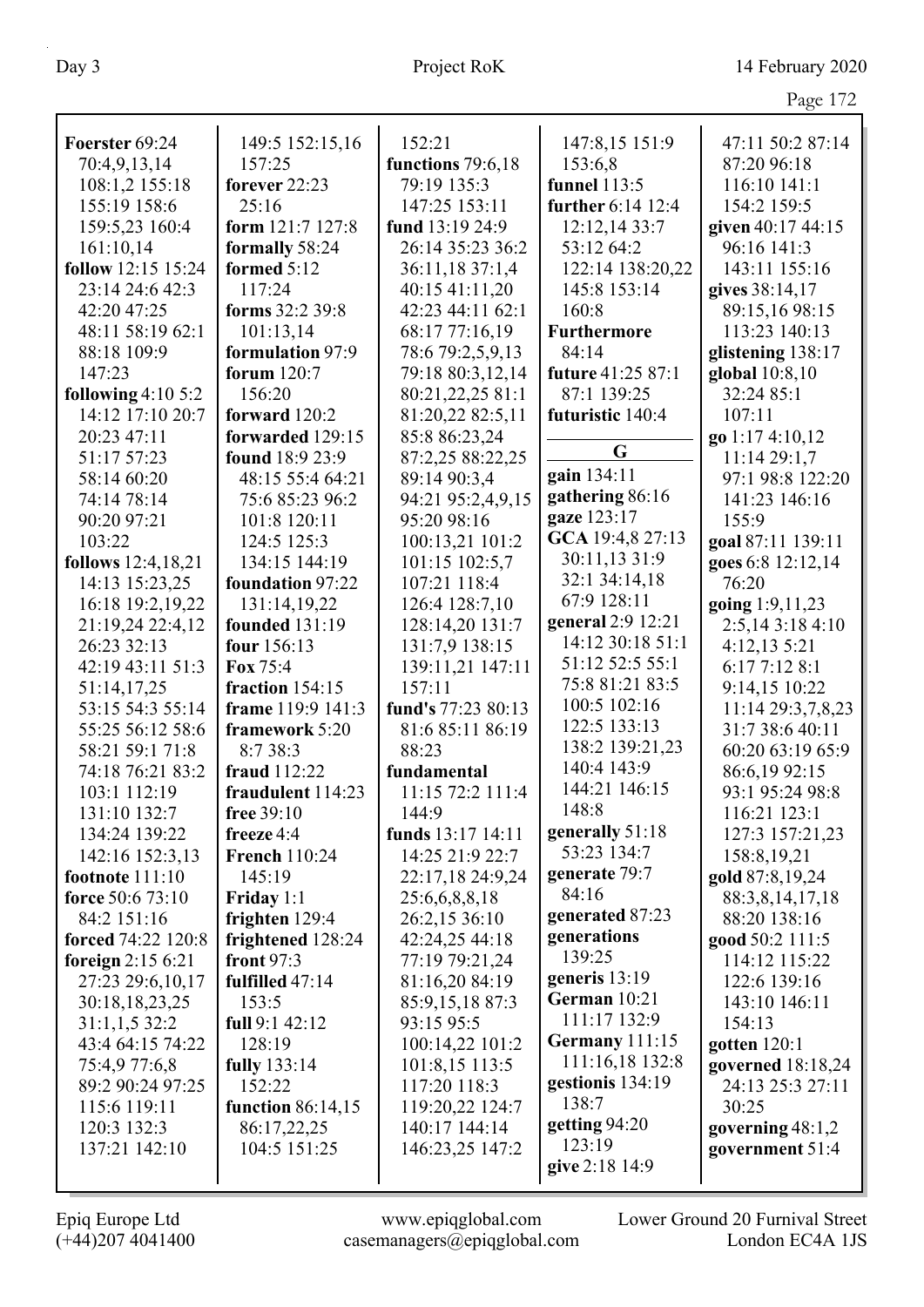**Foerster** 69:24 70:4,9,13,14 108:1,2 155:18 155:19 158:6 159:5,23 160:4 161:10,14
**follow** 12:15 15:24 23:14 24:6 42:3 42:20 47:25 48:11 58:19 62:1 88:18 109:9 147:23
**following** 4:10 5:2 14:12 17:10 20:7 20:23 47:11 51:17 57:23 58:14 60:20 74:14 78:14 90:20 97:21 103:22
**follows** 12:4,18,21 14:13 15:23,25 16:18 19:2,19,22 21:19,24 22:4,12 26:23 32:13 42:19 43:11 51:3 51:14,17,25 53:15 54:3 55:14 55:25 56:12 58:6 58:21 59:1 71:8 74:18 76:21 83:2 103:1 112:19 131:10 132:7 134:24 139:22 142:16 152:3,13
**footnote** 111:10
**force** 50:6 73:10 84:2 151:16
**forced** 74:22 120:8
**foreign** 2:15 6:21 27:23 29:6,10,17 30:18,18,23,25 31:1,1,5 32:2 43:4 64:15 74:22 75:4,9 77:6,8 89:2 90:24 97:25 115:6 119:11 120:3 132:3 137:21 142:10 149:5 152:15,16 157:25
**forever** 22:23 25:16
**form** 121:7 127:8
**formally** 58:24
**formed** 5:12 117:24
**forms** 32:2 39:8 101:13,14
**formulation** 97:9
**forum** 120:7 156:20
**forward** 120:2
**forwarded** 129:15
**found** 18:9 23:9 48:15 55:4 64:21 75:6 85:23 96:2 101:8 120:11 124:5 125:3 134:15 144:19
**foundation** 97:22 131:14,19,22
**founded** 131:19
**four** 156:13
**Fox** 75:4
**fraction** 154:15
**frame** 119:9 141:3
**framework** 5:20 8:7 38:3
**fraud** 112:22
**fraudulent** 114:23
**free** 39:10
**freeze** 4:4
**French** 110:24 145:19
**Friday** 1:1
**frighten** 129:4
**frightened** 128:24
**front** 97:3
**fulfilled** 47:14 153:5
**full** 9:1 42:12 128:19
**fully** 133:14 152:22
**function** 86:14,15 86:17,22,25 104:5 151:25 152:21
**functions** 79:6,18 79:19 135:3 147:25 153:11
**fund** 13:19 24:9 26:14 35:23 36:2 36:11,18 37:1,4 40:15 41:11,20 42:23 44:11 62:1 68:17 77:16,19 78:6 79:2,5,9,13 79:18 80:3,12,14 80:21,22,25 81:1 81:20,22 82:5,11 85:8 86:23,24 87:2,25 88:22,25 89:14 90:3,4 94:21 95:2,4,9,15 95:20 98:16 100:13,21 101:2 101:15 102:5,7 107:21 118:4 126:4 128:7,10 128:14,20 131:7 131:7,9 138:15 139:11,21 147:11 157:11
**fund's** 77:23 80:13 81:6 85:11 86:19 88:23
**fundamental** 11:15 72:2 111:4 144:9
**funds** 13:17 14:11 14:25 21:9 22:7 22:17,18 24:9,24 25:6,6,8,8,18 26:2,15 36:10 42:24,25 44:18 77:19 79:21,24 81:16,20 84:19 85:9,15,18 87:3 93:15 95:5 100:14,22 101:2 101:8,15 113:5 117:20 118:3 119:20,22 124:7 140:17 144:14 146:23,25 147:2 147:8,15 151:9 153:6,8
**funnel** 113:5
**further** 6:14 12:4 12:12,14 33:7 53:12 64:2 122:14 138:20,22 145:8 153:14 160:8
**Furthermore** 84:14
**future** 41:25 87:1 87:1 139:25
**futuristic** 140:4

## G

**gain** 134:11
**gathering** 86:16
**gaze** 123:17
**GCA** 19:4,8 27:13 30:11,13 31:9 32:1 34:14,18 67:9 128:11
**general** 2:9 12:21 14:12 30:18 51:1 51:12 52:5 55:1 75:8 81:21 83:5 100:5 102:16 122:5 133:13 138:2 139:21,23 140:4 143:9 144:21 146:15 148:8
**generally** 51:18 53:23 134:7
**generate** 79:7 84:16
**generated** 87:23
**generations** 139:25
**generis** 13:19
**German** 10:21 111:17 132:9
**Germany** 111:15 111:16,18 132:8
**gestionis** 134:19 138:7
**getting** 94:20 123:19
**give** 2:18 14:9 47:11 50:2 87:14 87:20 96:18 116:10 141:1 154:2 159:5
**given** 40:17 44:15 96:16 141:3 143:11 155:16
**gives** 38:14,17 89:15,16 98:15 113:23 140:13
**glistening** 138:17
**global** 10:8,10 32:24 85:1 107:11
**go** 1:17 4:10,12 11:14 29:1,7 97:1 98:8 122:20 141:23 146:16 155:9
**goal** 87:11 139:11
**goes** 6:8 12:12,14 76:20
**going** 1:9,11,23 2:5,14 3:18 4:10 4:12,13 5:21 6:17 7:12 8:1 9:14,15 10:22 11:14 29:3,7,8,23 31:7 38:6 40:11 60:20 63:19 65:9 86:6,19 92:15 93:1 95:24 98:8 116:21 123:1 127:3 157:21,23 158:8,19,21
**gold** 87:8,19,24 88:3,8,14,17,18 88:20 138:16
**good** 50:2 111:5 114:12 115:22 122:6 139:16 143:10 146:11 154:13
**gotten** 120:1
**governed** 18:18,24 24:13 25:3 27:11 30:25
**governing** 48:1,2
**government** 51:4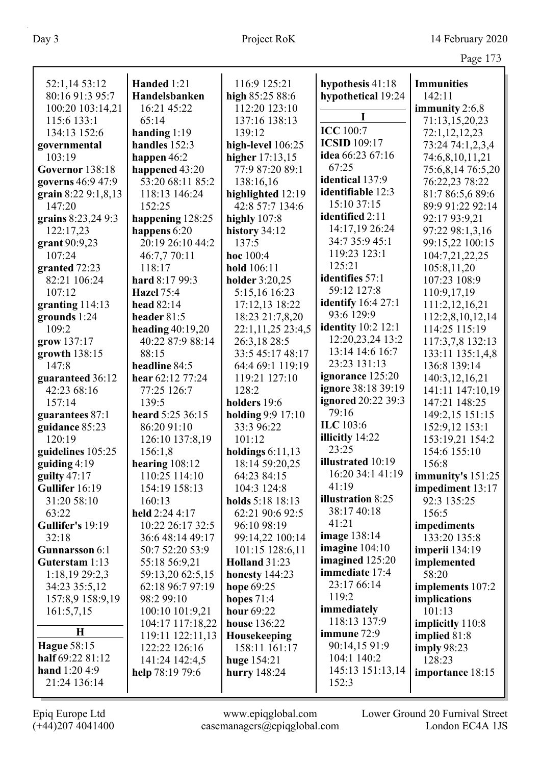52:1,14 53:12 80:16 91:3 95:7 100:20 103:14,21 115:6 133:1 134:13 152:6
**governmental** 103:19
**Governor** 138:18
**governs** 46:9 47:9
**grain** 8:22 9:1,8,13 147:20
**grains** 8:23,24 9:3 122:17,23
**grant** 90:9,23 107:24
**granted** 72:23 82:21 106:24 107:12
**granting** 114:13
**grounds** 1:24 109:2
**grow** 137:17
**growth** 138:15 147:8
**guaranteed** 36:12 42:23 68:16 157:14
**guarantees** 87:1
**guidance** 85:23 120:19
**guidelines** 105:25
**guiding** 4:19
**guilty** 47:17
**Gullifer** 16:19 31:20 58:10 63:22
**Gullifer's** 19:19 32:18
**Gunnarsson** 6:1
**Guterstam** 1:13 1:18,19 29:2,3 34:23 35:5,12 157:8,9 158:9,19 161:5,7,15

**H**

**Hague** 58:15
**half** 69:22 81:12
**hand** 1:20 4:9 21:24 136:14
**Handed** 1:21
**Handelsbanken** 16:21 45:22 65:14
**handing** 1:19
**handles** 152:3
**happen** 46:2
**happened** 43:20 53:20 68:11 85:2 118:13 146:24 152:25
**happening** 128:25
**happens** 6:20 20:19 26:10 44:2 46:7,7 70:11 118:17
**hard** 8:17 99:3
**Hazel** 75:4
**head** 82:14
**header** 81:5
**heading** 40:19,20 40:22 87:9 88:14 88:15
**headline** 84:5
**hear** 62:12 77:24 77:25 126:7 139:5
**heard** 5:25 36:15 86:20 91:10 126:10 137:8,19 156:1,8
**hearing** 108:12 110:25 114:10 154:19 158:13 160:13
**held** 2:24 4:17 10:22 26:17 32:5 36:6 48:14 49:17 50:7 52:20 53:9 55:18 56:9,21 59:13,20 62:5,15 62:18 96:7 97:19 98:2 99:10 100:10 101:9,21 104:17 117:18,22 119:11 122:11,13 122:22 126:16 141:24 142:4,5
**help** 78:19 79:6
116:9 125:21
**high** 85:25 88:6 112:20 123:10 137:16 138:13 139:12
**high-level** 106:25
**higher** 17:13,15 77:9 87:20 89:1 138:16,16
**highlighted** 12:19 42:8 57:7 134:6
**highly** 107:8
**history** 34:12 137:5
**hoc** 100:4
**hold** 106:11
**holder** 3:20,25 5:15,16 16:23 17:12,13 18:22 18:23 21:7,8,20 22:1,11,25 23:4,5 26:3,18 28:5 33:5 45:17 48:17 64:4 69:1 119:19 119:21 127:10 128:2
**holders** 19:6
**holding** 9:9 17:10 33:3 96:22 101:12
**holdings** 6:11,13 18:14 59:20,25 64:23 84:15 104:3 124:8
**holds** 5:18 18:13 62:21 90:6 92:5 96:10 98:19 99:14,22 100:14 101:15 128:6,11
**Holland** 31:23
**honesty** 144:23
**hope** 69:25
**hopes** 71:4
**hour** 69:22
**house** 136:22
**Housekeeping** 158:11 161:17
**huge** 154:21
**hurry** 148:24
**hypothesis** 41:18
**hypothetical** 19:24

**I**

**ICC** 100:7
**ICSID** 109:17
**idea** 66:23 67:16 67:25
**identical** 137:9
**identifiable** 12:3 15:10 37:15
**identified** 2:11 14:17,19 26:24 34:7 35:9 45:1 119:23 123:1 125:21
**identifies** 57:1 59:12 127:8
**identify** 16:4 27:1 93:6 129:9
**identity** 10:2 12:1 12:20,23,24 13:2 13:14 14:6 16:7 23:23 131:13
**ignorance** 125:20
**ignore** 38:18 39:19
**ignored** 20:22 39:3 79:16
**ILC** 103:6
**illicitly** 14:22 23:25
**illustrated** 10:19 16:20 34:1 41:19 41:19
**illustration** 8:25 38:17 40:18 41:21
**image** 138:14
**imagine** 104:10
**imagined** 125:20
**immediate** 17:4 23:17 66:14 119:2
**immediately** 118:13 137:9
**immune** 72:9 90:14,15 91:9 104:1 140:2 145:13 151:13,14 152:3
**Immunities** 142:11
**immunity** 2:6,8 71:13,15,20,23 72:1,12,12,23 73:24 74:1,2,3,4 74:6,8,10,11,21 75:6,8,14 76:5,20 76:22,23 78:22 81:7 86:5,6 89:6 89:9 91:22 92:14 92:17 93:9,21 97:22 98:1,3,16 99:15,22 100:15 104:7,21,22,25 105:8,11,20 107:23 108:9 110:9,17,19 111:2,12,16,21 112:2,8,10,12,14 114:25 115:19 117:3,7,8 132:13 133:11 135:1,4,8 136:8 139:14 140:3,12,16,21 141:11 147:10,19 147:21 148:25 149:2,15 151:15 152:9,12 153:1 153:19,21 154:2 154:6 155:10 156:8
**immunity's** 151:25
**impediment** 13:17 92:3 135:25 156:5
**impediments** 133:20 135:8
**imperii** 134:19
**implemented** 58:20
**implements** 107:2
**implications** 101:13
**implicitly** 110:8
**implied** 81:8
**imply** 98:23 128:23
**importance** 18:15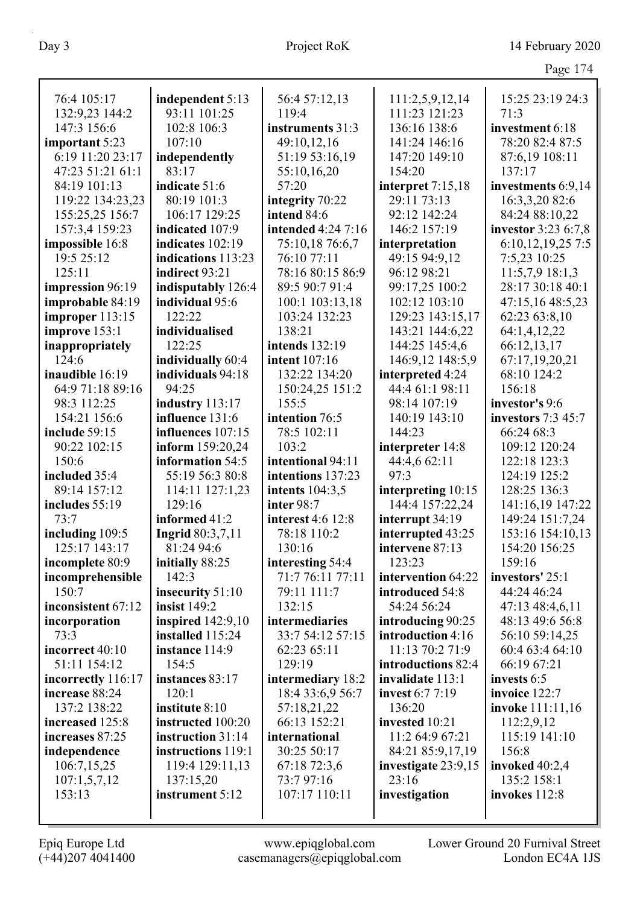76:4 105:17
132:9,23 144:2
147:3 156:6
**important** 5:23
6:19 11:20 23:17
47:23 51:21 61:1
84:19 101:13
119:22 134:23,23
155:25,25 156:7
157:3,4 159:23
**impossible** 16:8
19:5 25:12
125:11
**impression** 96:19
**improbable** 84:19
**improper** 113:15
**improve** 153:1
**inappropriately**
124:6
**inaudible** 16:19
64:9 71:18 89:16
98:3 112:25
154:21 156:6
**include** 59:15
90:22 102:15
150:6
**included** 35:4
89:14 157:12
**includes** 55:19
73:7
**including** 109:5
125:17 143:17
**incomplete** 80:9
**incomprehensible**
150:7
**inconsistent** 67:12
**incorporation**
73:3
**incorrect** 40:10
51:11 154:12
**incorrectly** 116:17
**increase** 88:24
137:2 138:22
**increased** 125:8
**increases** 87:25
**independence**
106:7,15,25
107:1,5,7,12
153:13

**independent** 5:13
93:11 101:25
102:8 106:3
107:10
**independently**
83:17
**indicate** 51:6
80:19 101:3
106:17 129:25
**indicated** 107:9
**indicates** 102:19
**indications** 113:23
**indirect** 93:21
**indisputably** 126:4
**individual** 95:6
122:22
**individualised**
122:25
**individually** 60:4
**individuals** 94:18
94:25
**industry** 113:17
**influence** 131:6
**influences** 107:15
**inform** 159:20,24
**information** 54:5
55:19 56:3 80:8
114:11 127:1,23
129:16
**informed** 41:2
**Ingrid** 80:3,7,11
81:24 94:6
**initially** 88:25
142:3
**insecurity** 51:10
**insist** 149:2
**inspired** 142:9,10
**installed** 115:24
**instance** 114:9
154:5
**instances** 83:17
120:1
**institute** 8:10
**instructed** 100:20
**instruction** 31:14
**instructions** 119:1
119:4 129:11,13
137:15,20
**instrument** 5:12

56:4 57:12,13
119:4
**instruments** 31:3
49:10,12,16
51:19 53:16,19
55:10,16,20
57:20
**integrity** 70:22
**intend** 84:6
**intended** 4:24 7:16
75:10,18 76:6,7
76:10 77:11
78:16 80:15 86:9
89:5 90:7 91:4
100:1 103:13,18
103:24 132:23
138:21
**intends** 132:19
**intent** 107:16
132:22 134:20
150:24,25 151:2
155:5
**intention** 76:5
78:5 102:11
103:2
**intentional** 94:11
**intentions** 137:23
**intents** 104:3,5
**inter** 98:7
**interest** 4:6 12:8
78:18 110:2
130:16
**interesting** 54:4
71:7 76:11 77:11
79:11 111:7
132:15
**intermediaries**
33:7 54:12 57:15
62:23 65:11
129:19
**intermediary** 18:2
18:4 33:6,9 56:7
57:18,21,22
66:13 152:21
**international**
30:25 50:17
67:18 72:3,6
73:7 97:16
107:17 110:11

111:2,5,9,12,14
111:23 121:23
136:16 138:6
141:24 146:16
147:20 149:10
154:20
**interpret** 7:15,18
29:11 73:13
92:12 142:24
146:2 157:19
**interpretation**
49:15 94:9,12
96:12 98:21
99:17,25 100:2
102:12 103:10
129:23 143:15,17
143:21 144:6,22
144:25 145:4,6
146:9,12 148:5,9
**interpreted** 4:24
44:4 61:1 98:11
98:14 107:19
140:19 143:10
144:23
**interpreter** 14:8
44:4,6 62:11
97:3
**interpreting** 10:15
144:4 157:22,24
**interrupt** 34:19
**interrupted** 43:25
**intervene** 87:13
123:23
**intervention** 64:22
**introduced** 54:8
54:24 56:24
**introducing** 90:25
**introduction** 4:16
11:13 70:2 71:9
**introductions** 82:4
**invalidate** 113:1
**invest** 6:7 7:19
136:20
**invested** 10:21
11:2 64:9 67:21
84:21 85:9,17,19
**investigate** 23:9,15
23:16
**investigation**

15:25 23:19 24:3
71:3
**investment** 6:18
78:20 82:4 87:5
87:6,19 108:11
137:17
**investments** 6:9,14
16:3,3,20 82:6
84:24 88:10,22
**investor** 3:23 6:7,8
6:10,12,19,25 7:5
7:5,23 10:25
11:5,7,9 18:1,3
28:17 30:18 40:1
47:15,16 48:5,23
62:23 63:8,10
64:1,4,12,22
66:12,13,17
67:17,19,20,21
68:10 124:2
156:18
**investor's** 9:6
**investors** 7:3 45:7
66:24 68:3
109:12 120:24
122:18 123:3
124:19 125:2
128:25 136:3
141:16,19 147:22
149:24 151:7,24
153:16 154:10,13
154:20 156:25
159:16
**investors'** 25:1
44:24 46:24
47:13 48:4,6,11
48:13 49:6 56:8
56:10 59:14,25
60:4 63:4 64:10
66:19 67:21
**invests** 6:5
**invoice** 122:7
**invoke** 111:11,16
112:2,9,12
115:19 141:10
156:8
**invoked** 40:2,4
135:2 158:1
**invokes** 112:8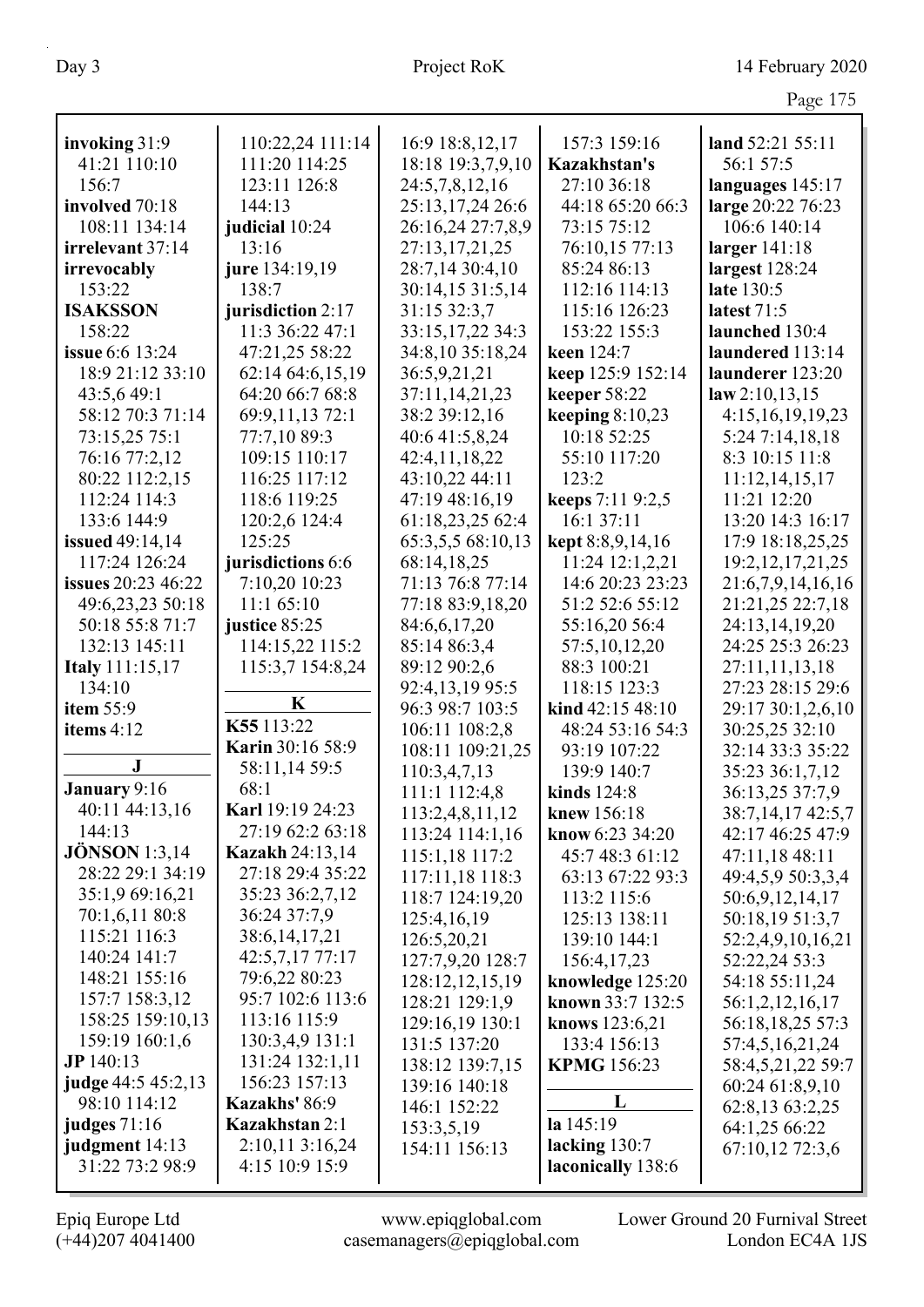**invoking** 31:9 41:21 110:10 156:7
**involved** 70:18 108:11 134:14
**irrelevant** 37:14
**irrevocably** 153:22
**ISAKSSON** 158:22
**issue** 6:6 13:24 18:9 21:12 33:10 43:5,6 49:1 58:12 70:3 71:14 73:15,25 75:1 76:16 77:2,12 80:22 112:2,15 112:24 114:3 133:6 144:9
**issued** 49:14,14 117:24 126:24
**issues** 20:23 46:22 49:6,23,23 50:18 50:18 55:8 71:7 132:13 145:11
**Italy** 111:15,17 134:10
**item** 55:9
**items** 4:12

**J**

**January** 9:16 40:11 44:13,16 144:13
**JÖNSON** 1:3,14 28:22 29:1 34:19 35:1,9 69:16,21 70:1,6,11 80:8 115:21 116:3 140:24 141:7 148:21 155:16 157:7 158:3,12 158:25 159:10,13 159:19 160:1,6
**JP** 140:13
**judge** 44:5 45:2,13 98:10 114:12
**judges** 71:16
**judgment** 14:13 31:22 73:2 98:9 110:22,24 111:14 111:20 114:25 123:11 126:8 144:13
**judicial** 10:24 13:16
**jure** 134:19,19 138:7
**jurisdiction** 2:17 11:3 36:22 47:1 47:21,25 58:22 62:14 64:6,15,19 64:20 66:7 68:8 69:9,11,13 72:1 77:7,10 89:3 109:15 110:17 116:25 117:12 118:6 119:25 120:2,6 124:4 125:25
**jurisdictions** 6:6 7:10,20 10:23 11:1 65:10
**justice** 85:25 114:15,22 115:2 115:3,7 154:8,24

**K**

**K55** 113:22
**Karin** 30:16 58:9 58:11,14 59:5 68:1
**Karl** 19:19 24:23 27:19 62:2 63:18
**Kazakh** 24:13,14 27:18 29:4 35:22 35:23 36:2,7,12 36:24 37:7,9 38:6,14,17,21 42:5,7,17 77:17 79:6,22 80:23 95:7 102:6 113:6 113:16 115:9 130:3,4,9 131:1 131:24 132:1,11 156:23 157:13
**Kazakhs'** 86:9
**Kazakhstan** 2:1 2:10,11 3:16,24 4:15 10:9 15:9 16:9 18:8,12,17 18:18 19:3,7,9,10 24:5,7,8,12,16 25:13,17,24 26:6 26:16,24 27:7,8,9 27:13,17,21,25 28:7,14 30:4,10 30:14,15 31:5,14 31:15 32:3,7 33:15,17,22 34:3 34:8,10 35:18,24 36:5,9,21,21 37:11,14,21,23 38:2 39:12,16 40:6 41:5,8,24 42:4,11,18,22 43:10,22 44:11 47:19 48:16,19 61:18,23,25 62:4 65:3,5,5 68:10,13 68:14,18,25 71:13 76:8 77:14 77:18 83:9,18,20 84:6,6,17,20 85:14 86:3,4 89:12 90:2,6 92:4,13,19 95:5 96:3 98:7 103:5 106:11 108:2,8 108:11 109:21,25 110:3,4,7,13 111:1 112:4,8 113:2,4,8,11,12 113:24 114:1,16 115:1,18 117:2 117:11,18 118:3 118:7 124:19,20 125:4,16,19 126:5,20,21 127:7,9,20 128:7 128:12,12,15,19 128:21 129:1,9 129:16,19 130:1 131:5 137:20 138:12 139:7,15 139:16 140:18 146:1 152:22 153:3,5,19 154:11 156:13 157:3 159:16
**Kazakhstan's** 27:10 36:18 44:18 65:20 66:3 73:15 75:12 76:10,15 77:13 85:24 86:13 112:16 114:13 115:16 126:23 153:22 155:3
**keen** 124:7
**keep** 125:9 152:14
**keeper** 58:22
**keeping** 8:10,23 10:18 52:25 55:10 117:20 123:2
**keeps** 7:11 9:2,5 16:1 37:11
**kept** 8:8,9,14,16 11:24 12:1,2,21 14:6 20:23 23:23 51:2 52:6 55:12 55:16,20 56:4 57:5,10,12,20 88:3 100:21 118:15 123:3
**kind** 42:15 48:10 48:24 53:16 54:3 93:19 107:22 139:9 140:7
**kinds** 124:8
**knew** 156:18
**know** 6:23 34:20 45:7 48:3 61:12 63:13 67:22 93:3 113:2 115:6 125:13 138:11 139:10 144:1 156:4,17,23
**knowledge** 125:20
**known** 33:7 132:5
**knows** 123:6,21 133:4 156:13
**KPMG** 156:23

**L**

**la** 145:19
**lacking** 130:7
**laconically** 138:6
**land** 52:21 55:11 56:1 57:5
**languages** 145:17
**large** 20:22 76:23 106:6 140:14
**larger** 141:18
**largest** 128:24
**late** 130:5
**latest** 71:5
**launched** 130:4
**laundered** 113:14
**launderer** 123:20
**law** 2:10,13,15 4:15,16,19,19,23 5:24 7:14,18,18 8:3 10:15 11:8 11:12,14,15,17 11:21 12:20 13:20 14:3 16:17 17:9 18:18,25,25 19:2,12,17,21,25 21:6,7,9,14,16,16 21:21,25 22:7,18 24:13,14,19,20 24:25 25:3 26:23 27:11,11,13,18 27:23 28:15 29:6 29:17 30:1,2,6,10 30:25,25 32:10 32:14 33:3 35:22 35:23 36:1,7,12 36:13,25 37:7,9 38:7,14,17 42:5,7 42:17 46:25 47:9 47:11,18 48:11 49:4,5,9 50:3,3,4 50:6,9,12,14,17 50:18,19 51:3,7 52:2,4,9,10,16,21 52:22,24 53:3 54:18 55:11,24 56:1,2,12,16,17 56:18,18,25 57:3 57:4,5,16,21,24 58:4,5,21,22 59:7 60:24 61:8,9,10 62:8,13 63:2,25 64:1,25 66:22 67:10,12 72:3,6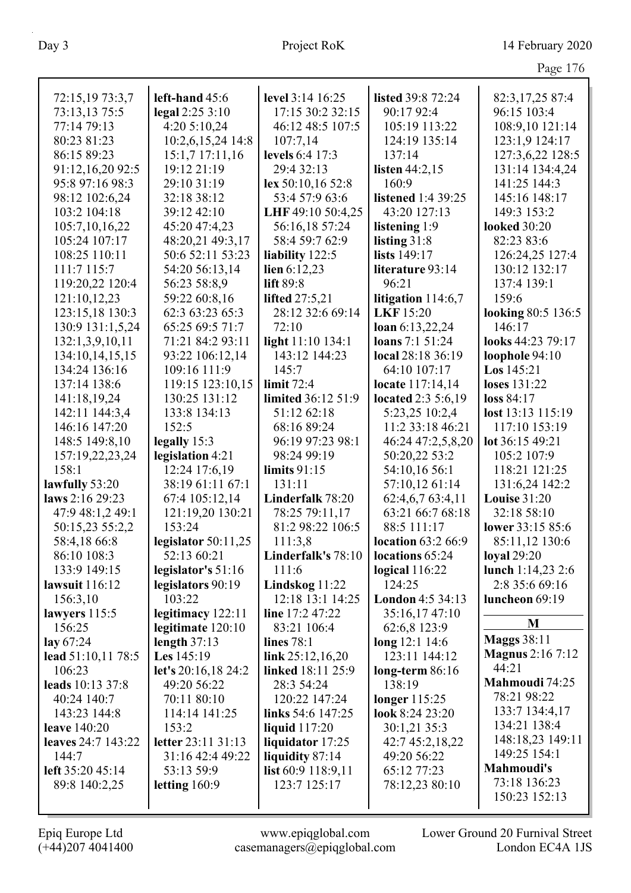72:15,19 73:3,7
73:13,13 75:5
77:14 79:13
80:23 81:23
86:15 89:23
91:12,16,20 92:5
95:8 97:16 98:3
98:12 102:6,24
103:2 104:18
105:7,10,16,22
105:24 107:17
108:25 110:11
111:7 115:7
119:20,22 120:4
121:10,12,23
123:15,18 130:3
130:9 131:1,5,24
132:1,3,9,10,11
134:10,14,15,15
134:24 136:16
137:14 138:6
141:18,19,24
142:11 144:3,4
146:16 147:20
148:5 149:8,10
157:19,22,23,24
158:1

**lawfully** 53:20
**laws** 2:16 29:23 47:9 48:1,2 49:1 50:15,23 55:2,2 58:4,18 66:8 86:10 108:3 133:9 149:15
**lawsuit** 116:12 156:3,10
**lawyers** 115:5 156:25
**lay** 67:24
**lead** 51:10,11 78:5 106:23
**leads** 10:13 37:8 40:24 140:7 143:23 144:8
**leave** 140:20
**leaves** 24:7 143:22 144:7
**left** 35:20 45:14 89:8 140:2,25
**left-hand** 45:6
**legal** 2:25 3:10 4:20 5:10,24 10:2,6,15,24 14:8 15:1,7 17:11,16 19:12 21:19 29:10 31:19 32:18 38:12 39:12 42:10 45:20 47:4,23 48:20,21 49:3,17 50:6 52:11 53:23 54:20 56:13,14 56:23 58:8,9 59:22 60:8,16 62:3 63:23 65:3 65:25 69:5 71:7 71:21 84:2 93:11 93:22 106:12,14 109:16 111:9 119:15 123:10,15 130:25 131:12 133:8 134:13 152:5
**legally** 15:3
**legislation** 4:21 12:24 17:6,19 38:19 61:11 67:1 67:4 105:12,14 121:19,20 130:21 153:24
**legislator** 50:11,25 52:13 60:21
**legislator's** 51:16
**legislators** 90:19 103:22
**legitimacy** 122:11
**legitimate** 120:10
**length** 37:13
**Les** 145:19
**let's** 20:16,18 24:2 49:20 56:22 70:11 80:10 114:14 141:25 153:2
**letter** 23:11 31:13 31:16 42:4 49:22 53:13 59:9
**letting** 160:9
**level** 3:14 16:25 17:15 30:2 32:15 46:12 48:5 107:5 107:7,14
**levels** 6:4 17:3 29:4 32:13
**lex** 50:10,16 52:8 53:4 57:9 63:6
**LHF** 49:10 50:4,25 56:16,18 57:24 58:4 59:7 62:9
**liability** 122:5
**lien** 6:12,23
**lift** 89:8
**lifted** 27:5,21 28:12 32:6 69:14 72:10
**light** 11:10 134:1 143:12 144:23 145:7
**limit** 72:4
**limited** 36:12 51:9 51:12 62:18 68:16 89:24 96:19 97:23 98:1 98:24 99:19
**limits** 91:15 131:11
**Linderfalk** 78:20 78:25 79:11,17 81:2 98:22 106:5 111:3,8
**Linderfalk's** 78:10 111:6
**Lindskog** 11:22 12:18 13:1 14:25
**line** 17:2 47:22 83:21 106:4
**lines** 78:1
**link** 25:12,16,20
**linked** 18:11 25:9 28:3 54:24 120:22 147:24
**links** 54:6 147:25
**liquid** 117:20
**liquidator** 17:25
**liquidity** 87:14
**list** 60:9 118:9,11 123:7 125:17
**listed** 39:8 72:24 90:17 92:4 105:19 113:22 124:19 135:14 137:14
**listen** 44:2,15 160:9
**listened** 1:4 39:25 43:20 127:13
**listening** 1:9
**listing** 31:8
**lists** 149:17
**literature** 93:14 96:21
**litigation** 114:6,7
**LKF** 15:20
**loan** 6:13,22,24
**loans** 7:1 51:24
**local** 28:18 36:19 64:10 107:17
**locate** 117:14,14
**located** 2:3 5:6,19 5:23,25 10:2,4 11:2 33:18 46:21 46:24 47:2,5,8,20 50:20,22 53:2 54:10,16 56:1 57:10,12 61:14 62:4,6,7 63:4,11 63:21 66:7 68:18 88:5 111:17
**location** 63:2 66:9
**locations** 65:24
**logical** 116:22 124:25
**London** 4:5 34:13 35:16,17 47:10 62:6,8 123:9
**long** 12:1 14:6 123:11 144:12
**long-term** 86:16 138:19
**longer** 115:25
**look** 8:24 23:20 30:1,21 35:3 42:7 45:2,18,22 49:20 56:22 65:12 77:23 78:12,23 80:10 82:3,17,25 87:4 96:15 103:4 108:9,10 121:14 123:1,9 124:17 127:3,6,22 128:5 131:14 134:4,24 141:25 144:3 145:16 148:17 149:3 153:2
**looked** 30:20 82:23 83:6 126:24,25 127:4 130:12 132:17 137:4 139:1 159:6
**looking** 80:5 136:5 146:17
**looks** 44:23 79:17
**loophole** 94:10
**Los** 145:21
**loses** 131:22
**loss** 84:17
**lost** 13:13 115:19 117:10 153:19
**lot** 36:15 49:21 105:2 107:9 118:21 121:25 131:6,24 142:2
**Louise** 31:20 32:18 58:10
**lower** 33:15 85:6 85:11,12 130:6
**loyal** 29:20
**lunch** 1:14,23 2:6 2:8 35:6 69:16
**luncheon** 69:19

## M

**Maggs** 38:11
**Magnus** 2:16 7:12 44:21
**Mahmoudi** 74:25 78:21 98:22 133:7 134:4,17 134:21 138:4 148:18,23 149:11 149:25 154:1
**Mahmoudi's** 73:18 136:23 150:23 152:13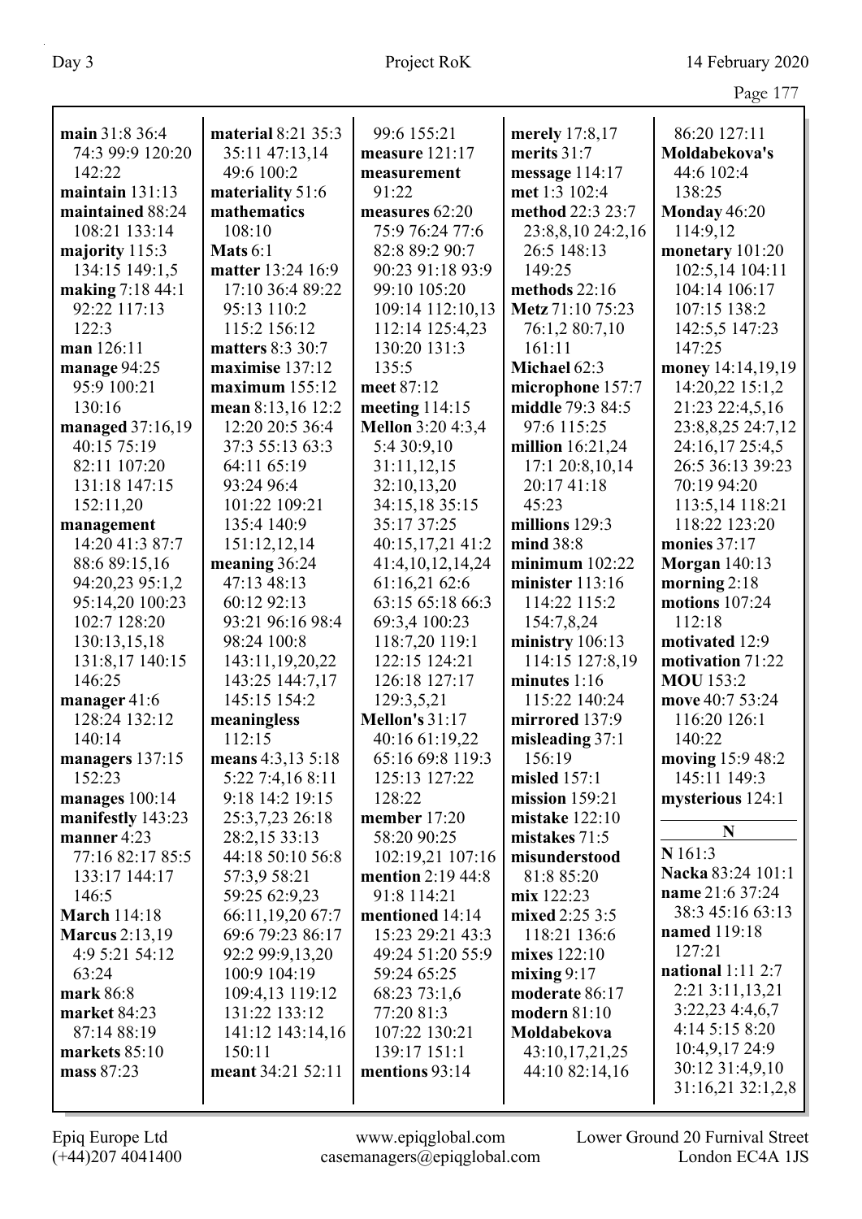**main** 31:8 36:4 74:3 99:9 120:20 142:22
**maintain** 131:13
**maintained** 88:24 108:21 133:14
**majority** 115:3 134:15 149:1,5
**making** 7:18 44:1 92:22 117:13 122:3
**man** 126:11
**manage** 94:25 95:9 100:21 130:16
**managed** 37:16,19 40:15 75:19 82:11 107:20 131:18 147:15 152:11,20
**management** 14:20 41:3 87:7 88:6 89:15,16 94:20,23 95:1,2 95:14,20 100:23 102:7 128:20 130:13,15,18 131:8,17 140:15 146:25
**manager** 41:6 128:24 132:12 140:14
**managers** 137:15 152:23
**manages** 100:14
**manifestly** 143:23
**manner** 4:23 77:16 82:17 85:5 133:17 144:17 146:5
**March** 114:18
**Marcus** 2:13,19 4:9 5:21 54:12 63:24
**mark** 86:8
**market** 84:23 87:14 88:19
**markets** 85:10
**mass** 87:23
**material** 8:21 35:3 35:11 47:13,14 49:6 100:2
**materiality** 51:6
**mathematics** 108:10
**Mats** 6:1
**matter** 13:24 16:9 17:10 36:4 89:22 95:13 110:2 115:2 156:12
**matters** 8:3 30:7
**maximise** 137:12
**maximum** 155:12
**mean** 8:13,16 12:2 12:20 20:5 36:4 37:3 55:13 63:3 64:11 65:19 93:24 96:4 101:22 109:21 135:4 140:9 151:12,12,14
**meaning** 36:24 47:13 48:13 60:12 92:13 93:21 96:16 98:4 98:24 100:8 143:11,19,20,22 143:25 144:7,17 145:15 154:2
**meaningless** 112:15
**means** 4:3,13 5:18 5:22 7:4,16 8:11 9:18 14:2 19:15 25:3,7,23 26:18 28:2,15 33:13 44:18 50:10 56:8 57:3,9 58:21 59:25 62:9,23 66:11,19,20 67:7 69:6 79:23 86:17 92:2 99:9,13,20 100:9 104:19 109:4,13 119:12 131:22 133:12 141:12 143:14,16 150:11
**meant** 34:21 52:11
99:6 155:21
**measure** 121:17
**measurement** 91:22
**measures** 62:20 75:9 76:24 77:6 82:8 89:2 90:7 90:23 91:18 93:9 99:10 105:20 109:14 112:10,13 112:14 125:4,23 130:20 131:3 135:5
**meet** 87:12
**meeting** 114:15
**Mellon** 3:20 4:3,4 5:4 30:9,10 31:11,12,15 32:10,13,20 34:15,18 35:15 35:17 37:25 40:15,17,21 41:2 41:4,10,12,14,24 61:16,21 62:6 63:15 65:18 66:3 69:3,4 100:23 118:7,20 119:1 122:15 124:21 126:18 127:17 129:3,5,21
**Mellon's** 31:17 40:16 61:19,22 65:16 69:8 119:3 125:13 127:22 128:22
**member** 17:20 58:20 90:25 102:19,21 107:16
**mention** 2:19 44:8 91:8 114:21
**mentioned** 14:14 15:23 29:21 43:3 49:24 51:20 55:9 59:24 65:25 68:23 73:1,6 77:20 81:3 107:22 130:21 139:17 151:1
**mentions** 93:14
**merely** 17:8,17
**merits** 31:7
**message** 114:17
**met** 1:3 102:4
**method** 22:3 23:7 23:8,8,10 24:2,16 26:5 148:13 149:25
**methods** 22:16
**Metz** 71:10 75:23 76:1,2 80:7,10 161:11
**Michael** 62:3
**microphone** 157:7
**middle** 79:3 84:5 97:6 115:25
**million** 16:21,24 17:1 20:8,10,14 20:17 41:18 45:23
**millions** 129:3
**mind** 38:8
**minimum** 102:22
**minister** 113:16 114:22 115:2 154:7,8,24
**ministry** 106:13 114:15 127:8,19
**minutes** 1:16 115:22 140:24
**mirrored** 137:9
**misleading** 37:1 156:19
**misled** 157:1
**mission** 159:21
**mistake** 122:10
**mistakes** 71:5
**misunderstood** 81:8 85:20
**mix** 122:23
**mixed** 2:25 3:5 118:21 136:6
**mixes** 122:10
**mixing** 9:17
**moderate** 86:17
**modern** 81:10
**Moldabekova** 43:10,17,21,25 44:10 82:14,16 86:20 127:11
**Moldabekova's** 44:6 102:4 138:25
**Monday** 46:20 114:9,12
**monetary** 101:20 102:5,14 104:11 104:14 106:17 107:15 138:2 142:5,5 147:23 147:25
**money** 14:14,19,19 14:20,22 15:1,2 21:23 22:4,5,16 23:8,8,25 24:7,12 24:16,17 25:4,5 26:5 36:13 39:23 70:19 94:20 113:5,14 118:21 118:22 123:20
**monies** 37:17
**Morgan** 140:13
**morning** 2:18
**motions** 107:24 112:18
**motivated** 12:9
**motivation** 71:22
**MOU** 153:2
**move** 40:7 53:24 116:20 126:1 140:22
**moving** 15:9 48:2 145:11 149:3
**mysterious** 124:1

## N

**N** 161:3
**Nacka** 83:24 101:1
**name** 21:6 37:24 38:3 45:16 63:13
**named** 119:18 127:21
**national** 1:11 2:7 2:21 3:11,13,21 3:22,23 4:4,6,7 4:14 5:15 8:20 10:4,9,17 24:9 30:12 31:4,9,10 31:16,21 32:1,2,8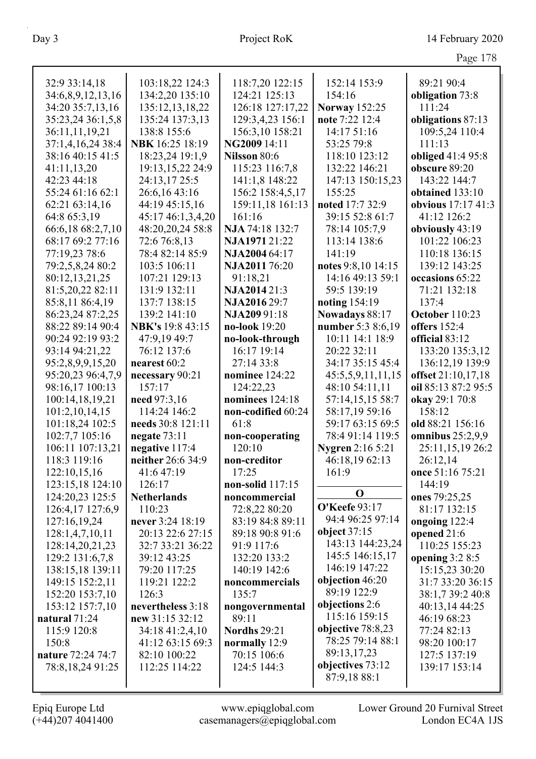32:9 33:14,18
34:6,8,9,12,13,16
34:20 35:7,13,16
35:23,24 36:1,5,8
36:11,11,19,21
37:1,4,16,24 38:4
38:16 40:15 41:5
41:11,13,20
42:23 44:18
55:24 61:16 62:1
62:21 63:14,16
64:8 65:3,19
66:6,18 68:2,7,10
68:17 69:2 77:16
77:19,23 78:6
79:2,5,8,24 80:2
80:12,13,21,25
81:5,20,22 82:11
85:8,11 86:4,19
86:23,24 87:2,25
88:22 89:14 90:4
90:24 92:19 93:2
93:14 94:21,22
95:2,8,9,9,15,20
95:20,23 96:4,7,9
98:16,17 100:13
100:14,18,19,21
101:2,10,14,15
101:18,24 102:5
102:7,7 105:16
106:11 107:13,21
118:3 119:16
122:10,15,16
123:15,18 124:10
124:20,23 125:5
126:4,17 127:6,9
127:16,19,24
128:1,4,7,10,11
128:14,20,21,23
129:2 131:6,7,8
138:15,18 139:11
149:15 152:2,11
152:20 153:7,10
153:12 157:7,10

**natural** 71:24 115:9 120:8 150:8

**nature** 72:24 74:7 78:8,18,24 91:25

103:18,22 124:3
134:2,20 135:10
135:12,13,18,22
135:24 137:3,13
138:8 155:6

**NBK** 16:25 18:19 18:23,24 19:1,9 19:13,15,22 24:9 24:13,17 25:5 26:6,16 43:16 44:19 45:15,16 45:17 46:1,3,4,20 48:20,20,24 58:8 72:6 76:8,13 78:4 82:14 85:9 103:5 106:11 107:21 129:13 131:9 132:11 137:7 138:15 139:2 141:10

**NBK's** 19:8 43:15 47:9,19 49:7 76:12 137:6

**nearest** 60:2

**necessary** 90:21 157:17

**need** 97:3,16 114:24 146:2

**needs** 30:8 121:11

**negate** 73:11

**negative** 117:4

**neither** 26:6 34:9 41:6 47:19 126:17

**Netherlands** 110:23

**never** 3:24 18:19 20:13 22:6 27:15 32:7 33:21 36:22 39:12 43:25 79:20 117:25 119:21 122:2 126:3

**nevertheless** 3:18

**new** 31:15 32:12 34:18 41:2,4,10 41:12 63:15 69:3 82:10 100:22 112:25 114:22

118:7,20 122:15
124:21 125:13
126:18 127:17,22
129:3,4,23 156:1
156:3,10 158:21

**NG2009** 14:11

**Nilsson** 80:6 115:23 116:7,8 141:1,8 148:22 156:2 158:4,5,17 159:11,18 161:13 161:16

**NJA** 74:18 132:7

**NJA1971** 21:22

**NJA2004** 64:17

**NJA2011** 76:20 91:18,21

**NJA2014** 21:3

**NJA2016** 29:7

**NJA209** 91:18

**no-look** 19:20

**no-look-through** 16:17 19:14 27:14 33:8

**nominee** 124:22 124:22,23

**nominees** 124:18

**non-codified** 60:24 61:8

**non-cooperating** 120:10

**non-creditor** 17:25

**non-solid** 117:15

**noncommercial** 72:8,22 80:20 83:19 84:8 89:11 89:18 90:8 91:6 91:9 117:6 132:20 133:2 140:19 142:6

**noncommercials** 135:7

**nongovernmental** 89:11

**Nordhs** 29:21

**normally** 12:9 70:15 106:6 124:5 144:3

152:14 153:9
154:16

**Norway** 152:25

**note** 7:22 12:4 14:17 51:16 53:25 79:8 118:10 123:12 132:22 146:21 147:13 150:15,23 155:25

**noted** 17:7 32:9 39:15 52:8 61:7 78:14 105:7,9 113:14 138:6 141:19

**notes** 9:8,10 14:15 14:16 49:13 59:1 59:5 139:19

**noting** 154:19

**Nowadays** 88:17

**number** 5:3 8:6,19 10:11 14:1 18:9 20:22 32:11 34:17 35:15 45:4 45:5,5,9,11,11,15 48:10 54:11,11 57:14,15,15 58:7 58:17,19 59:16 59:17 63:15 69:5 78:4 91:14 119:5

**Nygren** 2:16 5:21 46:18,19 62:13 161:9

## O

**O'Keefe** 93:17 94:4 96:25 97:14

**object** 37:15 143:13 144:23,24 145:5 146:15,17 146:19 147:22

**objection** 46:20 89:19 122:9

**objections** 2:6 115:16 159:15

**objective** 78:8,23 78:25 79:14 88:1 89:13,17,23

**objectives** 73:12 87:9,18 88:1

89:21 90:4

**obligation** 73:8 111:24

**obligations** 87:13 109:5,24 110:4 111:13

**obliged** 41:4 95:8

**obscure** 89:20 143:22 144:7

**obtained** 133:10

**obvious** 17:17 41:3 41:12 126:2

**obviously** 43:19 101:22 106:23 110:18 136:15 139:12 143:25

**occasions** 65:22 71:21 132:18 137:4

**October** 110:23

**offers** 152:4

**official** 83:12 133:20 135:3,12 136:12,19 139:9

**offset** 21:10,17,18

**oil** 85:13 87:2 95:5

**okay** 29:1 70:8 158:12

**old** 88:21 156:16

**omnibus** 25:2,9,9 25:11,15,19 26:2 26:12,14

**once** 51:16 75:21 144:19

**ones** 79:25,25 81:17 132:15

**ongoing** 122:4

**opened** 21:6 110:25 155:23

**opening** 3:2 8:5 15:15,23 30:20 31:7 33:20 36:15 38:1,7 39:2 40:8 40:13,14 44:25 46:19 68:23 77:24 82:13 98:20 100:17 127:5 137:19 139:17 153:14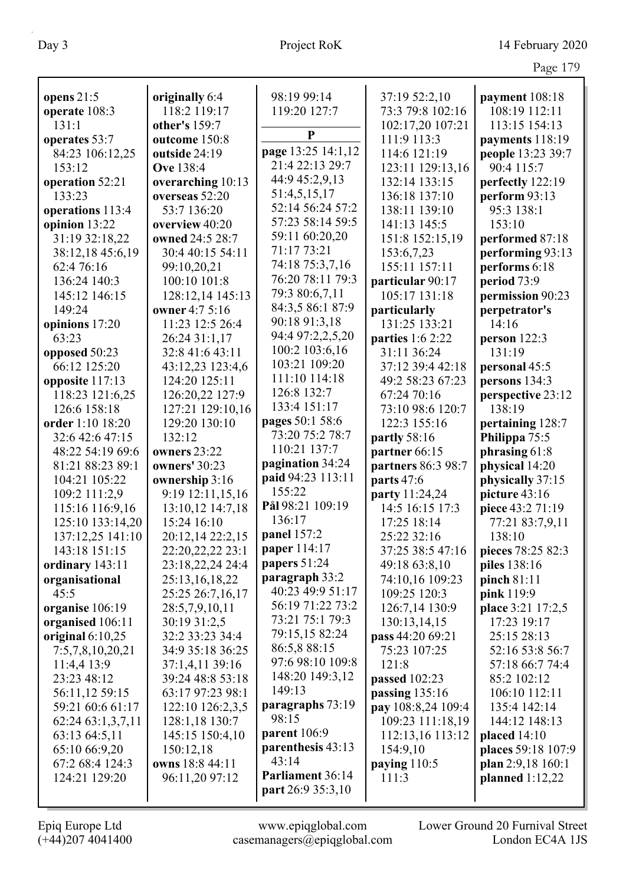**opens** 21:5
**operate** 108:3 131:1
**operates** 53:7 84:23 106:12,25 153:12
**operation** 52:21 133:23
**operations** 113:4
**opinion** 13:22 31:19 32:18,22 38:12,18 45:6,19 62:4 76:16 136:24 140:3 145:12 146:15 149:24
**opinions** 17:20 63:23
**opposed** 50:23 66:12 125:20
**opposite** 117:13 118:23 121:6,25 126:6 158:18
**order** 1:10 18:20 32:6 42:6 47:15 48:22 54:19 69:6 81:21 88:23 89:1 104:21 105:22 109:2 111:2,9 115:16 116:9,16 125:10 133:14,20 137:12,25 141:10 143:18 151:15
**ordinary** 143:11
**organisational** 45:5
**organise** 106:19
**organised** 106:11
**original** 6:10,25 7:5,7,8,10,20,21 11:4,4 13:9 23:23 48:12 56:11,12 59:15 59:21 60:6 61:17 62:24 63:1,3,7,11 63:13 64:5,11 65:10 66:9,20 67:2 68:4 124:3 124:21 129:20
**originally** 6:4 118:2 119:17
**other's** 159:7
**outcome** 150:8
**outside** 24:19
**Ove** 138:4
**overarching** 10:13
**overseas** 52:20 53:7 136:20
**overview** 40:20
**owned** 24:5 28:7 30:4 40:15 54:11 99:10,20,21 100:10 101:8 128:12,14 145:13
**owner** 4:7 5:16 11:23 12:5 26:4 26:24 31:1,17 32:8 41:6 43:11 43:12,23 123:4,6 124:20 125:11 126:20,22 127:9 127:21 129:10,16 129:20 130:10 132:12
**owners** 23:22
**owners'** 30:23
**ownership** 3:16 9:19 12:11,15,16 13:10,12 14:7,18 15:24 16:10 20:12,14 22:2,15 22:20,22,22 23:1 23:18,22,24 24:4 25:13,16,18,22 25:25 26:7,16,17 28:5,7,9,10,11 30:19 31:2,5 32:2 33:23 34:4 34:9 35:18 36:25 37:1,4,11 39:16 39:24 48:8 53:18 63:17 97:23 98:1 122:10 126:2,3,5 128:1,18 130:7 145:15 150:4,10 150:12,18
**owns** 18:8 44:11 96:11,20 97:12 98:19 99:14 119:20 127:7

## P

**page** 13:25 14:1,12 21:4 22:13 29:7 44:9 45:2,9,13 51:4,5,15,17 52:14 56:24 57:2 57:23 58:14 59:5 59:11 60:20,20 71:17 73:21 74:18 75:3,7,16 76:20 78:11 79:3 79:3 80:6,7,11 84:3,5 86:1 87:9 90:18 91:3,18 94:4 97:2,2,5,20 100:2 103:6,16 103:21 109:20 111:10 114:18 126:8 132:7 133:4 151:17
**pages** 50:1 58:6 73:20 75:2 78:7 110:21 137:7
**pagination** 34:24
**paid** 94:23 113:11 155:22
**Pål** 98:21 109:19 136:17
**panel** 157:2
**paper** 114:17
**papers** 51:24
**paragraph** 33:2 40:23 49:9 51:17 56:19 71:22 73:2 73:21 75:1 79:3 79:15,15 82:24 86:5,8 88:15 97:6 98:10 109:8 148:20 149:3,12 149:13
**paragraphs** 73:19 98:15
**parent** 106:9
**parenthesis** 43:13 43:14
**Parliament** 36:14
**part** 26:9 35:3,10 37:19 52:2,10 73:3 79:8 102:16 102:17,20 107:21 111:9 113:3 114:6 121:19 123:11 129:13,16 132:14 133:15 136:18 137:10 138:11 139:10 141:13 145:5 151:8 152:15,19 153:6,7,23 155:11 157:11
**particular** 90:17 105:17 131:18
**particularly** 131:25 133:21
**parties** 1:6 2:22 31:11 36:24 37:12 39:4 42:18 49:2 58:23 67:23 67:24 70:16 73:10 98:6 120:7 122:3 155:16
**partly** 58:16
**partner** 66:15
**partners** 86:3 98:7
**parts** 47:6
**party** 11:24,24 14:5 16:15 17:3 17:25 18:14 25:22 32:16 37:25 38:5 47:16 49:18 63:8,10 74:10,16 109:23 109:25 120:3 126:7,14 130:9 130:13,14,15
**pass** 44:20 69:21 75:23 107:25 121:8
**passed** 102:23
**passing** 135:16
**pay** 108:8,24 109:4 109:23 111:18,19 112:13,16 113:12 154:9,10
**paying** 110:5 111:3
**payment** 108:18 108:19 112:11 113:15 154:13
**payments** 118:19
**people** 13:23 39:7 90:4 115:7
**perfectly** 122:19
**perform** 93:13 95:3 138:1 153:10
**performed** 87:18
**performing** 93:13
**performs** 6:18
**period** 73:9
**permission** 90:23
**perpetrator's** 14:16
**person** 122:3 131:19
**personal** 45:5
**persons** 134:3
**perspective** 23:12 138:19
**pertaining** 128:7
**Philippa** 75:5
**phrasing** 61:8
**physical** 14:20
**physically** 37:15
**picture** 43:16
**piece** 43:2 71:19 77:21 83:7,9,11 138:10
**pieces** 78:25 82:3
**piles** 138:16
**pinch** 81:11
**pink** 119:9
**place** 3:21 17:2,5 17:23 19:17 25:15 28:13 52:16 53:8 56:7 57:18 66:7 74:4 85:2 102:12 106:10 112:11 135:4 142:14 144:12 148:13
**placed** 14:10
**places** 59:18 107:9
**plan** 2:9,18 160:1
**planned** 1:12,22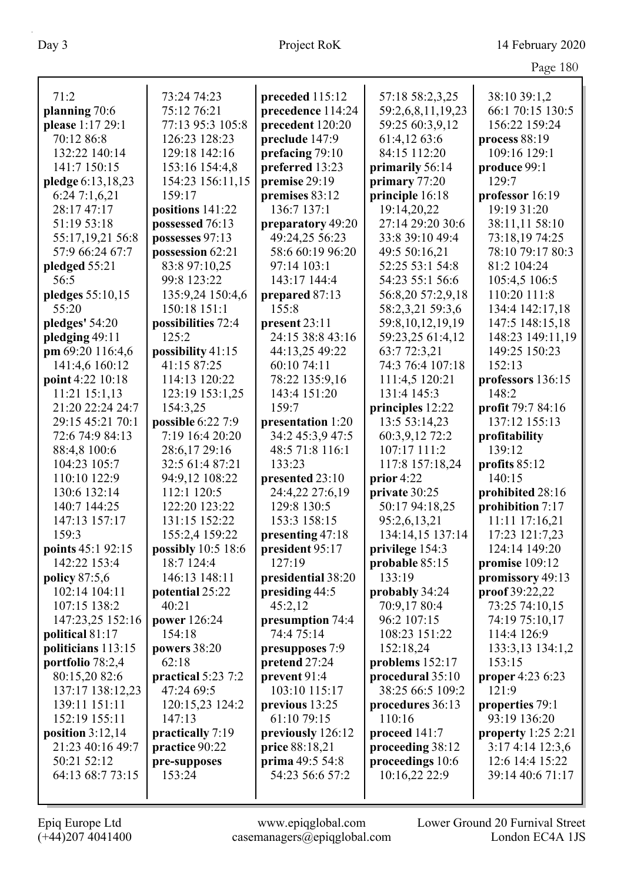71:2
**planning** 70:6
**please** 1:17 29:1 70:12 86:8 132:22 140:14 141:7 150:15
**pledge** 6:13,18,23 6:24 7:1,6,21 28:17 47:17 51:19 53:18 55:17,19,21 56:8 57:9 66:24 67:7
**pledged** 55:21 56:5
**pledges** 55:10,15 55:20
**pledges'** 54:20
**pledging** 49:11
**pm** 69:20 116:4,6 141:4,6 160:12
**point** 4:22 10:18 11:21 15:1,13 21:20 22:24 24:7 29:15 45:21 70:1 72:6 74:9 84:13 88:4,8 100:6 104:23 105:7 110:10 122:9 130:6 132:14 140:7 144:25 147:13 157:17 159:3
**points** 45:1 92:15 142:22 153:4
**policy** 87:5,6 102:14 104:11 107:15 138:2 147:23,25 152:16
**political** 81:17
**politicians** 113:15
**portfolio** 78:2,4 80:15,20 82:6 137:17 138:12,23 139:11 151:11 152:19 155:11
**position** 3:12,14 21:23 40:16 49:7 50:21 52:12 64:13 68:7 73:15 73:24 74:23 75:12 76:21 77:13 95:3 105:8 126:23 128:23 129:18 142:16 153:16 154:4,8 154:23 156:11,15 159:17
**positions** 141:22
**possessed** 76:13
**possesses** 97:13
**possession** 62:21 83:8 97:10,25 99:8 123:22 135:9,24 150:4,6 150:18 151:1
**possibilities** 72:4 125:2
**possibility** 41:15 41:15 87:25 114:13 120:22 123:19 153:1,25 154:3,25
**possible** 6:22 7:9 7:19 16:4 20:20 28:6,17 29:16 32:5 61:4 87:21 94:9,12 108:22 112:1 120:5 122:20 123:22 131:15 152:22 155:2,4 159:22
**possibly** 10:5 18:6 18:7 124:4 146:13 148:11
**potential** 25:22 40:21
**power** 126:24 154:18
**powers** 38:20 62:18
**practical** 5:23 7:2 47:24 69:5 120:15,23 124:2 147:13
**practically** 7:19
**practice** 90:22
**pre-supposes** 153:24
**preceded** 115:12
**precedence** 114:24
**precedent** 120:20
**preclude** 147:9
**prefacing** 79:10
**preferred** 13:23
**premise** 29:19
**premises** 83:12 136:7 137:1
**preparatory** 49:20 49:24,25 56:23 58:6 60:19 96:20 97:14 103:1 143:17 144:4
**prepared** 87:13 155:8
**present** 23:11 24:15 38:8 43:16 44:13,25 49:22 60:10 74:11 78:22 135:9,16 143:4 151:20 159:7
**presentation** 1:20 34:2 45:3,9 47:5 48:5 71:8 116:1 133:23
**presented** 23:10 24:4,22 27:6,19 129:8 130:5 153:3 158:15
**presenting** 47:18
**president** 95:17 127:19
**presidential** 38:20
**presiding** 44:5 45:2,12
**presumption** 74:4 74:4 75:14
**presupposes** 7:9
**pretend** 27:24
**prevent** 91:4 103:10 115:17
**previous** 13:25 61:10 79:15
**previously** 126:12
**price** 88:18,21
**prima** 49:5 54:8 54:23 56:6 57:2 57:18 58:2,3,25 59:2,6,8,11,19,23 59:25 60:3,9,12 61:4,12 63:6 84:15 112:20
**primarily** 56:14
**primary** 77:20
**principle** 16:18 19:14,20,22 27:14 29:20 30:6 33:8 39:10 49:4 49:5 50:16,21 52:25 53:1 54:8 54:23 55:1 56:6 56:8,20 57:2,9,18 58:2,3,21 59:3,6 59:8,10,12,19,19 59:23,25 61:4,12 63:7 72:3,21 74:3 76:4 107:18 111:4,5 120:21 131:4 145:3
**principles** 12:22 13:5 53:14,23 60:3,9,12 72:2 107:17 111:2 117:8 157:18,24
**prior** 4:22
**private** 30:25 50:17 94:18,25 95:2,6,13,21 134:14,15 137:14
**privilege** 154:3
**probable** 85:15 133:19
**probably** 34:24 70:9,17 80:4 96:2 107:15 108:23 151:22 152:18,24
**problems** 152:17
**procedural** 35:10 38:25 66:5 109:2
**procedures** 36:13 110:16
**proceed** 141:7
**proceeding** 38:12
**proceedings** 10:6 10:16,22 22:9 38:10 39:1,2 66:1 70:15 130:5 156:22 159:24
**process** 88:19 109:16 129:1
**produce** 99:1 129:7
**professor** 16:19 19:19 31:20 38:11,11 58:10 73:18,19 74:25 78:10 79:17 80:3 81:2 104:24 105:4,5 106:5 110:20 111:8 134:4 142:17,18 147:5 148:15,18 148:23 149:11,19 149:25 150:23 152:13
**professors** 136:15 148:2
**profit** 79:7 84:16 137:12 155:13
**profitability** 139:12
**profits** 85:12 140:15
**prohibited** 28:16
**prohibition** 7:17 11:11 17:16,21 17:23 121:7,23 124:14 149:20
**promise** 109:12
**promissory** 49:13
**proof** 39:22,22 73:25 74:10,15 74:19 75:10,17 114:4 126:9 133:3,13 134:1,2 153:15
**proper** 4:23 6:23 121:9
**properties** 79:1 93:19 136:20
**property** 1:25 2:21 3:17 4:14 12:3,6 12:6 14:4 15:22 39:14 40:6 71:17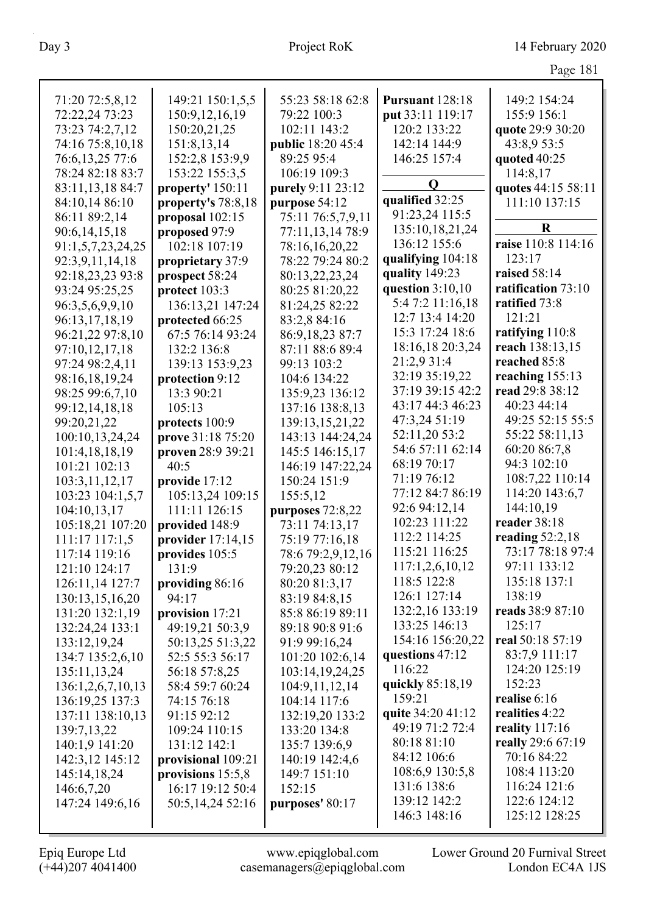71:20 72:5,8,12
72:22,24 73:23
73:23 74:2,7,12
74:16 75:8,10,18
76:6,13,25 77:6
78:24 82:18 83:7
83:11,13,18 84:7
84:10,14 86:10
86:11 89:2,14
90:6,14,15,18
91:1,5,7,23,24,25
92:3,9,11,14,18
92:18,23,23 93:8
93:24 95:25,25
96:3,5,6,9,9,10
96:13,17,18,19
96:21,22 97:8,10
97:10,12,17,18
97:24 98:2,4,11
98:16,18,19,24
98:25 99:6,7,10
99:12,14,18,18
99:20,21,22
100:10,13,24,24
101:4,18,18,19
101:21 102:13
103:3,11,12,17
103:23 104:1,5,7
104:10,13,17
105:18,21 107:20
111:17 117:1,5
117:14 119:16
121:10 124:17
126:11,14 127:7
130:13,15,16,20
131:20 132:1,19
132:24,24 133:1
133:12,19,24
134:7 135:2,6,10
135:11,13,24
136:1,2,6,7,10,13
136:19,25 137:3
137:11 138:10,13
139:7,13,22
140:1,9 141:20
142:3,12 145:12
145:14,18,24
146:6,7,20
147:24 149:6,16
149:21 150:1,5,5
150:9,12,16,19
150:20,21,25
151:8,13,14
152:2,8 153:9,9
153:22 155:3,5

**property'** 150:11
**property's** 78:8,18
**proposal** 102:15
**proposed** 97:9 102:18 107:19
**proprietary** 37:9
**prospect** 58:24
**protect** 103:3 136:13,21 147:24
**protected** 66:25 67:5 76:14 93:24 132:2 136:8 139:13 153:9,23
**protection** 9:12 13:3 90:21 105:13
**protects** 100:9
**prove** 31:18 75:20
**proven** 28:9 39:21 40:5
**provide** 17:12 105:13,24 109:15 111:11 126:15
**provided** 148:9
**provider** 17:14,15
**provides** 105:5 131:9
**providing** 86:16 94:17
**provision** 17:21 49:19,21 50:3,9 50:13,25 51:3,22 52:5 55:3 56:17 56:18 57:8,25 58:4 59:7 60:24 74:15 76:18 91:15 92:12 109:24 110:15 131:12 142:1
**provisional** 109:21
**provisions** 15:5,8 16:17 19:12 50:4 50:5,14,24 52:16
55:23 58:18 62:8 79:22 100:3 102:11 143:2
**public** 18:20 45:4 89:25 95:4 106:19 109:3
**purely** 9:11 23:12
**purpose** 54:12 75:11 76:5,7,9,11 77:11,13,14 78:9 78:16,16,20,22 78:22 79:24 80:2 80:13,22,23,24 80:25 81:20,22 81:24,25 82:22 83:2,8 84:16 86:9,18,23 87:7 87:11 88:6 89:4 99:13 103:2 104:6 134:22 135:9,23 136:12 137:16 138:8,13 139:13,15,21,22 143:13 144:24,24 145:5 146:15,17 146:19 147:22,24 150:24 151:9 155:5,12
**purposes** 72:8,22 73:11 74:13,17 75:19 77:16,18 78:6 79:2,9,12,16 79:20,23 80:12 80:20 81:3,17 83:19 84:8,15 85:8 86:19 89:11 89:18 90:8 91:6 91:9 99:16,24 101:20 102:6,14 103:14,19,24,25 104:9,11,12,14 104:14 117:6 132:19,20 133:2 133:20 134:8 135:7 139:6,9 140:19 142:4,6 149:7 151:10 152:15
**purposes'** 80:17
**Pursuant** 128:18
**put** 33:11 119:17 120:2 133:22 142:14 144:9 146:25 157:4

## Q

**qualified** 32:25 91:23,24 115:5 135:10,18,21,24 136:12 155:6
**qualifying** 104:18
**quality** 149:23
**question** 3:10,10 5:4 7:2 11:16,18 12:7 13:4 14:20 15:3 17:24 18:6 18:16,18 20:3,24 21:2,9 31:4 32:19 35:19,22 37:19 39:15 42:2 43:17 44:3 46:23 47:3,24 51:19 52:11,20 53:2 54:6 57:11 62:14 68:19 70:17 71:19 76:12 77:12 84:7 86:19 92:6 94:12,14 102:23 111:22 112:2 114:25 115:21 116:25 117:1,2,6,10,12 118:5 122:8 126:1 127:14 132:2,16 133:19 133:25 146:13 154:16 156:20,22
**questions** 47:12 116:22
**quickly** 85:18,19 159:21
**quite** 34:20 41:12 49:19 71:2 72:4 80:18 81:10 84:12 106:6 108:6,9 130:5,8 131:6 138:6 139:12 142:2 146:3 148:16
149:2 154:24 155:9 156:1
**quote** 29:9 30:20 43:8,9 53:5
**quoted** 40:25 114:8,17
**quotes** 44:15 58:11 111:10 137:15

## R

**raise** 110:8 114:16 123:17
**raised** 58:14
**ratification** 73:10
**ratified** 73:8 121:21
**ratifying** 110:8
**reach** 138:13,15
**reached** 85:8
**reaching** 155:13
**read** 29:8 38:12 40:23 44:14 49:25 52:15 55:5 55:22 58:11,13 60:20 86:7,8 94:3 102:10 108:7,22 110:14 114:20 143:6,7 144:10,19
**reader** 38:18
**reading** 52:2,18 73:17 78:18 97:4 97:11 133:12 135:18 137:1 138:19
**reads** 38:9 87:10 125:17
**real** 50:18 57:19 83:7,9 111:17 124:20 125:19 152:23
**realise** 6:16
**realities** 4:22
**reality** 117:16
**really** 29:6 67:19 70:16 84:22 108:4 113:20 116:24 121:6 122:6 124:12 125:12 128:25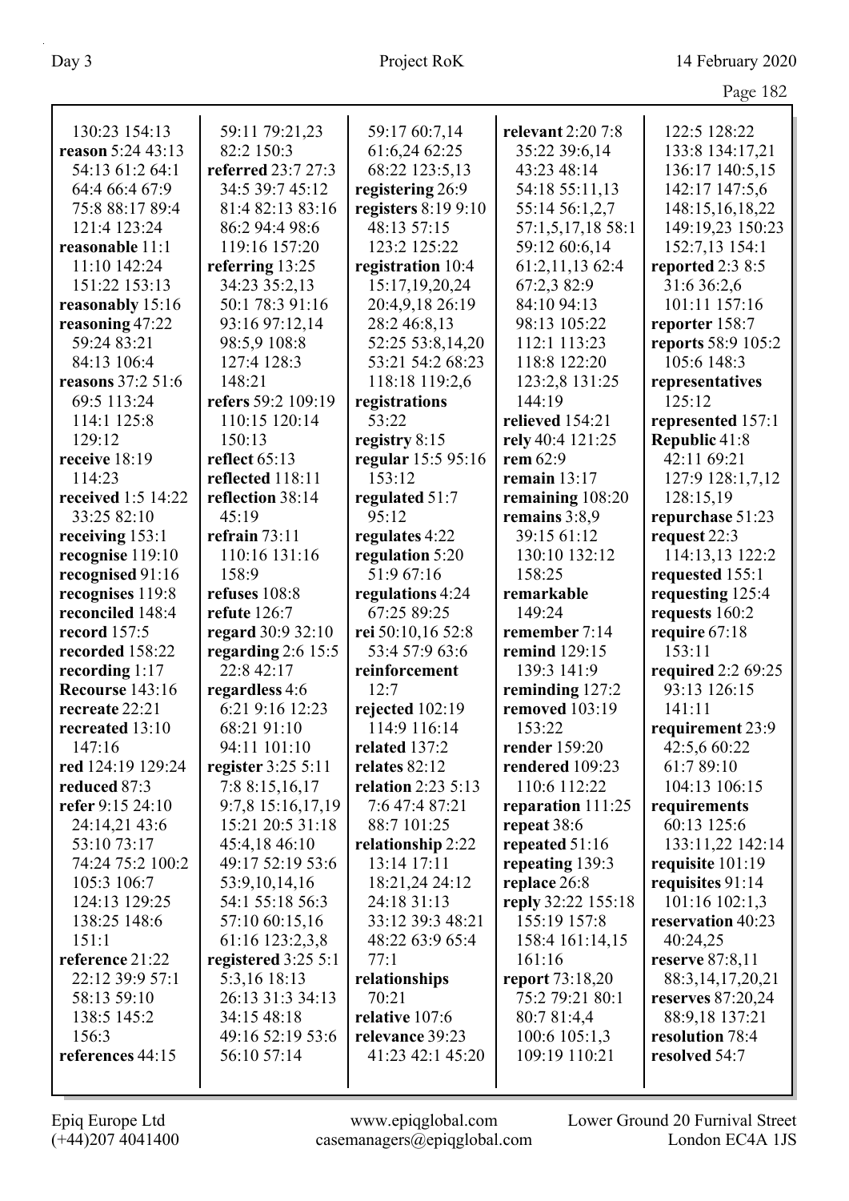130:23 154:13
**reason** 5:24 43:13 54:13 61:2 64:1 64:4 66:4 67:9 75:8 88:17 89:4 121:4 123:24
**reasonable** 11:1 11:10 142:24 151:22 153:13
**reasonably** 15:16
**reasoning** 47:22 59:24 83:21 84:13 106:4
**reasons** 37:2 51:6 69:5 113:24 114:1 125:8 129:12
**receive** 18:19 114:23
**received** 1:5 14:22 33:25 82:10
**receiving** 153:1
**recognise** 119:10
**recognised** 91:16
**recognises** 119:8
**reconciled** 148:4
**record** 157:5
**recorded** 158:22
**recording** 1:17
**Recourse** 143:16
**recreate** 22:21
**recreated** 13:10 147:16
**red** 124:19 129:24
**reduced** 87:3
**refer** 9:15 24:10 24:14,21 43:6 53:10 73:17 74:24 75:2 100:2 105:3 106:7 124:13 129:25 138:25 148:6 151:1
**reference** 21:22 22:12 39:9 57:1 58:13 59:10 138:5 145:2 156:3
**references** 44:15
59:11 79:21,23 82:2 150:3
**referred** 23:7 27:3 34:5 39:7 45:12 81:4 82:13 83:16 86:2 94:4 98:6 119:16 157:20
**referring** 13:25 34:23 35:2,13 50:1 78:3 91:16 93:16 97:12,14 98:5,9 108:8 127:4 128:3 148:21
**refers** 59:2 109:19 110:15 120:14 150:13
**reflect** 65:13
**reflected** 118:11
**reflection** 38:14 45:19
**refrain** 73:11 110:16 131:16 158:9
**refuses** 108:8
**refute** 126:7
**regard** 30:9 32:10
**regarding** 2:6 15:5 22:8 42:17
**regardless** 4:6 6:21 9:16 12:23 68:21 91:10 94:11 101:10
**register** 3:25 5:11 7:8 8:15,16,17 9:7,8 15:16,17,19 15:21 20:5 31:18 45:4,18 46:10 49:17 52:19 53:6 53:9,10,14,16 54:1 55:18 56:3 57:10 60:15,16 61:16 123:2,3,8
**registered** 3:25 5:1 5:3,16 18:13 26:13 31:3 34:13 34:15 48:18 49:16 52:19 53:6 56:10 57:14
59:17 60:7,14 61:6,24 62:25 68:22 123:5,13
**registering** 26:9
**registers** 8:19 9:10 48:13 57:15 123:2 125:22
**registration** 10:4 15:17,19,20,24 20:4,9,18 26:19 28:2 46:8,13 52:25 53:8,14,20 53:21 54:2 68:23 118:18 119:2,6
**registrations** 53:22
**registry** 8:15
**regular** 15:5 95:16 153:12
**regulated** 51:7 95:12
**regulates** 4:22
**regulation** 5:20 51:9 67:16
**regulations** 4:24 67:25 89:25
**rei** 50:10,16 52:8 53:4 57:9 63:6
**reinforcement** 12:7
**rejected** 102:19 114:9 116:14
**related** 137:2
**relates** 82:12
**relation** 2:23 5:13 7:6 47:4 87:21 88:7 101:25
**relationship** 2:22 13:14 17:11 18:21,24 24:12 24:18 31:13 33:12 39:3 48:21 48:22 63:9 65:4 77:1
**relationships** 70:21
**relative** 107:6
**relevance** 39:23 41:23 42:1 45:20
**relevant** 2:20 7:8 35:22 39:6,14 43:23 48:14 54:18 55:11,13 55:14 56:1,2,7 57:1,5,17,18 58:1 59:12 60:6,14 61:2,11,13 62:4 67:2,3 82:9 84:10 94:13 98:13 105:22 112:1 113:23 118:8 122:20 123:2,8 131:25 144:19
**relieved** 154:21
**rely** 40:4 121:25
**rem** 62:9
**remain** 13:17
**remaining** 108:20
**remains** 3:8,9 39:15 61:12 130:10 132:12 158:25
**remarkable** 149:24
**remember** 7:14
**remind** 129:15 139:3 141:9
**reminding** 127:2
**removed** 103:19 153:22
**render** 159:20
**rendered** 109:23 110:6 112:22
**reparation** 111:25
**repeat** 38:6
**repeated** 51:16
**repeating** 139:3
**replace** 26:8
**reply** 32:22 155:18 155:19 157:8 158:4 161:14,15 161:16
**report** 73:18,20 75:2 79:21 80:1 80:7 81:4,4 100:6 105:1,3 109:19 110:21
122:5 128:22 133:8 134:17,21 136:17 140:5,15 142:17 147:5,6 148:15,16,18,22 149:19,23 150:23 152:7,13 154:1
**reported** 2:3 8:5 31:6 36:2,6 101:11 157:16
**reporter** 158:7
**reports** 58:9 105:2 105:6 148:3
**representatives** 125:12
**represented** 157:1
**Republic** 41:8 42:11 69:21 127:9 128:1,7,12 128:15,19
**repurchase** 51:23
**request** 22:3 114:13,13 122:2
**requested** 155:1
**requesting** 125:4
**requests** 160:2
**require** 67:18 153:11
**required** 2:2 69:25 93:13 126:15 141:11
**requirement** 23:9 42:5,6 60:22 61:7 89:10 104:13 106:15
**requirements** 60:13 125:6 133:11,22 142:14
**requisite** 101:19
**requisites** 91:14 101:16 102:1,3
**reservation** 40:23 40:24,25
**reserve** 87:8,11 88:3,14,17,20,21
**reserves** 87:20,24 88:9,18 137:21
**resolution** 78:4
**resolved** 54:7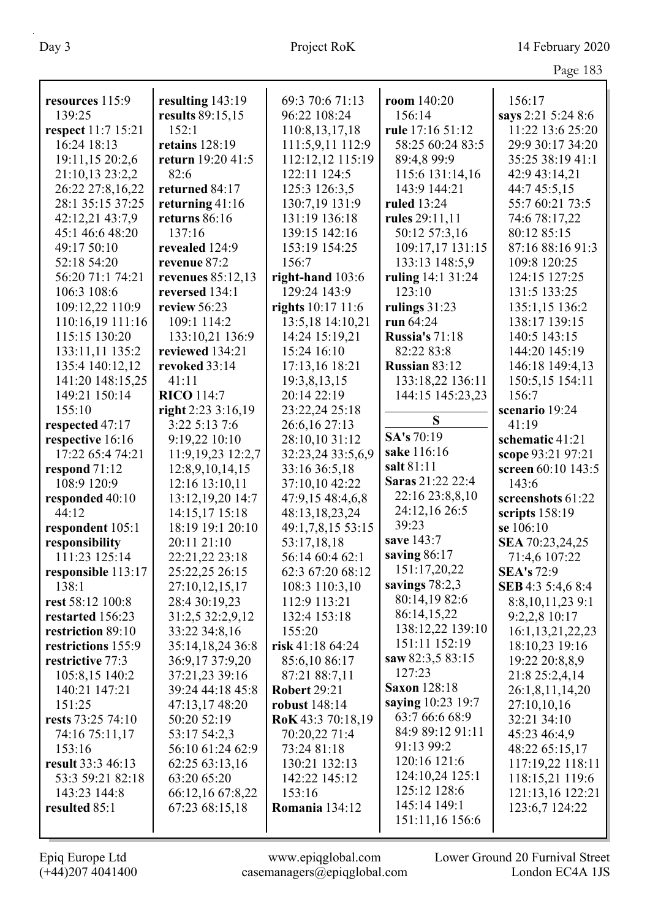**resources** 115:9 139:25
**respect** 11:7 15:21 16:24 18:13 19:11,15 20:2,6 21:10,13 23:2,2 26:22 27:8,16,22 28:1 35:15 37:25 42:12,21 43:7,9 45:1 46:6 48:20 49:17 50:10 52:18 54:20 56:20 71:1 74:21 106:3 108:6 109:12,22 110:9 110:16,19 111:16 115:15 130:20 133:11,11 135:2 135:4 140:12,12 141:20 148:15,25 149:21 150:14 155:10
**respected** 47:17
**respective** 16:16 17:22 65:4 74:21
**respond** 71:12 108:9 120:9
**responded** 40:10 44:12
**respondent** 105:1
**responsibility** 111:23 125:14
**responsible** 113:17 138:1
**rest** 58:12 100:8
**restarted** 156:23
**restriction** 89:10
**restrictions** 155:9
**restrictive** 77:3 105:8,15 140:2 140:21 147:21 151:25
**rests** 73:25 74:10 74:16 75:11,17 153:16
**result** 33:3 46:13 53:3 59:21 82:18 143:23 144:8
**resulted** 85:1
**resulting** 143:19
**results** 89:15,15 152:1
**retains** 128:19
**return** 19:20 41:5 82:6
**returned** 84:17
**returning** 41:16
**returns** 86:16 137:16
**revealed** 124:9
**revenue** 87:2
**revenues** 85:12,13
**reversed** 134:1
**review** 56:23 109:1 114:2 133:10,21 136:9
**reviewed** 134:21
**revoked** 33:14 41:11
**RICO** 114:7
**right** 2:23 3:16,19 3:22 5:13 7:6 9:19,22 10:10 11:9,19,23 12:2,7 12:8,9,10,14,15 12:16 13:10,11 13:12,19,20 14:7 14:15,17 15:18 18:19 19:1 20:10 20:11 21:10 22:21,22 23:18 25:22,25 26:15 27:10,12,15,17 28:4 30:19,23 31:2,5 32:2,9,12 33:22 34:8,16 35:14,18,24 36:8 36:9,17 37:9,20 37:21,23 39:16 39:24 44:18 45:8 47:13,17 48:20 50:20 52:19 53:17 54:2,3 56:10 61:24 62:9 62:25 63:13,16 63:20 65:20 66:12,16 67:8,22 67:23 68:15,18 69:3 70:6 71:13 96:22 108:24 110:8,13,17,18 111:5,9,11 112:9 112:12,12 115:19 122:11 124:5 125:3 126:3,5 130:7,19 131:9 131:19 136:18 139:15 142:16 153:19 154:25 156:7
**right-hand** 103:6 129:24 143:9
**rights** 10:17 11:6 13:5,18 14:10,21 14:24 15:19,21 15:24 16:10 17:13,16 18:21 19:3,8,13,15 20:14 22:19 23:22,24 25:18 26:6,16 27:13 28:10,10 31:12 32:23,24 33:5,6,9 33:16 36:5,18 37:10,10 42:22 47:9,15 48:4,6,8 48:13,18,23,24 49:1,7,8,15 53:15 53:17,18,18 56:14 60:4 62:1 62:3 67:20 68:12 108:3 110:3,10 112:9 113:21 132:4 153:18 155:20
**risk** 41:18 64:24 85:6,10 86:17 87:21 88:7,11
**Robert** 29:21
**robust** 148:14
**RoK** 43:3 70:18,19 70:20,22 71:4 73:24 81:18 130:21 132:13 142:22 145:12 153:16
**Romania** 134:12
**room** 140:20 156:14
**rule** 17:16 51:12 58:25 60:24 83:5 89:4,8 99:9 115:6 131:14,16 143:9 144:21
**ruled** 13:24
**rules** 29:11,11 50:12 57:3,16 109:17,17 131:15 133:13 148:5,9
**ruling** 14:1 31:24 123:10
**rulings** 31:23
**run** 64:24
**Russia's** 71:18 82:22 83:8
**Russian** 83:12 133:18,22 136:11 144:15 145:23,23

## S

**SA's** 70:19
**sake** 116:16
**salt** 81:11
**Saras** 21:22 22:4 22:16 23:8,8,10 24:12,16 26:5 39:23
**save** 143:7
**saving** 86:17 151:17,20,22
**savings** 78:2,3 80:14,19 82:6 86:14,15,22 138:12,22 139:10 151:11 152:19
**saw** 82:3,5 83:15 127:23
**Saxon** 128:18
**saying** 10:23 19:7 63:7 66:6 68:9 84:9 89:12 91:11 91:13 99:2 120:16 121:6 124:10,24 125:1 125:12 128:6 145:14 149:1 151:11,16 156:6 156:17
**says** 2:21 5:24 8:6 11:22 13:6 25:20 29:9 30:17 34:20 35:25 38:19 41:1 42:9 43:14,21 44:7 45:5,15 55:7 60:21 73:5 74:6 78:17,22 80:12 85:15 87:16 88:16 91:3 109:8 120:25 124:15 127:25 131:5 133:25 135:1,15 136:2 138:17 139:15 140:5 143:15 144:20 145:19 146:18 149:4,13 150:5,15 154:11 156:7
**scenario** 19:24 41:19
**schematic** 41:21
**scope** 93:21 97:21
**screen** 60:10 143:5 143:6
**screenshots** 61:22
**scripts** 158:19
**se** 106:10
**SEA** 70:23,24,25 71:4,6 107:22
**SEA's** 72:9
**SEB** 4:3 5:4,6 8:4 8:8,10,11,23 9:1 9:2,2,8 10:17 16:1,13,21,22,23 18:10,23 19:16 19:22 20:8,8,9 21:8 25:2,4,14 26:1,8,11,14,20 27:10,10,16 32:21 34:10 45:23 46:4,9 48:22 65:15,17 117:19,22 118:11 118:15,21 119:6 121:13,16 122:21 123:6,7 124:22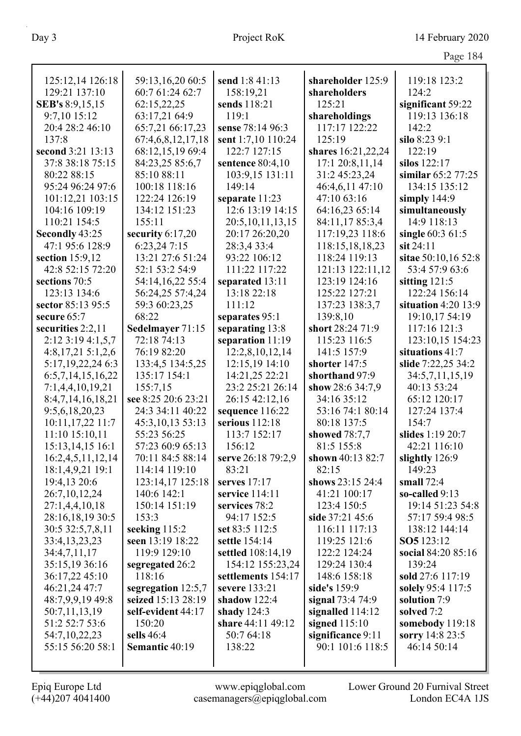125:12,14 126:18 129:21 137:10
**SEB's** 8:9,15,15 9:7,10 15:12 20:4 28:2 46:10 137:8
**second** 3:21 13:13 37:8 38:18 75:15 80:22 88:15 95:24 96:24 97:6 101:12,21 103:15 104:16 109:19 110:21 154:5
**Secondly** 43:25 47:1 95:6 128:9
**section** 15:9,12 42:8 52:15 72:20
**sections** 70:5 123:13 134:6
**sector** 85:13 95:5
**secure** 65:7
**securities** 2:2,11 2:12 3:19 4:1,5,7 4:8,17,21 5:1,2,6 5:17,19,22,24 6:3 6:5,7,14,15,16,22 7:1,4,4,10,19,21 8:4,7,14,16,18,21 9:5,6,18,20,23 10:11,17,22 11:7 11:10 15:10,11 15:13,14,15 16:1 16:2,4,5,11,12,14 18:1,4,9,21 19:1 19:4,13 20:6 26:7,10,12,24 27:1,4,4,10,18 28:16,18,19 30:5 30:5 32:5,7,8,11 33:4,13,23,23 34:4,7,11,17 35:15,19 36:16 36:17,22 45:10 46:21,24 47:7 48:7,9,9,19 49:8 50:7,11,13,19 51:2 52:7 53:6 54:7,10,22,23 55:15 56:20 58:1 59:13,16,20 60:5 60:7 61:24 62:7 62:15,22,25 63:17,21 64:9 65:7,21 66:17,23 67:4,6,8,12,17,18 68:12,15,19 69:4 84:23,25 85:6,7 85:10 88:11 100:18 118:16 122:24 126:19 134:12 151:23 155:11
**security** 6:17,20 6:23,24 7:15 13:21 27:6 51:24 52:1 53:2 54:9 54:14,16,22 55:4 56:24,25 57:4,24 59:3 60:23,25 68:22
**Sedelmayer** 71:15 72:18 74:13 76:19 82:20 133:4,5 134:5,25 135:17 154:1 155:7,15
**see** 8:25 20:6 23:21 24:3 34:11 40:22 45:3,10,13 53:13 55:23 56:25 57:23 60:9 65:13 70:11 84:5 88:14 114:14 119:10 123:14,17 125:18 140:6 142:1 150:14 151:19 153:3
**seeking** 115:2
**seen** 13:19 18:22 119:9 129:10
**segregated** 26:2 118:16
**segregation** 12:5,7
**seized** 15:13 28:19
**self-evident** 44:17 150:20
**sells** 46:4
**Semantic** 40:19
**send** 1:8 41:13 158:19,21
**sends** 118:21 119:1
**sense** 78:14 96:3
**sent** 1:7,10 110:24 122:7 127:15
**sentence** 80:4,10 103:9,15 131:11 149:14
**separate** 11:23 12:6 13:19 14:15 20:5,10,11,13,15 20:17 26:20,20 28:3,4 33:4 93:22 106:12 111:22 117:22
**separated** 13:11 13:18 22:18 111:12
**separates** 95:1
**separating** 13:8
**separation** 11:19 12:2,8,10,12,14 12:15,19 14:10 14:21,25 22:21 23:2 25:21 26:14 26:15 42:12,16
**sequence** 116:22
**serious** 112:18 113:7 152:17 156:12
**serve** 26:18 79:2,9 83:21
**serves** 17:17
**service** 114:11
**services** 78:2 94:17 152:5
**set** 83:5 112:5
**settle** 154:14
**settled** 108:14,19 154:12 155:23,24
**settlements** 154:17
**severe** 133:21
**shadow** 122:4
**shady** 124:3
**share** 44:11 49:12 50:7 64:18 138:22
**shareholder** 125:9
**shareholders** 125:21
**shareholdings** 117:17 122:22 125:19
**shares** 16:21,22,24 17:1 20:8,11,14 31:2 45:23,24 46:4,6,11 47:10 47:10 63:16 64:16,23 65:14 84:11,17 85:3,4 117:19,23 118:6 118:15,18,18,23 118:24 119:13 121:13 122:11,12 123:19 124:16 125:22 127:21 137:23 138:3,7 139:8,10
**short** 28:24 71:9 115:23 116:5 141:5 157:9
**shorter** 147:5
**shorthand** 97:9
**show** 28:6 34:7,9 34:16 35:12 53:16 74:1 80:14 80:18 137:5
**showed** 78:7,7 81:5 155:8
**shown** 40:13 82:7 82:15
**shows** 23:15 24:4 41:21 100:17 123:4 150:5
**side** 37:21 45:6 116:11 117:13 119:25 121:6 122:2 124:24 129:24 130:4 148:6 158:18
**side's** 159:9
**signal** 73:4 74:9
**signalled** 114:12
**signed** 115:10
**significance** 9:11 90:1 101:6 118:5 119:18 123:2 124:2
**significant** 59:22 119:13 136:18 142:2
**silo** 8:23 9:1 122:19
**silos** 122:17
**similar** 65:2 77:25 134:15 135:12
**simply** 144:9
**simultaneously** 14:9 118:13
**single** 60:3 61:5
**sit** 24:11
**sitae** 50:10,16 52:8 53:4 57:9 63:6
**sitting** 121:5 122:24 156:14
**situation** 4:20 13:9 19:10,17 54:19 117:16 121:3 123:10,15 154:23
**situations** 41:7
**slide** 7:22,25 34:2 34:5,7,11,15,19 40:13 53:24 65:12 120:17 127:24 137:4 154:7
**slides** 1:19 20:7 42:21 116:10
**slightly** 126:9 149:23
**small** 72:4
**so-called** 9:13 19:14 51:23 54:8 57:17 59:4 98:5 138:12 144:14
**SO5** 123:12
**social** 84:20 85:16 139:24
**sold** 27:6 117:19
**solely** 95:4 117:5
**solution** 7:9
**solved** 7:2
**somebody** 119:18
**sorry** 14:8 23:5 46:14 50:14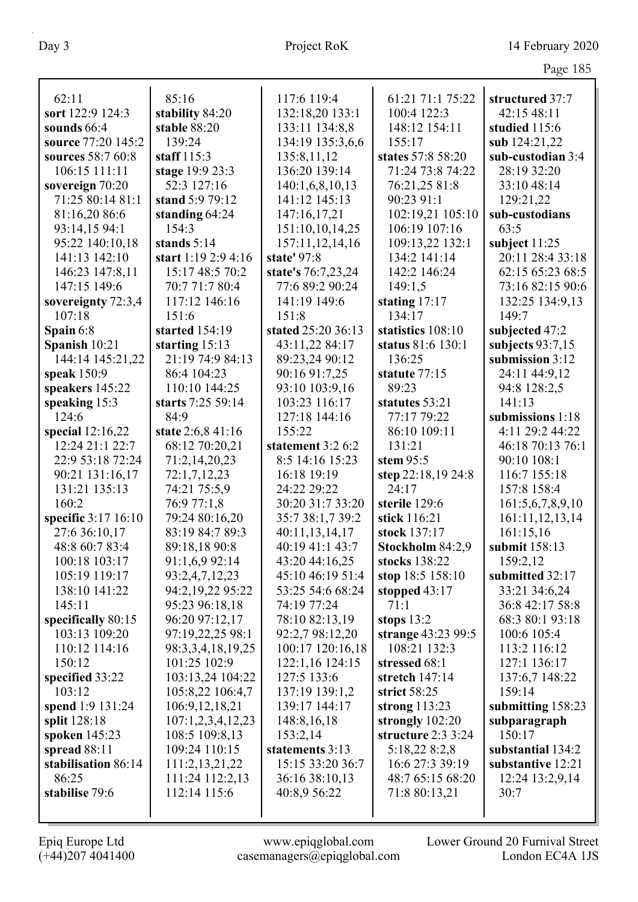62:11
**sort** 122:9 124:3
**sounds** 66:4
**source** 77:20 145:2
**sources** 58:7 60:8 106:15 111:11
**sovereign** 70:20 71:25 80:14 81:1 81:16,20 86:6 93:14,15 94:1 95:22 140:10,18 141:13 142:10 146:23 147:8,11 147:15 149:6
**sovereignty** 72:3,4 107:18
**Spain** 6:8
**Spanish** 10:21 144:14 145:21,22
**speak** 150:9
**speakers** 145:22
**speaking** 15:3 124:6
**special** 12:16,22 12:24 21:1 22:7 22:9 53:18 72:24 90:21 131:16,17 131:21 135:13 160:2
**specific** 3:17 16:10 27:6 36:10,17 48:8 60:7 83:4 100:18 103:17 105:19 119:17 138:10 141:22 145:11
**specifically** 80:15 103:13 109:20 110:12 114:16 150:12
**specified** 33:22 103:12
**spend** 1:9 131:24
**split** 128:18
**spoken** 145:23
**spread** 88:11
**stabilisation** 86:14 86:25
**stabilise** 79:6

85:16
**stability** 84:20
**stable** 88:20 139:24
**staff** 115:3
**stage** 19:9 23:3 52:3 127:16
**stand** 5:9 79:12
**standing** 64:24 154:3
**stands** 5:14
**start** 1:19 2:9 4:16 15:17 48:5 70:2 70:7 71:7 80:4 117:12 146:16 151:6
**started** 154:19
**starting** 15:13 21:19 74:9 84:13 86:4 104:23 110:10 144:25
**starts** 7:25 59:14 84:9
**state** 2:6,8 41:16 68:12 70:20,21 71:2,14,20,23 72:1,7,12,23 74:21 75:5,9 76:9 77:1,8 79:24 80:16,20 83:19 84:7 89:3 89:18,18 90:8 91:1,6,9 92:14 93:2,4,7,12,23 94:2,19,22 95:22 95:23 96:18,18 96:20 97:12,17 97:19,22,25 98:1 98:3,3,4,18,19,25 101:25 102:9 103:13,24 104:22 105:8,22 106:4,7 106:9,12,18,21 107:1,2,3,4,12,23 108:5 109:8,13 109:24 110:15 111:2,13,21,22 111:24 112:2,13 112:14 115:6

117:6 119:4 132:18,20 133:1 133:11 134:8,8 134:19 135:3,6,6 135:8,11,12 136:20 139:14 140:1,6,8,10,13 141:12 145:13 147:16,17,21 151:10,10,14,25 157:11,12,14,16
**state'** 97:8
**state's** 76:7,23,24 77:6 89:2 90:24 141:19 149:6 151:8
**stated** 25:20 36:13 43:11,22 84:17 89:23,24 90:12 90:16 91:7,25 93:10 103:9,16 103:23 116:17 127:18 144:16 155:22
**statement** 3:2 6:2 8:5 14:16 15:23 16:18 19:19 24:22 29:22 30:20 31:7 33:20 35:7 38:1,7 39:2 40:11,13,14,17 40:19 41:1 43:7 43:20 44:16,25 45:10 46:19 51:4 53:25 54:6 68:24 74:19 77:24 78:10 82:13,19 92:2,7 98:12,20 100:17 120:16,18 122:1,16 124:15 127:5 133:6 137:19 139:1,2 139:17 144:17 148:8,16,18 153:2,14
**statements** 3:13 15:15 33:20 36:7 36:16 38:10,13 40:8,9 56:22

61:21 71:1 75:22 100:4 122:3 148:12 154:11 155:17
**states** 57:8 58:20 71:24 73:8 74:22 76:21,25 81:8 90:23 91:1 102:19,21 105:10 106:19 107:16 109:13,22 132:1 134:2 141:14 142:2 146:24 149:1,5
**stating** 17:17 134:17
**statistics** 108:10
**status** 81:6 130:1 136:25
**statute** 77:15 89:23
**statutes** 53:21 77:17 79:22 86:10 109:11 131:21
**stem** 95:5
**step** 22:18,19 24:8 24:17
**sterile** 129:6
**stick** 116:21
**stock** 137:17
**Stockholm** 84:2,9
**stocks** 138:22
**stop** 18:5 158:10
**stopped** 43:17 71:1
**stops** 13:2
**strange** 43:23 99:5 108:21 132:3
**stressed** 68:1
**stretch** 147:14
**strict** 58:25
**strong** 113:23
**strongly** 102:20
**structure** 2:3 3:24 5:18,22 8:2,8 16:6 27:3 39:19 48:7 65:15 68:20 71:8 80:13,21

**structured** 37:7 42:15 48:11
**studied** 115:6
**sub** 124:21,22
**sub-custodian** 3:4 28:19 32:20 33:10 48:14 129:21,22
**sub-custodians** 63:5
**subject** 11:25 20:11 28:4 33:18 62:15 65:23 68:5 73:16 82:15 90:6 132:25 134:9,13 149:7
**subjected** 47:2
**subjects** 93:7,15
**submission** 3:12 24:11 44:9,12 94:8 128:2,5 141:13
**submissions** 1:18 4:11 29:2 44:22 46:18 70:13 76:1 90:10 108:1 116:7 155:18 157:8 158:4 161:5,6,7,8,9,10 161:11,12,13,14 161:15,16
**submit** 158:13 159:2,12
**submitted** 32:17 33:21 34:6,24 36:8 42:17 58:8 68:3 80:1 93:18 100:6 105:4 113:2 116:12 127:1 136:17 137:6,7 148:22 159:14
**submitting** 158:23
**subparagraph** 150:17
**substantial** 134:2
**substantive** 12:21 12:24 13:2,9,14 30:7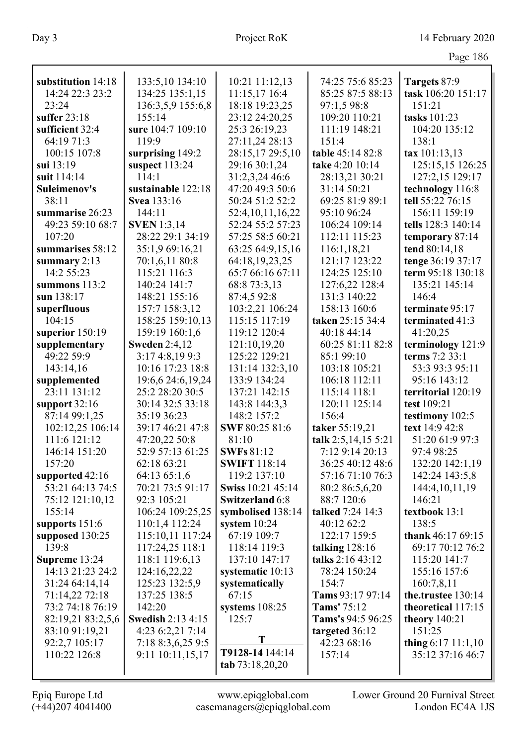**substitution** 14:18 14:24 22:3 23:2 23:24
**suffer** 23:18
**sufficient** 32:4 64:19 71:3 100:15 107:8
**sui** 13:19
**suit** 114:14
**Suleimenov's** 38:11
**summarise** 26:23 49:23 59:10 68:7 107:20
**summarises** 58:12
**summary** 2:13 14:2 55:23
**summons** 113:2
**sun** 138:17
**superfluous** 104:15
**superior** 150:19
**supplementary** 49:22 59:9 143:14,16
**supplemented** 23:11 131:12
**support** 32:16 87:14 99:1,25 102:12,25 106:14 111:6 121:12 146:14 151:20 157:20
**supported** 42:16 53:21 64:13 74:5 75:12 121:10,12 155:14
**supports** 151:6
**supposed** 130:25 139:8
**Supreme** 13:24 14:13 21:23 24:2 31:24 64:14,14 71:14,22 72:18 73:2 74:18 76:19 82:19,21 83:2,5,6 83:10 91:19,21 92:2,7 105:17 110:22 126:8 133:5,10 134:10 134:25 135:1,15 136:3,5,9 155:6,8 155:14
**sure** 104:7 109:10 119:9
**surprising** 149:2
**suspect** 113:24 114:1
**sustainable** 122:18
**Svea** 133:16 144:11
**SVEN** 1:3,14 28:22 29:1 34:19 35:1,9 69:16,21 70:1,6,11 80:8 115:21 116:3 140:24 141:7 148:21 155:16 157:7 158:3,12 158:25 159:10,13 159:19 160:1,6
**Sweden** 2:4,12 3:17 4:8,19 9:3 10:16 17:23 18:8 19:6,6 24:6,19,24 25:2 28:20 30:5 30:14 32:5 33:18 35:19 36:23 39:17 46:21 47:8 47:20,22 50:8 52:9 57:13 61:25 62:18 63:21 64:13 65:1,6 70:21 73:5 91:17 92:3 105:21 106:24 109:25,25 110:1,4 112:24 115:10,11 117:24 117:24,25 118:1 118:1 119:6,13 124:16,22,22 125:23 132:5,9 137:25 138:5 142:20
**Swedish** 2:13 4:15 4:23 6:2,21 7:14 7:18 8:3,6,25 9:5 9:11 10:11,15,17 10:21 11:12,13 11:15,17 16:4 18:18 19:23,25 23:12 24:20,25 25:3 26:19,23 27:11,24 28:13 28:15,17 29:5,10 29:16 30:1,24 31:2,3,24 46:6 47:20 49:3 50:6 50:24 51:2 52:2 52:4,10,11,16,22 52:24 55:2 57:23 57:25 58:5 60:21 63:25 64:9,15,16 64:18,19,23,25 65:7 66:16 67:11 68:8 73:3,13 87:4,5 92:8 103:2,21 106:24 115:15 117:19 119:12 120:4 121:10,19,20 125:22 129:21 131:14 132:3,10 133:9 134:24 137:21 142:15 143:8 144:3,3 148:2 157:2
**SWF** 80:25 81:6 81:10
**SWFs** 81:12
**SWIFT** 118:14 119:2 137:10
**Swiss** 10:21 45:14
**Switzerland** 6:8
**symbolised** 138:14
**system** 10:24 67:19 109:7 118:14 119:3 137:10 147:17
**systematic** 10:13
**systematically** 67:15
**systems** 108:25 125:7

**T**

**T9128-14** 144:14
**tab** 73:18,20,20 74:25 75:6 85:23 85:25 87:5 88:13 97:1,5 98:8 109:20 110:21 111:19 148:21 151:4
**table** 45:14 82:8
**take** 4:20 10:14 28:13,21 30:21 31:14 50:21 69:25 81:9 89:1 95:10 96:24 106:24 109:14 112:11 115:23 116:1,18,21 121:17 123:22 124:25 125:10 127:6,22 128:4 131:3 140:22 158:13 160:6
**taken** 25:15 34:4 40:18 44:14 60:25 81:11 82:8 85:1 99:10 103:18 105:21 106:18 112:11 115:14 118:1 120:11 125:14 156:4
**taker** 55:19,21
**talk** 2:5,14,15 5:21 7:12 9:14 20:13 36:25 40:12 48:6 57:16 71:10 76:3 80:2 86:5,6,20 88:7 120:6
**talked** 7:24 14:3 40:12 62:2 122:17 159:5
**talking** 128:16
**talks** 2:16 43:12 78:24 150:24 154:7
**Tams** 93:17 97:14
**Tams'** 75:12
**Tams's** 94:5 96:25
**targeted** 36:12 42:23 68:16 157:14
**Targets** 87:9
**task** 106:20 151:17 151:21
**tasks** 101:23 104:20 135:12 138:1
**tax** 101:13,13 125:15,15 126:25 127:2,15 129:17
**technology** 116:8
**tell** 55:22 76:15 156:11 159:19
**tells** 128:3 140:14
**temporary** 87:14
**tend** 80:14,18
**tenge** 36:19 37:17
**term** 95:18 130:18 135:21 145:14 146:4
**terminate** 95:17
**terminated** 41:3 41:20,25
**terminology** 121:9
**terms** 7:2 33:1 53:3 93:3 95:11 95:16 143:12
**territorial** 120:19
**test** 109:21
**testimony** 102:5
**text** 14:9 42:8 51:20 61:9 97:3 97:4 98:25 132:20 142:1,19 142:24 143:5,8 144:4,10,11,19 146:21
**textbook** 13:1 138:5
**thank** 46:17 69:15 69:17 70:12 76:2 115:20 141:7 155:16 157:6 160:7,8,11
**the.trustee** 130:14
**theoretical** 117:15
**theory** 140:21 151:25
**thing** 6:17 11:1,10 35:12 37:16 46:7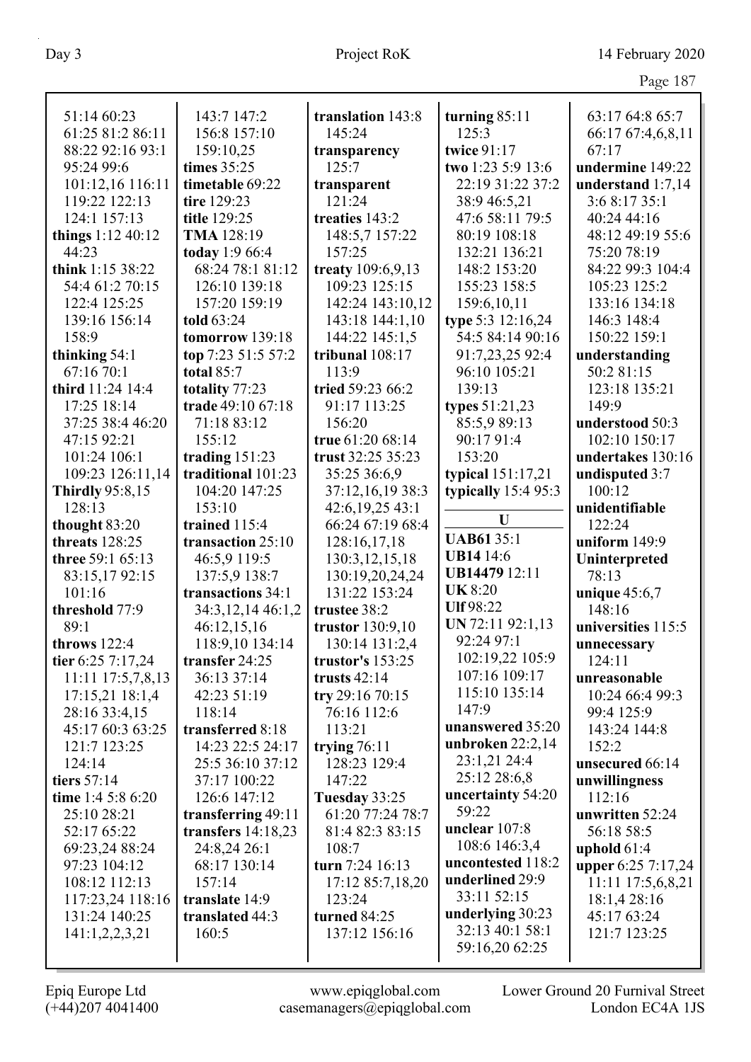51:14 60:23
61:25 81:2 86:11
88:22 92:16 93:1
95:24 99:6
101:12,16 116:11
119:22 122:13
124:1 157:13
**things** 1:12 40:12
44:23
**think** 1:15 38:22
54:4 61:2 70:15
122:4 125:25
139:16 156:14
158:9
**thinking** 54:1
67:16 70:1
**third** 11:24 14:4
17:25 18:14
37:25 38:4 46:20
47:15 92:21
101:24 106:1
109:23 126:11,14
**Thirdly** 95:8,15
128:13
**thought** 83:20
**threats** 128:25
**three** 59:1 65:13
83:15,17 92:15
101:16
**threshold** 77:9
89:1
**throws** 122:4
**tier** 6:25 7:17,24
11:11 17:5,7,8,13
17:15,21 18:1,4
28:16 33:4,15
45:17 60:3 63:25
121:7 123:25
124:14
**tiers** 57:14
**time** 1:4 5:8 6:20
25:10 28:21
52:17 65:22
69:23,24 88:24
97:23 104:12
108:12 112:13
117:23,24 118:16
131:24 140:25
141:1,2,2,3,21
143:7 147:2
156:8 157:10
159:10,25
**times** 35:25
**timetable** 69:22
**tire** 129:23
**title** 129:25
**TMA** 128:19
**today** 1:9 66:4
68:24 78:1 81:12
126:10 139:18
157:20 159:19
**told** 63:24
**tomorrow** 139:18
**top** 7:23 51:5 57:2
**total** 85:7
**totality** 77:23
**trade** 49:10 67:18
71:18 83:12
155:12
**trading** 151:23
**traditional** 101:23
104:20 147:25
153:10
**trained** 115:4
**transaction** 25:10
46:5,9 119:5
137:5,9 138:7
**transactions** 34:1
34:3,12,14 46:1,2
46:12,15,16
118:9,10 134:14
**transfer** 24:25
36:13 37:14
42:23 51:19
118:14
**transferred** 8:18
14:23 22:5 24:17
25:5 36:10 37:12
37:17 100:22
126:6 147:12
**transferring** 49:11
**transfers** 14:18,23
24:8,24 26:1
68:17 130:14
157:14
**translate** 14:9
**translated** 44:3
160:5
**translation** 143:8
145:24
**transparency**
125:7
**transparent**
121:24
**treaties** 143:2
148:5,7 157:22
157:25
**treaty** 109:6,9,13
109:23 125:15
142:24 143:10,12
143:18 144:1,10
144:22 145:1,5
**tribunal** 108:17
113:9
**tried** 59:23 66:2
91:17 113:25
156:20
**true** 61:20 68:14
**trust** 32:25 35:23
35:25 36:6,9
37:12,16,19 38:3
42:6,19,25 43:1
66:24 67:19 68:4
128:16,17,18
130:3,12,15,18
130:19,20,24,24
131:22 153:24
**trustee** 38:2
**trustor** 130:9,10
130:14 131:2,4
**trustor's** 153:25
**trusts** 42:14
**try** 29:16 70:15
76:16 112:6
113:21
**trying** 76:11
128:23 129:4
147:22
**Tuesday** 33:25
61:20 77:24 78:7
81:4 82:3 83:15
108:7
**turn** 7:24 16:13
17:12 85:7,18,20
123:24
**turned** 84:25
137:12 156:16
**turning** 85:11
125:3
**twice** 91:17
**two** 1:23 5:9 13:6
22:19 31:22 37:2
38:9 46:5,21
47:6 58:11 79:5
80:19 108:18
132:21 136:21
148:2 153:20
155:23 158:5
159:6,10,11
**type** 5:3 12:16,24
54:5 84:14 90:16
91:7,23,25 92:4
96:10 105:21
139:13
**types** 51:21,23
85:5,9 89:13
90:17 91:4
153:20
**typical** 151:17,21
**typically** 15:4 95:3

**U**

**UAB61** 35:1
**UB14** 14:6
**UB14479** 12:11
**UK** 8:20
**Ulf** 98:22
**UN** 72:11 92:1,13
92:24 97:1
102:19,22 105:9
107:16 109:17
115:10 135:14
147:9
**unanswered** 35:20
**unbroken** 22:2,14
23:1,21 24:4
25:12 28:6,8
**uncertainty** 54:20
59:22
**unclear** 107:8
108:6 146:3,4
**uncontested** 118:2
**underlined** 29:9
33:11 52:15
**underlying** 30:23
32:13 40:1 58:1
59:16,20 62:25
63:17 64:8 65:7
66:17 67:4,6,8,11
67:17
**undermine** 149:22
**understand** 1:7,14
3:6 8:17 35:1
40:24 44:16
48:12 49:19 55:6
75:20 78:19
84:22 99:3 104:4
105:23 125:2
133:16 134:18
146:3 148:4
150:22 159:1
**understanding**
50:2 81:15
123:18 135:21
149:9
**understood** 50:3
102:10 150:17
**undertakes** 130:16
**undisputed** 3:7
100:12
**unidentifiable**
122:24
**uniform** 149:9
**Uninterpreted**
78:13
**unique** 45:6,7
148:16
**universities** 115:5
**unnecessary**
124:11
**unreasonable**
10:24 66:4 99:3
99:4 125:9
143:24 144:8
152:2
**unsecured** 66:14
**unwillingness**
112:16
**unwritten** 52:24
56:18 58:5
**uphold** 61:4
**upper** 6:25 7:17,24
11:11 17:5,6,8,21
18:1,4 28:16
45:17 63:24
121:7 123:25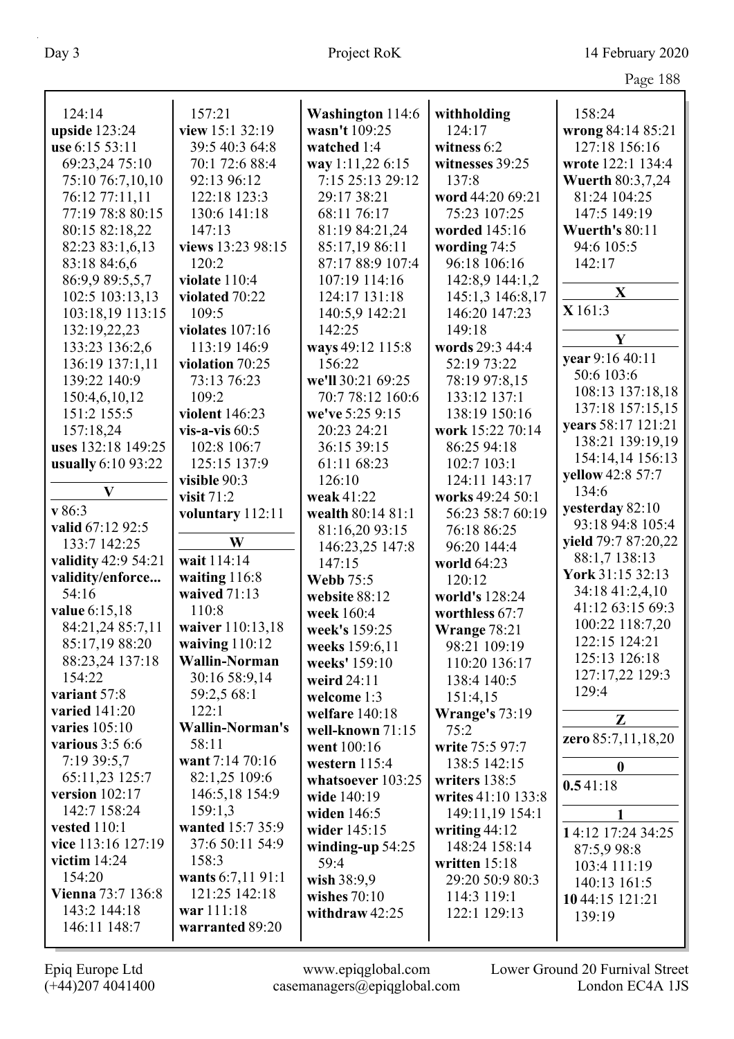124:14
**upside** 123:24
**use** 6:15 53:11
69:23,24 75:10
75:10 76:7,10,10
76:12 77:11,11
77:19 78:8 80:15
80:15 82:18,22
82:23 83:1,6,13
83:18 84:6,6
86:9,9 89:5,5,7
102:5 103:13,13
103:18,19 113:15
132:19,22,23
133:23 136:2,6
136:19 137:1,11
139:22 140:9
150:4,6,10,12
151:2 155:5
157:18,24
**uses** 132:18 149:25
**usually** 6:10 93:22

**V**

**v** 86:3
**valid** 67:12 92:5
133:7 142:25
**validity** 42:9 54:21
**validity/enforce...**
54:16
**value** 6:15,18
84:21,24 85:7,11
85:17,19 88:20
88:23,24 137:18
154:22
**variant** 57:8
**varied** 141:20
**varies** 105:10
**various** 3:5 6:6
7:19 39:5,7
65:11,23 125:7
**version** 102:17
142:7 158:24
**vested** 110:1
**vice** 113:16 127:19
**victim** 14:24
154:20
**Vienna** 73:7 136:8
143:2 144:18
146:11 148:7

157:21
**view** 15:1 32:19
39:5 40:3 64:8
70:1 72:6 88:4
92:13 96:12
122:18 123:3
130:6 141:18
147:13
**views** 13:23 98:15
120:2
**violate** 110:4
**violated** 70:22
109:5
**violates** 107:16
113:19 146:9
**violation** 70:25
73:13 76:23
109:2
**violent** 146:23
**vis-a-vis** 60:5
102:8 106:7
125:15 137:9
**visible** 90:3
**visit** 71:2
**voluntary** 112:11

**W**

**wait** 114:14
**waiting** 116:8
**waived** 71:13
110:8
**waiver** 110:13,18
**waiving** 110:12
**Wallin-Norman**
30:16 58:9,14
59:2,5 68:1
122:1
**Wallin-Norman's**
58:11
**want** 7:14 70:16
82:1,25 109:6
146:5,18 154:9
159:1,3
**wanted** 15:7 35:9
37:6 50:11 54:9
158:3
**wants** 6:7,11 91:1
121:25 142:18
**war** 111:18
**warranted** 89:20

**Washington** 114:6
**wasn't** 109:25
**watched** 1:4
**way** 1:11,22 6:15
7:15 25:13 29:12
29:17 38:21
68:11 76:17
81:19 84:21,24
85:17,19 86:11
87:17 88:9 107:4
107:19 114:16
124:17 131:18
140:5,9 142:21
142:25
**ways** 49:12 115:8
156:22
**we'll** 30:21 69:25
70:7 78:12 160:6
**we've** 5:25 9:15
20:23 24:21
36:15 39:15
61:11 68:23
126:10
**weak** 41:22
**wealth** 80:14 81:1
81:16,20 93:15
146:23,25 147:8
147:15
**Webb** 75:5
**website** 88:12
**week** 160:4
**week's** 159:25
**weeks** 159:6,11
**weeks'** 159:10
**weird** 24:11
**welcome** 1:3
**welfare** 140:18
**well-known** 71:15
**went** 100:16
**western** 115:4
**whatsoever** 103:25
**wide** 140:19
**widen** 146:5
**wider** 145:15
**winding-up** 54:25
59:4
**wish** 38:9,9
**wishes** 70:10
**withdraw** 42:25

**withholding**
124:17
**witness** 6:2
**witnesses** 39:25
137:8
**word** 44:20 69:21
75:23 107:25
**worded** 145:16
**wording** 74:5
96:18 106:16
142:8,9 144:1,2
145:1,3 146:8,17
146:20 147:23
149:18
**words** 29:3 44:4
52:19 73:22
78:19 97:8,15
133:12 137:1
138:19 150:16
**work** 15:22 70:14
86:25 94:18
102:7 103:1
124:11 143:17
**works** 49:24 50:1
56:23 58:7 60:19
76:18 86:25
96:20 144:4
**world** 64:23
120:12
**world's** 128:24
**worthless** 67:7
**Wrange** 78:21
98:21 109:19
110:20 136:17
138:4 140:5
151:4,15
**Wrange's** 73:19
75:2
**write** 75:5 97:7
138:5 142:15
**writers** 138:5
**writes** 41:10 133:8
149:11,19 154:1
**writing** 44:12
148:24 158:14
**written** 15:18
29:20 50:9 80:3
114:3 119:1
122:1 129:13

158:24
**wrong** 84:14 85:21
127:18 156:16
**wrote** 122:1 134:4
**Wuerth** 80:3,7,24
81:24 104:25
147:5 149:19
**Wuerth's** 80:11
94:6 105:5
142:17

**X**

**X** 161:3

**Y**

**year** 9:16 40:11
50:6 103:6
108:13 137:18,18
137:18 157:15,15
**years** 58:17 121:21
138:21 139:19,19
154:14,14 156:13
**yellow** 42:8 57:7
134:6
**yesterday** 82:10
93:18 94:8 105:4
**yield** 79:7 87:20,22
88:1,7 138:13
**York** 31:15 32:13
34:18 41:2,4,10
41:12 63:15 69:3
100:22 118:7,20
122:15 124:21
125:13 126:18
127:17,22 129:3
129:4

**Z**

**zero** 85:7,11,18,20

**0**

**0.5** 41:18

**1**

**1** 4:12 17:24 34:25
87:5,9 98:8
103:4 111:19
140:13 161:5
**10** 44:15 121:21
139:19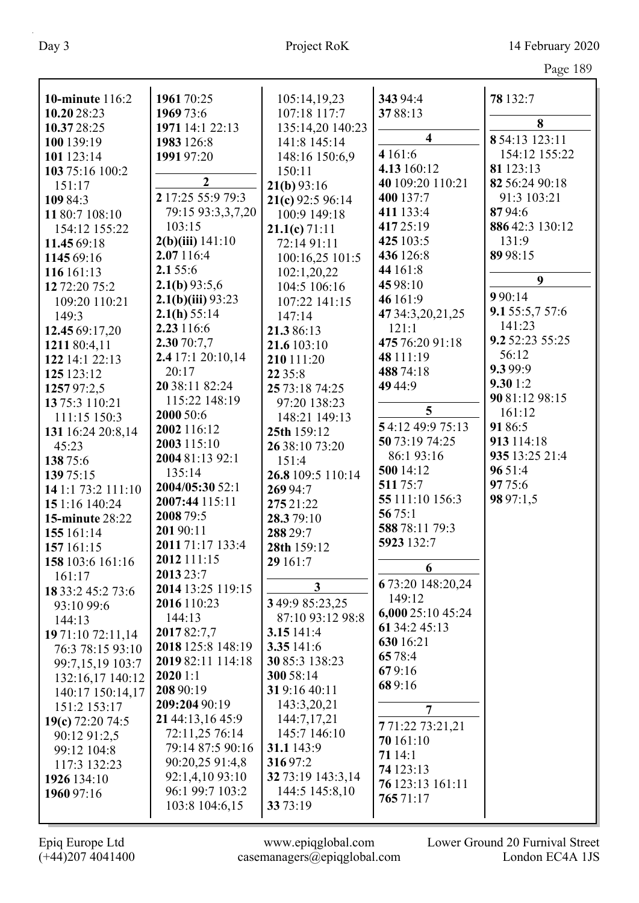**10-minute** 116:2
**10.20** 28:23
**10.37** 28:25
**100** 139:19
**101** 123:14
**103** 75:16 100:2 151:17
**109** 84:3
**11** 80:7 108:10 154:12 155:22
**11.45** 69:18
**1145** 69:16
**116** 161:13
**12** 72:20 75:2 109:20 110:21 149:3
**12.45** 69:17,20
**1211** 80:4,11
**122** 14:1 22:13
**125** 123:12
**1257** 97:2,5
**13** 75:3 110:21 111:15 150:3
**131** 16:24 20:8,14 45:23
**138** 75:6
**139** 75:15
**14** 1:1 73:2 111:10
**15** 1:16 140:24
**15-minute** 28:22
**155** 161:14
**157** 161:15
**158** 103:6 161:16 161:17
**18** 33:2 45:2 73:6 93:10 99:6 144:13
**19** 71:10 72:11,14 76:3 78:15 93:10 99:7,15,19 103:7 132:16,17 140:12 140:17 150:14,17 151:2 153:17
**19(c)** 72:20 74:5 90:12 91:2,5 99:12 104:8 117:3 132:23
**1926** 134:10
**1960** 97:16
**1961** 70:25
**1969** 73:6
**1971** 14:1 22:13
**1983** 126:8
**1991** 97:20

## 2

**2** 17:25 55:9 79:3 79:15 93:3,3,7,20 103:15
**2(b)(iii)** 141:10
**2.07** 116:4
**2.1** 55:6
**2.1(b)** 93:5,6
**2.1(b)(iii)** 93:23
**2.1(h)** 55:14
**2.23** 116:6
**2.30** 70:7,7
**2.4** 17:1 20:10,14 20:17
**20** 38:11 82:24 115:22 148:19
**2000** 50:6
**2002** 116:12
**2003** 115:10
**2004** 81:13 92:1 135:14
**2004/05:30** 52:1
**2007:44** 115:11
**2008** 79:5
**201** 90:11
**2011** 71:17 133:4
**2012** 111:15
**2013** 23:7
**2014** 13:25 119:15
**2016** 110:23 144:13
**2017** 82:7,7
**2018** 125:8 148:19
**2019** 82:11 114:18
**2020** 1:1
**208** 90:19
**209:204** 90:19
**21** 44:13,16 45:9 72:11,25 76:14 79:14 87:5 90:16 90:20,25 91:4,8 92:1,4,10 93:10 96:1 99:7 103:2 103:8 104:6,15 105:14,19,23 107:18 117:7 135:14,20 140:23 141:8 145:14 148:16 150:6,9 150:11
**21(b)** 93:16
**21(c)** 92:5 96:14 100:9 149:18
**21.1(c)** 71:11 72:14 91:11 100:16,25 101:5 102:1,20,22 104:5 106:16 107:22 141:15 147:14
**21.3** 86:13
**21.6** 103:10
**210** 111:20
**22** 35:8
**25** 73:18 74:25 97:20 138:23 148:21 149:13
**25th** 159:12
**26** 38:10 73:20 151:4
**26.8** 109:5 110:14
**269** 94:7
**275** 21:22
**28.3** 79:10
**288** 29:7
**28th** 159:12
**29** 161:7

## 3

**3** 49:9 85:23,25 87:10 93:12 98:8
**3.15** 141:4
**3.35** 141:6
**30** 85:3 138:23
**300** 58:14
**31** 9:16 40:11 143:3,20,21 144:7,17,21 145:7 146:10
**31.1** 143:9
**316** 97:2
**32** 73:19 143:3,14 144:5 145:8,10
**33** 73:19
**343** 94:4
**37** 88:13

## 4

**4** 161:6
**4.13** 160:12
**40** 109:20 110:21
**400** 137:7
**411** 133:4
**417** 25:19
**425** 103:5
**436** 126:8
**44** 161:8
**45** 98:10
**46** 161:9
**47** 34:3,20,21,25 121:1
**475** 76:20 91:18
**48** 111:19
**488** 74:18
**49** 44:9

## 5

**5** 4:12 49:9 75:13
**50** 73:19 74:25 86:1 93:16
**500** 14:12
**511** 75:7
**55** 111:10 156:3
**56** 75:1
**588** 78:11 79:3
**5923** 132:7

## 6

**6** 73:20 148:20,24 149:12
**6,000** 25:10 45:24
**61** 34:2 45:13
**630** 16:21
**65** 78:4
**67** 9:16
**68** 9:16

## 7

**7** 71:22 73:21,21
**70** 161:10
**71** 14:1
**74** 123:13
**76** 123:13 161:11
**765** 71:17
**78** 132:7

## 8

**8** 54:13 123:11 154:12 155:22
**81** 123:13
**82** 56:24 90:18 91:3 103:21
**87** 94:6
**886** 42:3 130:12 131:9
**89** 98:15

## 9

**9** 90:14
**9.1** 55:5,7 57:6 141:23
**9.2** 52:23 55:25 56:12
**9.3** 99:9
**9.30** 1:2
**90** 81:12 98:15 161:12
**91** 86:5
**913** 114:18
**935** 13:25 21:4
**96** 51:4
**97** 75:6
**98** 97:1,5